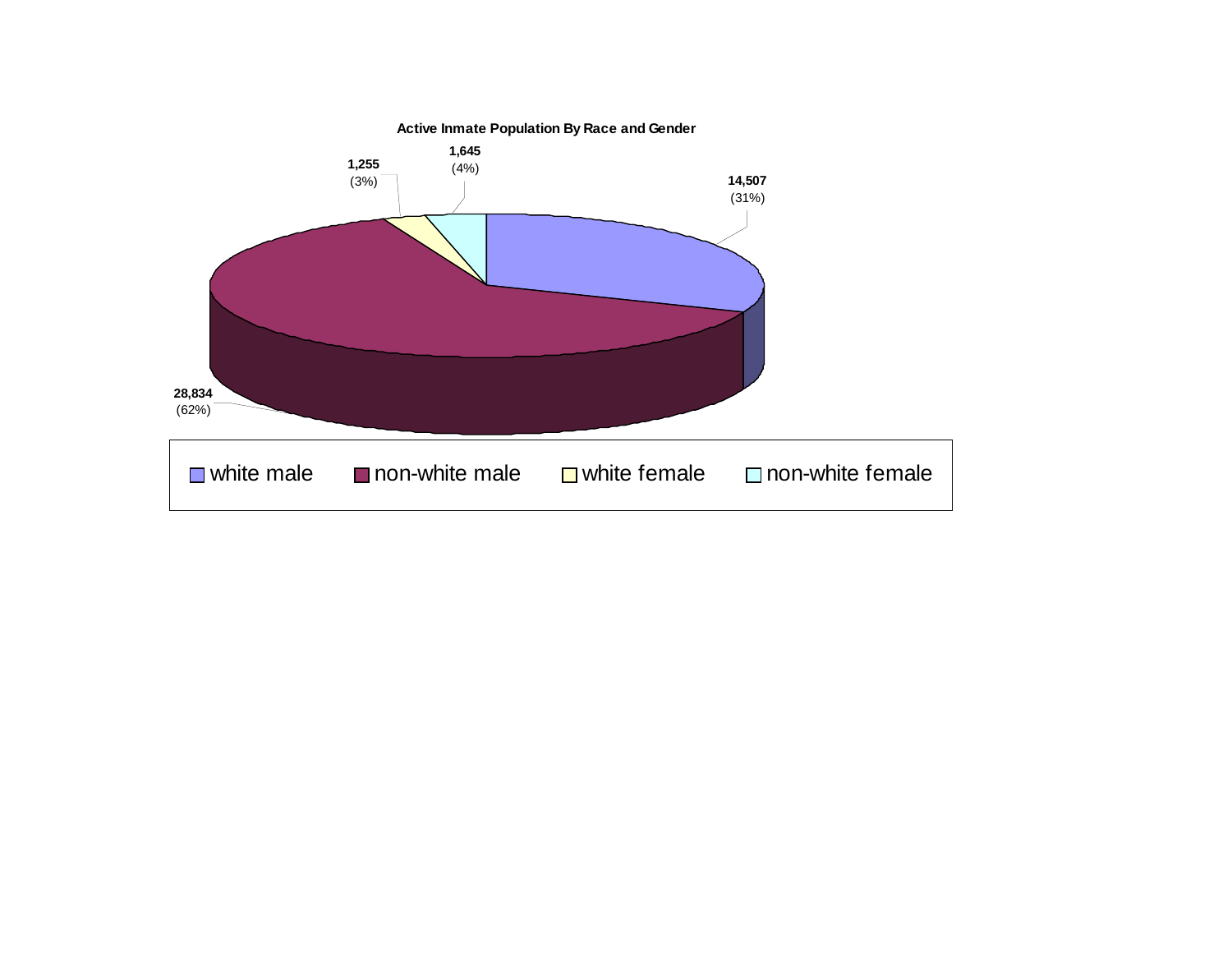**Active Inmate Population By Race and Gender**

| Category | Count | Percent |
| --- | --- | --- |
| white male | 14,507 | (31%) |
| non-white male | 28,834 | (62%) |
| white female | 1,255 | (3%) |
| non-white female | 1,645 | (4%) |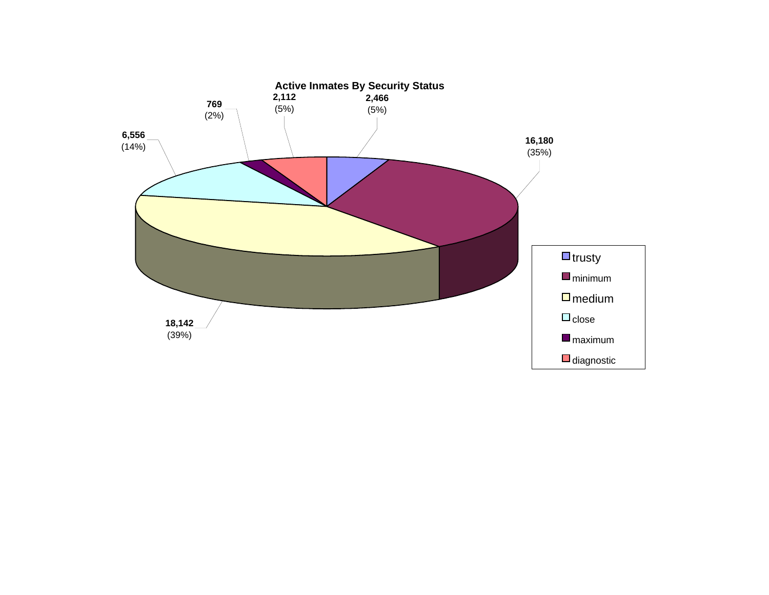**Active Inmates By Security Status**

| Security Status | Inmates | Percent |
|---|---|---|
| trusty | 2,466 | (5%) |
| minimum | 16,180 | (35%) |
| medium | 18,142 | (39%) |
| close | 6,556 | (14%) |
| maximum | 769 | (2%) |
| diagnostic | 2,112 | (5%) |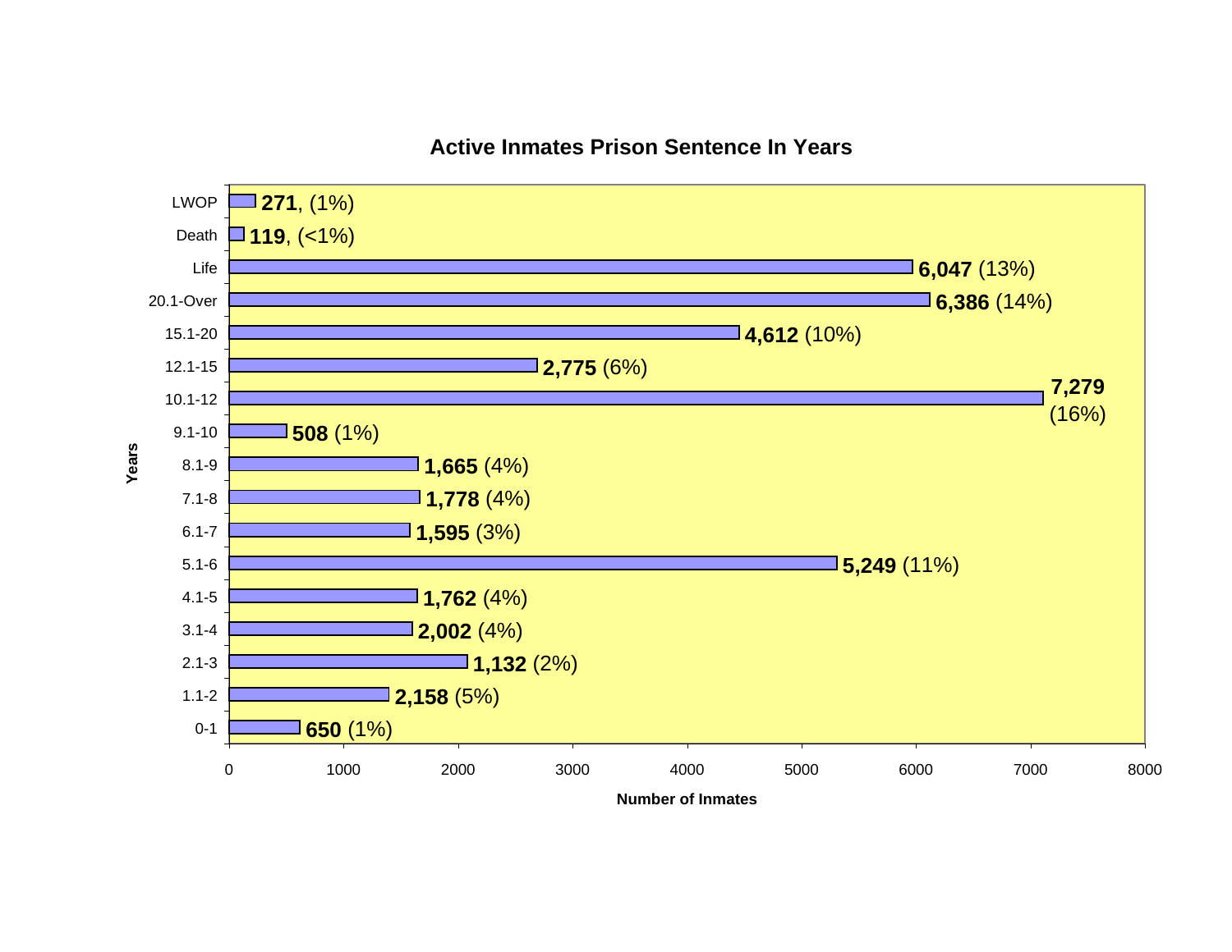## Active Inmates Prison Sentence In Years

| Years | Number of Inmates |
|---|---|
| LWOP | **271**, (1%) |
| Death | **119**, (<1%) |
| Life | **6,047** (13%) |
| 20.1-Over | **6,386** (14%) |
| 15.1-20 | **4,612** (10%) |
| 12.1-15 | **2,775** (6%) |
| 10.1-12 | **7,279** (16%) |
| 9.1-10 | **508** (1%) |
| 8.1-9 | **1,665** (4%) |
| 7.1-8 | **1,778** (4%) |
| 6.1-7 | **1,595** (3%) |
| 5.1-6 | **5,249** (11%) |
| 4.1-5 | **1,762** (4%) |
| 3.1-4 | **2,002** (4%) |
| 2.1-3 | **1,132** (2%) |
| 1.1-2 | **2,158** (5%) |
| 0-1 | **650** (1%) |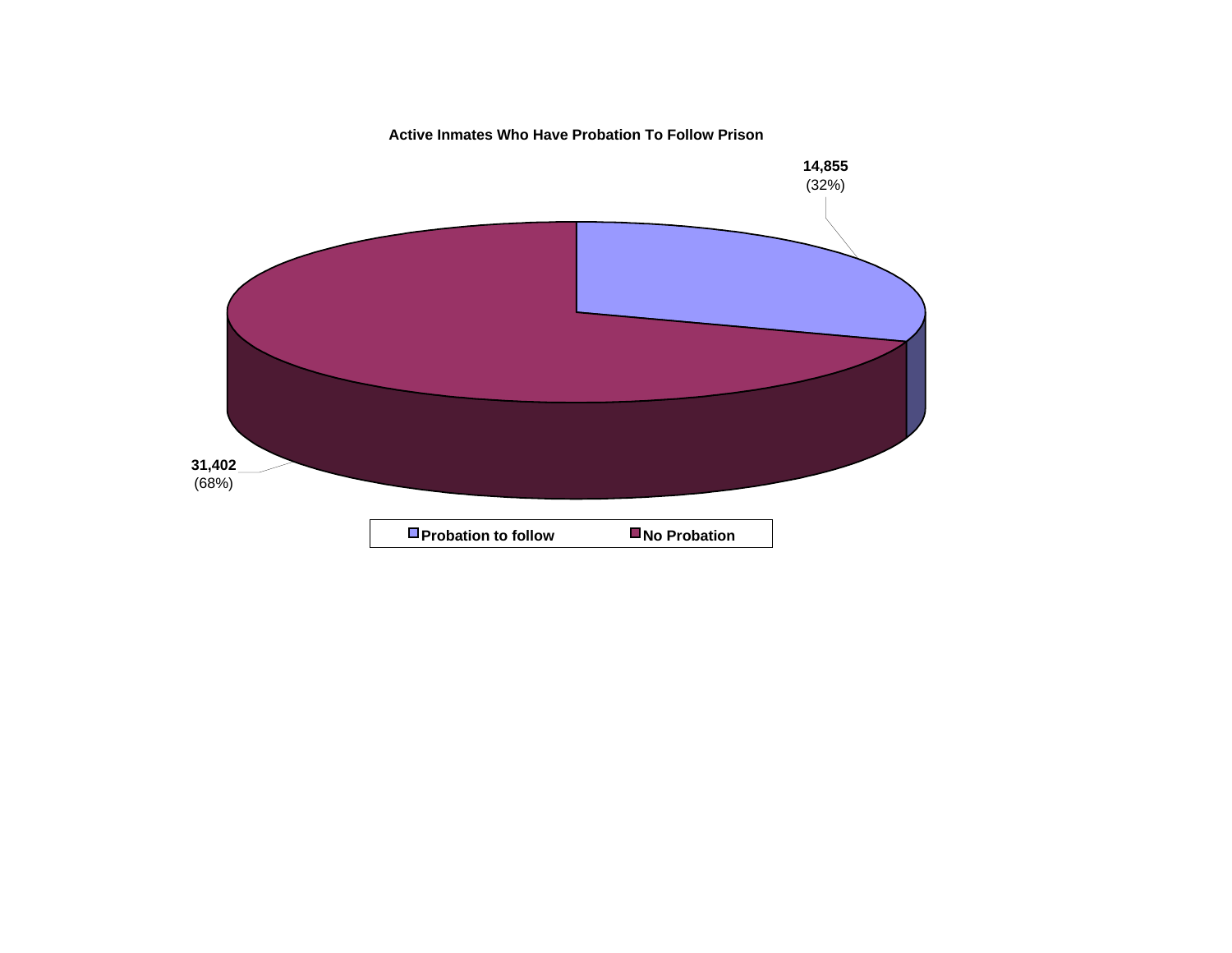**Active Inmates Who Have Probation To Follow Prison**

| Category | Count | Percent |
|---|---|---|
| Probation to follow | 14,855 | (32%) |
| No Probation | 31,402 | (68%) |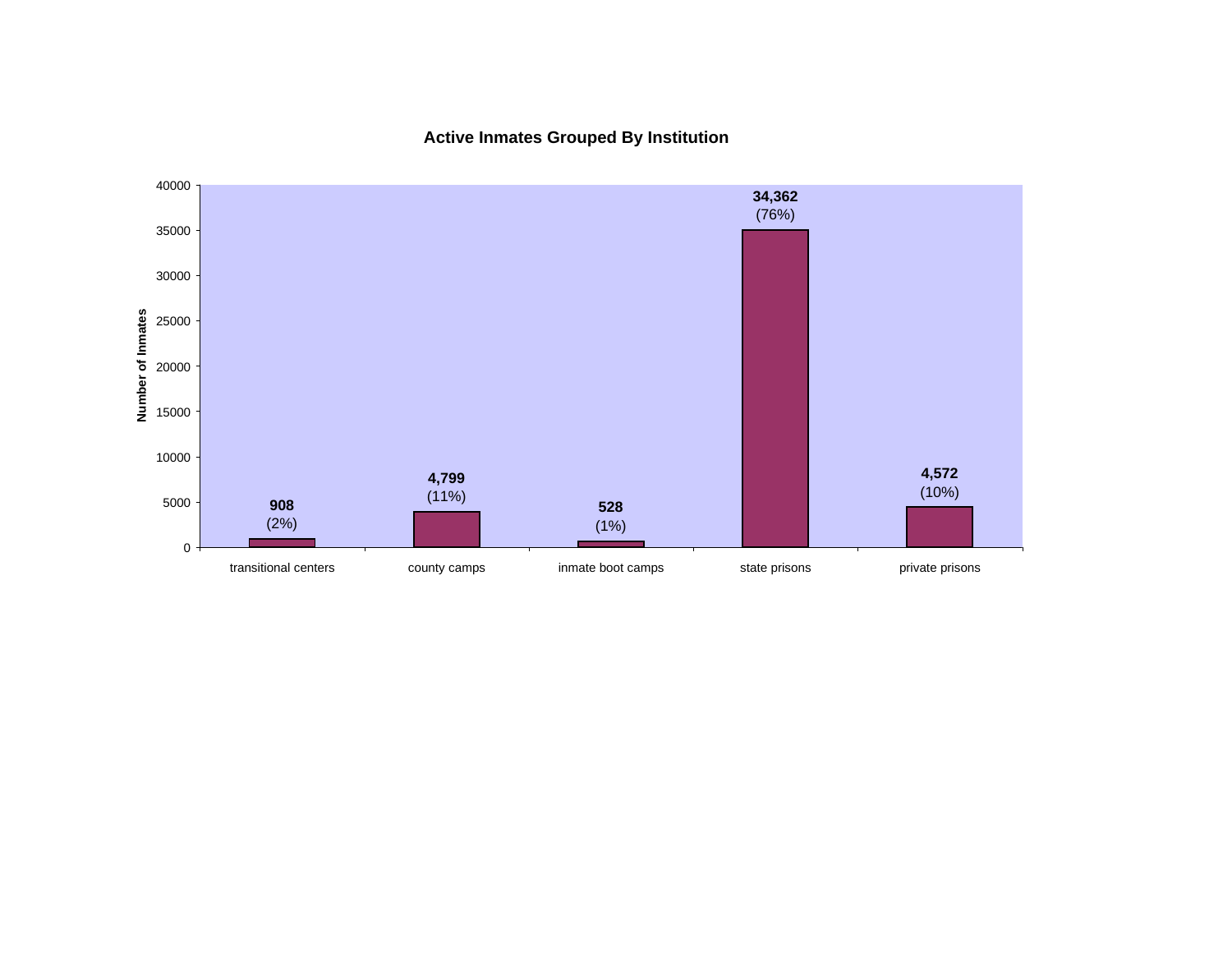## Active Inmates Grouped By Institution

| Institution | Number of Inmates | Percent |
|---|---|---|
| transitional centers | 908 | (2%) |
| county camps | 4,799 | (11%) |
| inmate boot camps | 528 | (1%) |
| state prisons | 34,362 | (76%) |
| private prisons | 4,572 | (10%) |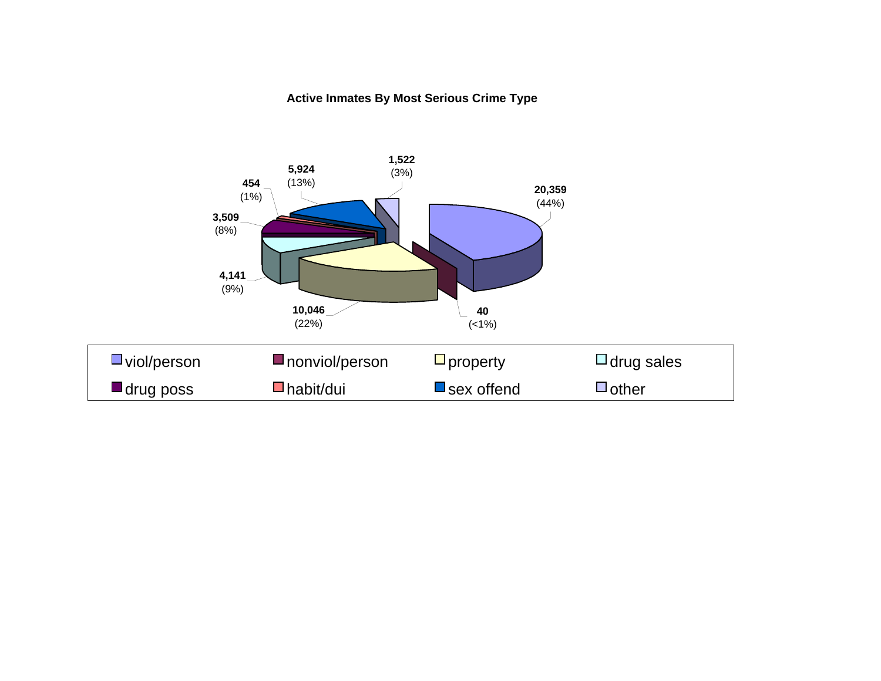**Active Inmates By Most Serious Crime Type**

| Crime Type | Count | Percent |
|---|---|---|
| viol/person | 20,359 | (44%) |
| nonviol/person | 40 | (<1%) |
| property | 10,046 | (22%) |
| drug sales | 4,141 | (9%) |
| drug poss | 3,509 | (8%) |
| habit/dui | 454 | (1%) |
| sex offend | 5,924 | (13%) |
| other | 1,522 | (3%) |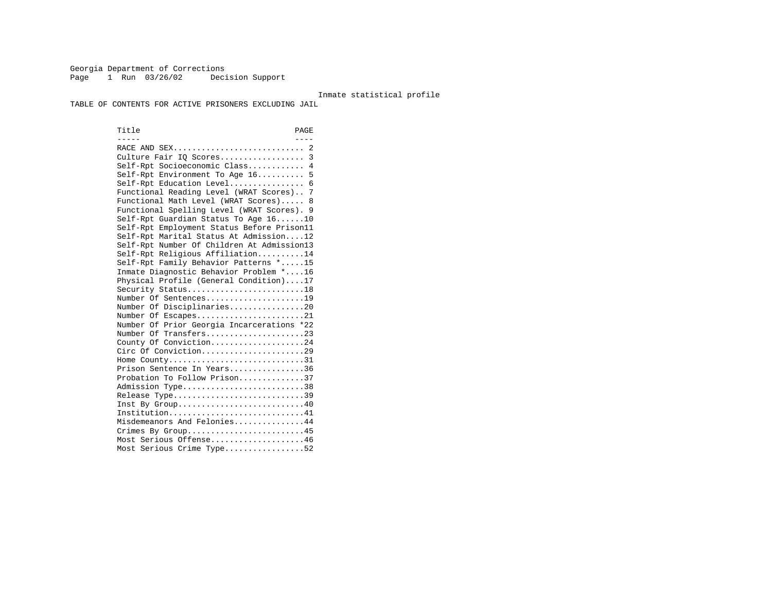Georgia Department of Corrections
Page 1 Run 03/26/02 Decision Support

Inmate statistical profile

TABLE OF CONTENTS FOR ACTIVE PRISONERS EXCLUDING JAIL

| Title | PAGE |
|---|---|
| RACE AND SEX | 2 |
| Culture Fair IQ Scores | 3 |
| Self-Rpt Socioeconomic Class | 4 |
| Self-Rpt Environment To Age 16 | 5 |
| Self-Rpt Education Level | 6 |
| Functional Reading Level (WRAT Scores) | 7 |
| Functional Math Level (WRAT Scores) | 8 |
| Functional Spelling Level (WRAT Scores) | 9 |
| Self-Rpt Guardian Status To Age 16 | 10 |
| Self-Rpt Employment Status Before Prison | 11 |
| Self-Rpt Marital Status At Admission | 12 |
| Self-Rpt Number Of Children At Admission | 13 |
| Self-Rpt Religious Affiliation | 14 |
| Self-Rpt Family Behavior Patterns * | 15 |
| Inmate Diagnostic Behavior Problem * | 16 |
| Physical Profile (General Condition) | 17 |
| Security Status | 18 |
| Number Of Sentences | 19 |
| Number Of Disciplinaries | 20 |
| Number Of Escapes | 21 |
| Number Of Prior Georgia Incarcerations * | 22 |
| Number Of Transfers | 23 |
| County Of Conviction | 24 |
| Circ Of Conviction | 29 |
| Home County | 31 |
| Prison Sentence In Years | 36 |
| Probation To Follow Prison | 37 |
| Admission Type | 38 |
| Release Type | 39 |
| Inst By Group | 40 |
| Institution | 41 |
| Misdemeanors And Felonies | 44 |
| Crimes By Group | 45 |
| Most Serious Offense | 46 |
| Most Serious Crime Type | 52 |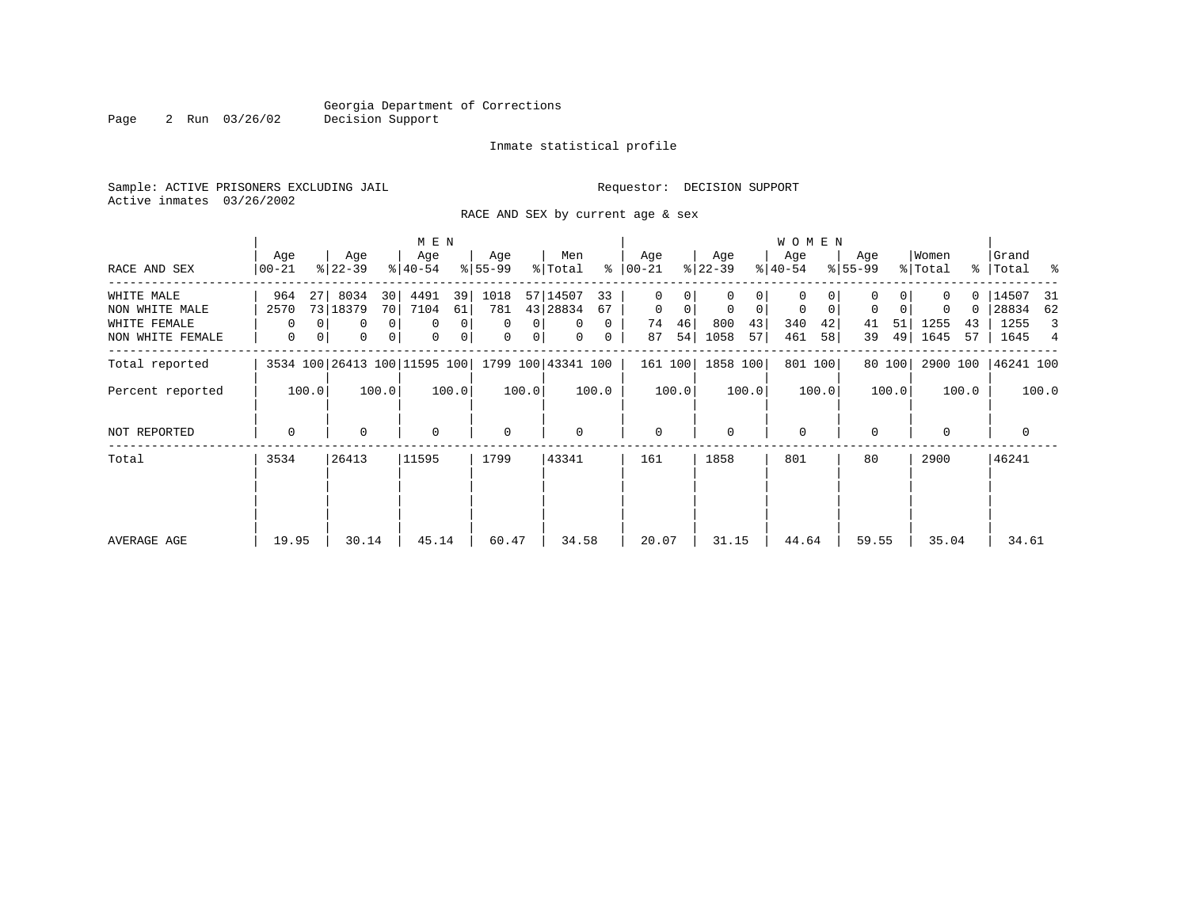Georgia Department of Corrections
Decision Support

Inmate statistical profile

Sample: ACTIVE PRISONERS EXCLUDING JAIL                Requestor: DECISION SUPPORT
Active inmates 03/26/2002

RACE AND SEX by current age & sex

| RACE AND SEX | MEN Age 00-21 | % | MEN Age 22-39 | % | MEN Age 40-54 | % | MEN Age 55-99 | % | Men Total | % | WOMEN Age 00-21 | % | WOMEN Age 22-39 | % | WOMEN Age 40-54 | % | WOMEN Age 55-99 | % | Women Total | % | Grand Total | % |
|---|---|---|---|---|---|---|---|---|---|---|---|---|---|---|---|---|---|---|---|---|---|---|
| WHITE MALE | 964 | 27 | 8034 | 30 | 4491 | 39 | 1018 | 57 | 14507 | 33 | 0 | 0 | 0 | 0 | 0 | 0 | 0 | 0 | 0 | 0 | 14507 | 31 |
| NON WHITE MALE | 2570 | 73 | 18379 | 70 | 7104 | 61 | 781 | 43 | 28834 | 67 | 0 | 0 | 0 | 0 | 0 | 0 | 0 | 0 | 0 | 0 | 28834 | 62 |
| WHITE FEMALE | 0 | 0 | 0 | 0 | 0 | 0 | 0 | 0 | 0 | 0 | 74 | 46 | 800 | 43 | 340 | 42 | 41 | 51 | 1255 | 43 | 1255 | 3 |
| NON WHITE FEMALE | 0 | 0 | 0 | 0 | 0 | 0 | 0 | 0 | 0 | 0 | 87 | 54 | 1058 | 57 | 461 | 58 | 39 | 49 | 1645 | 57 | 1645 | 4 |
| Total reported | 3534 | 100 | 26413 | 100 | 11595 | 100 | 1799 | 100 | 43341 | 100 | 161 | 100 | 1858 | 100 | 801 | 100 | 80 | 100 | 2900 | 100 | 46241 | 100 |
| Percent reported | | 100.0 | | 100.0 | | 100.0 | | 100.0 | | 100.0 | | 100.0 | | 100.0 | | 100.0 | | 100.0 | | 100.0 | | 100.0 |
| NOT REPORTED | 0 | | 0 | | 0 | | 0 | | 0 | | 0 | | 0 | | 0 | | 0 | | 0 | | 0 | |
| Total | 3534 | | 26413 | | 11595 | | 1799 | | 43341 | | 161 | | 1858 | | 801 | | 80 | | 2900 | | 46241 | |
| AVERAGE AGE | 19.95 | | 30.14 | | 45.14 | | 60.47 | | 34.58 | | 20.07 | | 31.15 | | 44.64 | | 59.55 | | 35.04 | | 34.61 | |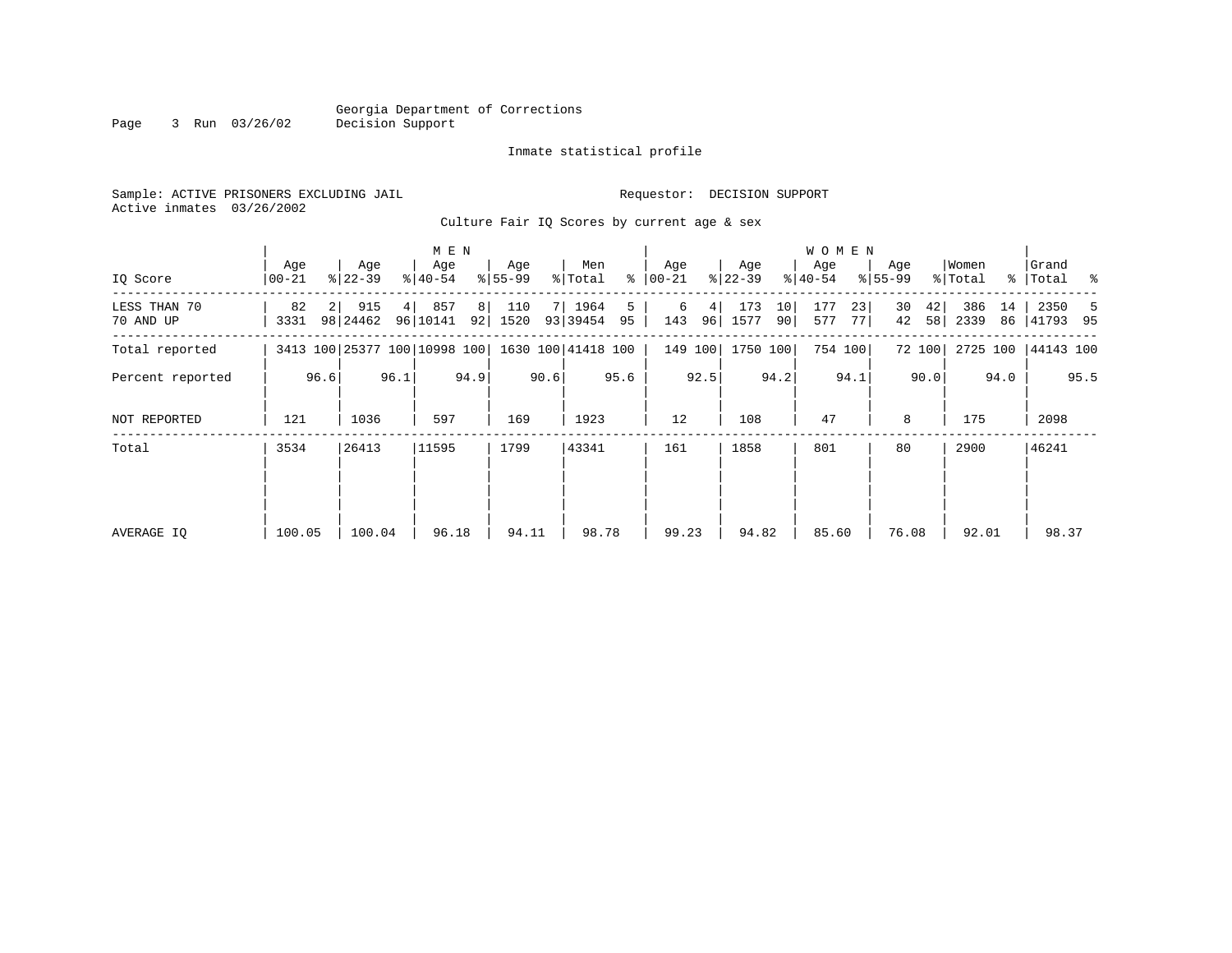Georgia Department of Corrections
Decision Support

Inmate statistical profile

Sample: ACTIVE PRISONERS EXCLUDING JAIL

Requestor: DECISION SUPPORT

Active inmates 03/26/2002

Culture Fair IQ Scores by current age & sex

| | MEN | | | | | | | | | | WOMEN | | | | | | | | | | | |
|---|---|---|---|---|---|---|---|---|---|---|---|---|---|---|---|---|---|---|---|---|---|---|
| IQ Score | Age 00-21 | % | Age 22-39 | % | Age 40-54 | % | Age 55-99 | % | Men Total | % | Age 00-21 | % | Age 22-39 | % | Age 40-54 | % | Age 55-99 | % | Women Total | % | Grand Total | % |
| LESS THAN 70 | 82 | 2 | 915 | 4 | 857 | 8 | 110 | 7 | 1964 | 5 | 6 | 4 | 173 | 10 | 177 | 23 | 30 | 42 | 386 | 14 | 2350 | 5 |
| 70 AND UP | 3331 | 98 | 24462 | 96 | 10141 | 92 | 1520 | 93 | 39454 | 95 | 143 | 96 | 1577 | 90 | 577 | 77 | 42 | 58 | 2339 | 86 | 41793 | 95 |
| Total reported | 3413 | 100 | 25377 | 100 | 10998 | 100 | 1630 | 100 | 41418 | 100 | 149 | 100 | 1750 | 100 | 754 | 100 | 72 | 100 | 2725 | 100 | 44143 | 100 |
| Percent reported | | 96.6 | | 96.1 | | 94.9 | | 90.6 | | 95.6 | | 92.5 | | 94.2 | | 94.1 | | 90.0 | | 94.0 | | 95.5 |
| NOT REPORTED | 121 | | 1036 | | 597 | | 169 | | 1923 | | 12 | | 108 | | 47 | | 8 | | 175 | | 2098 | |
| Total | 3534 | | 26413 | | 11595 | | 1799 | | 43341 | | 161 | | 1858 | | 801 | | 80 | | 2900 | | 46241 | |
| AVERAGE IQ | 100.05 | | 100.04 | | 96.18 | | 94.11 | | 98.78 | | 99.23 | | 94.82 | | 85.60 | | 76.08 | | 92.01 | | 98.37 | |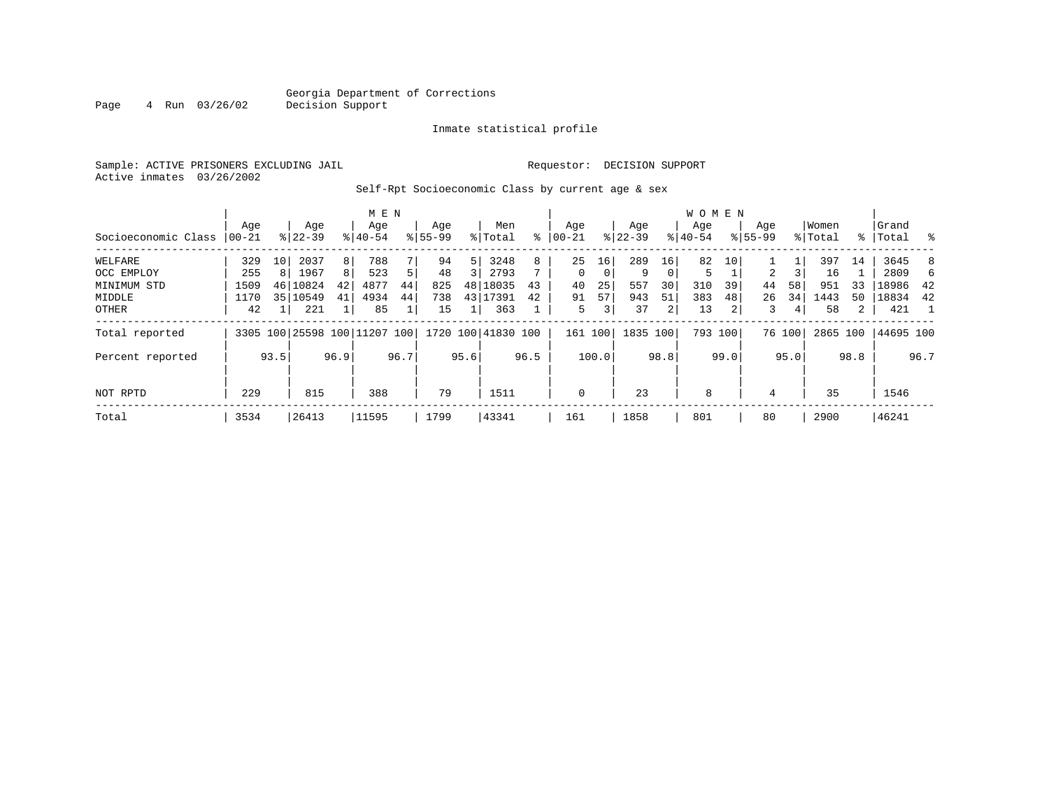Georgia Department of Corrections
Decision Support

Inmate statistical profile

Sample: ACTIVE PRISONERS EXCLUDING JAIL

Requestor: DECISION SUPPORT

Active inmates 03/26/2002

Self-Rpt Socioeconomic Class by current age & sex

| Socioeconomic Class | MEN Age 00-21 | % | Age 22-39 | % | Age 40-54 | % | Age 55-99 | % | Men Total | % | WOMEN Age 00-21 | % | Age 22-39 | % | Age 40-54 | % | Age 55-99 | % | Women Total | % | Grand Total | % |
|---|---|---|---|---|---|---|---|---|---|---|---|---|---|---|---|---|---|---|---|---|---|---|
| WELFARE | 329 | 10 | 2037 | 8 | 788 | 7 | 94 | 5 | 3248 | 8 | 25 | 16 | 289 | 16 | 82 | 10 | 1 | 1 | 397 | 14 | 3645 | 8 |
| OCC EMPLOY | 255 | 8 | 1967 | 8 | 523 | 5 | 48 | 3 | 2793 | 7 | 0 | 0 | 9 | 0 | 5 | 1 | 2 | 3 | 16 | 1 | 2809 | 6 |
| MINIMUM STD | 1509 | 46 | 10824 | 42 | 4877 | 44 | 825 | 48 | 18035 | 43 | 40 | 25 | 557 | 30 | 310 | 39 | 44 | 58 | 951 | 33 | 18986 | 42 |
| MIDDLE | 1170 | 35 | 10549 | 41 | 4934 | 44 | 738 | 43 | 17391 | 42 | 91 | 57 | 943 | 51 | 383 | 48 | 26 | 34 | 1443 | 50 | 18834 | 42 |
| OTHER | 42 | 1 | 221 | 1 | 85 | 1 | 15 | 1 | 363 | 1 | 5 | 3 | 37 | 2 | 13 | 2 | 3 | 4 | 58 | 2 | 421 | 1 |
| Total reported | 3305 | 100 | 25598 | 100 | 11207 | 100 | 1720 | 100 | 41830 | 100 | 161 | 100 | 1835 | 100 | 793 | 100 | 76 | 100 | 2865 | 100 | 44695 | 100 |
| Percent reported | | 93.5 | | 96.9 | | 96.7 | | 95.6 | | 96.5 | | 100.0 | | 98.8 | | 99.0 | | 95.0 | | 98.8 | | 96.7 |
| NOT RPTD | 229 | | 815 | | 388 | | 79 | | 1511 | | 0 | | 23 | | 8 | | 4 | | 35 | | 1546 | |
| Total | 3534 | | 26413 | | 11595 | | 1799 | | 43341 | | 161 | | 1858 | | 801 | | 80 | | 2900 | | 46241 | |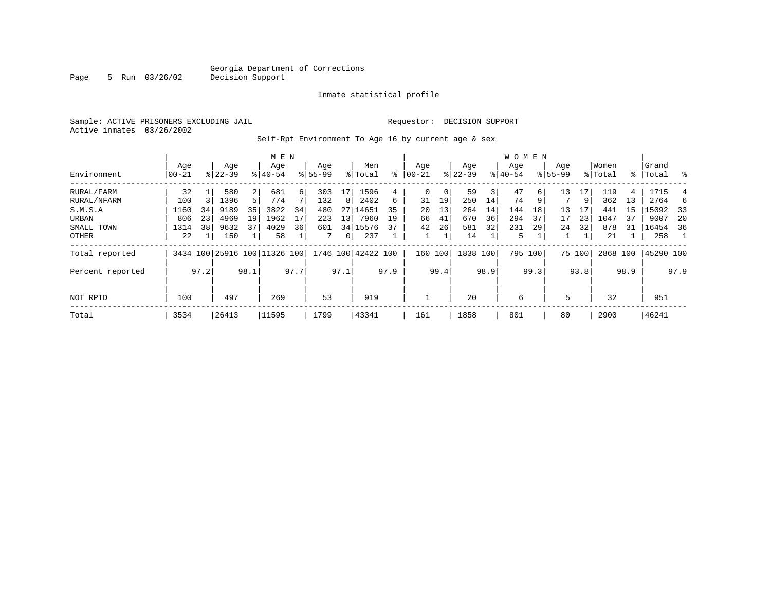Georgia Department of Corrections
Decision Support

Inmate statistical profile

Sample: ACTIVE PRISONERS EXCLUDING JAIL

Requestor: DECISION SUPPORT

Active inmates 03/26/2002

Self-Rpt Environment To Age 16 by current age & sex

| Environment | MEN Age 00-21 | % | Age 22-39 | % | Age 40-54 | % | Age 55-99 | % | Men Total | % | WOMEN Age 00-21 | % | Age 22-39 | % | Age 40-54 | % | Age 55-99 | % | Women Total | % | Grand Total | % |
|---|---|---|---|---|---|---|---|---|---|---|---|---|---|---|---|---|---|---|---|---|---|---|
| RURAL/FARM | 32 | 1 | 580 | 2 | 681 | 6 | 303 | 17 | 1596 | 4 | 0 | 0 | 59 | 3 | 47 | 6 | 13 | 17 | 119 | 4 | 1715 | 4 |
| RURAL/NFARM | 100 | 3 | 1396 | 5 | 774 | 7 | 132 | 8 | 2402 | 6 | 31 | 19 | 250 | 14 | 74 | 9 | 7 | 9 | 362 | 13 | 2764 | 6 |
| S.M.S.A | 1160 | 34 | 9189 | 35 | 3822 | 34 | 480 | 27 | 14651 | 35 | 20 | 13 | 264 | 14 | 144 | 18 | 13 | 17 | 441 | 15 | 15092 | 33 |
| URBAN | 806 | 23 | 4969 | 19 | 1962 | 17 | 223 | 13 | 7960 | 19 | 66 | 41 | 670 | 36 | 294 | 37 | 17 | 23 | 1047 | 37 | 9007 | 20 |
| SMALL TOWN | 1314 | 38 | 9632 | 37 | 4029 | 36 | 601 | 34 | 15576 | 37 | 42 | 26 | 581 | 32 | 231 | 29 | 24 | 32 | 878 | 31 | 16454 | 36 |
| OTHER | 22 | 1 | 150 | 1 | 58 | 1 | 7 | 0 | 237 | 1 | 1 | 1 | 14 | 1 | 5 | 1 | 1 | 1 | 21 | 1 | 258 | 1 |
| Total reported | 3434 | 100 | 25916 | 100 | 11326 | 100 | 1746 | 100 | 42422 | 100 | 160 | 100 | 1838 | 100 | 795 | 100 | 75 | 100 | 2868 | 100 | 45290 | 100 |
| Percent reported | | 97.2 | | 98.1 | | 97.7 | | 97.1 | | 97.9 | | 99.4 | | 98.9 | | 99.3 | | 93.8 | | 98.9 | | 97.9 |
| NOT RPTD | 100 | | 497 | | 269 | | 53 | | 919 | | 1 | | 20 | | 6 | | 5 | | 32 | | 951 | |
| Total | 3534 | | 26413 | | 11595 | | 1799 | | 43341 | | 161 | | 1858 | | 801 | | 80 | | 2900 | | 46241 | |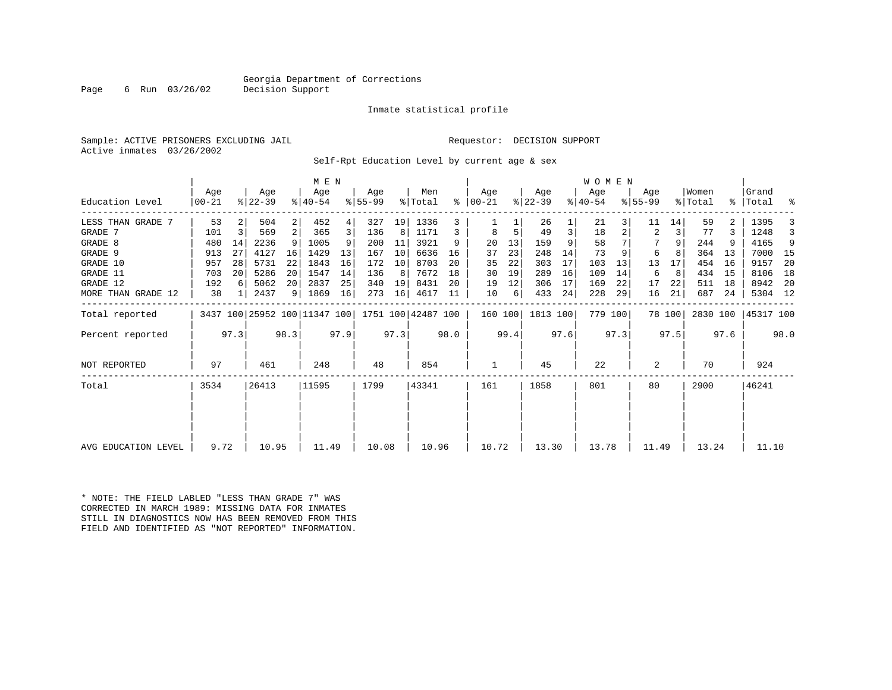Georgia Department of Corrections
Decision Support

Inmate statistical profile

Sample: ACTIVE PRISONERS EXCLUDING JAIL

Requestor: DECISION SUPPORT

Active inmates 03/26/2002

Self-Rpt Education Level by current age & sex

| Education Level | MEN Age 00-21 | % | Age 22-39 | % | Age 40-54 | % | Age 55-99 | % | Men Total | % | WOMEN Age 00-21 | % | Age 22-39 | % | Age 40-54 | % | Age 55-99 | % | Women Total | % | Grand Total | % |
|---|---|---|---|---|---|---|---|---|---|---|---|---|---|---|---|---|---|---|---|---|---|---|
| LESS THAN GRADE 7 | 53 | 2 | 504 | 2 | 452 | 4 | 327 | 19 | 1336 | 3 | 1 | 1 | 26 | 1 | 21 | 3 | 11 | 14 | 59 | 2 | 1395 | 3 |
| GRADE 7 | 101 | 3 | 569 | 2 | 365 | 3 | 136 | 8 | 1171 | 3 | 8 | 5 | 49 | 3 | 18 | 2 | 2 | 3 | 77 | 3 | 1248 | 3 |
| GRADE 8 | 480 | 14 | 2236 | 9 | 1005 | 9 | 200 | 11 | 3921 | 9 | 20 | 13 | 159 | 9 | 58 | 7 | 7 | 9 | 244 | 9 | 4165 | 9 |
| GRADE 9 | 913 | 27 | 4127 | 16 | 1429 | 13 | 167 | 10 | 6636 | 16 | 37 | 23 | 248 | 14 | 73 | 9 | 6 | 8 | 364 | 13 | 7000 | 15 |
| GRADE 10 | 957 | 28 | 5731 | 22 | 1843 | 16 | 172 | 10 | 8703 | 20 | 35 | 22 | 303 | 17 | 103 | 13 | 13 | 17 | 454 | 16 | 9157 | 20 |
| GRADE 11 | 703 | 20 | 5286 | 20 | 1547 | 14 | 136 | 8 | 7672 | 18 | 30 | 19 | 289 | 16 | 109 | 14 | 6 | 8 | 434 | 15 | 8106 | 18 |
| GRADE 12 | 192 | 6 | 5062 | 20 | 2837 | 25 | 340 | 19 | 8431 | 20 | 19 | 12 | 306 | 17 | 169 | 22 | 17 | 22 | 511 | 18 | 8942 | 20 |
| MORE THAN GRADE 12 | 38 | 1 | 2437 | 9 | 1869 | 16 | 273 | 16 | 4617 | 11 | 10 | 6 | 433 | 24 | 228 | 29 | 16 | 21 | 687 | 24 | 5304 | 12 |
| Total reported | 3437 | 100 | 25952 | 100 | 11347 | 100 | 1751 | 100 | 42487 | 100 | 160 | 100 | 1813 | 100 | 779 | 100 | 78 | 100 | 2830 | 100 | 45317 | 100 |
| Percent reported | | 97.3 | | 98.3 | | 97.9 | | 97.3 | | 98.0 | | 99.4 | | 97.6 | | 97.3 | | 97.5 | | 97.6 | | 98.0 |
| NOT REPORTED | 97 | | 461 | | 248 | | 48 | | 854 | | 1 | | 45 | | 22 | | 2 | | 70 | | 924 | |
| Total | 3534 | | 26413 | | 11595 | | 1799 | | 43341 | | 161 | | 1858 | | 801 | | 80 | | 2900 | | 46241 | |
| AVG EDUCATION LEVEL | 9.72 | | 10.95 | | 11.49 | | 10.08 | | 10.96 | | 10.72 | | 13.30 | | 13.78 | | 11.49 | | 13.24 | | 11.10 | |

* NOTE: THE FIELD LABLED "LESS THAN GRADE 7" WAS CORRECTED IN MARCH 1989: MISSING DATA FOR INMATES STILL IN DIAGNOSTICS NOW HAS BEEN REMOVED FROM THIS FIELD AND IDENTIFIED AS "NOT REPORTED" INFORMATION.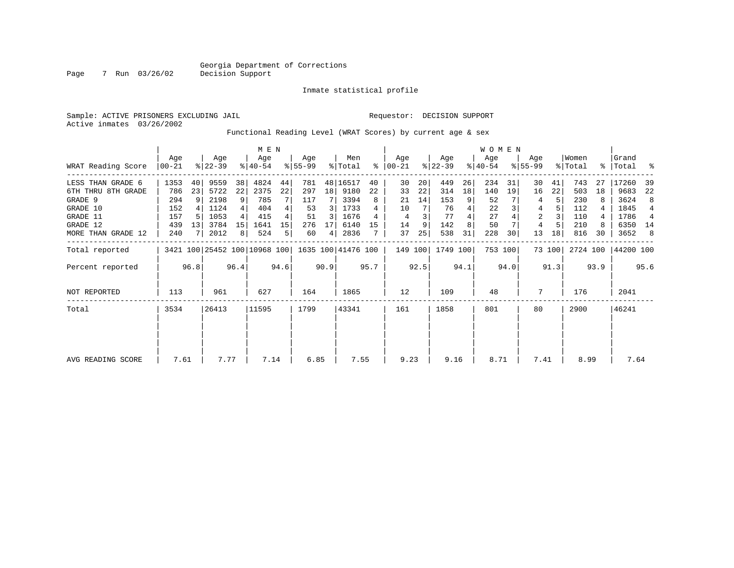Georgia Department of Corrections
Decision Support

Inmate statistical profile

Sample: ACTIVE PRISONERS EXCLUDING JAIL
Active inmates 03/26/2002

Requestor: DECISION SUPPORT

Functional Reading Level (WRAT Scores) by current age & sex

| WRAT Reading Score | MEN Age 00-21 | % | MEN Age 22-39 | % | MEN Age 40-54 | % | MEN Age 55-99 | % | Men Total | % | WOMEN Age 00-21 | % | WOMEN Age 22-39 | % | WOMEN Age 40-54 | % | WOMEN Age 55-99 | % | Women Total | % | Grand Total | % |
|---|---|---|---|---|---|---|---|---|---|---|---|---|---|---|---|---|---|---|---|---|---|---|
| LESS THAN GRADE 6 | 1353 | 40 | 9559 | 38 | 4824 | 44 | 781 | 48 | 16517 | 40 | 30 | 20 | 449 | 26 | 234 | 31 | 30 | 41 | 743 | 27 | 17260 | 39 |
| 6TH THRU 8TH GRADE | 786 | 23 | 5722 | 22 | 2375 | 22 | 297 | 18 | 9180 | 22 | 33 | 22 | 314 | 18 | 140 | 19 | 16 | 22 | 503 | 18 | 9683 | 22 |
| GRADE 9 | 294 | 9 | 2198 | 9 | 785 | 7 | 117 | 7 | 3394 | 8 | 21 | 14 | 153 | 9 | 52 | 7 | 4 | 5 | 230 | 8 | 3624 | 8 |
| GRADE 10 | 152 | 4 | 1124 | 4 | 404 | 4 | 53 | 3 | 1733 | 4 | 10 | 7 | 76 | 4 | 22 | 3 | 4 | 5 | 112 | 4 | 1845 | 4 |
| GRADE 11 | 157 | 5 | 1053 | 4 | 415 | 4 | 51 | 3 | 1676 | 4 | 4 | 3 | 77 | 4 | 27 | 4 | 2 | 3 | 110 | 4 | 1786 | 4 |
| GRADE 12 | 439 | 13 | 3784 | 15 | 1641 | 15 | 276 | 17 | 6140 | 15 | 14 | 9 | 142 | 8 | 50 | 7 | 4 | 5 | 210 | 8 | 6350 | 14 |
| MORE THAN GRADE 12 | 240 | 7 | 2012 | 8 | 524 | 5 | 60 | 4 | 2836 | 7 | 37 | 25 | 538 | 31 | 228 | 30 | 13 | 18 | 816 | 30 | 3652 | 8 |
| Total reported | 3421 | 100 | 25452 | 100 | 10968 | 100 | 1635 | 100 | 41476 | 100 | 149 | 100 | 1749 | 100 | 753 | 100 | 73 | 100 | 2724 | 100 | 44200 | 100 |
| Percent reported | | 96.8 | | 96.4 | | 94.6 | | 90.9 | | 95.7 | | 92.5 | | 94.1 | | 94.0 | | 91.3 | | 93.9 | | 95.6 |
| NOT REPORTED | 113 | | 961 | | 627 | | 164 | | 1865 | | 12 | | 109 | | 48 | | 7 | | 176 | | 2041 | |
| Total | 3534 | | 26413 | | 11595 | | 1799 | | 43341 | | 161 | | 1858 | | 801 | | 80 | | 2900 | | 46241 | |
| AVG READING SCORE | 7.61 | | 7.77 | | 7.14 | | 6.85 | | 7.55 | | 9.23 | | 9.16 | | 8.71 | | 7.41 | | 8.99 | | 7.64 | |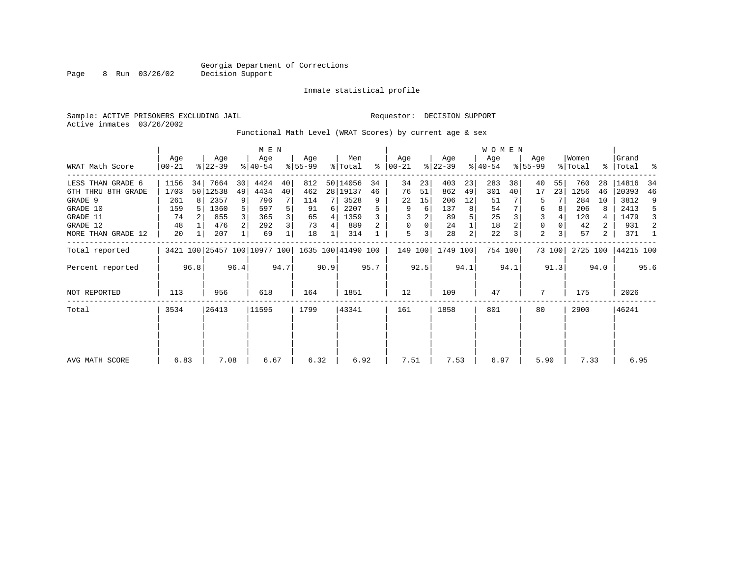Georgia Department of Corrections
Decision Support

Inmate statistical profile

Sample: ACTIVE PRISONERS EXCLUDING JAIL

Requestor: DECISION SUPPORT

Active inmates 03/26/2002

Functional Math Level (WRAT Scores) by current age & sex

| WRAT Math Score | MEN Age 00-21 | % | Age 22-39 | % | Age 40-54 | % | Age 55-99 | % | Men Total | % | WOMEN Age 00-21 | % | Age 22-39 | % | Age 40-54 | % | Age 55-99 | % | Women Total | % | Grand Total | % |
|---|---|---|---|---|---|---|---|---|---|---|---|---|---|---|---|---|---|---|---|---|---|---|
| LESS THAN GRADE 6 | 1156 | 34 | 7664 | 30 | 4424 | 40 | 812 | 50 | 14056 | 34 | 34 | 23 | 403 | 23 | 283 | 38 | 40 | 55 | 760 | 28 | 14816 | 34 |
| 6TH THRU 8TH GRADE | 1703 | 50 | 12538 | 49 | 4434 | 40 | 462 | 28 | 19137 | 46 | 76 | 51 | 862 | 49 | 301 | 40 | 17 | 23 | 1256 | 46 | 20393 | 46 |
| GRADE 9 | 261 | 8 | 2357 | 9 | 796 | 7 | 114 | 7 | 3528 | 9 | 22 | 15 | 206 | 12 | 51 | 7 | 5 | 7 | 284 | 10 | 3812 | 9 |
| GRADE 10 | 159 | 5 | 1360 | 5 | 597 | 5 | 91 | 6 | 2207 | 5 | 9 | 6 | 137 | 8 | 54 | 7 | 6 | 8 | 206 | 8 | 2413 | 5 |
| GRADE 11 | 74 | 2 | 855 | 3 | 365 | 3 | 65 | 4 | 1359 | 3 | 3 | 2 | 89 | 5 | 25 | 3 | 3 | 4 | 120 | 4 | 1479 | 3 |
| GRADE 12 | 48 | 1 | 476 | 2 | 292 | 3 | 73 | 4 | 889 | 2 | 0 | 0 | 24 | 1 | 18 | 2 | 0 | 0 | 42 | 2 | 931 | 2 |
| MORE THAN GRADE 12 | 20 | 1 | 207 | 1 | 69 | 1 | 18 | 1 | 314 | 1 | 5 | 3 | 28 | 2 | 22 | 3 | 2 | 3 | 57 | 2 | 371 | 1 |
| Total reported | 3421 | 100 | 25457 | 100 | 10977 | 100 | 1635 | 100 | 41490 | 100 | 149 | 100 | 1749 | 100 | 754 | 100 | 73 | 100 | 2725 | 100 | 44215 | 100 |
| Percent reported | | 96.8 | | 96.4 | | 94.7 | | 90.9 | | 95.7 | | 92.5 | | 94.1 | | 94.1 | | 91.3 | | 94.0 | | 95.6 |
| NOT REPORTED | 113 | | 956 | | 618 | | 164 | | 1851 | | 12 | | 109 | | 47 | | 7 | | 175 | | 2026 | |
| Total | 3534 | | 26413 | | 11595 | | 1799 | | 43341 | | 161 | | 1858 | | 801 | | 80 | | 2900 | | 46241 | |
| AVG MATH SCORE | 6.83 | | 7.08 | | 6.67 | | 6.32 | | 6.92 | | 7.51 | | 7.53 | | 6.97 | | 5.90 | | 7.33 | | 6.95 | |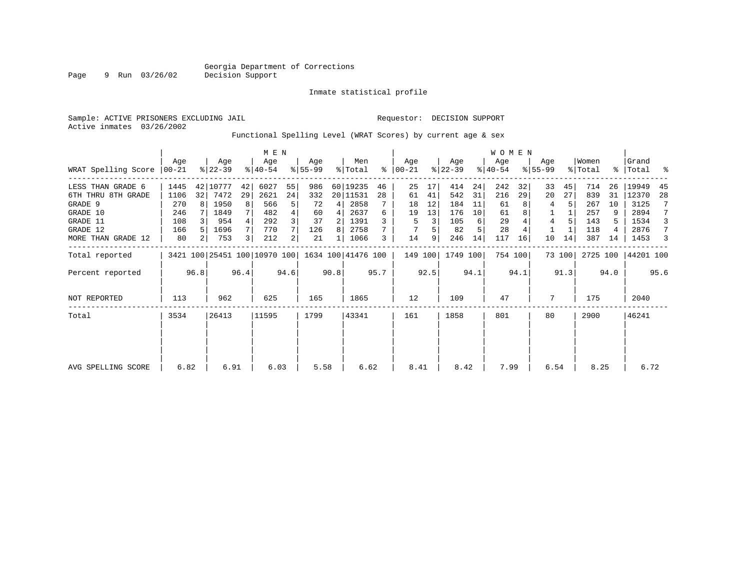Georgia Department of Corrections
Decision Support

Inmate statistical profile

Sample: ACTIVE PRISONERS EXCLUDING JAIL

Requestor: DECISION SUPPORT

Active inmates 03/26/2002

Functional Spelling Level (WRAT Scores) by current age & sex

| WRAT Spelling Score | MEN Age 00-21 | % | Age 22-39 | % | Age 40-54 | % | Age 55-99 | % | Men Total | % | WOMEN Age 00-21 | % | Age 22-39 | % | Age 40-54 | % | Age 55-99 | % | Women Total | % | Grand Total | % |
|---|---|---|---|---|---|---|---|---|---|---|---|---|---|---|---|---|---|---|---|---|---|---|
| LESS THAN GRADE 6 | 1445 | 42 | 10777 | 42 | 6027 | 55 | 986 | 60 | 19235 | 46 | 25 | 17 | 414 | 24 | 242 | 32 | 33 | 45 | 714 | 26 | 19949 | 45 |
| 6TH THRU 8TH GRADE | 1106 | 32 | 7472 | 29 | 2621 | 24 | 332 | 20 | 11531 | 28 | 61 | 41 | 542 | 31 | 216 | 29 | 20 | 27 | 839 | 31 | 12370 | 28 |
| GRADE 9 | 270 | 8 | 1950 | 8 | 566 | 5 | 72 | 4 | 2858 | 7 | 18 | 12 | 184 | 11 | 61 | 8 | 4 | 5 | 267 | 10 | 3125 | 7 |
| GRADE 10 | 246 | 7 | 1849 | 7 | 482 | 4 | 60 | 4 | 2637 | 6 | 19 | 13 | 176 | 10 | 61 | 8 | 1 | 1 | 257 | 9 | 2894 | 7 |
| GRADE 11 | 108 | 3 | 954 | 4 | 292 | 3 | 37 | 2 | 1391 | 3 | 5 | 3 | 105 | 6 | 29 | 4 | 4 | 5 | 143 | 5 | 1534 | 3 |
| GRADE 12 | 166 | 5 | 1696 | 7 | 770 | 7 | 126 | 8 | 2758 | 7 | 7 | 5 | 82 | 5 | 28 | 4 | 1 | 1 | 118 | 4 | 2876 | 7 |
| MORE THAN GRADE 12 | 80 | 2 | 753 | 3 | 212 | 2 | 21 | 1 | 1066 | 3 | 14 | 9 | 246 | 14 | 117 | 16 | 10 | 14 | 387 | 14 | 1453 | 3 |
| Total reported | 3421 | 100 | 25451 | 100 | 10970 | 100 | 1634 | 100 | 41476 | 100 | 149 | 100 | 1749 | 100 | 754 | 100 | 73 | 100 | 2725 | 100 | 44201 | 100 |
| Percent reported | | 96.8 | | 96.4 | | 94.6 | | 90.8 | | 95.7 | | 92.5 | | 94.1 | | 94.1 | | 91.3 | | 94.0 | | 95.6 |
| NOT REPORTED | 113 | | 962 | | 625 | | 165 | | 1865 | | 12 | | 109 | | 47 | | 7 | | 175 | | 2040 | |
| Total | 3534 | | 26413 | | 11595 | | 1799 | | 43341 | | 161 | | 1858 | | 801 | | 80 | | 2900 | | 46241 | |
| AVG SPELLING SCORE | 6.82 | | 6.91 | | 6.03 | | 5.58 | | 6.62 | | 8.41 | | 8.42 | | 7.99 | | 6.54 | | 8.25 | | 6.72 | |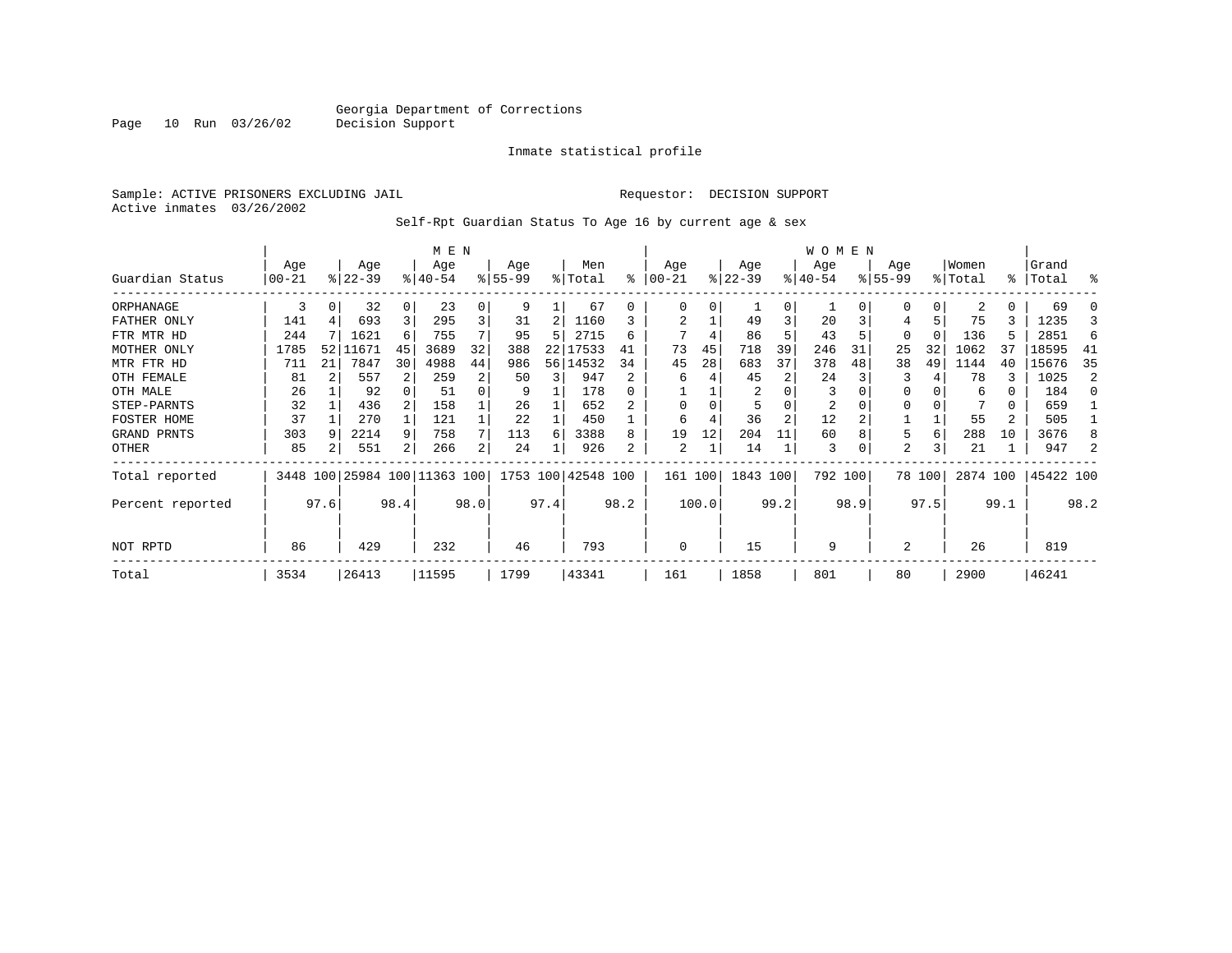Georgia Department of Corrections
Decision Support

Inmate statistical profile

Sample: ACTIVE PRISONERS EXCLUDING JAIL

Requestor: DECISION SUPPORT

Active inmates 03/26/2002

Self-Rpt Guardian Status To Age 16 by current age & sex

| Guardian Status | MEN Age 00-21 | % | Age 22-39 | % | Age 40-54 | % | Age 55-99 | % | Men Total | % | WOMEN Age 00-21 | % | Age 22-39 | % | Age 40-54 | % | Age 55-99 | % | Women Total | % | Grand Total | % |
|---|---|---|---|---|---|---|---|---|---|---|---|---|---|---|---|---|---|---|---|---|---|---|
| ORPHANAGE | 3 | 0 | 32 | 0 | 23 | 0 | 9 | 1 | 67 | 0 | 0 | 0 | 1 | 0 | 1 | 0 | 0 | 0 | 2 | 0 | 69 | 0 |
| FATHER ONLY | 141 | 4 | 693 | 3 | 295 | 3 | 31 | 2 | 1160 | 3 | 2 | 1 | 49 | 3 | 20 | 3 | 4 | 5 | 75 | 3 | 1235 | 3 |
| FTR MTR HD | 244 | 7 | 1621 | 6 | 755 | 7 | 95 | 5 | 2715 | 6 | 7 | 4 | 86 | 5 | 43 | 5 | 0 | 0 | 136 | 5 | 2851 | 6 |
| MOTHER ONLY | 1785 | 52 | 11671 | 45 | 3689 | 32 | 388 | 22 | 17533 | 41 | 73 | 45 | 718 | 39 | 246 | 31 | 25 | 32 | 1062 | 37 | 18595 | 41 |
| MTR FTR HD | 711 | 21 | 7847 | 30 | 4988 | 44 | 986 | 56 | 14532 | 34 | 45 | 28 | 683 | 37 | 378 | 48 | 38 | 49 | 1144 | 40 | 15676 | 35 |
| OTH FEMALE | 81 | 2 | 557 | 2 | 259 | 2 | 50 | 3 | 947 | 2 | 6 | 4 | 45 | 2 | 24 | 3 | 3 | 4 | 78 | 3 | 1025 | 2 |
| OTH MALE | 26 | 1 | 92 | 0 | 51 | 0 | 9 | 1 | 178 | 0 | 1 | 1 | 2 | 0 | 3 | 0 | 0 | 0 | 6 | 0 | 184 | 0 |
| STEP-PARNTS | 32 | 1 | 436 | 2 | 158 | 1 | 26 | 1 | 652 | 2 | 0 | 0 | 5 | 0 | 2 | 0 | 0 | 0 | 7 | 0 | 659 | 1 |
| FOSTER HOME | 37 | 1 | 270 | 1 | 121 | 1 | 22 | 1 | 450 | 1 | 6 | 4 | 36 | 2 | 12 | 2 | 1 | 1 | 55 | 2 | 505 | 1 |
| GRAND PRNTS | 303 | 9 | 2214 | 9 | 758 | 7 | 113 | 6 | 3388 | 8 | 19 | 12 | 204 | 11 | 60 | 8 | 5 | 6 | 288 | 10 | 3676 | 8 |
| OTHER | 85 | 2 | 551 | 2 | 266 | 2 | 24 | 1 | 926 | 2 | 2 | 1 | 14 | 1 | 3 | 0 | 2 | 3 | 21 | 1 | 947 | 2 |
| Total reported | 3448 | 100 | 25984 | 100 | 11363 | 100 | 1753 | 100 | 42548 | 100 | 161 | 100 | 1843 | 100 | 792 | 100 | 78 | 100 | 2874 | 100 | 45422 | 100 |
| Percent reported | | 97.6 | | 98.4 | | 98.0 | | 97.4 | | 98.2 | | 100.0 | | 99.2 | | 98.9 | | 97.5 | | 99.1 | | 98.2 |
| NOT RPTD | 86 | | 429 | | 232 | | 46 | | 793 | | 0 | | 15 | | 9 | | 2 | | 26 | | 819 | |
| Total | 3534 | | 26413 | | 11595 | | 1799 | | 43341 | | 161 | | 1858 | | 801 | | 80 | | 2900 | | 46241 | |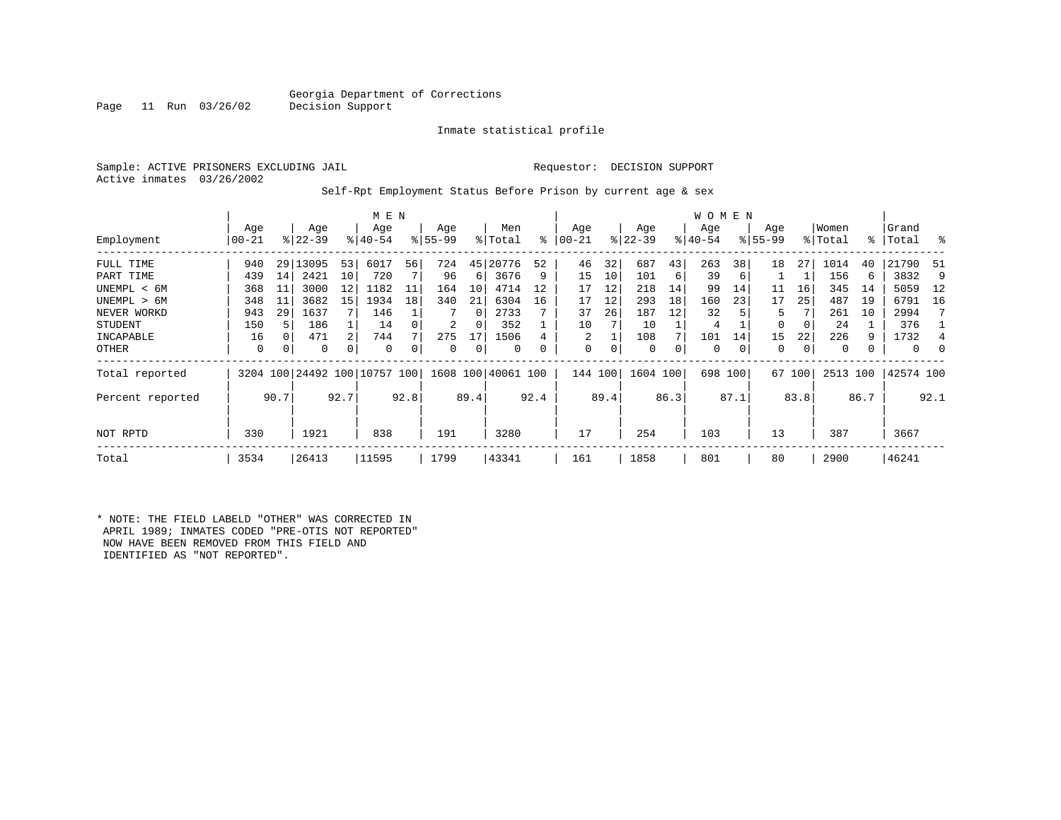Georgia Department of Corrections
Decision Support

Inmate statistical profile

Sample: ACTIVE PRISONERS EXCLUDING JAIL    Requestor: DECISION SUPPORT
Active inmates 03/26/2002

Self-Rpt Employment Status Before Prison by current age & sex

| Employment | MEN Age 00-21 | % | Age 22-39 | % | Age 40-54 | % | Age 55-99 | % | Men Total | % | WOMEN Age 00-21 | % | Age 22-39 | % | Age 40-54 | % | Age 55-99 | % | Women Total | % | Grand Total | % |
|---|---|---|---|---|---|---|---|---|---|---|---|---|---|---|---|---|---|---|---|---|---|---|
| FULL TIME | 940 | 29 | 13095 | 53 | 6017 | 56 | 724 | 45 | 20776 | 52 | 46 | 32 | 687 | 43 | 263 | 38 | 18 | 27 | 1014 | 40 | 21790 | 51 |
| PART TIME | 439 | 14 | 2421 | 10 | 720 | 7 | 96 | 6 | 3676 | 9 | 15 | 10 | 101 | 6 | 39 | 6 | 1 | 1 | 156 | 6 | 3832 | 9 |
| UNEMPL < 6M | 368 | 11 | 3000 | 12 | 1182 | 11 | 164 | 10 | 4714 | 12 | 17 | 12 | 218 | 14 | 99 | 14 | 11 | 16 | 345 | 14 | 5059 | 12 |
| UNEMPL > 6M | 348 | 11 | 3682 | 15 | 1934 | 18 | 340 | 21 | 6304 | 16 | 17 | 12 | 293 | 18 | 160 | 23 | 17 | 25 | 487 | 19 | 6791 | 16 |
| NEVER WORKD | 943 | 29 | 1637 | 7 | 146 | 1 | 7 | 0 | 2733 | 7 | 37 | 26 | 187 | 12 | 32 | 5 | 5 | 7 | 261 | 10 | 2994 | 7 |
| STUDENT | 150 | 5 | 186 | 1 | 14 | 0 | 2 | 0 | 352 | 1 | 10 | 7 | 10 | 1 | 4 | 1 | 0 | 0 | 24 | 1 | 376 | 1 |
| INCAPABLE | 16 | 0 | 471 | 2 | 744 | 7 | 275 | 17 | 1506 | 4 | 2 | 1 | 108 | 7 | 101 | 14 | 15 | 22 | 226 | 9 | 1732 | 4 |
| OTHER | 0 | 0 | 0 | 0 | 0 | 0 | 0 | 0 | 0 | 0 | 0 | 0 | 0 | 0 | 0 | 0 | 0 | 0 | 0 | 0 | 0 | 0 |
| Total reported | 3204 | 100 | 24492 | 100 | 10757 | 100 | 1608 | 100 | 40061 | 100 | 144 | 100 | 1604 | 100 | 698 | 100 | 67 | 100 | 2513 | 100 | 42574 | 100 |
| Percent reported | | 90.7 | | 92.7 | | 92.8 | | 89.4 | | 92.4 | | 89.4 | | 86.3 | | 87.1 | | 83.8 | | 86.7 | | 92.1 |
| NOT RPTD | 330 | | 1921 | | 838 | | 191 | | 3280 | | 17 | | 254 | | 103 | | 13 | | 387 | | 3667 | |
| Total | 3534 | | 26413 | | 11595 | | 1799 | | 43341 | | 161 | | 1858 | | 801 | | 80 | | 2900 | | 46241 | |

* NOTE: THE FIELD LABELD "OTHER" WAS CORRECTED IN APRIL 1989; INMATES CODED "PRE-OTIS NOT REPORTED" NOW HAVE BEEN REMOVED FROM THIS FIELD AND IDENTIFIED AS "NOT REPORTED".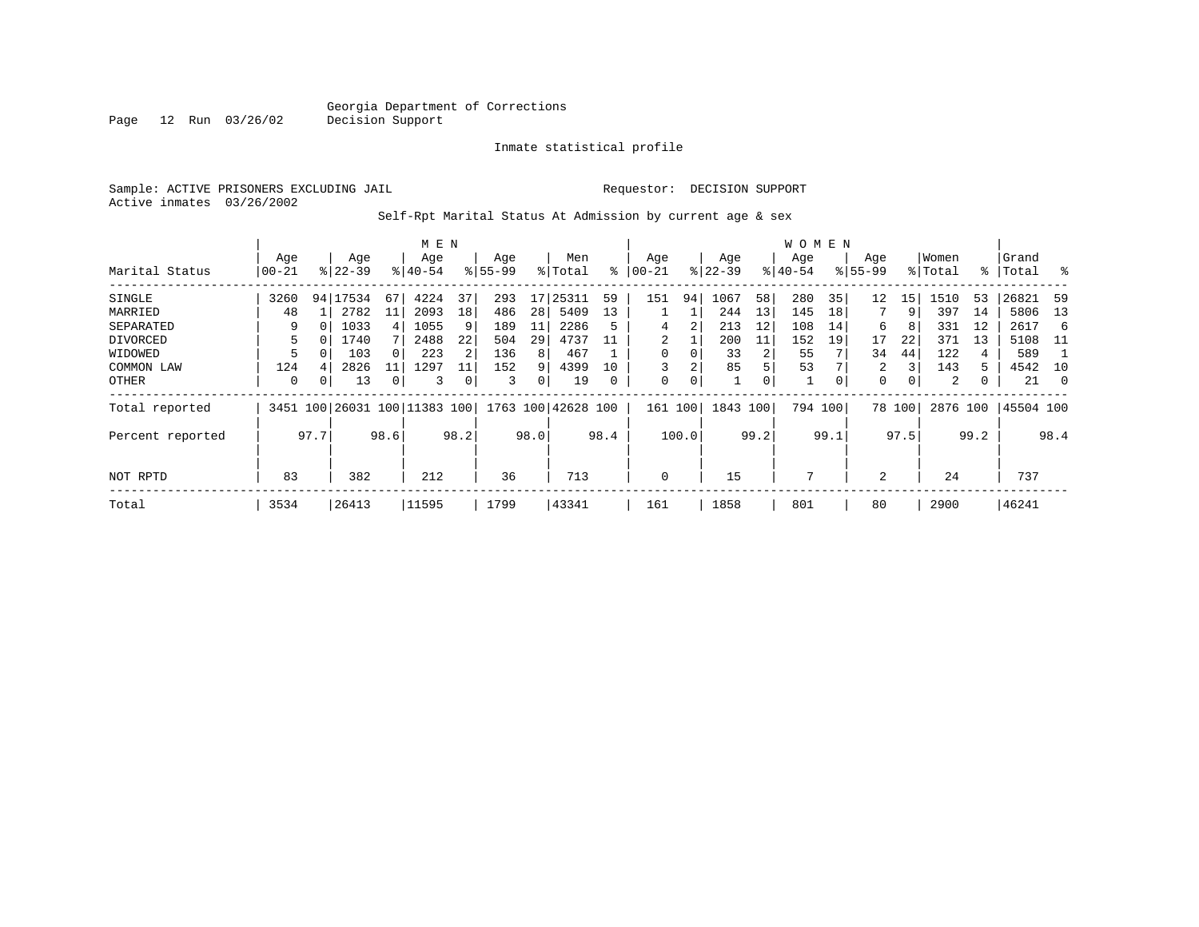Georgia Department of Corrections
Decision Support

Inmate statistical profile

Sample: ACTIVE PRISONERS EXCLUDING JAIL
Active inmates 03/26/2002

Requestor: DECISION SUPPORT

Self-Rpt Marital Status At Admission by current age & sex

| Marital Status | MEN Age 00-21 | % | Age 22-39 | % | Age 40-54 | % | Age 55-99 | % | Men Total | % | WOMEN Age 00-21 | % | Age 22-39 | % | Age 40-54 | % | Age 55-99 | % | Women Total | % | Grand Total | % |
|---|---|---|---|---|---|---|---|---|---|---|---|---|---|---|---|---|---|---|---|---|---|---|
| SINGLE | 3260 | 94 | 17534 | 67 | 4224 | 37 | 293 | 17 | 25311 | 59 | 151 | 94 | 1067 | 58 | 280 | 35 | 12 | 15 | 1510 | 53 | 26821 | 59 |
| MARRIED | 48 | 1 | 2782 | 11 | 2093 | 18 | 486 | 28 | 5409 | 13 | 1 | 1 | 244 | 13 | 145 | 18 | 7 | 9 | 397 | 14 | 5806 | 13 |
| SEPARATED | 9 | 0 | 1033 | 4 | 1055 | 9 | 189 | 11 | 2286 | 5 | 4 | 2 | 213 | 12 | 108 | 14 | 6 | 8 | 331 | 12 | 2617 | 6 |
| DIVORCED | 5 | 0 | 1740 | 7 | 2488 | 22 | 504 | 29 | 4737 | 11 | 2 | 1 | 200 | 11 | 152 | 19 | 17 | 22 | 371 | 13 | 5108 | 11 |
| WIDOWED | 5 | 0 | 103 | 0 | 223 | 2 | 136 | 8 | 467 | 1 | 0 | 0 | 33 | 2 | 55 | 7 | 34 | 44 | 122 | 4 | 589 | 1 |
| COMMON LAW | 124 | 4 | 2826 | 11 | 1297 | 11 | 152 | 9 | 4399 | 10 | 3 | 2 | 85 | 5 | 53 | 7 | 2 | 3 | 143 | 5 | 4542 | 10 |
| OTHER | 0 | 0 | 13 | 0 | 3 | 0 | 3 | 0 | 19 | 0 | 0 | 0 | 1 | 0 | 1 | 0 | 0 | 0 | 2 | 0 | 21 | 0 |
| Total reported | 3451 | 100 | 26031 | 100 | 11383 | 100 | 1763 | 100 | 42628 | 100 | 161 | 100 | 1843 | 100 | 794 | 100 | 78 | 100 | 2876 | 100 | 45504 | 100 |
| Percent reported | | 97.7 | | 98.6 | | 98.2 | | 98.0 | | 98.4 | | 100.0 | | 99.2 | | 99.1 | | 97.5 | | 99.2 | | 98.4 |
| NOT RPTD | 83 | | 382 | | 212 | | 36 | | 713 | | 0 | | 15 | | 7 | | 2 | | 24 | | 737 | |
| Total | 3534 | | 26413 | | 11595 | | 1799 | | 43341 | | 161 | | 1858 | | 801 | | 80 | | 2900 | | 46241 | |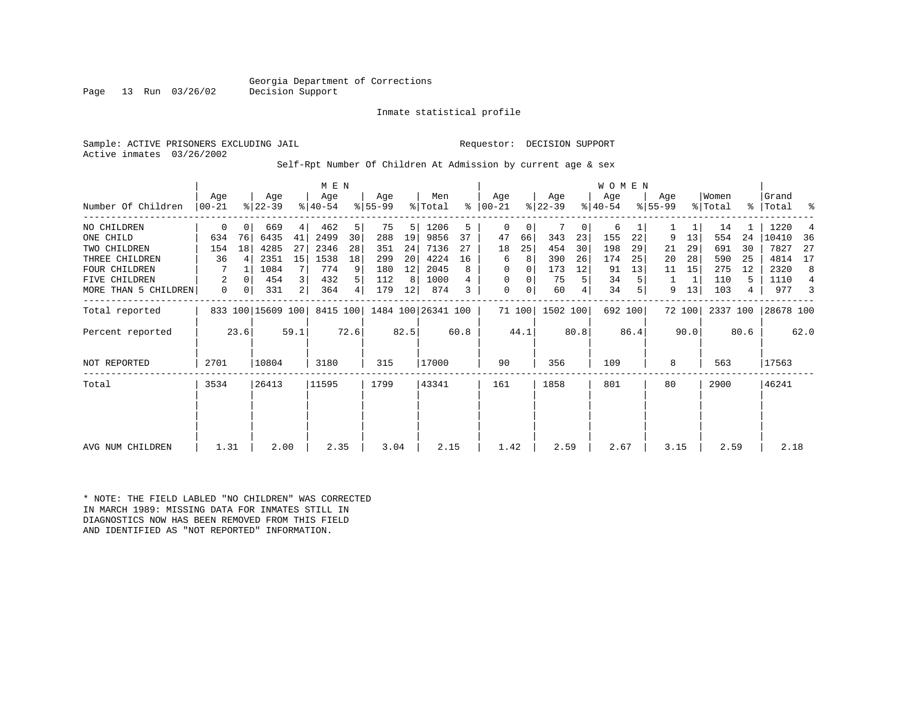Georgia Department of Corrections
Decision Support

Inmate statistical profile

Sample: ACTIVE PRISONERS EXCLUDING JAIL    Requestor: DECISION SUPPORT
Active inmates 03/26/2002

Self-Rpt Number Of Children At Admission by current age & sex

| | MEN | | | | | | | | | | WOMEN | | | | | | | | | | | |
|---|---|---|---|---|---|---|---|---|---|---|---|---|---|---|---|---|---|---|---|---|---|---|
| Number Of Children | Age 00-21 | % | Age 22-39 | % | Age 40-54 | % | Age 55-99 | % | Men Total | % | Age 00-21 | % | Age 22-39 | % | Age 40-54 | % | Age 55-99 | % | Women Total | % | Grand Total | % |
| NO CHILDREN | 0 | 0 | 669 | 4 | 462 | 5 | 75 | 5 | 1206 | 5 | 0 | 0 | 7 | 0 | 6 | 1 | 1 | 1 | 14 | 1 | 1220 | 4 |
| ONE CHILD | 634 | 76 | 6435 | 41 | 2499 | 30 | 288 | 19 | 9856 | 37 | 47 | 66 | 343 | 23 | 155 | 22 | 9 | 13 | 554 | 24 | 10410 | 36 |
| TWO CHILDREN | 154 | 18 | 4285 | 27 | 2346 | 28 | 351 | 24 | 7136 | 27 | 18 | 25 | 454 | 30 | 198 | 29 | 21 | 29 | 691 | 30 | 7827 | 27 |
| THREE CHILDREN | 36 | 4 | 2351 | 15 | 1538 | 18 | 299 | 20 | 4224 | 16 | 6 | 8 | 390 | 26 | 174 | 25 | 20 | 28 | 590 | 25 | 4814 | 17 |
| FOUR CHILDREN | 7 | 1 | 1084 | 7 | 774 | 9 | 180 | 12 | 2045 | 8 | 0 | 0 | 173 | 12 | 91 | 13 | 11 | 15 | 275 | 12 | 2320 | 8 |
| FIVE CHILDREN | 2 | 0 | 454 | 3 | 432 | 5 | 112 | 8 | 1000 | 4 | 0 | 0 | 75 | 5 | 34 | 5 | 1 | 1 | 110 | 5 | 1110 | 4 |
| MORE THAN 5 CHILDREN | 0 | 0 | 331 | 2 | 364 | 4 | 179 | 12 | 874 | 3 | 0 | 0 | 60 | 4 | 34 | 5 | 9 | 13 | 103 | 4 | 977 | 3 |
| Total reported | 833 | 100 | 15609 | 100 | 8415 | 100 | 1484 | 100 | 26341 | 100 | 71 | 100 | 1502 | 100 | 692 | 100 | 72 | 100 | 2337 | 100 | 28678 | 100 |
| Percent reported | | 23.6 | | 59.1 | | 72.6 | | 82.5 | | 60.8 | | 44.1 | | 80.8 | | 86.4 | | 90.0 | | 80.6 | | 62.0 |
| NOT REPORTED | 2701 | | 10804 | | 3180 | | 315 | | 17000 | | 90 | | 356 | | 109 | | 8 | | 563 | | 17563 | |
| Total | 3534 | | 26413 | | 11595 | | 1799 | | 43341 | | 161 | | 1858 | | 801 | | 80 | | 2900 | | 46241 | |
| AVG NUM CHILDREN | 1.31 | | 2.00 | | 2.35 | | 3.04 | | 2.15 | | 1.42 | | 2.59 | | 2.67 | | 3.15 | | 2.59 | | 2.18 | |

* NOTE: THE FIELD LABLED "NO CHILDREN" WAS CORRECTED
IN MARCH 1989: MISSING DATA FOR INMATES STILL IN
DIAGNOSTICS NOW HAS BEEN REMOVED FROM THIS FIELD
AND IDENTIFIED AS "NOT REPORTED" INFORMATION.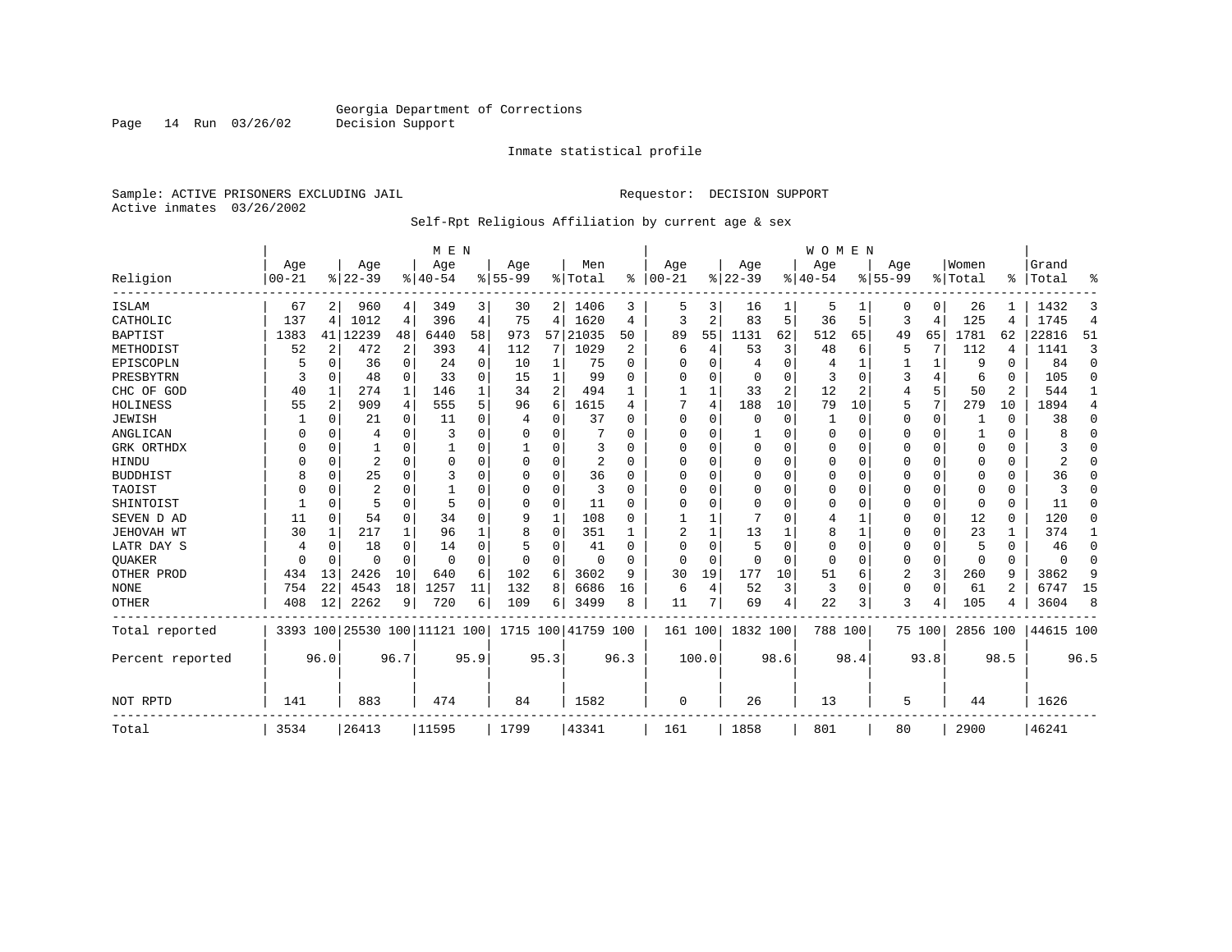Georgia Department of Corrections
Decision Support

Inmate statistical profile

Sample: ACTIVE PRISONERS EXCLUDING JAIL    Requestor: DECISION SUPPORT
Active inmates 03/26/2002

Self-Rpt Religious Affiliation by current age & sex

| Religion | MEN Age 00-21 | % | Age 22-39 | % | Age 40-54 | % | Age 55-99 | % | Men Total | % | WOMEN Age 00-21 | % | Age 22-39 | % | Age 40-54 | % | Age 55-99 | % | Women Total | % | Grand Total | % |
|---|---|---|---|---|---|---|---|---|---|---|---|---|---|---|---|---|---|---|---|---|---|---|
| ISLAM | 67 | 2 | 960 | 4 | 349 | 3 | 30 | 2 | 1406 | 3 | 5 | 3 | 16 | 1 | 5 | 1 | 0 | 0 | 26 | 1 | 1432 | 3 |
| CATHOLIC | 137 | 4 | 1012 | 4 | 396 | 4 | 75 | 4 | 1620 | 4 | 3 | 2 | 83 | 5 | 36 | 5 | 3 | 4 | 125 | 4 | 1745 | 4 |
| BAPTIST | 1383 | 41 | 12239 | 48 | 6440 | 58 | 973 | 57 | 21035 | 50 | 89 | 55 | 1131 | 62 | 512 | 65 | 49 | 65 | 1781 | 62 | 22816 | 51 |
| METHODIST | 52 | 2 | 472 | 2 | 393 | 4 | 112 | 7 | 1029 | 2 | 6 | 4 | 53 | 3 | 48 | 6 | 5 | 7 | 112 | 4 | 1141 | 3 |
| EPISCOPLN | 5 | 0 | 36 | 0 | 24 | 0 | 10 | 1 | 75 | 0 | 0 | 0 | 4 | 0 | 4 | 1 | 1 | 1 | 9 | 0 | 84 | 0 |
| PRESBYTRN | 3 | 0 | 48 | 0 | 33 | 0 | 15 | 1 | 99 | 0 | 0 | 0 | 0 | 0 | 3 | 0 | 3 | 4 | 6 | 0 | 105 | 0 |
| CHC OF GOD | 40 | 1 | 274 | 1 | 146 | 1 | 34 | 2 | 494 | 1 | 1 | 1 | 33 | 2 | 12 | 2 | 4 | 5 | 50 | 2 | 544 | 1 |
| HOLINESS | 55 | 2 | 909 | 4 | 555 | 5 | 96 | 6 | 1615 | 4 | 7 | 4 | 188 | 10 | 79 | 10 | 5 | 7 | 279 | 10 | 1894 | 4 |
| JEWISH | 1 | 0 | 21 | 0 | 11 | 0 | 4 | 0 | 37 | 0 | 0 | 0 | 0 | 0 | 1 | 0 | 0 | 0 | 1 | 0 | 38 | 0 |
| ANGLICAN | 0 | 0 | 4 | 0 | 3 | 0 | 0 | 0 | 7 | 0 | 0 | 0 | 1 | 0 | 0 | 0 | 0 | 0 | 1 | 0 | 8 | 0 |
| GRK ORTHDX | 0 | 0 | 1 | 0 | 1 | 0 | 1 | 0 | 3 | 0 | 0 | 0 | 0 | 0 | 0 | 0 | 0 | 0 | 0 | 0 | 3 | 0 |
| HINDU | 0 | 0 | 2 | 0 | 0 | 0 | 0 | 0 | 2 | 0 | 0 | 0 | 0 | 0 | 0 | 0 | 0 | 0 | 0 | 0 | 2 | 0 |
| BUDDHIST | 8 | 0 | 25 | 0 | 3 | 0 | 0 | 0 | 36 | 0 | 0 | 0 | 0 | 0 | 0 | 0 | 0 | 0 | 0 | 0 | 36 | 0 |
| TAOIST | 0 | 0 | 2 | 0 | 1 | 0 | 0 | 0 | 3 | 0 | 0 | 0 | 0 | 0 | 0 | 0 | 0 | 0 | 0 | 0 | 3 | 0 |
| SHINTOIST | 1 | 0 | 5 | 0 | 5 | 0 | 0 | 0 | 11 | 0 | 0 | 0 | 0 | 0 | 0 | 0 | 0 | 0 | 0 | 0 | 11 | 0 |
| SEVEN D AD | 11 | 0 | 54 | 0 | 34 | 0 | 9 | 1 | 108 | 0 | 1 | 1 | 7 | 0 | 4 | 1 | 0 | 0 | 12 | 0 | 120 | 0 |
| JEHOVAH WT | 30 | 1 | 217 | 1 | 96 | 1 | 8 | 0 | 351 | 1 | 2 | 1 | 13 | 1 | 8 | 1 | 0 | 0 | 23 | 1 | 374 | 1 |
| LATR DAY S | 4 | 0 | 18 | 0 | 14 | 0 | 5 | 0 | 41 | 0 | 0 | 0 | 5 | 0 | 0 | 0 | 0 | 0 | 5 | 0 | 46 | 0 |
| QUAKER | 0 | 0 | 0 | 0 | 0 | 0 | 0 | 0 | 0 | 0 | 0 | 0 | 0 | 0 | 0 | 0 | 0 | 0 | 0 | 0 | 0 | 0 |
| OTHER PROD | 434 | 13 | 2426 | 10 | 640 | 6 | 102 | 6 | 3602 | 9 | 30 | 19 | 177 | 10 | 51 | 6 | 2 | 3 | 260 | 9 | 3862 | 9 |
| NONE | 754 | 22 | 4543 | 18 | 1257 | 11 | 132 | 8 | 6686 | 16 | 6 | 4 | 52 | 3 | 3 | 0 | 0 | 0 | 61 | 2 | 6747 | 15 |
| OTHER | 408 | 12 | 2262 | 9 | 720 | 6 | 109 | 6 | 3499 | 8 | 11 | 7 | 69 | 4 | 22 | 3 | 3 | 4 | 105 | 4 | 3604 | 8 |
| Total reported | 3393 | 100 | 25530 | 100 | 11121 | 100 | 1715 | 100 | 41759 | 100 | 161 | 100 | 1832 | 100 | 788 | 100 | 75 | 100 | 2856 | 100 | 44615 | 100 |
| Percent reported | | 96.0 | | 96.7 | | 95.9 | | 95.3 | | 96.3 | | 100.0 | | 98.6 | | 98.4 | | 93.8 | | 98.5 | | 96.5 |
| NOT RPTD | 141 | | 883 | | 474 | | 84 | | 1582 | | 0 | | 26 | | 13 | | 5 | | 44 | | 1626 | |
| Total | 3534 | | 26413 | | 11595 | | 1799 | | 43341 | | 161 | | 1858 | | 801 | | 80 | | 2900 | | 46241 | |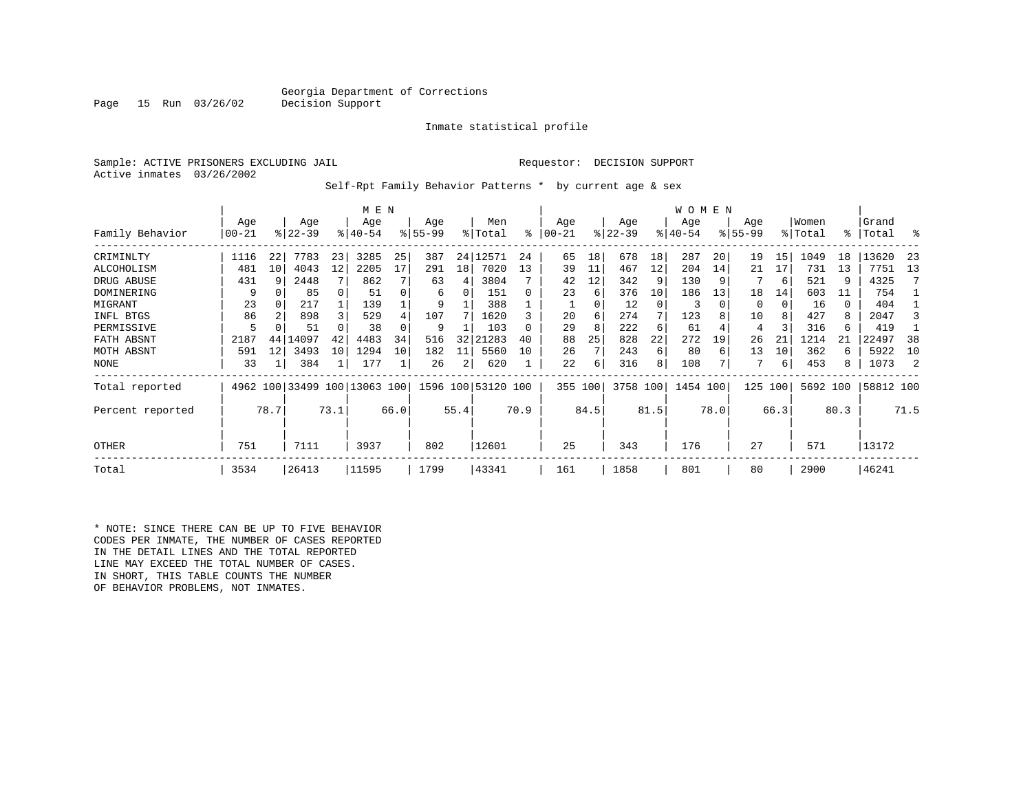Georgia Department of Corrections
Decision Support

Page 15 Run 03/26/02

Inmate statistical profile

Sample: ACTIVE PRISONERS EXCLUDING JAIL

Requestor: DECISION SUPPORT

Active inmates 03/26/2002

Self-Rpt Family Behavior Patterns * by current age & sex

| Family Behavior | MEN Age 00-21 | % | Age 22-39 | % | Age 40-54 | % | Age 55-99 | % | Men Total | % | WOMEN Age 00-21 | % | Age 22-39 | % | Age 40-54 | % | Age 55-99 | % | Women Total | % | Grand Total | % |
|---|---|---|---|---|---|---|---|---|---|---|---|---|---|---|---|---|---|---|---|---|---|---|
| CRIMINLTY | 1116 | 22 | 7783 | 23 | 3285 | 25 | 387 | 24 | 12571 | 24 | 65 | 18 | 678 | 18 | 287 | 20 | 19 | 15 | 1049 | 18 | 13620 | 23 |
| ALCOHOLISM | 481 | 10 | 4043 | 12 | 2205 | 17 | 291 | 18 | 7020 | 13 | 39 | 11 | 467 | 12 | 204 | 14 | 21 | 17 | 731 | 13 | 7751 | 13 |
| DRUG ABUSE | 431 | 9 | 2448 | 7 | 862 | 7 | 63 | 4 | 3804 | 7 | 42 | 12 | 342 | 9 | 130 | 9 | 7 | 6 | 521 | 9 | 4325 | 7 |
| DOMINERING | 9 | 0 | 85 | 0 | 51 | 0 | 6 | 0 | 151 | 0 | 23 | 6 | 376 | 10 | 186 | 13 | 18 | 14 | 603 | 11 | 754 | 1 |
| MIGRANT | 23 | 0 | 217 | 1 | 139 | 1 | 9 | 1 | 388 | 1 | 1 | 0 | 12 | 0 | 3 | 0 | 0 | 0 | 16 | 0 | 404 | 1 |
| INFL BTGS | 86 | 2 | 898 | 3 | 529 | 4 | 107 | 7 | 1620 | 3 | 20 | 6 | 274 | 7 | 123 | 8 | 10 | 8 | 427 | 8 | 2047 | 3 |
| PERMISSIVE | 5 | 0 | 51 | 0 | 38 | 0 | 9 | 1 | 103 | 0 | 29 | 8 | 222 | 6 | 61 | 4 | 4 | 3 | 316 | 6 | 419 | 1 |
| FATH ABSNT | 2187 | 44 | 14097 | 42 | 4483 | 34 | 516 | 32 | 21283 | 40 | 88 | 25 | 828 | 22 | 272 | 19 | 26 | 21 | 1214 | 21 | 22497 | 38 |
| MOTH ABSNT | 591 | 12 | 3493 | 10 | 1294 | 10 | 182 | 11 | 5560 | 10 | 26 | 7 | 243 | 6 | 80 | 6 | 13 | 10 | 362 | 6 | 5922 | 10 |
| NONE | 33 | 1 | 384 | 1 | 177 | 1 | 26 | 2 | 620 | 1 | 22 | 6 | 316 | 8 | 108 | 7 | 7 | 6 | 453 | 8 | 1073 | 2 |
| Total reported | 4962 | 100 | 33499 | 100 | 13063 | 100 | 1596 | 100 | 53120 | 100 | 355 | 100 | 3758 | 100 | 1454 | 100 | 125 | 100 | 5692 | 100 | 58812 | 100 |
| Percent reported | | 78.7 | | 73.1 | | 66.0 | | 55.4 | | 70.9 | | 84.5 | | 81.5 | | 78.0 | | 66.3 | | 80.3 | | 71.5 |
| OTHER | 751 | | 7111 | | 3937 | | 802 | | 12601 | | 25 | | 343 | | 176 | | 27 | | 571 | | 13172 | |
| Total | 3534 | | 26413 | | 11595 | | 1799 | | 43341 | | 161 | | 1858 | | 801 | | 80 | | 2900 | | 46241 | |

* NOTE: SINCE THERE CAN BE UP TO FIVE BEHAVIOR CODES PER INMATE, THE NUMBER OF CASES REPORTED IN THE DETAIL LINES AND THE TOTAL REPORTED LINE MAY EXCEED THE TOTAL NUMBER OF CASES. IN SHORT, THIS TABLE COUNTS THE NUMBER OF BEHAVIOR PROBLEMS, NOT INMATES.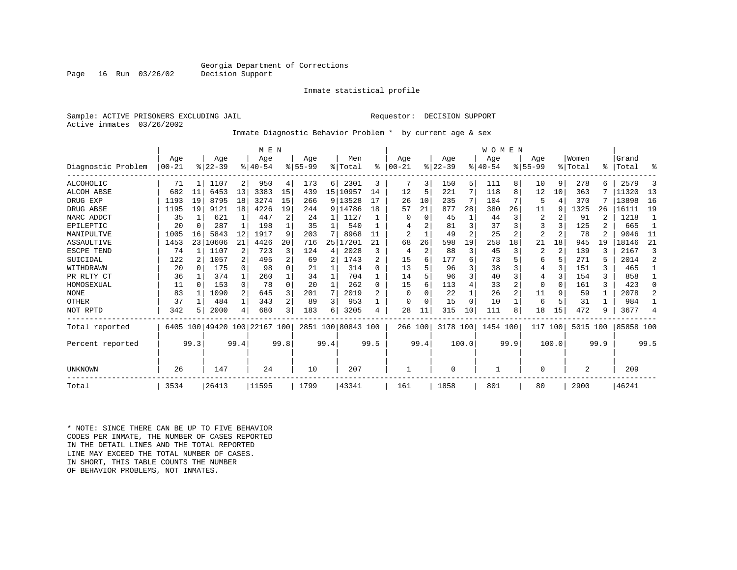Georgia Department of Corrections
Decision Support

Inmate statistical profile

Sample: ACTIVE PRISONERS EXCLUDING JAIL

Requestor: DECISION SUPPORT

Active inmates 03/26/2002

Inmate Diagnostic Behavior Problem * by current age & sex

| Diagnostic Problem | MEN Age 00-21 | % | Age 22-39 | % | Age 40-54 | % | Age 55-99 | % | Men Total | % | WOMEN Age 00-21 | % | Age 22-39 | % | Age 40-54 | % | Age 55-99 | % | Women Total | % | Grand Total | % |
|---|---|---|---|---|---|---|---|---|---|---|---|---|---|---|---|---|---|---|---|---|---|---|
| ALCOHOLIC | 71 | 1 | 1107 | 2 | 950 | 4 | 173 | 6 | 2301 | 3 | 7 | 3 | 150 | 5 | 111 | 8 | 10 | 9 | 278 | 6 | 2579 | 3 |
| ALCOH ABSE | 682 | 11 | 6453 | 13 | 3383 | 15 | 439 | 15 | 10957 | 14 | 12 | 5 | 221 | 7 | 118 | 8 | 12 | 10 | 363 | 7 | 11320 | 13 |
| DRUG EXP | 1193 | 19 | 8795 | 18 | 3274 | 15 | 266 | 9 | 13528 | 17 | 26 | 10 | 235 | 7 | 104 | 7 | 5 | 4 | 370 | 7 | 13898 | 16 |
| DRUG ABSE | 1195 | 19 | 9121 | 18 | 4226 | 19 | 244 | 9 | 14786 | 18 | 57 | 21 | 877 | 28 | 380 | 26 | 11 | 9 | 1325 | 26 | 16111 | 19 |
| NARC ADDCT | 35 | 1 | 621 | 1 | 447 | 2 | 24 | 1 | 1127 | 1 | 0 | 0 | 45 | 1 | 44 | 3 | 2 | 2 | 91 | 2 | 1218 | 1 |
| EPILEPTIC | 20 | 0 | 287 | 1 | 198 | 1 | 35 | 1 | 540 | 1 | 4 | 2 | 81 | 3 | 37 | 3 | 3 | 3 | 125 | 2 | 665 | 1 |
| MANIPULTVE | 1005 | 16 | 5843 | 12 | 1917 | 9 | 203 | 7 | 8968 | 11 | 2 | 1 | 49 | 2 | 25 | 2 | 2 | 2 | 78 | 2 | 9046 | 11 |
| ASSAULTIVE | 1453 | 23 | 10606 | 21 | 4426 | 20 | 716 | 25 | 17201 | 21 | 68 | 26 | 598 | 19 | 258 | 18 | 21 | 18 | 945 | 19 | 18146 | 21 |
| ESCPE TEND | 74 | 1 | 1107 | 2 | 723 | 3 | 124 | 4 | 2028 | 3 | 4 | 2 | 88 | 3 | 45 | 3 | 2 | 2 | 139 | 3 | 2167 | 3 |
| SUICIDAL | 122 | 2 | 1057 | 2 | 495 | 2 | 69 | 2 | 1743 | 2 | 15 | 6 | 177 | 6 | 73 | 5 | 6 | 5 | 271 | 5 | 2014 | 2 |
| WITHDRAWN | 20 | 0 | 175 | 0 | 98 | 0 | 21 | 1 | 314 | 0 | 13 | 5 | 96 | 3 | 38 | 3 | 4 | 3 | 151 | 3 | 465 | 1 |
| PR RLTY CT | 36 | 1 | 374 | 1 | 260 | 1 | 34 | 1 | 704 | 1 | 14 | 5 | 96 | 3 | 40 | 3 | 4 | 3 | 154 | 3 | 858 | 1 |
| HOMOSEXUAL | 11 | 0 | 153 | 0 | 78 | 0 | 20 | 1 | 262 | 0 | 15 | 6 | 113 | 4 | 33 | 2 | 0 | 0 | 161 | 3 | 423 | 0 |
| NONE | 83 | 1 | 1090 | 2 | 645 | 3 | 201 | 7 | 2019 | 2 | 0 | 0 | 22 | 1 | 26 | 2 | 11 | 9 | 59 | 1 | 2078 | 2 |
| OTHER | 37 | 1 | 484 | 1 | 343 | 2 | 89 | 3 | 953 | 1 | 0 | 0 | 15 | 0 | 10 | 1 | 6 | 5 | 31 | 1 | 984 | 1 |
| NOT RPTD | 342 | 5 | 2000 | 4 | 680 | 3 | 183 | 6 | 3205 | 4 | 28 | 11 | 315 | 10 | 111 | 8 | 18 | 15 | 472 | 9 | 3677 | 4 |
| Total reported | 6405 | 100 | 49420 | 100 | 22167 | 100 | 2851 | 100 | 80843 | 100 | 266 | 100 | 3178 | 100 | 1454 | 100 | 117 | 100 | 5015 | 100 | 85858 | 100 |
| Percent reported | | 99.3 | | 99.4 | | 99.8 | | 99.4 | | 99.5 | | 99.4 | | 100.0 | | 99.9 | | 100.0 | | 99.9 | | 99.5 |
| UNKNOWN | 26 | | 147 | | 24 | | 10 | | 207 | | 1 | | 0 | | 1 | | 0 | | 2 | | 209 | |
| Total | 3534 | | 26413 | | 11595 | | 1799 | | 43341 | | 161 | | 1858 | | 801 | | 80 | | 2900 | | 46241 | |

* NOTE: SINCE THERE CAN BE UP TO FIVE BEHAVIOR CODES PER INMATE, THE NUMBER OF CASES REPORTED IN THE DETAIL LINES AND THE TOTAL REPORTED LINE MAY EXCEED THE TOTAL NUMBER OF CASES. IN SHORT, THIS TABLE COUNTS THE NUMBER OF BEHAVIOR PROBLEMS, NOT INMATES.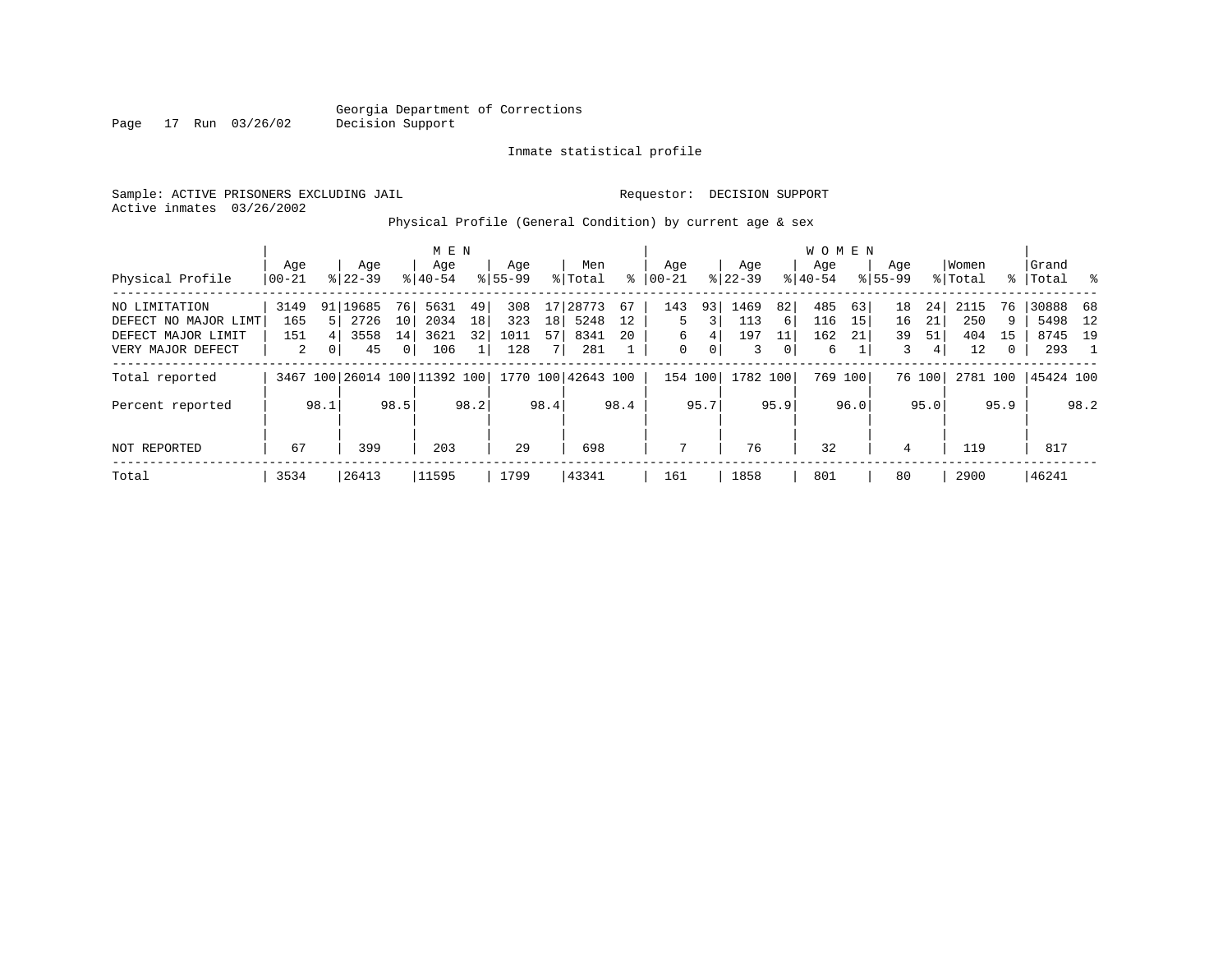Georgia Department of Corrections
Decision Support

Inmate statistical profile

Sample: ACTIVE PRISONERS EXCLUDING JAIL                    Requestor: DECISION SUPPORT
Active inmates 03/26/2002

Physical Profile (General Condition) by current age & sex

| Physical Profile | MEN Age 00-21 | % | Age 22-39 | % | Age 40-54 | % | Age 55-99 | % | Men Total | % | WOMEN Age 00-21 | % | Age 22-39 | % | Age 40-54 | % | Age 55-99 | % | Women Total | % | Grand Total | % |
|---|---|---|---|---|---|---|---|---|---|---|---|---|---|---|---|---|---|---|---|---|---|---|
| NO LIMITATION | 3149 | 91 | 19685 | 76 | 5631 | 49 | 308 | 17 | 28773 | 67 | 143 | 93 | 1469 | 82 | 485 | 63 | 18 | 24 | 2115 | 76 | 30888 | 68 |
| DEFECT NO MAJOR LIMT | 165 | 5 | 2726 | 10 | 2034 | 18 | 323 | 18 | 5248 | 12 | 5 | 3 | 113 | 6 | 116 | 15 | 16 | 21 | 250 | 9 | 5498 | 12 |
| DEFECT MAJOR LIMIT | 151 | 4 | 3558 | 14 | 3621 | 32 | 1011 | 57 | 8341 | 20 | 6 | 4 | 197 | 11 | 162 | 21 | 39 | 51 | 404 | 15 | 8745 | 19 |
| VERY MAJOR DEFECT | 2 | 0 | 45 | 0 | 106 | 1 | 128 | 7 | 281 | 1 | 0 | 0 | 3 | 0 | 6 | 1 | 3 | 4 | 12 | 0 | 293 | 1 |
| Total reported | 3467 | 100 | 26014 | 100 | 11392 | 100 | 1770 | 100 | 42643 | 100 | 154 | 100 | 1782 | 100 | 769 | 100 | 76 | 100 | 2781 | 100 | 45424 | 100 |
| Percent reported | | 98.1 | | 98.5 | | 98.2 | | 98.4 | | 98.4 | | 95.7 | | 95.9 | | 96.0 | | 95.0 | | 95.9 | | 98.2 |
| NOT REPORTED | 67 | | 399 | | 203 | | 29 | | 698 | | 7 | | 76 | | 32 | | 4 | | 119 | | 817 | |
| Total | 3534 | | 26413 | | 11595 | | 1799 | | 43341 | | 161 | | 1858 | | 801 | | 80 | | 2900 | | 46241 | |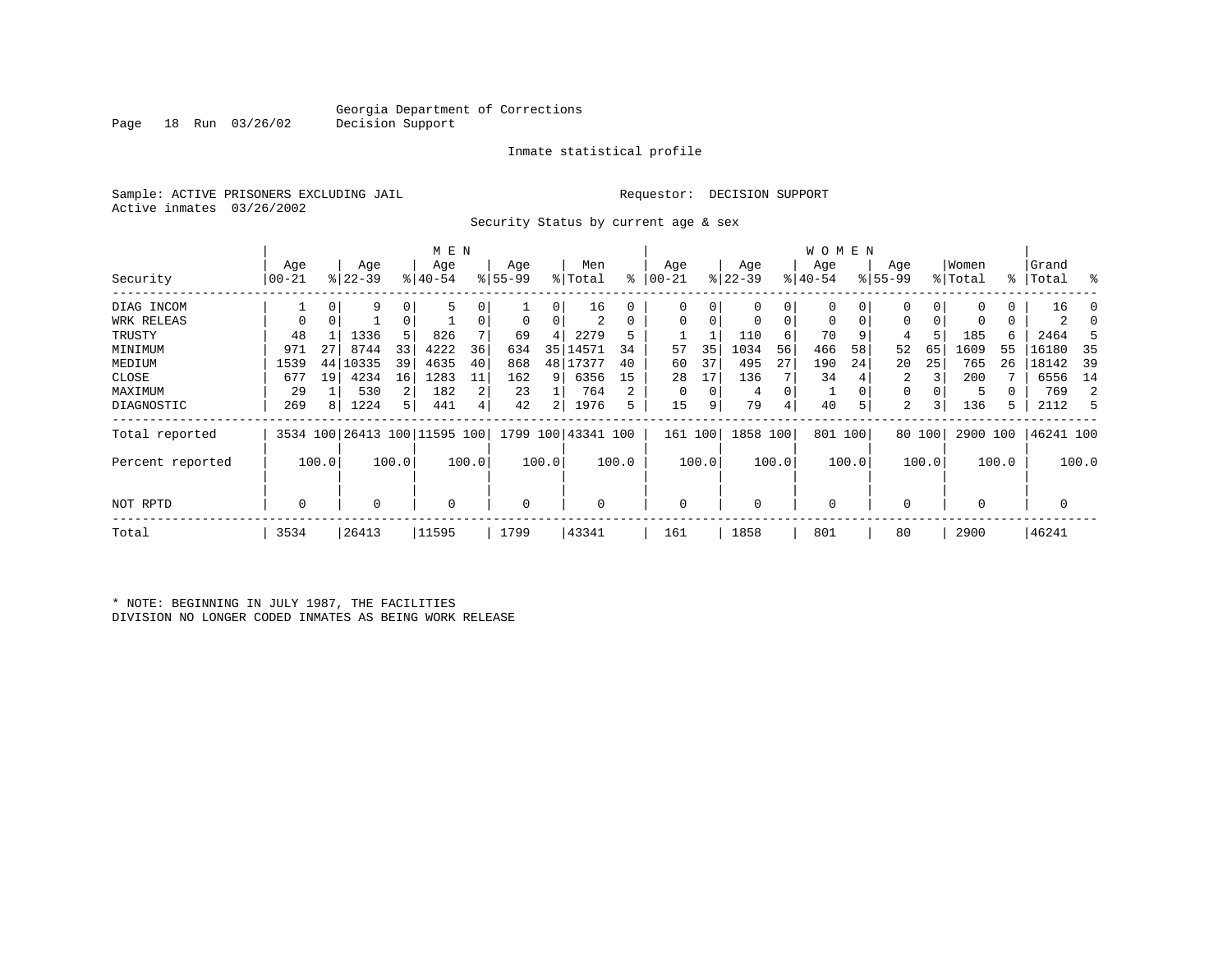Georgia Department of Corrections
Decision Support

Inmate statistical profile

Sample: ACTIVE PRISONERS EXCLUDING JAIL　　　　Requestor: DECISION SUPPORT
Active inmates 03/26/2002

Security Status by current age & sex

| | MEN | | | | | | | | | | WOMEN | | | | | | | | | | | |
|---|---|---|---|---|---|---|---|---|---|---|---|---|---|---|---|---|---|---|---|---|---|---|
| Security | Age 00-21 | % | Age 22-39 | % | Age 40-54 | % | Age 55-99 | % | Men Total | % | Age 00-21 | % | Age 22-39 | % | Age 40-54 | % | Age 55-99 | % | Women Total | % | Grand Total | % |
| DIAG INCOM | 1 | 0 | 9 | 0 | 5 | 0 | 1 | 0 | 16 | 0 | 0 | 0 | 0 | 0 | 0 | 0 | 0 | 0 | 0 | 0 | 16 | 0 |
| WRK RELEAS | 0 | 0 | 1 | 0 | 1 | 0 | 0 | 0 | 2 | 0 | 0 | 0 | 0 | 0 | 0 | 0 | 0 | 0 | 0 | 0 | 2 | 0 |
| TRUSTY | 48 | 1 | 1336 | 5 | 826 | 7 | 69 | 4 | 2279 | 5 | 1 | 1 | 110 | 6 | 70 | 9 | 4 | 5 | 185 | 6 | 2464 | 5 |
| MINIMUM | 971 | 27 | 8744 | 33 | 4222 | 36 | 634 | 35 | 14571 | 34 | 57 | 35 | 1034 | 56 | 466 | 58 | 52 | 65 | 1609 | 55 | 16180 | 35 |
| MEDIUM | 1539 | 44 | 10335 | 39 | 4635 | 40 | 868 | 48 | 17377 | 40 | 60 | 37 | 495 | 27 | 190 | 24 | 20 | 25 | 765 | 26 | 18142 | 39 |
| CLOSE | 677 | 19 | 4234 | 16 | 1283 | 11 | 162 | 9 | 6356 | 15 | 28 | 17 | 136 | 7 | 34 | 4 | 2 | 3 | 200 | 7 | 6556 | 14 |
| MAXIMUM | 29 | 1 | 530 | 2 | 182 | 2 | 23 | 1 | 764 | 2 | 0 | 0 | 4 | 0 | 1 | 0 | 0 | 0 | 5 | 0 | 769 | 2 |
| DIAGNOSTIC | 269 | 8 | 1224 | 5 | 441 | 4 | 42 | 2 | 1976 | 5 | 15 | 9 | 79 | 4 | 40 | 5 | 2 | 3 | 136 | 5 | 2112 | 5 |
| Total reported | 3534 | 100 | 26413 | 100 | 11595 | 100 | 1799 | 100 | 43341 | 100 | 161 | 100 | 1858 | 100 | 801 | 100 | 80 | 100 | 2900 | 100 | 46241 | 100 |
| Percent reported | | 100.0 | | 100.0 | | 100.0 | | 100.0 | | 100.0 | | 100.0 | | 100.0 | | 100.0 | | 100.0 | | 100.0 | | 100.0 |
| NOT RPTD | 0 | | 0 | | 0 | | 0 | | 0 | | 0 | | 0 | | 0 | | 0 | | 0 | | 0 | |
| Total | 3534 | | 26413 | | 11595 | | 1799 | | 43341 | | 161 | | 1858 | | 801 | | 80 | | 2900 | | 46241 | |

* NOTE: BEGINNING IN JULY 1987, THE FACILITIES DIVISION NO LONGER CODED INMATES AS BEING WORK RELEASE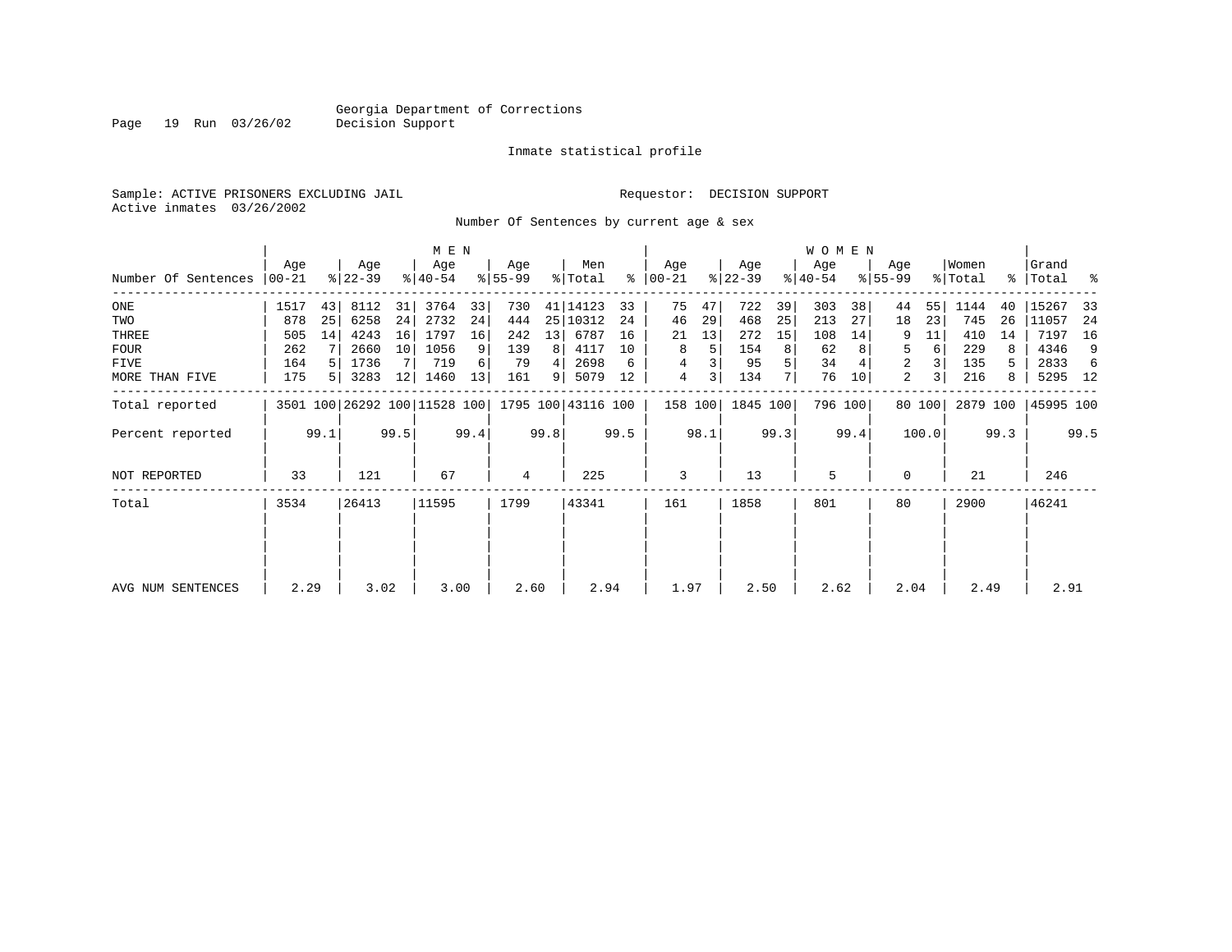Georgia Department of Corrections
Decision Support

Inmate statistical profile

Sample: ACTIVE PRISONERS EXCLUDING JAIL

Requestor: DECISION SUPPORT

Active inmates 03/26/2002

Number Of Sentences by current age & sex

| Number Of Sentences | MEN Age 00-21 | % | Age 22-39 | % | Age 40-54 | % | Age 55-99 | % | Men Total | % | WOMEN Age 00-21 | % | Age 22-39 | % | Age 40-54 | % | Age 55-99 | % | Women Total | % | Grand Total | % |
|---|---|---|---|---|---|---|---|---|---|---|---|---|---|---|---|---|---|---|---|---|---|---|
| ONE | 1517 | 43 | 8112 | 31 | 3764 | 33 | 730 | 41 | 14123 | 33 | 75 | 47 | 722 | 39 | 303 | 38 | 44 | 55 | 1144 | 40 | 15267 | 33 |
| TWO | 878 | 25 | 6258 | 24 | 2732 | 24 | 444 | 25 | 10312 | 24 | 46 | 29 | 468 | 25 | 213 | 27 | 18 | 23 | 745 | 26 | 11057 | 24 |
| THREE | 505 | 14 | 4243 | 16 | 1797 | 16 | 242 | 13 | 6787 | 16 | 21 | 13 | 272 | 15 | 108 | 14 | 9 | 11 | 410 | 14 | 7197 | 16 |
| FOUR | 262 | 7 | 2660 | 10 | 1056 | 9 | 139 | 8 | 4117 | 10 | 8 | 5 | 154 | 8 | 62 | 8 | 5 | 6 | 229 | 8 | 4346 | 9 |
| FIVE | 164 | 5 | 1736 | 7 | 719 | 6 | 79 | 4 | 2698 | 6 | 4 | 3 | 95 | 5 | 34 | 4 | 2 | 3 | 135 | 5 | 2833 | 6 |
| MORE THAN FIVE | 175 | 5 | 3283 | 12 | 1460 | 13 | 161 | 9 | 5079 | 12 | 4 | 3 | 134 | 7 | 76 | 10 | 2 | 3 | 216 | 8 | 5295 | 12 |
| Total reported | 3501 | 100 | 26292 | 100 | 11528 | 100 | 1795 | 100 | 43116 | 100 | 158 | 100 | 1845 | 100 | 796 | 100 | 80 | 100 | 2879 | 100 | 45995 | 100 |
| Percent reported | | 99.1 | | 99.5 | | 99.4 | | 99.8 | | 99.5 | | 98.1 | | 99.3 | | 99.4 | | 100.0 | | 99.3 | | 99.5 |
| NOT REPORTED | 33 | | 121 | | 67 | | 4 | | 225 | | 3 | | 13 | | 5 | | 0 | | 21 | | 246 | |
| Total | 3534 | | 26413 | | 11595 | | 1799 | | 43341 | | 161 | | 1858 | | 801 | | 80 | | 2900 | | 46241 | |
| AVG NUM SENTENCES | 2.29 | | 3.02 | | 3.00 | | 2.60 | | 2.94 | | 1.97 | | 2.50 | | 2.62 | | 2.04 | | 2.49 | | 2.91 | |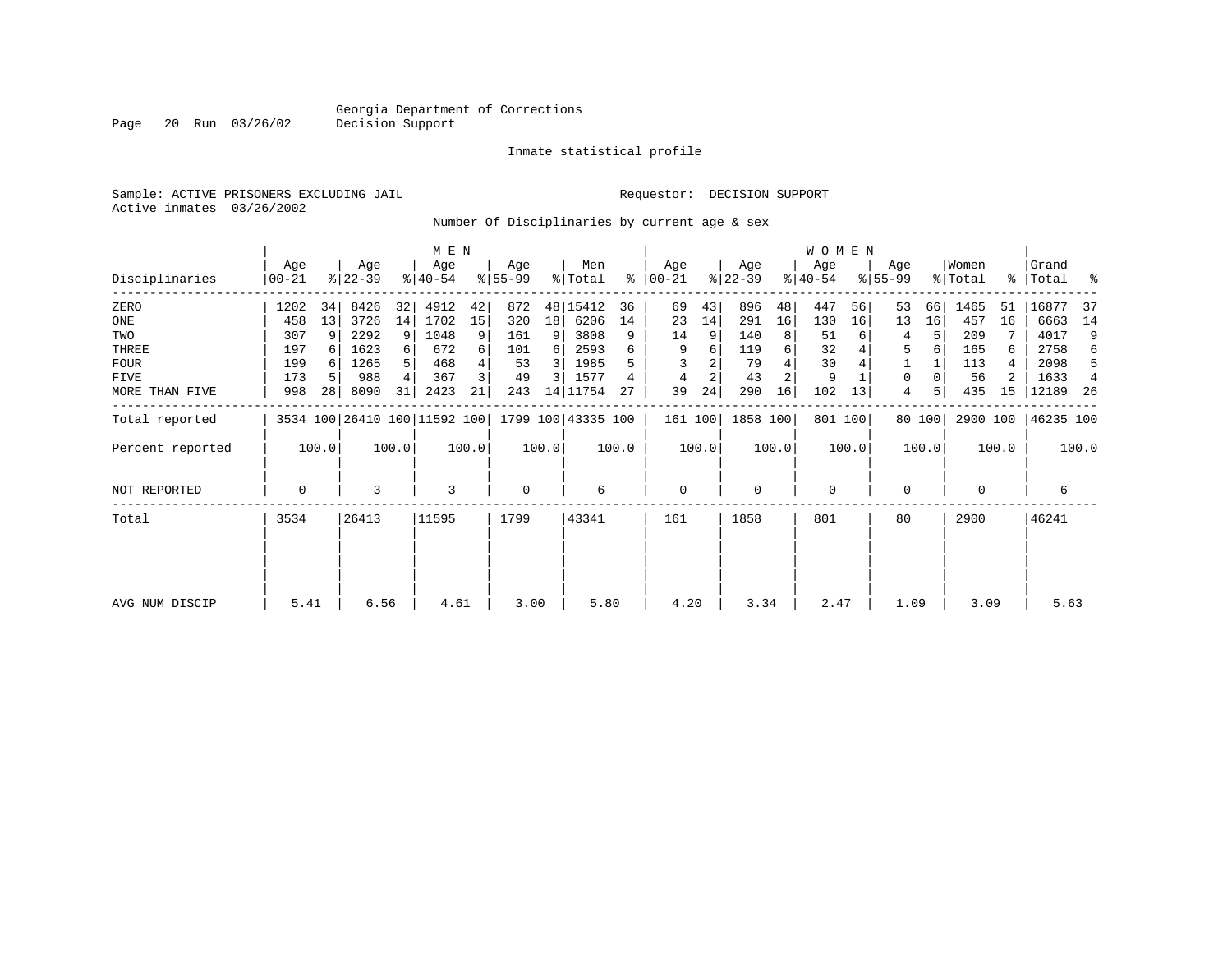Georgia Department of Corrections
Decision Support

Inmate statistical profile

Sample: ACTIVE PRISONERS EXCLUDING JAIL        Requestor: DECISION SUPPORT
Active inmates 03/26/2002

Number Of Disciplinaries by current age & sex

| | MEN | | | | | | | | | | WOMEN | | | | | | | | | | | |
|---|---|---|---|---|---|---|---|---|---|---|---|---|---|---|---|---|---|---|---|---|---|---|
| Disciplinaries | Age 00-21 | % | Age 22-39 | % | Age 40-54 | % | Age 55-99 | % | Men Total | % | Age 00-21 | % | Age 22-39 | % | Age 40-54 | % | Age 55-99 | % | Women Total | % | Grand Total | % |
| ZERO | 1202 | 34 | 8426 | 32 | 4912 | 42 | 872 | 48 | 15412 | 36 | 69 | 43 | 896 | 48 | 447 | 56 | 53 | 66 | 1465 | 51 | 16877 | 37 |
| ONE | 458 | 13 | 3726 | 14 | 1702 | 15 | 320 | 18 | 6206 | 14 | 23 | 14 | 291 | 16 | 130 | 16 | 13 | 16 | 457 | 16 | 6663 | 14 |
| TWO | 307 | 9 | 2292 | 9 | 1048 | 9 | 161 | 9 | 3808 | 9 | 14 | 9 | 140 | 8 | 51 | 6 | 4 | 5 | 209 | 7 | 4017 | 9 |
| THREE | 197 | 6 | 1623 | 6 | 672 | 6 | 101 | 6 | 2593 | 6 | 9 | 6 | 119 | 6 | 32 | 4 | 5 | 6 | 165 | 6 | 2758 | 6 |
| FOUR | 199 | 6 | 1265 | 5 | 468 | 4 | 53 | 3 | 1985 | 5 | 3 | 2 | 79 | 4 | 30 | 4 | 1 | 1 | 113 | 4 | 2098 | 5 |
| FIVE | 173 | 5 | 988 | 4 | 367 | 3 | 49 | 3 | 1577 | 4 | 4 | 2 | 43 | 2 | 9 | 1 | 0 | 0 | 56 | 2 | 1633 | 4 |
| MORE THAN FIVE | 998 | 28 | 8090 | 31 | 2423 | 21 | 243 | 14 | 11754 | 27 | 39 | 24 | 290 | 16 | 102 | 13 | 4 | 5 | 435 | 15 | 12189 | 26 |
| Total reported | 3534 | 100 | 26410 | 100 | 11592 | 100 | 1799 | 100 | 43335 | 100 | 161 | 100 | 1858 | 100 | 801 | 100 | 80 | 100 | 2900 | 100 | 46235 | 100 |
| Percent reported | | 100.0 | | 100.0 | | 100.0 | | 100.0 | | 100.0 | | 100.0 | | 100.0 | | 100.0 | | 100.0 | | 100.0 | | 100.0 |
| NOT REPORTED | 0 | | 3 | | 3 | | 0 | | 6 | | 0 | | 0 | | 0 | | 0 | | 0 | | 6 | |
| Total | 3534 | | 26413 | | 11595 | | 1799 | | 43341 | | 161 | | 1858 | | 801 | | 80 | | 2900 | | 46241 | |
| AVG NUM DISCIP | 5.41 | | 6.56 | | 4.61 | | 3.00 | | 5.80 | | 4.20 | | 3.34 | | 2.47 | | 1.09 | | 3.09 | | 5.63 | |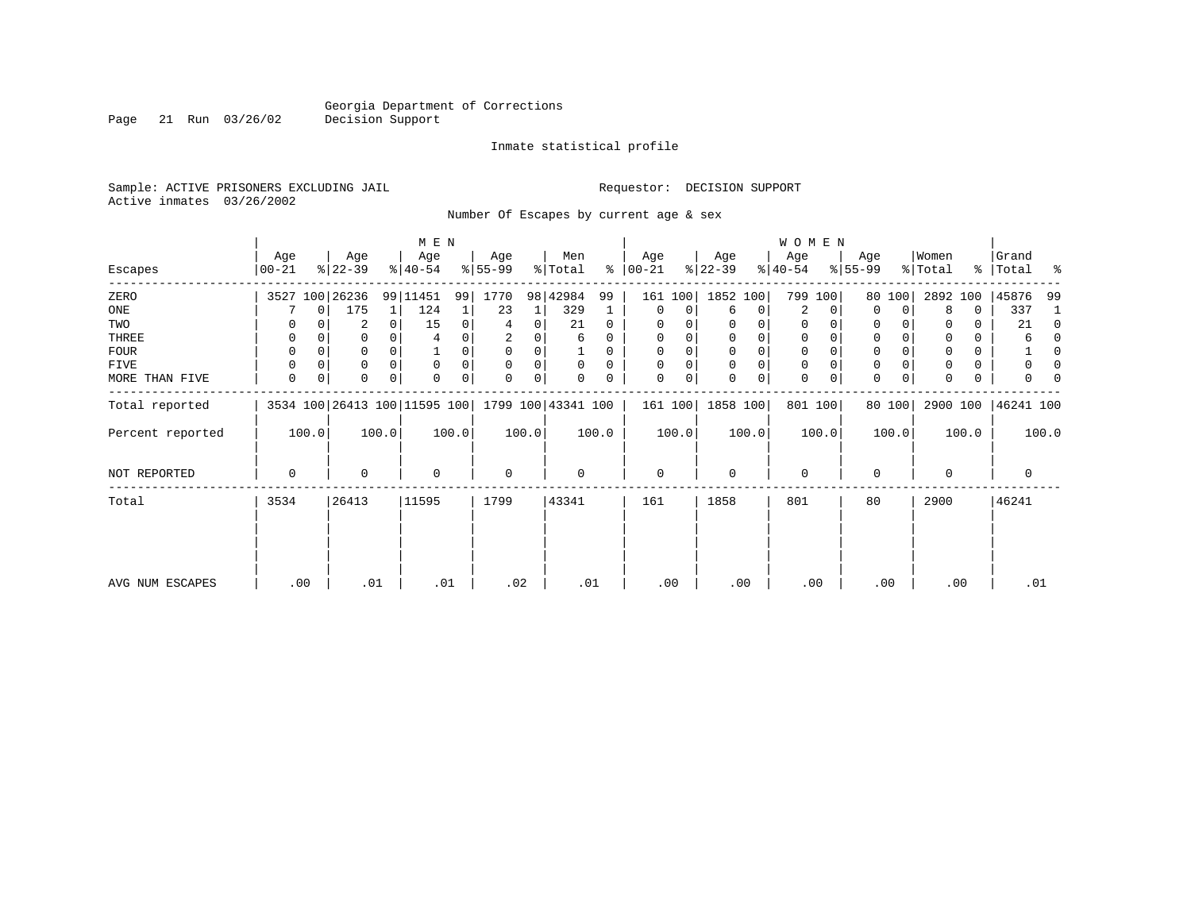Georgia Department of Corrections
Decision Support

Inmate statistical profile

Sample: ACTIVE PRISONERS EXCLUDING JAIL
Active inmates 03/26/2002

Requestor: DECISION SUPPORT

Number Of Escapes by current age & sex

| Escapes | MEN Age 00-21 | % | Age 22-39 | % | Age 40-54 | % | Age 55-99 | % | Men Total | % | WOMEN Age 00-21 | % | Age 22-39 | % | Age 40-54 | % | Age 55-99 | % | Women Total | % | Grand Total | % |
|---|---|---|---|---|---|---|---|---|---|---|---|---|---|---|---|---|---|---|---|---|---|---|
| ZERO | 3527 | 100 | 26236 | 99 | 11451 | 99 | 1770 | 98 | 42984 | 99 | 161 | 100 | 1852 | 100 | 799 | 100 | 80 | 100 | 2892 | 100 | 45876 | 99 |
| ONE | 7 | 0 | 175 | 1 | 124 | 1 | 23 | 1 | 329 | 1 | 0 | 0 | 6 | 0 | 2 | 0 | 0 | 0 | 8 | 0 | 337 | 1 |
| TWO | 0 | 0 | 2 | 0 | 15 | 0 | 4 | 0 | 21 | 0 | 0 | 0 | 0 | 0 | 0 | 0 | 0 | 0 | 0 | 0 | 21 | 0 |
| THREE | 0 | 0 | 0 | 0 | 4 | 0 | 2 | 0 | 6 | 0 | 0 | 0 | 0 | 0 | 0 | 0 | 0 | 0 | 0 | 0 | 6 | 0 |
| FOUR | 0 | 0 | 0 | 0 | 1 | 0 | 0 | 0 | 1 | 0 | 0 | 0 | 0 | 0 | 0 | 0 | 0 | 0 | 0 | 0 | 1 | 0 |
| FIVE | 0 | 0 | 0 | 0 | 0 | 0 | 0 | 0 | 0 | 0 | 0 | 0 | 0 | 0 | 0 | 0 | 0 | 0 | 0 | 0 | 0 | 0 |
| MORE THAN FIVE | 0 | 0 | 0 | 0 | 0 | 0 | 0 | 0 | 0 | 0 | 0 | 0 | 0 | 0 | 0 | 0 | 0 | 0 | 0 | 0 | 0 | 0 |
| Total reported | 3534 | 100 | 26413 | 100 | 11595 | 100 | 1799 | 100 | 43341 | 100 | 161 | 100 | 1858 | 100 | 801 | 100 | 80 | 100 | 2900 | 100 | 46241 | 100 |
| Percent reported | 100.0 | | 100.0 | | 100.0 | | 100.0 | | 100.0 | | 100.0 | | 100.0 | | 100.0 | | 100.0 | | 100.0 | | 100.0 | |
| NOT REPORTED | 0 | | 0 | | 0 | | 0 | | 0 | | 0 | | 0 | | 0 | | 0 | | 0 | | 0 | |
| Total | 3534 | | 26413 | | 11595 | | 1799 | | 43341 | | 161 | | 1858 | | 801 | | 80 | | 2900 | | 46241 | |
| AVG NUM ESCAPES | .00 | | .01 | | .01 | | .02 | | .01 | | .00 | | .00 | | .00 | | .00 | | .00 | | .01 | |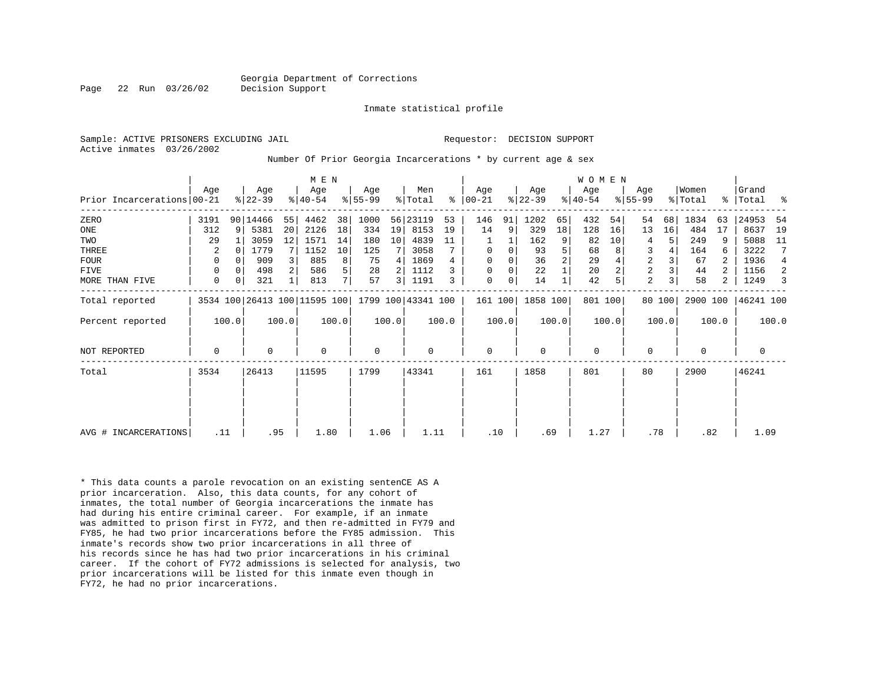Georgia Department of Corrections
Decision Support

Inmate statistical profile

Sample: ACTIVE PRISONERS EXCLUDING JAIL

Requestor: DECISION SUPPORT

Active inmates 03/26/2002

Number Of Prior Georgia Incarcerations * by current age & sex

| | MEN | | | | | | | | | | WOMEN | | | | | | | | | | | |
|---|---|---|---|---|---|---|---|---|---|---|---|---|---|---|---|---|---|---|---|---|---|---|
| Prior Incarcerations | Age 00-21 | % | Age 22-39 | % | Age 40-54 | % | Age 55-99 | % | Men Total | % | Age 00-21 | % | Age 22-39 | % | Age 40-54 | % | Age 55-99 | % | Women Total | % | Grand Total | % |
| ZERO | 3191 | 90 | 14466 | 55 | 4462 | 38 | 1000 | 56 | 23119 | 53 | 146 | 91 | 1202 | 65 | 432 | 54 | 54 | 68 | 1834 | 63 | 24953 | 54 |
| ONE | 312 | 9 | 5381 | 20 | 2126 | 18 | 334 | 19 | 8153 | 19 | 14 | 9 | 329 | 18 | 128 | 16 | 13 | 16 | 484 | 17 | 8637 | 19 |
| TWO | 29 | 1 | 3059 | 12 | 1571 | 14 | 180 | 10 | 4839 | 11 | 1 | 1 | 162 | 9 | 82 | 10 | 4 | 5 | 249 | 9 | 5088 | 11 |
| THREE | 2 | 0 | 1779 | 7 | 1152 | 10 | 125 | 7 | 3058 | 7 | 0 | 0 | 93 | 5 | 68 | 8 | 3 | 4 | 164 | 6 | 3222 | 7 |
| FOUR | 0 | 0 | 909 | 3 | 885 | 8 | 75 | 4 | 1869 | 4 | 0 | 0 | 36 | 2 | 29 | 4 | 2 | 3 | 67 | 2 | 1936 | 4 |
| FIVE | 0 | 0 | 498 | 2 | 586 | 5 | 28 | 2 | 1112 | 3 | 0 | 0 | 22 | 1 | 20 | 2 | 2 | 3 | 44 | 2 | 1156 | 2 |
| MORE THAN FIVE | 0 | 0 | 321 | 1 | 813 | 7 | 57 | 3 | 1191 | 3 | 0 | 0 | 14 | 1 | 42 | 5 | 2 | 3 | 58 | 2 | 1249 | 3 |
| Total reported | 3534 | 100 | 26413 | 100 | 11595 | 100 | 1799 | 100 | 43341 | 100 | 161 | 100 | 1858 | 100 | 801 | 100 | 80 | 100 | 2900 | 100 | 46241 | 100 |
| Percent reported | 100.0 | | 100.0 | | 100.0 | | 100.0 | | 100.0 | | 100.0 | | 100.0 | | 100.0 | | 100.0 | | 100.0 | | 100.0 | |
| NOT REPORTED | 0 | | 0 | | 0 | | 0 | | 0 | | 0 | | 0 | | 0 | | 0 | | 0 | | 0 | |
| Total | 3534 | | 26413 | | 11595 | | 1799 | | 43341 | | 161 | | 1858 | | 801 | | 80 | | 2900 | | 46241 | |
| AVG # INCARCERATIONS | .11 | | .95 | | 1.80 | | 1.06 | | 1.11 | | .10 | | .69 | | 1.27 | | .78 | | .82 | | 1.09 | |

* This data counts a parole revocation on an existing sentenCE AS A prior incarceration. Also, this data counts, for any cohort of inmates, the total number of Georgia incarcerations the inmate has had during his entire criminal career. For example, if an inmate was admitted to prison first in FY72, and then re-admitted in FY79 and FY85, he had two prior incarcerations before the FY85 admission. This inmate's records show two prior incarcerations in all three of his records since he has had two prior incarcerations in his criminal career. If the cohort of FY72 admissions is selected for analysis, two prior incarcerations will be listed for this inmate even though in FY72, he had no prior incarcerations.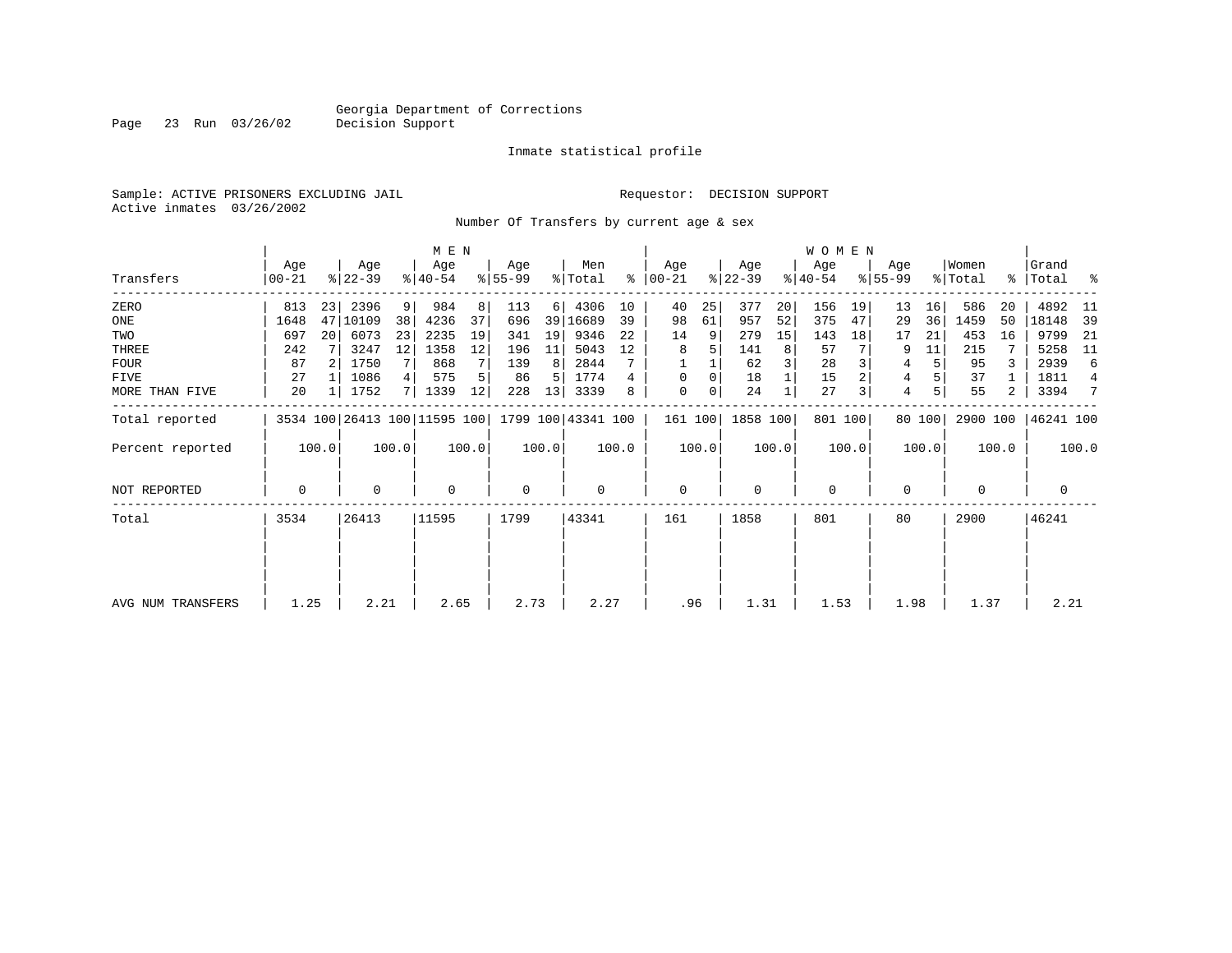Georgia Department of Corrections
Decision Support

Inmate statistical profile

Sample: ACTIVE PRISONERS EXCLUDING JAIL
Active inmates 03/26/2002

Requestor: DECISION SUPPORT

Number Of Transfers by current age & sex

| Transfers | MEN Age 00-21 | % | Age 22-39 | % | Age 40-54 | % | Age 55-99 | % | Men Total | % | WOMEN Age 00-21 | % | Age 22-39 | % | Age 40-54 | % | Age 55-99 | % | Women Total | % | Grand Total | % |
|---|---|---|---|---|---|---|---|---|---|---|---|---|---|---|---|---|---|---|---|---|---|---|
| ZERO | 813 | 23 | 2396 | 9 | 984 | 8 | 113 | 6 | 4306 | 10 | 40 | 25 | 377 | 20 | 156 | 19 | 13 | 16 | 586 | 20 | 4892 | 11 |
| ONE | 1648 | 47 | 10109 | 38 | 4236 | 37 | 696 | 39 | 16689 | 39 | 98 | 61 | 957 | 52 | 375 | 47 | 29 | 36 | 1459 | 50 | 18148 | 39 |
| TWO | 697 | 20 | 6073 | 23 | 2235 | 19 | 341 | 19 | 9346 | 22 | 14 | 9 | 279 | 15 | 143 | 18 | 17 | 21 | 453 | 16 | 9799 | 21 |
| THREE | 242 | 7 | 3247 | 12 | 1358 | 12 | 196 | 11 | 5043 | 12 | 8 | 5 | 141 | 8 | 57 | 7 | 9 | 11 | 215 | 7 | 5258 | 11 |
| FOUR | 87 | 2 | 1750 | 7 | 868 | 7 | 139 | 8 | 2844 | 7 | 1 | 1 | 62 | 3 | 28 | 3 | 4 | 5 | 95 | 3 | 2939 | 6 |
| FIVE | 27 | 1 | 1086 | 4 | 575 | 5 | 86 | 5 | 1774 | 4 | 0 | 0 | 18 | 1 | 15 | 2 | 4 | 5 | 37 | 1 | 1811 | 4 |
| MORE THAN FIVE | 20 | 1 | 1752 | 7 | 1339 | 12 | 228 | 13 | 3339 | 8 | 0 | 0 | 24 | 1 | 27 | 3 | 4 | 5 | 55 | 2 | 3394 | 7 |
| Total reported | 3534 | 100 | 26413 | 100 | 11595 | 100 | 1799 | 100 | 43341 | 100 | 161 | 100 | 1858 | 100 | 801 | 100 | 80 | 100 | 2900 | 100 | 46241 | 100 |
| Percent reported | | 100.0 | | 100.0 | | 100.0 | | 100.0 | | 100.0 | | 100.0 | | 100.0 | | 100.0 | | 100.0 | | 100.0 | | 100.0 |
| NOT REPORTED | 0 | | 0 | | 0 | | 0 | | 0 | | 0 | | 0 | | 0 | | 0 | | 0 | | 0 | |
| Total | 3534 | | 26413 | | 11595 | | 1799 | | 43341 | | 161 | | 1858 | | 801 | | 80 | | 2900 | | 46241 | |
| AVG NUM TRANSFERS | 1.25 | | 2.21 | | 2.65 | | 2.73 | | 2.27 | | .96 | | 1.31 | | 1.53 | | 1.98 | | 1.37 | | 2.21 | |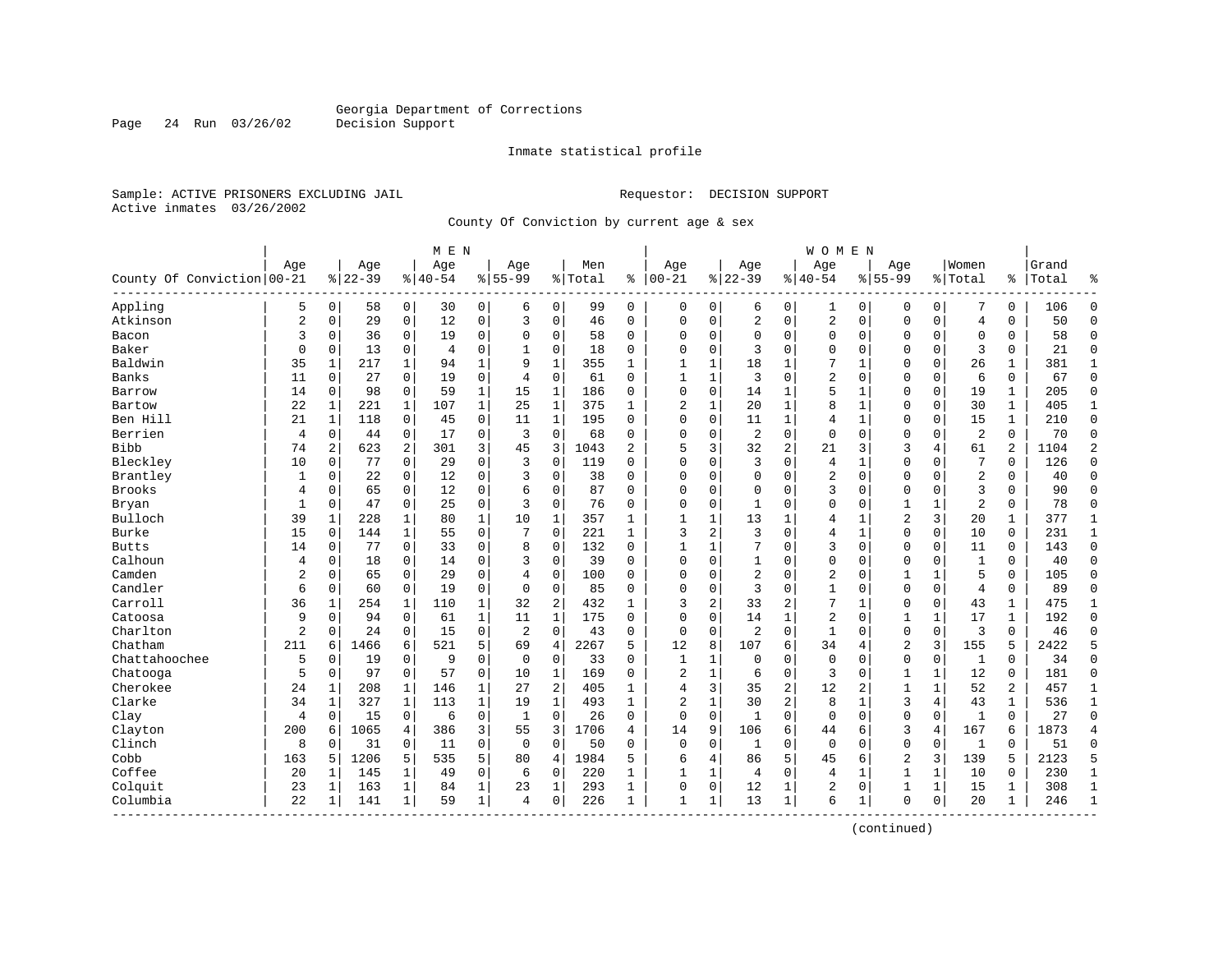Georgia Department of Corrections
Decision Support

Inmate statistical profile

Sample: ACTIVE PRISONERS EXCLUDING JAIL

Requestor: DECISION SUPPORT

Active inmates 03/26/2002

County Of Conviction by current age & sex

| County Of Conviction | MEN Age 00-21 | % | Age 22-39 | % | Age 40-54 | % | Age 55-99 | % | Men Total | % | WOMEN Age 00-21 | % | Age 22-39 | % | Age 40-54 | % | Age 55-99 | % | Women Total | % | Grand Total | % |
|---|---|---|---|---|---|---|---|---|---|---|---|---|---|---|---|---|---|---|---|---|---|---|
| Appling | 5 | 0 | 58 | 0 | 30 | 0 | 6 | 0 | 99 | 0 | 0 | 0 | 6 | 0 | 1 | 0 | 0 | 0 | 7 | 0 | 106 | 0 |
| Atkinson | 2 | 0 | 29 | 0 | 12 | 0 | 3 | 0 | 46 | 0 | 0 | 0 | 2 | 0 | 2 | 0 | 0 | 0 | 4 | 0 | 50 | 0 |
| Bacon | 3 | 0 | 36 | 0 | 19 | 0 | 0 | 0 | 58 | 0 | 0 | 0 | 0 | 0 | 0 | 0 | 0 | 0 | 0 | 0 | 58 | 0 |
| Baker | 0 | 0 | 13 | 0 | 4 | 0 | 1 | 0 | 18 | 0 | 0 | 0 | 3 | 0 | 0 | 0 | 0 | 0 | 3 | 0 | 21 | 0 |
| Baldwin | 35 | 1 | 217 | 1 | 94 | 1 | 9 | 1 | 355 | 1 | 1 | 1 | 18 | 1 | 7 | 1 | 0 | 0 | 26 | 1 | 381 | 1 |
| Banks | 11 | 0 | 27 | 0 | 19 | 0 | 4 | 0 | 61 | 0 | 1 | 1 | 3 | 0 | 2 | 0 | 0 | 0 | 6 | 0 | 67 | 0 |
| Barrow | 14 | 0 | 98 | 0 | 59 | 1 | 15 | 1 | 186 | 0 | 0 | 0 | 14 | 1 | 5 | 1 | 0 | 0 | 19 | 1 | 205 | 0 |
| Bartow | 22 | 1 | 221 | 1 | 107 | 1 | 25 | 1 | 375 | 1 | 2 | 1 | 20 | 1 | 8 | 1 | 0 | 0 | 30 | 1 | 405 | 1 |
| Ben Hill | 21 | 1 | 118 | 0 | 45 | 0 | 11 | 1 | 195 | 0 | 0 | 0 | 11 | 1 | 4 | 1 | 0 | 0 | 15 | 1 | 210 | 0 |
| Berrien | 4 | 0 | 44 | 0 | 17 | 0 | 3 | 0 | 68 | 0 | 0 | 0 | 2 | 0 | 0 | 0 | 0 | 0 | 2 | 0 | 70 | 0 |
| Bibb | 74 | 2 | 623 | 2 | 301 | 3 | 45 | 3 | 1043 | 2 | 5 | 3 | 32 | 2 | 21 | 3 | 3 | 4 | 61 | 2 | 1104 | 2 |
| Bleckley | 10 | 0 | 77 | 0 | 29 | 0 | 3 | 0 | 119 | 0 | 0 | 0 | 3 | 0 | 4 | 1 | 0 | 0 | 7 | 0 | 126 | 0 |
| Brantley | 1 | 0 | 22 | 0 | 12 | 0 | 3 | 0 | 38 | 0 | 0 | 0 | 0 | 0 | 2 | 0 | 0 | 0 | 2 | 0 | 40 | 0 |
| Brooks | 4 | 0 | 65 | 0 | 12 | 0 | 6 | 0 | 87 | 0 | 0 | 0 | 0 | 0 | 3 | 0 | 0 | 0 | 3 | 0 | 90 | 0 |
| Bryan | 1 | 0 | 47 | 0 | 25 | 0 | 3 | 0 | 76 | 0 | 0 | 0 | 1 | 0 | 0 | 0 | 1 | 1 | 2 | 0 | 78 | 0 |
| Bulloch | 39 | 1 | 228 | 1 | 80 | 1 | 10 | 1 | 357 | 1 | 1 | 1 | 13 | 1 | 4 | 1 | 2 | 3 | 20 | 1 | 377 | 1 |
| Burke | 15 | 0 | 144 | 1 | 55 | 0 | 7 | 0 | 221 | 1 | 3 | 2 | 3 | 0 | 4 | 1 | 0 | 0 | 10 | 0 | 231 | 1 |
| Butts | 14 | 0 | 77 | 0 | 33 | 0 | 8 | 0 | 132 | 0 | 1 | 1 | 7 | 0 | 3 | 0 | 0 | 0 | 11 | 0 | 143 | 0 |
| Calhoun | 4 | 0 | 18 | 0 | 14 | 0 | 3 | 0 | 39 | 0 | 0 | 0 | 1 | 0 | 0 | 0 | 0 | 0 | 1 | 0 | 40 | 0 |
| Camden | 2 | 0 | 65 | 0 | 29 | 0 | 4 | 0 | 100 | 0 | 0 | 0 | 2 | 0 | 2 | 0 | 1 | 1 | 5 | 0 | 105 | 0 |
| Candler | 6 | 0 | 60 | 0 | 19 | 0 | 0 | 0 | 85 | 0 | 0 | 0 | 3 | 0 | 1 | 0 | 0 | 0 | 4 | 0 | 89 | 0 |
| Carroll | 36 | 1 | 254 | 1 | 110 | 1 | 32 | 2 | 432 | 1 | 3 | 2 | 33 | 2 | 7 | 1 | 0 | 0 | 43 | 1 | 475 | 1 |
| Catoosa | 9 | 0 | 94 | 0 | 61 | 1 | 11 | 1 | 175 | 0 | 0 | 0 | 14 | 1 | 2 | 0 | 1 | 1 | 17 | 1 | 192 | 0 |
| Charlton | 2 | 0 | 24 | 0 | 15 | 0 | 2 | 0 | 43 | 0 | 0 | 0 | 2 | 0 | 1 | 0 | 0 | 0 | 3 | 0 | 46 | 0 |
| Chatham | 211 | 6 | 1466 | 6 | 521 | 5 | 69 | 4 | 2267 | 5 | 12 | 8 | 107 | 6 | 34 | 4 | 2 | 3 | 155 | 5 | 2422 | 5 |
| Chattahoochee | 5 | 0 | 19 | 0 | 9 | 0 | 0 | 0 | 33 | 0 | 1 | 1 | 0 | 0 | 0 | 0 | 0 | 0 | 1 | 0 | 34 | 0 |
| Chatooga | 5 | 0 | 97 | 0 | 57 | 0 | 10 | 1 | 169 | 0 | 2 | 1 | 6 | 0 | 3 | 0 | 1 | 1 | 12 | 0 | 181 | 0 |
| Cherokee | 24 | 1 | 208 | 1 | 146 | 1 | 27 | 2 | 405 | 1 | 4 | 3 | 35 | 2 | 12 | 2 | 1 | 1 | 52 | 2 | 457 | 1 |
| Clarke | 34 | 1 | 327 | 1 | 113 | 1 | 19 | 1 | 493 | 1 | 2 | 1 | 30 | 2 | 8 | 1 | 3 | 4 | 43 | 1 | 536 | 1 |
| Clay | 4 | 0 | 15 | 0 | 6 | 0 | 1 | 0 | 26 | 0 | 0 | 0 | 1 | 0 | 0 | 0 | 0 | 0 | 1 | 0 | 27 | 0 |
| Clayton | 200 | 6 | 1065 | 4 | 386 | 3 | 55 | 3 | 1706 | 4 | 14 | 9 | 106 | 6 | 44 | 6 | 3 | 4 | 167 | 6 | 1873 | 4 |
| Clinch | 8 | 0 | 31 | 0 | 11 | 0 | 0 | 0 | 50 | 0 | 0 | 0 | 1 | 0 | 0 | 0 | 0 | 0 | 1 | 0 | 51 | 0 |
| Cobb | 163 | 5 | 1206 | 5 | 535 | 5 | 80 | 4 | 1984 | 5 | 6 | 4 | 86 | 5 | 45 | 6 | 2 | 3 | 139 | 5 | 2123 | 5 |
| Coffee | 20 | 1 | 145 | 1 | 49 | 0 | 6 | 0 | 220 | 1 | 1 | 1 | 4 | 0 | 4 | 1 | 1 | 1 | 10 | 0 | 230 | 1 |
| Colquit | 23 | 1 | 163 | 1 | 84 | 1 | 23 | 1 | 293 | 1 | 0 | 0 | 12 | 1 | 2 | 0 | 1 | 1 | 15 | 1 | 308 | 1 |
| Columbia | 22 | 1 | 141 | 1 | 59 | 1 | 4 | 0 | 226 | 1 | 1 | 1 | 13 | 1 | 6 | 1 | 0 | 0 | 20 | 1 | 246 | 1 |

(continued)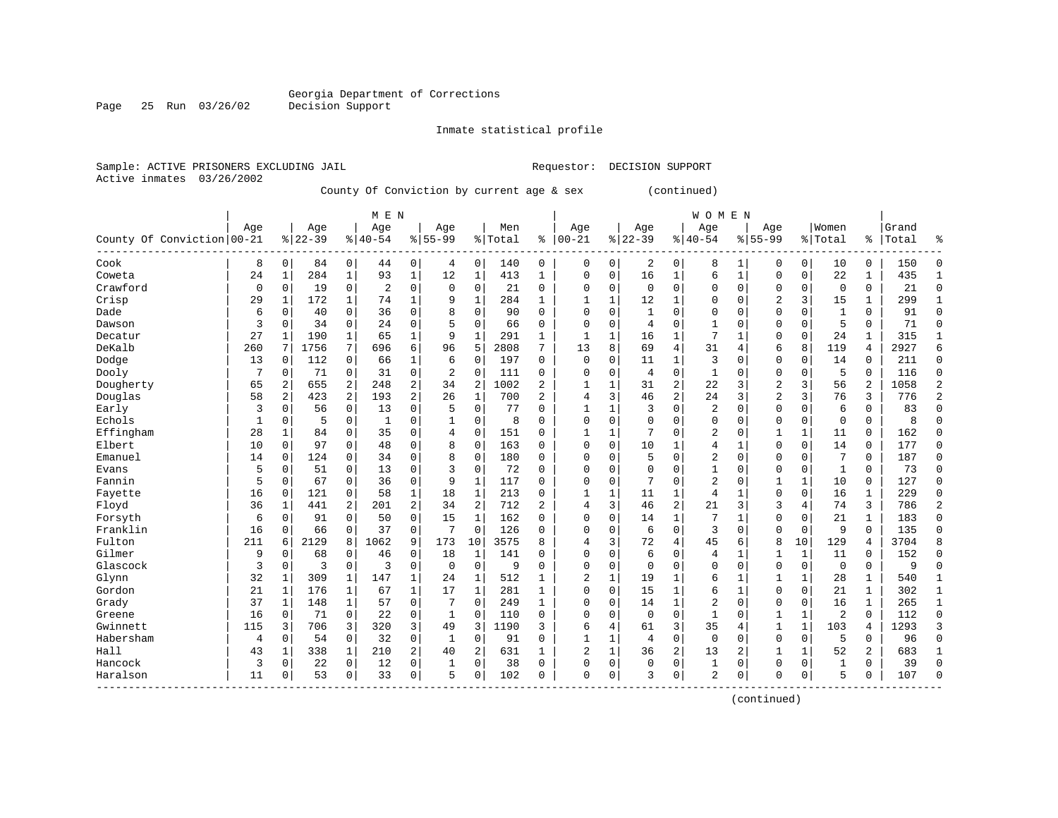Georgia Department of Corrections
Decision Support

Inmate statistical profile

Sample: ACTIVE PRISONERS EXCLUDING JAIL                    Requestor: DECISION SUPPORT
Active inmates 03/26/2002

County Of Conviction by current age & sex (continued)

| County Of Conviction | MEN Age 00-21 | % | Age 22-39 | % | Age 40-54 | % | Age 55-99 | % | Men Total | % | WOMEN Age 00-21 | % | Age 22-39 | % | Age 40-54 | % | Age 55-99 | % | Women Total | % | Grand Total | % |
|---|---|---|---|---|---|---|---|---|---|---|---|---|---|---|---|---|---|---|---|---|---|---|
| Cook | 8 | 0 | 84 | 0 | 44 | 0 | 4 | 0 | 140 | 0 | 0 | 0 | 2 | 0 | 8 | 1 | 0 | 0 | 10 | 0 | 150 | 0 |
| Coweta | 24 | 1 | 284 | 1 | 93 | 1 | 12 | 1 | 413 | 1 | 0 | 0 | 16 | 1 | 6 | 1 | 0 | 0 | 22 | 1 | 435 | 1 |
| Crawford | 0 | 0 | 19 | 0 | 2 | 0 | 0 | 0 | 21 | 0 | 0 | 0 | 0 | 0 | 0 | 0 | 0 | 0 | 0 | 0 | 21 | 0 |
| Crisp | 29 | 1 | 172 | 1 | 74 | 1 | 9 | 1 | 284 | 1 | 1 | 1 | 12 | 1 | 0 | 0 | 2 | 3 | 15 | 1 | 299 | 1 |
| Dade | 6 | 0 | 40 | 0 | 36 | 0 | 8 | 0 | 90 | 0 | 0 | 0 | 1 | 0 | 0 | 0 | 0 | 0 | 1 | 0 | 91 | 0 |
| Dawson | 3 | 0 | 34 | 0 | 24 | 0 | 5 | 0 | 66 | 0 | 0 | 0 | 4 | 0 | 1 | 0 | 0 | 0 | 5 | 0 | 71 | 0 |
| Decatur | 27 | 1 | 190 | 1 | 65 | 1 | 9 | 1 | 291 | 1 | 1 | 1 | 16 | 1 | 7 | 1 | 0 | 0 | 24 | 1 | 315 | 1 |
| DeKalb | 260 | 7 | 1756 | 7 | 696 | 6 | 96 | 5 | 2808 | 7 | 13 | 8 | 69 | 4 | 31 | 4 | 6 | 8 | 119 | 4 | 2927 | 6 |
| Dodge | 13 | 0 | 112 | 0 | 66 | 1 | 6 | 0 | 197 | 0 | 0 | 0 | 11 | 1 | 3 | 0 | 0 | 0 | 14 | 0 | 211 | 0 |
| Dooly | 7 | 0 | 71 | 0 | 31 | 0 | 2 | 0 | 111 | 0 | 0 | 0 | 4 | 0 | 1 | 0 | 0 | 0 | 5 | 0 | 116 | 0 |
| Dougherty | 65 | 2 | 655 | 2 | 248 | 2 | 34 | 2 | 1002 | 2 | 1 | 1 | 31 | 2 | 22 | 3 | 2 | 3 | 56 | 2 | 1058 | 2 |
| Douglas | 58 | 2 | 423 | 2 | 193 | 2 | 26 | 1 | 700 | 2 | 4 | 3 | 46 | 2 | 24 | 3 | 2 | 3 | 76 | 3 | 776 | 2 |
| Early | 3 | 0 | 56 | 0 | 13 | 0 | 5 | 0 | 77 | 0 | 1 | 1 | 3 | 0 | 2 | 0 | 0 | 0 | 6 | 0 | 83 | 0 |
| Echols | 1 | 0 | 5 | 0 | 1 | 0 | 1 | 0 | 8 | 0 | 0 | 0 | 0 | 0 | 0 | 0 | 0 | 0 | 0 | 0 | 8 | 0 |
| Effingham | 28 | 1 | 84 | 0 | 35 | 0 | 4 | 0 | 151 | 0 | 1 | 1 | 7 | 0 | 2 | 0 | 1 | 1 | 11 | 0 | 162 | 0 |
| Elbert | 10 | 0 | 97 | 0 | 48 | 0 | 8 | 0 | 163 | 0 | 0 | 0 | 10 | 1 | 4 | 1 | 0 | 0 | 14 | 0 | 177 | 0 |
| Emanuel | 14 | 0 | 124 | 0 | 34 | 0 | 8 | 0 | 180 | 0 | 0 | 0 | 5 | 0 | 2 | 0 | 0 | 0 | 7 | 0 | 187 | 0 |
| Evans | 5 | 0 | 51 | 0 | 13 | 0 | 3 | 0 | 72 | 0 | 0 | 0 | 0 | 0 | 1 | 0 | 0 | 0 | 1 | 0 | 73 | 0 |
| Fannin | 5 | 0 | 67 | 0 | 36 | 0 | 9 | 1 | 117 | 0 | 0 | 0 | 7 | 0 | 2 | 0 | 1 | 1 | 10 | 0 | 127 | 0 |
| Fayette | 16 | 0 | 121 | 0 | 58 | 1 | 18 | 1 | 213 | 0 | 1 | 1 | 11 | 1 | 4 | 1 | 0 | 0 | 16 | 1 | 229 | 0 |
| Floyd | 36 | 1 | 441 | 2 | 201 | 2 | 34 | 2 | 712 | 2 | 4 | 3 | 46 | 2 | 21 | 3 | 3 | 4 | 74 | 3 | 786 | 2 |
| Forsyth | 6 | 0 | 91 | 0 | 50 | 0 | 15 | 1 | 162 | 0 | 0 | 0 | 14 | 1 | 7 | 1 | 0 | 0 | 21 | 1 | 183 | 0 |
| Franklin | 16 | 0 | 66 | 0 | 37 | 0 | 7 | 0 | 126 | 0 | 0 | 0 | 6 | 0 | 3 | 0 | 0 | 0 | 9 | 0 | 135 | 0 |
| Fulton | 211 | 6 | 2129 | 8 | 1062 | 9 | 173 | 10 | 3575 | 8 | 4 | 3 | 72 | 4 | 45 | 6 | 8 | 10 | 129 | 4 | 3704 | 8 |
| Gilmer | 9 | 0 | 68 | 0 | 46 | 0 | 18 | 1 | 141 | 0 | 0 | 0 | 6 | 0 | 4 | 1 | 1 | 1 | 11 | 0 | 152 | 0 |
| Glascock | 3 | 0 | 3 | 0 | 3 | 0 | 0 | 0 | 9 | 0 | 0 | 0 | 0 | 0 | 0 | 0 | 0 | 0 | 0 | 0 | 9 | 0 |
| Glynn | 32 | 1 | 309 | 1 | 147 | 1 | 24 | 1 | 512 | 1 | 2 | 1 | 19 | 1 | 6 | 1 | 1 | 1 | 28 | 1 | 540 | 1 |
| Gordon | 21 | 1 | 176 | 1 | 67 | 1 | 17 | 1 | 281 | 1 | 0 | 0 | 15 | 1 | 6 | 1 | 0 | 0 | 21 | 1 | 302 | 1 |
| Grady | 37 | 1 | 148 | 1 | 57 | 0 | 7 | 0 | 249 | 1 | 0 | 0 | 14 | 1 | 2 | 0 | 0 | 0 | 16 | 1 | 265 | 1 |
| Greene | 16 | 0 | 71 | 0 | 22 | 0 | 1 | 0 | 110 | 0 | 0 | 0 | 0 | 0 | 1 | 0 | 1 | 1 | 2 | 0 | 112 | 0 |
| Gwinnett | 115 | 3 | 706 | 3 | 320 | 3 | 49 | 3 | 1190 | 3 | 6 | 4 | 61 | 3 | 35 | 4 | 1 | 1 | 103 | 4 | 1293 | 3 |
| Habersham | 4 | 0 | 54 | 0 | 32 | 0 | 1 | 0 | 91 | 0 | 1 | 1 | 4 | 0 | 0 | 0 | 0 | 0 | 5 | 0 | 96 | 0 |
| Hall | 43 | 1 | 338 | 1 | 210 | 2 | 40 | 2 | 631 | 1 | 2 | 1 | 36 | 2 | 13 | 2 | 1 | 1 | 52 | 2 | 683 | 1 |
| Hancock | 3 | 0 | 22 | 0 | 12 | 0 | 1 | 0 | 38 | 0 | 0 | 0 | 0 | 0 | 1 | 0 | 0 | 0 | 1 | 0 | 39 | 0 |
| Haralson | 11 | 0 | 53 | 0 | 33 | 0 | 5 | 0 | 102 | 0 | 0 | 0 | 3 | 0 | 2 | 0 | 0 | 0 | 5 | 0 | 107 | 0 |

(continued)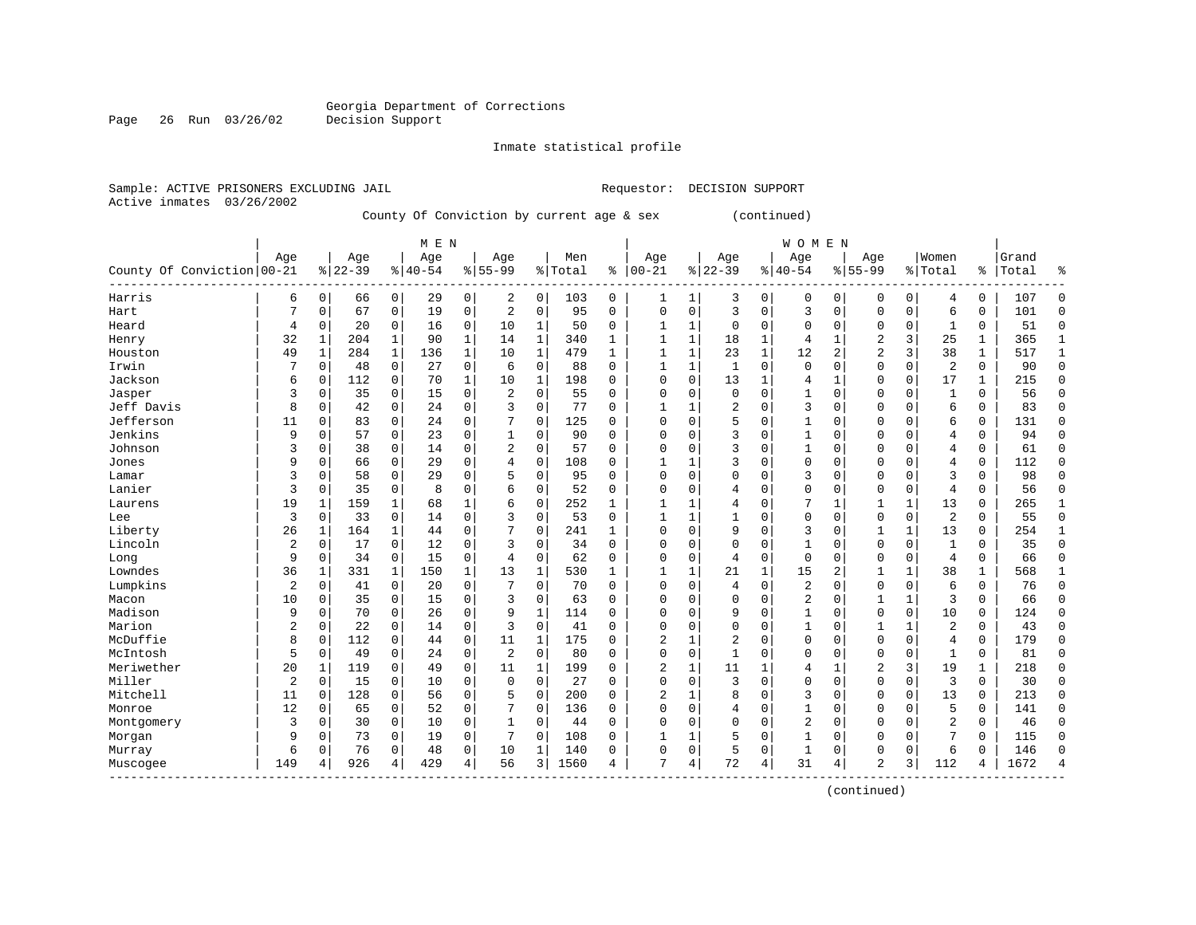Georgia Department of Corrections
Decision Support

Inmate statistical profile

Sample: ACTIVE PRISONERS EXCLUDING JAIL                    Requestor: DECISION SUPPORT
Active inmates 03/26/2002

County Of Conviction by current age & sex (continued)

| County Of Conviction | MEN Age 00-21 | % | Age 22-39 | % | Age 40-54 | % | Age 55-99 | % | Men Total | % | WOMEN Age 00-21 | % | Age 22-39 | % | Age 40-54 | % | Age 55-99 | % | Women Total | % | Grand Total | % |
|---|---|---|---|---|---|---|---|---|---|---|---|---|---|---|---|---|---|---|---|---|---|---|
| Harris | 6 | 0 | 66 | 0 | 29 | 0 | 2 | 0 | 103 | 0 | 1 | 1 | 3 | 0 | 0 | 0 | 0 | 0 | 4 | 0 | 107 | 0 |
| Hart | 7 | 0 | 67 | 0 | 19 | 0 | 2 | 0 | 95 | 0 | 0 | 0 | 3 | 0 | 3 | 0 | 0 | 0 | 6 | 0 | 101 | 0 |
| Heard | 4 | 0 | 20 | 0 | 16 | 0 | 10 | 1 | 50 | 0 | 1 | 1 | 0 | 0 | 0 | 0 | 0 | 0 | 1 | 0 | 51 | 0 |
| Henry | 32 | 1 | 204 | 1 | 90 | 1 | 14 | 1 | 340 | 1 | 1 | 1 | 18 | 1 | 4 | 1 | 2 | 3 | 25 | 1 | 365 | 1 |
| Houston | 49 | 1 | 284 | 1 | 136 | 1 | 10 | 1 | 479 | 1 | 1 | 1 | 23 | 1 | 12 | 2 | 2 | 3 | 38 | 1 | 517 | 1 |
| Irwin | 7 | 0 | 48 | 0 | 27 | 0 | 6 | 0 | 88 | 0 | 1 | 1 | 1 | 0 | 0 | 0 | 0 | 0 | 2 | 0 | 90 | 0 |
| Jackson | 6 | 0 | 112 | 0 | 70 | 1 | 10 | 1 | 198 | 0 | 0 | 0 | 13 | 1 | 4 | 1 | 0 | 0 | 17 | 1 | 215 | 0 |
| Jasper | 3 | 0 | 35 | 0 | 15 | 0 | 2 | 0 | 55 | 0 | 0 | 0 | 0 | 0 | 1 | 0 | 0 | 0 | 1 | 0 | 56 | 0 |
| Jeff Davis | 8 | 0 | 42 | 0 | 24 | 0 | 3 | 0 | 77 | 0 | 1 | 1 | 2 | 0 | 3 | 0 | 0 | 0 | 6 | 0 | 83 | 0 |
| Jefferson | 11 | 0 | 83 | 0 | 24 | 0 | 7 | 0 | 125 | 0 | 0 | 0 | 5 | 0 | 1 | 0 | 0 | 0 | 6 | 0 | 131 | 0 |
| Jenkins | 9 | 0 | 57 | 0 | 23 | 0 | 1 | 0 | 90 | 0 | 0 | 0 | 3 | 0 | 1 | 0 | 0 | 0 | 4 | 0 | 94 | 0 |
| Johnson | 3 | 0 | 38 | 0 | 14 | 0 | 2 | 0 | 57 | 0 | 0 | 0 | 3 | 0 | 1 | 0 | 0 | 0 | 4 | 0 | 61 | 0 |
| Jones | 9 | 0 | 66 | 0 | 29 | 0 | 4 | 0 | 108 | 0 | 1 | 1 | 3 | 0 | 0 | 0 | 0 | 0 | 4 | 0 | 112 | 0 |
| Lamar | 3 | 0 | 58 | 0 | 29 | 0 | 5 | 0 | 95 | 0 | 0 | 0 | 0 | 0 | 3 | 0 | 0 | 0 | 3 | 0 | 98 | 0 |
| Lanier | 3 | 0 | 35 | 0 | 8 | 0 | 6 | 0 | 52 | 0 | 0 | 0 | 4 | 0 | 0 | 0 | 0 | 0 | 4 | 0 | 56 | 0 |
| Laurens | 19 | 1 | 159 | 1 | 68 | 1 | 6 | 0 | 252 | 1 | 1 | 1 | 4 | 0 | 7 | 1 | 1 | 1 | 13 | 0 | 265 | 1 |
| Lee | 3 | 0 | 33 | 0 | 14 | 0 | 3 | 0 | 53 | 0 | 1 | 1 | 1 | 0 | 0 | 0 | 0 | 0 | 2 | 0 | 55 | 0 |
| Liberty | 26 | 1 | 164 | 1 | 44 | 0 | 7 | 0 | 241 | 1 | 0 | 0 | 9 | 0 | 3 | 0 | 1 | 1 | 13 | 0 | 254 | 1 |
| Lincoln | 2 | 0 | 17 | 0 | 12 | 0 | 3 | 0 | 34 | 0 | 0 | 0 | 0 | 0 | 1 | 0 | 0 | 0 | 1 | 0 | 35 | 0 |
| Long | 9 | 0 | 34 | 0 | 15 | 0 | 4 | 0 | 62 | 0 | 0 | 0 | 4 | 0 | 0 | 0 | 0 | 0 | 4 | 0 | 66 | 0 |
| Lowndes | 36 | 1 | 331 | 1 | 150 | 1 | 13 | 1 | 530 | 1 | 1 | 1 | 21 | 1 | 15 | 2 | 1 | 1 | 38 | 1 | 568 | 1 |
| Lumpkins | 2 | 0 | 41 | 0 | 20 | 0 | 7 | 0 | 70 | 0 | 0 | 0 | 4 | 0 | 2 | 0 | 0 | 0 | 6 | 0 | 76 | 0 |
| Macon | 10 | 0 | 35 | 0 | 15 | 0 | 3 | 0 | 63 | 0 | 0 | 0 | 0 | 0 | 2 | 0 | 1 | 1 | 3 | 0 | 66 | 0 |
| Madison | 9 | 0 | 70 | 0 | 26 | 0 | 9 | 1 | 114 | 0 | 0 | 0 | 9 | 0 | 1 | 0 | 0 | 0 | 10 | 0 | 124 | 0 |
| Marion | 2 | 0 | 22 | 0 | 14 | 0 | 3 | 0 | 41 | 0 | 0 | 0 | 0 | 0 | 1 | 0 | 1 | 1 | 2 | 0 | 43 | 0 |
| McDuffie | 8 | 0 | 112 | 0 | 44 | 0 | 11 | 1 | 175 | 0 | 2 | 1 | 2 | 0 | 0 | 0 | 0 | 0 | 4 | 0 | 179 | 0 |
| McIntosh | 5 | 0 | 49 | 0 | 24 | 0 | 2 | 0 | 80 | 0 | 0 | 0 | 1 | 0 | 0 | 0 | 0 | 0 | 1 | 0 | 81 | 0 |
| Meriwether | 20 | 1 | 119 | 0 | 49 | 0 | 11 | 1 | 199 | 0 | 2 | 1 | 11 | 1 | 4 | 1 | 2 | 3 | 19 | 1 | 218 | 0 |
| Miller | 2 | 0 | 15 | 0 | 10 | 0 | 0 | 0 | 27 | 0 | 0 | 0 | 3 | 0 | 0 | 0 | 0 | 0 | 3 | 0 | 30 | 0 |
| Mitchell | 11 | 0 | 128 | 0 | 56 | 0 | 5 | 0 | 200 | 0 | 2 | 1 | 8 | 0 | 3 | 0 | 0 | 0 | 13 | 0 | 213 | 0 |
| Monroe | 12 | 0 | 65 | 0 | 52 | 0 | 7 | 0 | 136 | 0 | 0 | 0 | 4 | 0 | 1 | 0 | 0 | 0 | 5 | 0 | 141 | 0 |
| Montgomery | 3 | 0 | 30 | 0 | 10 | 0 | 1 | 0 | 44 | 0 | 0 | 0 | 0 | 0 | 2 | 0 | 0 | 0 | 2 | 0 | 46 | 0 |
| Morgan | 9 | 0 | 73 | 0 | 19 | 0 | 7 | 0 | 108 | 0 | 1 | 1 | 5 | 0 | 1 | 0 | 0 | 0 | 7 | 0 | 115 | 0 |
| Murray | 6 | 0 | 76 | 0 | 48 | 0 | 10 | 1 | 140 | 0 | 0 | 0 | 5 | 0 | 1 | 0 | 0 | 0 | 6 | 0 | 146 | 0 |
| Muscogee | 149 | 4 | 926 | 4 | 429 | 4 | 56 | 3 | 1560 | 4 | 7 | 4 | 72 | 4 | 31 | 4 | 2 | 3 | 112 | 4 | 1672 | 4 |

(continued)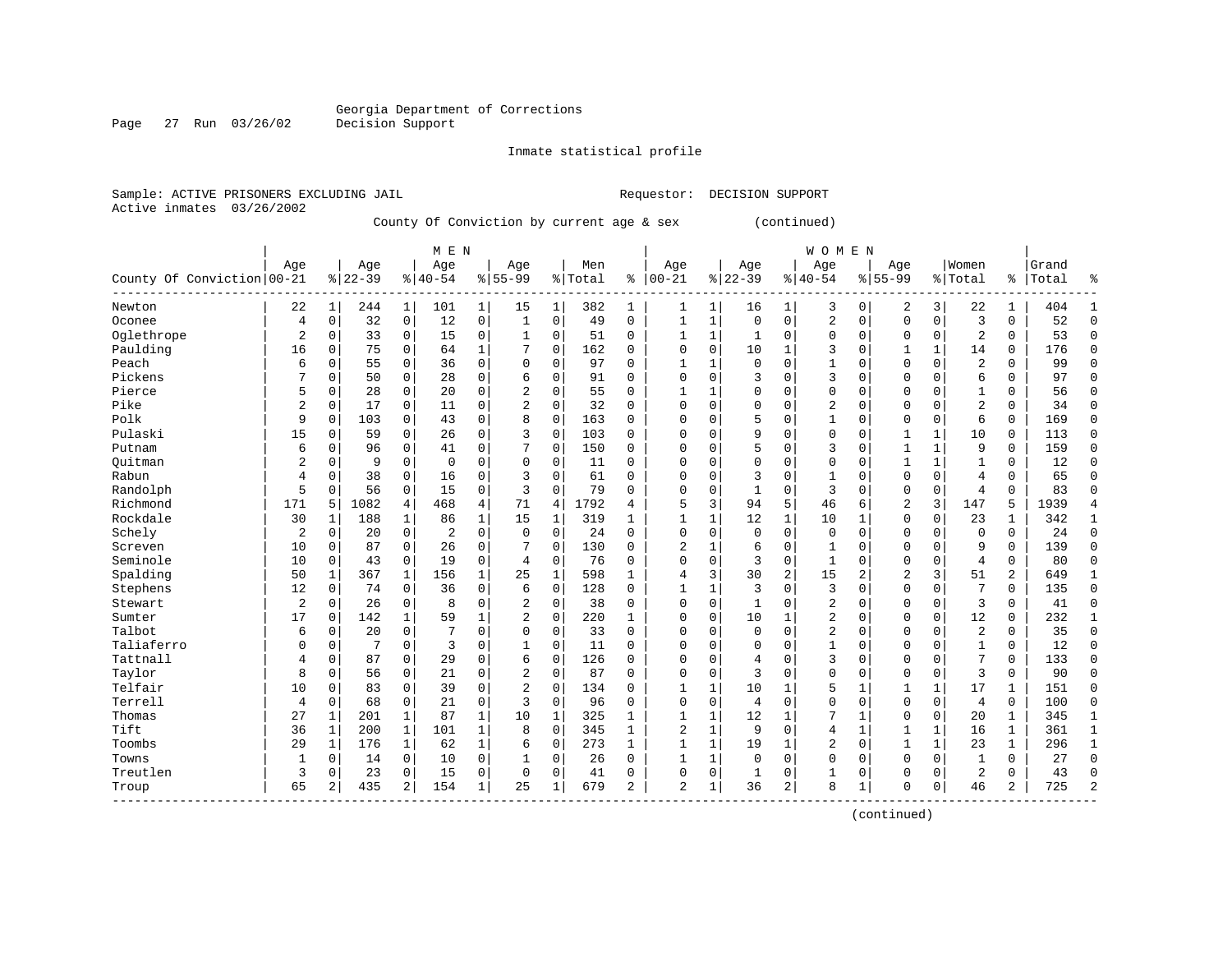Georgia Department of Corrections
Decision Support

Inmate statistical profile

Sample: ACTIVE PRISONERS EXCLUDING JAIL                                    Requestor: DECISION SUPPORT
Active inmates 03/26/2002

County Of Conviction by current age & sex (continued)

| County Of Conviction | MEN Age 00-21 | % | Age 22-39 | % | Age 40-54 | % | Age 55-99 | % | Men Total | % | WOMEN Age 00-21 | % | Age 22-39 | % | Age 40-54 | % | Age 55-99 | % | Women Total | % | Grand Total | % |
|---|---|---|---|---|---|---|---|---|---|---|---|---|---|---|---|---|---|---|---|---|---|---|
| Newton | 22 | 1 | 244 | 1 | 101 | 1 | 15 | 1 | 382 | 1 | 1 | 1 | 16 | 1 | 3 | 0 | 2 | 3 | 22 | 1 | 404 | 1 |
| Oconee | 4 | 0 | 32 | 0 | 12 | 0 | 1 | 0 | 49 | 0 | 1 | 1 | 0 | 0 | 2 | 0 | 0 | 0 | 3 | 0 | 52 | 0 |
| Oglethrope | 2 | 0 | 33 | 0 | 15 | 0 | 1 | 0 | 51 | 0 | 1 | 1 | 1 | 0 | 0 | 0 | 0 | 0 | 2 | 0 | 53 | 0 |
| Paulding | 16 | 0 | 75 | 0 | 64 | 1 | 7 | 0 | 162 | 0 | 0 | 0 | 10 | 1 | 3 | 0 | 1 | 1 | 14 | 0 | 176 | 0 |
| Peach | 6 | 0 | 55 | 0 | 36 | 0 | 0 | 0 | 97 | 0 | 1 | 1 | 0 | 0 | 1 | 0 | 0 | 0 | 2 | 0 | 99 | 0 |
| Pickens | 7 | 0 | 50 | 0 | 28 | 0 | 6 | 0 | 91 | 0 | 0 | 0 | 3 | 0 | 3 | 0 | 0 | 0 | 6 | 0 | 97 | 0 |
| Pierce | 5 | 0 | 28 | 0 | 20 | 0 | 2 | 0 | 55 | 0 | 1 | 1 | 0 | 0 | 0 | 0 | 0 | 0 | 1 | 0 | 56 | 0 |
| Pike | 2 | 0 | 17 | 0 | 11 | 0 | 2 | 0 | 32 | 0 | 0 | 0 | 0 | 0 | 2 | 0 | 0 | 0 | 2 | 0 | 34 | 0 |
| Polk | 9 | 0 | 103 | 0 | 43 | 0 | 8 | 0 | 163 | 0 | 0 | 0 | 5 | 0 | 1 | 0 | 0 | 0 | 6 | 0 | 169 | 0 |
| Pulaski | 15 | 0 | 59 | 0 | 26 | 0 | 3 | 0 | 103 | 0 | 0 | 0 | 9 | 0 | 0 | 0 | 1 | 1 | 10 | 0 | 113 | 0 |
| Putnam | 6 | 0 | 96 | 0 | 41 | 0 | 7 | 0 | 150 | 0 | 0 | 0 | 5 | 0 | 3 | 0 | 1 | 1 | 9 | 0 | 159 | 0 |
| Quitman | 2 | 0 | 9 | 0 | 0 | 0 | 0 | 0 | 11 | 0 | 0 | 0 | 0 | 0 | 0 | 0 | 1 | 1 | 1 | 0 | 12 | 0 |
| Rabun | 4 | 0 | 38 | 0 | 16 | 0 | 3 | 0 | 61 | 0 | 0 | 0 | 3 | 0 | 1 | 0 | 0 | 0 | 4 | 0 | 65 | 0 |
| Randolph | 5 | 0 | 56 | 0 | 15 | 0 | 3 | 0 | 79 | 0 | 0 | 0 | 1 | 0 | 3 | 0 | 0 | 0 | 4 | 0 | 83 | 0 |
| Richmond | 171 | 5 | 1082 | 4 | 468 | 4 | 71 | 4 | 1792 | 4 | 5 | 3 | 94 | 5 | 46 | 6 | 2 | 3 | 147 | 5 | 1939 | 4 |
| Rockdale | 30 | 1 | 188 | 1 | 86 | 1 | 15 | 1 | 319 | 1 | 1 | 1 | 12 | 1 | 10 | 1 | 0 | 0 | 23 | 1 | 342 | 1 |
| Schely | 2 | 0 | 20 | 0 | 2 | 0 | 0 | 0 | 24 | 0 | 0 | 0 | 0 | 0 | 0 | 0 | 0 | 0 | 0 | 0 | 24 | 0 |
| Screven | 10 | 0 | 87 | 0 | 26 | 0 | 7 | 0 | 130 | 0 | 2 | 1 | 6 | 0 | 1 | 0 | 0 | 0 | 9 | 0 | 139 | 0 |
| Seminole | 10 | 0 | 43 | 0 | 19 | 0 | 4 | 0 | 76 | 0 | 0 | 0 | 3 | 0 | 1 | 0 | 0 | 0 | 4 | 0 | 80 | 0 |
| Spalding | 50 | 1 | 367 | 1 | 156 | 1 | 25 | 1 | 598 | 1 | 4 | 3 | 30 | 2 | 15 | 2 | 2 | 3 | 51 | 2 | 649 | 1 |
| Stephens | 12 | 0 | 74 | 0 | 36 | 0 | 6 | 0 | 128 | 0 | 1 | 1 | 3 | 0 | 3 | 0 | 0 | 0 | 7 | 0 | 135 | 0 |
| Stewart | 2 | 0 | 26 | 0 | 8 | 0 | 2 | 0 | 38 | 0 | 0 | 0 | 1 | 0 | 2 | 0 | 0 | 0 | 3 | 0 | 41 | 0 |
| Sumter | 17 | 0 | 142 | 1 | 59 | 1 | 2 | 0 | 220 | 1 | 0 | 0 | 10 | 1 | 2 | 0 | 0 | 0 | 12 | 0 | 232 | 1 |
| Talbot | 6 | 0 | 20 | 0 | 7 | 0 | 0 | 0 | 33 | 0 | 0 | 0 | 0 | 0 | 2 | 0 | 0 | 0 | 2 | 0 | 35 | 0 |
| Taliaferro | 0 | 0 | 7 | 0 | 3 | 0 | 1 | 0 | 11 | 0 | 0 | 0 | 0 | 0 | 1 | 0 | 0 | 0 | 1 | 0 | 12 | 0 |
| Tattnall | 4 | 0 | 87 | 0 | 29 | 0 | 6 | 0 | 126 | 0 | 0 | 0 | 4 | 0 | 3 | 0 | 0 | 0 | 7 | 0 | 133 | 0 |
| Taylor | 8 | 0 | 56 | 0 | 21 | 0 | 2 | 0 | 87 | 0 | 0 | 0 | 3 | 0 | 0 | 0 | 0 | 0 | 3 | 0 | 90 | 0 |
| Telfair | 10 | 0 | 83 | 0 | 39 | 0 | 2 | 0 | 134 | 0 | 1 | 1 | 10 | 1 | 5 | 1 | 1 | 1 | 17 | 1 | 151 | 0 |
| Terrell | 4 | 0 | 68 | 0 | 21 | 0 | 3 | 0 | 96 | 0 | 0 | 0 | 4 | 0 | 0 | 0 | 0 | 0 | 4 | 0 | 100 | 0 |
| Thomas | 27 | 1 | 201 | 1 | 87 | 1 | 10 | 1 | 325 | 1 | 1 | 1 | 12 | 1 | 7 | 1 | 0 | 0 | 20 | 1 | 345 | 1 |
| Tift | 36 | 1 | 200 | 1 | 101 | 1 | 8 | 0 | 345 | 1 | 2 | 1 | 9 | 0 | 4 | 1 | 1 | 1 | 16 | 1 | 361 | 1 |
| Toombs | 29 | 1 | 176 | 1 | 62 | 1 | 6 | 0 | 273 | 1 | 1 | 1 | 19 | 1 | 2 | 0 | 1 | 1 | 23 | 1 | 296 | 1 |
| Towns | 1 | 0 | 14 | 0 | 10 | 0 | 1 | 0 | 26 | 0 | 1 | 1 | 0 | 0 | 0 | 0 | 0 | 0 | 1 | 0 | 27 | 0 |
| Treutlen | 3 | 0 | 23 | 0 | 15 | 0 | 0 | 0 | 41 | 0 | 0 | 0 | 1 | 0 | 1 | 0 | 0 | 0 | 2 | 0 | 43 | 0 |
| Troup | 65 | 2 | 435 | 2 | 154 | 1 | 25 | 1 | 679 | 2 | 2 | 1 | 36 | 2 | 8 | 1 | 0 | 0 | 46 | 2 | 725 | 2 |

(continued)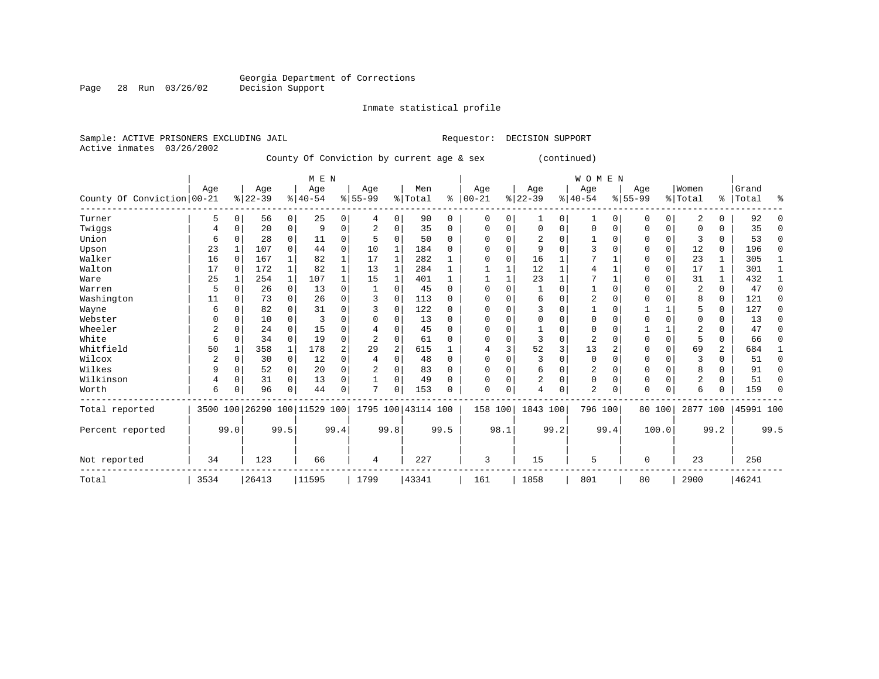Georgia Department of Corrections
Decision Support

Inmate statistical profile

Sample: ACTIVE PRISONERS EXCLUDING JAIL    Requestor: DECISION SUPPORT
Active inmates 03/26/2002

County Of Conviction by current age & sex (continued)

| County Of Conviction | MEN Age 00-21 | % | Age 22-39 | % | Age 40-54 | % | Age 55-99 | % | Men Total | % | WOMEN Age 00-21 | % | Age 22-39 | % | Age 40-54 | % | Age 55-99 | % | Women Total | % | Grand Total | % |
|---|---|---|---|---|---|---|---|---|---|---|---|---|---|---|---|---|---|---|---|---|---|---|
| Turner | 5 | 0 | 56 | 0 | 25 | 0 | 4 | 0 | 90 | 0 | 0 | 0 | 1 | 0 | 1 | 0 | 0 | 0 | 2 | 0 | 92 | 0 |
| Twiggs | 4 | 0 | 20 | 0 | 9 | 0 | 2 | 0 | 35 | 0 | 0 | 0 | 0 | 0 | 0 | 0 | 0 | 0 | 0 | 0 | 35 | 0 |
| Union | 6 | 0 | 28 | 0 | 11 | 0 | 5 | 0 | 50 | 0 | 0 | 0 | 2 | 0 | 1 | 0 | 0 | 0 | 3 | 0 | 53 | 0 |
| Upson | 23 | 1 | 107 | 0 | 44 | 0 | 10 | 1 | 184 | 0 | 0 | 0 | 9 | 0 | 3 | 0 | 0 | 0 | 12 | 0 | 196 | 0 |
| Walker | 16 | 0 | 167 | 1 | 82 | 1 | 17 | 1 | 282 | 1 | 0 | 0 | 16 | 1 | 7 | 1 | 0 | 0 | 23 | 1 | 305 | 1 |
| Walton | 17 | 0 | 172 | 1 | 82 | 1 | 13 | 1 | 284 | 1 | 1 | 1 | 12 | 1 | 4 | 1 | 0 | 0 | 17 | 1 | 301 | 1 |
| Ware | 25 | 1 | 254 | 1 | 107 | 1 | 15 | 1 | 401 | 1 | 1 | 1 | 23 | 1 | 7 | 1 | 0 | 0 | 31 | 1 | 432 | 1 |
| Warren | 5 | 0 | 26 | 0 | 13 | 0 | 1 | 0 | 45 | 0 | 0 | 0 | 1 | 0 | 1 | 0 | 0 | 0 | 2 | 0 | 47 | 0 |
| Washington | 11 | 0 | 73 | 0 | 26 | 0 | 3 | 0 | 113 | 0 | 0 | 0 | 6 | 0 | 2 | 0 | 0 | 0 | 8 | 0 | 121 | 0 |
| Wayne | 6 | 0 | 82 | 0 | 31 | 0 | 3 | 0 | 122 | 0 | 0 | 0 | 3 | 0 | 1 | 0 | 1 | 1 | 5 | 0 | 127 | 0 |
| Webster | 0 | 0 | 10 | 0 | 3 | 0 | 0 | 0 | 13 | 0 | 0 | 0 | 0 | 0 | 0 | 0 | 0 | 0 | 0 | 0 | 13 | 0 |
| Wheeler | 2 | 0 | 24 | 0 | 15 | 0 | 4 | 0 | 45 | 0 | 0 | 0 | 1 | 0 | 0 | 0 | 1 | 1 | 2 | 0 | 47 | 0 |
| White | 6 | 0 | 34 | 0 | 19 | 0 | 2 | 0 | 61 | 0 | 0 | 0 | 3 | 0 | 2 | 0 | 0 | 0 | 5 | 0 | 66 | 0 |
| Whitfield | 50 | 1 | 358 | 1 | 178 | 2 | 29 | 2 | 615 | 1 | 4 | 3 | 52 | 3 | 13 | 2 | 0 | 0 | 69 | 2 | 684 | 1 |
| Wilcox | 2 | 0 | 30 | 0 | 12 | 0 | 4 | 0 | 48 | 0 | 0 | 0 | 3 | 0 | 0 | 0 | 0 | 0 | 3 | 0 | 51 | 0 |
| Wilkes | 9 | 0 | 52 | 0 | 20 | 0 | 2 | 0 | 83 | 0 | 0 | 0 | 6 | 0 | 2 | 0 | 0 | 0 | 8 | 0 | 91 | 0 |
| Wilkinson | 4 | 0 | 31 | 0 | 13 | 0 | 1 | 0 | 49 | 0 | 0 | 0 | 2 | 0 | 0 | 0 | 0 | 0 | 2 | 0 | 51 | 0 |
| Worth | 6 | 0 | 96 | 0 | 44 | 0 | 7 | 0 | 153 | 0 | 0 | 0 | 4 | 0 | 2 | 0 | 0 | 0 | 6 | 0 | 159 | 0 |
| Total reported | 3500 | 100 | 26290 | 100 | 11529 | 100 | 1795 | 100 | 43114 | 100 | 158 | 100 | 1843 | 100 | 796 | 100 | 80 | 100 | 2877 | 100 | 45991 | 100 |
| Percent reported | | 99.0 | | 99.5 | | 99.4 | | 99.8 | | 99.5 | | 98.1 | | 99.2 | | 99.4 | | 100.0 | | 99.2 | | 99.5 |
| Not reported | 34 | | 123 | | 66 | | 4 | | 227 | | 3 | | 15 | | 5 | | 0 | | 23 | | 250 | |
| Total | 3534 | | 26413 | | 11595 | | 1799 | | 43341 | | 161 | | 1858 | | 801 | | 80 | | 2900 | | 46241 | |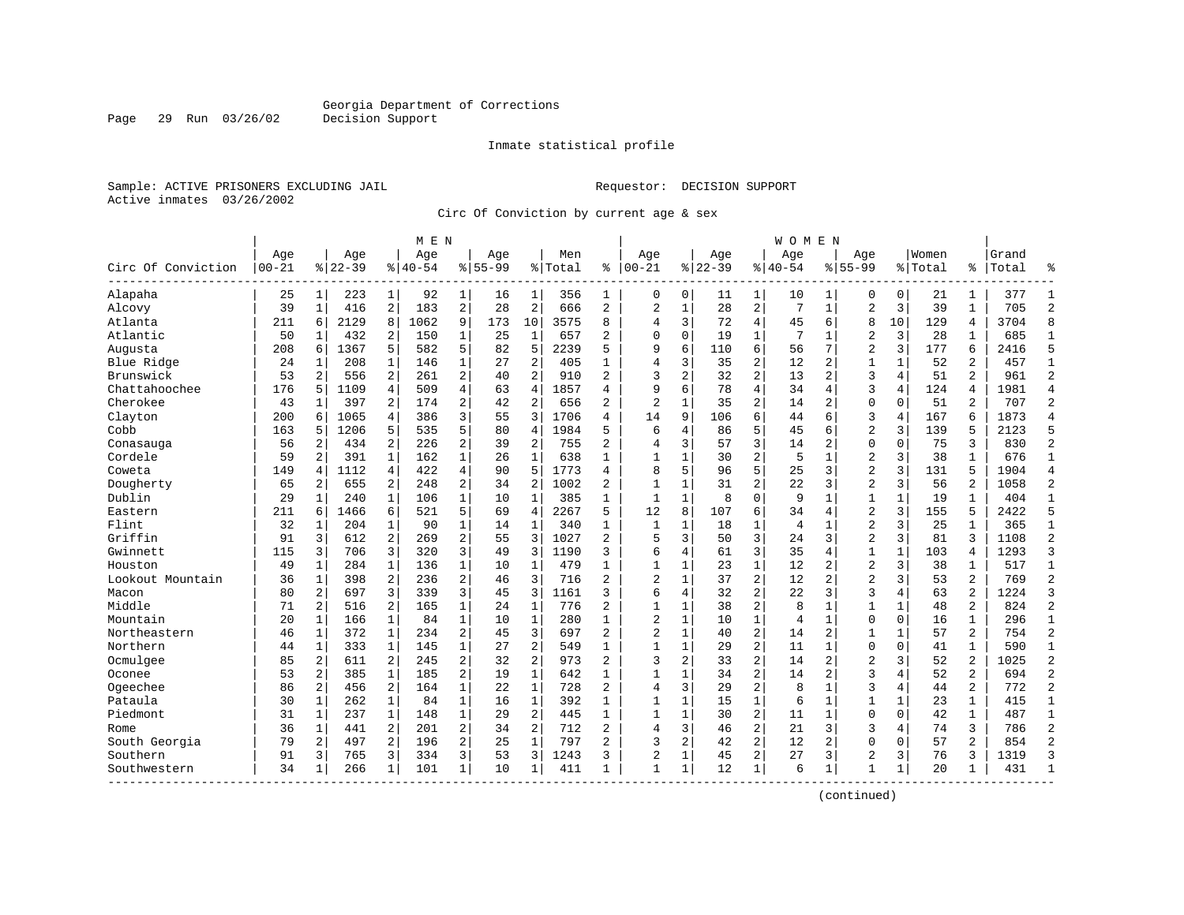Georgia Department of Corrections
Decision Support

Inmate statistical profile

Sample: ACTIVE PRISONERS EXCLUDING JAIL

Requestor: DECISION SUPPORT

Active inmates 03/26/2002

Circ Of Conviction by current age & sex

| Circ Of Conviction | MEN Age 00-21 | % | Age 22-39 | % | Age 40-54 | % | Age 55-99 | % | Men Total | % | WOMEN Age 00-21 | % | Age 22-39 | % | Age 40-54 | % | Age 55-99 | % | Women Total | % | Grand Total | % |
|---|---|---|---|---|---|---|---|---|---|---|---|---|---|---|---|---|---|---|---|---|---|---|
| Alapaha | 25 | 1 | 223 | 1 | 92 | 1 | 16 | 1 | 356 | 1 | 0 | 0 | 11 | 1 | 10 | 1 | 0 | 0 | 21 | 1 | 377 | 1 |
| Alcovy | 39 | 1 | 416 | 2 | 183 | 2 | 28 | 2 | 666 | 2 | 2 | 1 | 28 | 2 | 7 | 1 | 2 | 3 | 39 | 1 | 705 | 2 |
| Atlanta | 211 | 6 | 2129 | 8 | 1062 | 9 | 173 | 10 | 3575 | 8 | 4 | 3 | 72 | 4 | 45 | 6 | 8 | 10 | 129 | 4 | 3704 | 8 |
| Atlantic | 50 | 1 | 432 | 2 | 150 | 1 | 25 | 1 | 657 | 2 | 0 | 0 | 19 | 1 | 7 | 1 | 2 | 3 | 28 | 1 | 685 | 1 |
| Augusta | 208 | 6 | 1367 | 5 | 582 | 5 | 82 | 5 | 2239 | 5 | 9 | 6 | 110 | 6 | 56 | 7 | 2 | 3 | 177 | 6 | 2416 | 5 |
| Blue Ridge | 24 | 1 | 208 | 1 | 146 | 1 | 27 | 2 | 405 | 1 | 4 | 3 | 35 | 2 | 12 | 2 | 1 | 1 | 52 | 2 | 457 | 1 |
| Brunswick | 53 | 2 | 556 | 2 | 261 | 2 | 40 | 2 | 910 | 2 | 3 | 2 | 32 | 2 | 13 | 2 | 3 | 4 | 51 | 2 | 961 | 2 |
| Chattahoochee | 176 | 5 | 1109 | 4 | 509 | 4 | 63 | 4 | 1857 | 4 | 9 | 6 | 78 | 4 | 34 | 4 | 3 | 4 | 124 | 4 | 1981 | 4 |
| Cherokee | 43 | 1 | 397 | 2 | 174 | 2 | 42 | 2 | 656 | 2 | 2 | 1 | 35 | 2 | 14 | 2 | 0 | 0 | 51 | 2 | 707 | 2 |
| Clayton | 200 | 6 | 1065 | 4 | 386 | 3 | 55 | 3 | 1706 | 4 | 14 | 9 | 106 | 6 | 44 | 6 | 3 | 4 | 167 | 6 | 1873 | 4 |
| Cobb | 163 | 5 | 1206 | 5 | 535 | 5 | 80 | 4 | 1984 | 5 | 6 | 4 | 86 | 5 | 45 | 6 | 2 | 3 | 139 | 5 | 2123 | 5 |
| Conasauga | 56 | 2 | 434 | 2 | 226 | 2 | 39 | 2 | 755 | 2 | 4 | 3 | 57 | 3 | 14 | 2 | 0 | 0 | 75 | 3 | 830 | 2 |
| Cordele | 59 | 2 | 391 | 1 | 162 | 1 | 26 | 1 | 638 | 1 | 1 | 1 | 30 | 2 | 5 | 1 | 2 | 3 | 38 | 1 | 676 | 1 |
| Coweta | 149 | 4 | 1112 | 4 | 422 | 4 | 90 | 5 | 1773 | 4 | 8 | 5 | 96 | 5 | 25 | 3 | 2 | 3 | 131 | 5 | 1904 | 4 |
| Dougherty | 65 | 2 | 655 | 2 | 248 | 2 | 34 | 2 | 1002 | 2 | 1 | 1 | 31 | 2 | 22 | 3 | 2 | 3 | 56 | 2 | 1058 | 2 |
| Dublin | 29 | 1 | 240 | 1 | 106 | 1 | 10 | 1 | 385 | 1 | 1 | 1 | 8 | 0 | 9 | 1 | 1 | 1 | 19 | 1 | 404 | 1 |
| Eastern | 211 | 6 | 1466 | 6 | 521 | 5 | 69 | 4 | 2267 | 5 | 12 | 8 | 107 | 6 | 34 | 4 | 2 | 3 | 155 | 5 | 2422 | 5 |
| Flint | 32 | 1 | 204 | 1 | 90 | 1 | 14 | 1 | 340 | 1 | 1 | 1 | 18 | 1 | 4 | 1 | 2 | 3 | 25 | 1 | 365 | 1 |
| Griffin | 91 | 3 | 612 | 2 | 269 | 2 | 55 | 3 | 1027 | 2 | 5 | 3 | 50 | 3 | 24 | 3 | 2 | 3 | 81 | 3 | 1108 | 2 |
| Gwinnett | 115 | 3 | 706 | 3 | 320 | 3 | 49 | 3 | 1190 | 3 | 6 | 4 | 61 | 3 | 35 | 4 | 1 | 1 | 103 | 4 | 1293 | 3 |
| Houston | 49 | 1 | 284 | 1 | 136 | 1 | 10 | 1 | 479 | 1 | 1 | 1 | 23 | 1 | 12 | 2 | 2 | 3 | 38 | 1 | 517 | 1 |
| Lookout Mountain | 36 | 1 | 398 | 2 | 236 | 2 | 46 | 3 | 716 | 2 | 2 | 1 | 37 | 2 | 12 | 2 | 2 | 3 | 53 | 2 | 769 | 2 |
| Macon | 80 | 2 | 697 | 3 | 339 | 3 | 45 | 3 | 1161 | 3 | 6 | 4 | 32 | 2 | 22 | 3 | 3 | 4 | 63 | 2 | 1224 | 3 |
| Middle | 71 | 2 | 516 | 2 | 165 | 1 | 24 | 1 | 776 | 2 | 1 | 1 | 38 | 2 | 8 | 1 | 1 | 1 | 48 | 2 | 824 | 2 |
| Mountain | 20 | 1 | 166 | 1 | 84 | 1 | 10 | 1 | 280 | 1 | 2 | 1 | 10 | 1 | 4 | 1 | 0 | 0 | 16 | 1 | 296 | 1 |
| Northeastern | 46 | 1 | 372 | 1 | 234 | 2 | 45 | 3 | 697 | 2 | 2 | 1 | 40 | 2 | 14 | 2 | 1 | 1 | 57 | 2 | 754 | 2 |
| Northern | 44 | 1 | 333 | 1 | 145 | 1 | 27 | 2 | 549 | 1 | 1 | 1 | 29 | 2 | 11 | 1 | 0 | 0 | 41 | 1 | 590 | 1 |
| Ocmulgee | 85 | 2 | 611 | 2 | 245 | 2 | 32 | 2 | 973 | 2 | 3 | 2 | 33 | 2 | 14 | 2 | 2 | 3 | 52 | 2 | 1025 | 2 |
| Oconee | 53 | 2 | 385 | 1 | 185 | 2 | 19 | 1 | 642 | 1 | 1 | 1 | 34 | 2 | 14 | 2 | 3 | 4 | 52 | 2 | 694 | 2 |
| Ogeechee | 86 | 2 | 456 | 2 | 164 | 1 | 22 | 1 | 728 | 2 | 4 | 3 | 29 | 2 | 8 | 1 | 3 | 4 | 44 | 2 | 772 | 2 |
| Pataula | 30 | 1 | 262 | 1 | 84 | 1 | 16 | 1 | 392 | 1 | 1 | 1 | 15 | 1 | 6 | 1 | 1 | 1 | 23 | 1 | 415 | 1 |
| Piedmont | 31 | 1 | 237 | 1 | 148 | 1 | 29 | 2 | 445 | 1 | 1 | 1 | 30 | 2 | 11 | 1 | 0 | 0 | 42 | 1 | 487 | 1 |
| Rome | 36 | 1 | 441 | 2 | 201 | 2 | 34 | 2 | 712 | 2 | 4 | 3 | 46 | 2 | 21 | 3 | 3 | 4 | 74 | 3 | 786 | 2 |
| South Georgia | 79 | 2 | 497 | 2 | 196 | 2 | 25 | 1 | 797 | 2 | 3 | 2 | 42 | 2 | 12 | 2 | 0 | 0 | 57 | 2 | 854 | 2 |
| Southern | 91 | 3 | 765 | 3 | 334 | 3 | 53 | 3 | 1243 | 3 | 2 | 1 | 45 | 2 | 27 | 3 | 2 | 3 | 76 | 3 | 1319 | 3 |
| Southwestern | 34 | 1 | 266 | 1 | 101 | 1 | 10 | 1 | 411 | 1 | 1 | 1 | 12 | 1 | 6 | 1 | 1 | 1 | 20 | 1 | 431 | 1 |

(continued)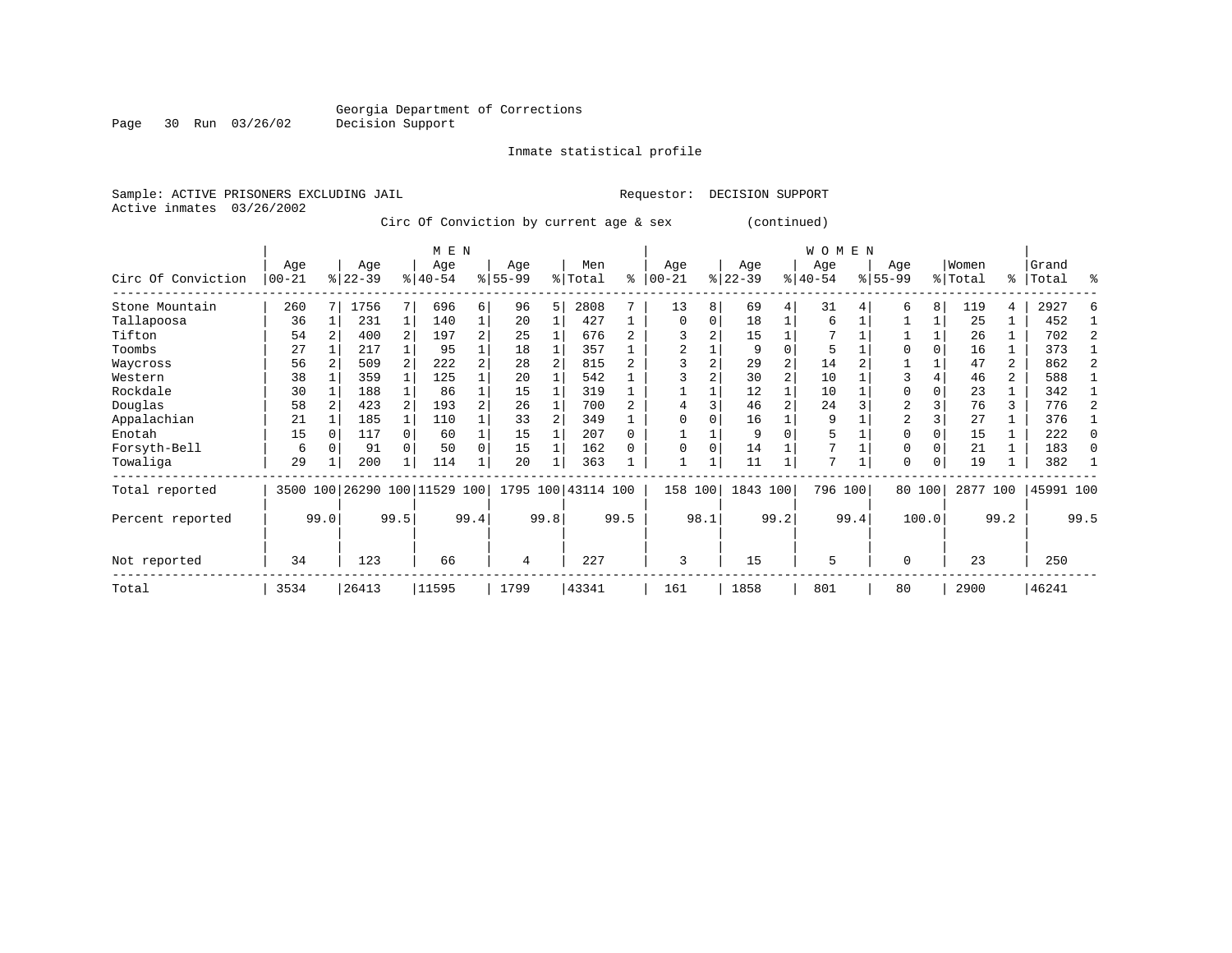Georgia Department of Corrections
Decision Support

Inmate statistical profile

Sample: ACTIVE PRISONERS EXCLUDING JAIL          Requestor: DECISION SUPPORT
Active inmates 03/26/2002

Circ Of Conviction by current age & sex (continued)

| Circ Of Conviction | MEN Age 00-21 | % | Age 22-39 | % | Age 40-54 | % | Age 55-99 | % | Men Total | % | WOMEN Age 00-21 | % | Age 22-39 | % | Age 40-54 | % | Age 55-99 | % | Women Total | % | Grand Total | % |
|---|---|---|---|---|---|---|---|---|---|---|---|---|---|---|---|---|---|---|---|---|---|---|
| Stone Mountain | 260 | 7 | 1756 | 7 | 696 | 6 | 96 | 5 | 2808 | 7 | 13 | 8 | 69 | 4 | 31 | 4 | 6 | 8 | 119 | 4 | 2927 | 6 |
| Tallapoosa | 36 | 1 | 231 | 1 | 140 | 1 | 20 | 1 | 427 | 1 | 0 | 0 | 18 | 1 | 6 | 1 | 1 | 1 | 25 | 1 | 452 | 1 |
| Tifton | 54 | 2 | 400 | 2 | 197 | 2 | 25 | 1 | 676 | 2 | 3 | 2 | 15 | 1 | 7 | 1 | 1 | 1 | 26 | 1 | 702 | 2 |
| Toombs | 27 | 1 | 217 | 1 | 95 | 1 | 18 | 1 | 357 | 1 | 2 | 1 | 9 | 0 | 5 | 1 | 0 | 0 | 16 | 1 | 373 | 1 |
| Waycross | 56 | 2 | 509 | 2 | 222 | 2 | 28 | 2 | 815 | 2 | 3 | 2 | 29 | 2 | 14 | 2 | 1 | 1 | 47 | 2 | 862 | 2 |
| Western | 38 | 1 | 359 | 1 | 125 | 1 | 20 | 1 | 542 | 1 | 3 | 2 | 30 | 2 | 10 | 1 | 3 | 4 | 46 | 2 | 588 | 1 |
| Rockdale | 30 | 1 | 188 | 1 | 86 | 1 | 15 | 1 | 319 | 1 | 1 | 1 | 12 | 1 | 10 | 1 | 0 | 0 | 23 | 1 | 342 | 1 |
| Douglas | 58 | 2 | 423 | 2 | 193 | 2 | 26 | 1 | 700 | 2 | 4 | 3 | 46 | 2 | 24 | 3 | 2 | 3 | 76 | 3 | 776 | 2 |
| Appalachian | 21 | 1 | 185 | 1 | 110 | 1 | 33 | 2 | 349 | 1 | 0 | 0 | 16 | 1 | 9 | 1 | 2 | 3 | 27 | 1 | 376 | 1 |
| Enotah | 15 | 0 | 117 | 0 | 60 | 1 | 15 | 1 | 207 | 0 | 1 | 1 | 9 | 0 | 5 | 1 | 0 | 0 | 15 | 1 | 222 | 0 |
| Forsyth-Bell | 6 | 0 | 91 | 0 | 50 | 0 | 15 | 1 | 162 | 0 | 0 | 0 | 14 | 1 | 7 | 1 | 0 | 0 | 21 | 1 | 183 | 0 |
| Towaliga | 29 | 1 | 200 | 1 | 114 | 1 | 20 | 1 | 363 | 1 | 1 | 1 | 11 | 1 | 7 | 1 | 0 | 0 | 19 | 1 | 382 | 1 |
| Total reported | 3500 | 100 | 26290 | 100 | 11529 | 100 | 1795 | 100 | 43114 | 100 | 158 | 100 | 1843 | 100 | 796 | 100 | 80 | 100 | 2877 | 100 | 45991 | 100 |
| Percent reported | | 99.0 | | 99.5 | | 99.4 | | 99.8 | | 99.5 | | 98.1 | | 99.2 | | 99.4 | | 100.0 | | 99.2 | | 99.5 |
| Not reported | 34 | | 123 | | 66 | | 4 | | 227 | | 3 | | 15 | | 5 | | 0 | | 23 | | 250 | |
| Total | 3534 | | 26413 | | 11595 | | 1799 | | 43341 | | 161 | | 1858 | | 801 | | 80 | | 2900 | | 46241 | |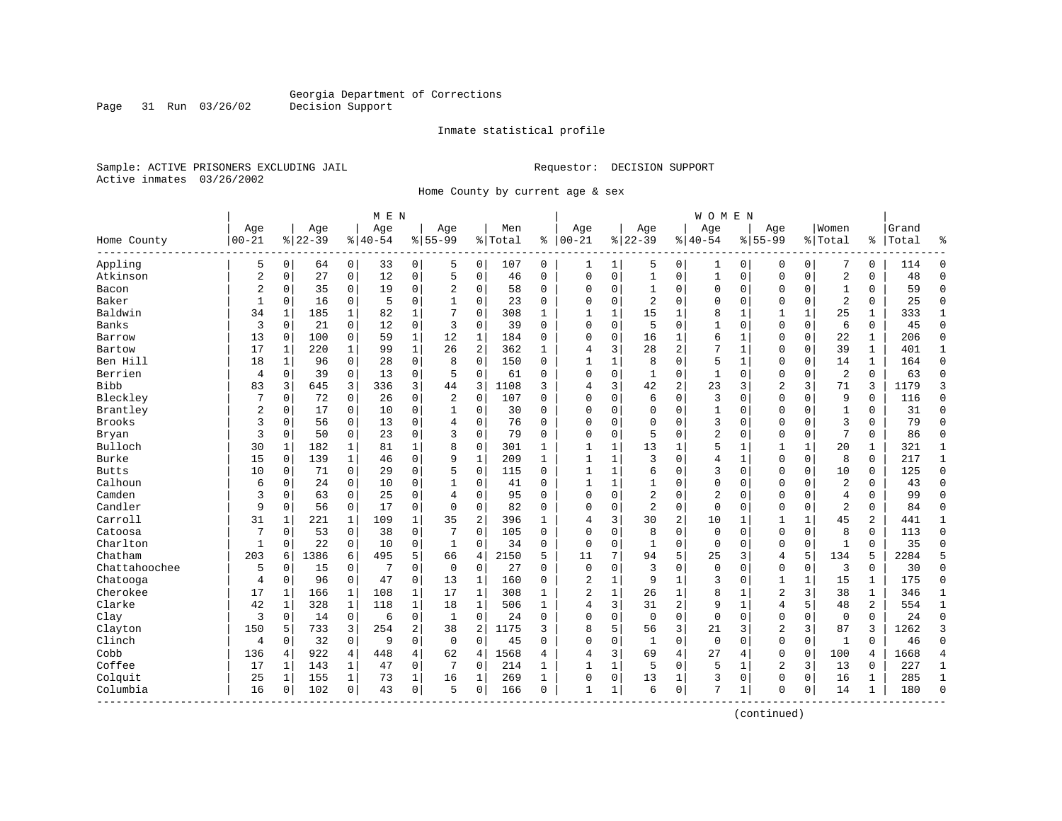Georgia Department of Corrections
Decision Support

Inmate statistical profile

Sample: ACTIVE PRISONERS EXCLUDING JAIL

Requestor: DECISION SUPPORT

Active inmates 03/26/2002

Home County by current age & sex

| Home County | MEN Age 00-21 | % | Age 22-39 | % | Age 40-54 | % | Age 55-99 | % | Men Total | % | WOMEN Age 00-21 | % | Age 22-39 | % | Age 40-54 | % | Age 55-99 | % | Women Total | % | Grand Total | % |
|---|---|---|---|---|---|---|---|---|---|---|---|---|---|---|---|---|---|---|---|---|---|---|
| Appling | 5 | 0 | 64 | 0 | 33 | 0 | 5 | 0 | 107 | 0 | 1 | 1 | 5 | 0 | 1 | 0 | 0 | 0 | 7 | 0 | 114 | 0 |
| Atkinson | 2 | 0 | 27 | 0 | 12 | 0 | 5 | 0 | 46 | 0 | 0 | 0 | 1 | 0 | 1 | 0 | 0 | 0 | 2 | 0 | 48 | 0 |
| Bacon | 2 | 0 | 35 | 0 | 19 | 0 | 2 | 0 | 58 | 0 | 0 | 0 | 1 | 0 | 0 | 0 | 0 | 0 | 1 | 0 | 59 | 0 |
| Baker | 1 | 0 | 16 | 0 | 5 | 0 | 1 | 0 | 23 | 0 | 0 | 0 | 2 | 0 | 0 | 0 | 0 | 0 | 2 | 0 | 25 | 0 |
| Baldwin | 34 | 1 | 185 | 1 | 82 | 1 | 7 | 0 | 308 | 1 | 1 | 1 | 15 | 1 | 8 | 1 | 1 | 1 | 25 | 1 | 333 | 1 |
| Banks | 3 | 0 | 21 | 0 | 12 | 0 | 3 | 0 | 39 | 0 | 0 | 0 | 5 | 0 | 1 | 0 | 0 | 0 | 6 | 0 | 45 | 0 |
| Barrow | 13 | 0 | 100 | 0 | 59 | 1 | 12 | 1 | 184 | 0 | 0 | 0 | 16 | 1 | 6 | 1 | 0 | 0 | 22 | 1 | 206 | 0 |
| Bartow | 17 | 1 | 220 | 1 | 99 | 1 | 26 | 2 | 362 | 1 | 4 | 3 | 28 | 2 | 7 | 1 | 0 | 0 | 39 | 1 | 401 | 1 |
| Ben Hill | 18 | 1 | 96 | 0 | 28 | 0 | 8 | 0 | 150 | 0 | 1 | 1 | 8 | 0 | 5 | 1 | 0 | 0 | 14 | 1 | 164 | 0 |
| Berrien | 4 | 0 | 39 | 0 | 13 | 0 | 5 | 0 | 61 | 0 | 0 | 0 | 1 | 0 | 1 | 0 | 0 | 0 | 2 | 0 | 63 | 0 |
| Bibb | 83 | 3 | 645 | 3 | 336 | 3 | 44 | 3 | 1108 | 3 | 4 | 3 | 42 | 2 | 23 | 3 | 2 | 3 | 71 | 3 | 1179 | 3 |
| Bleckley | 7 | 0 | 72 | 0 | 26 | 0 | 2 | 0 | 107 | 0 | 0 | 0 | 6 | 0 | 3 | 0 | 0 | 0 | 9 | 0 | 116 | 0 |
| Brantley | 2 | 0 | 17 | 0 | 10 | 0 | 1 | 0 | 30 | 0 | 0 | 0 | 0 | 0 | 1 | 0 | 0 | 0 | 1 | 0 | 31 | 0 |
| Brooks | 3 | 0 | 56 | 0 | 13 | 0 | 4 | 0 | 76 | 0 | 0 | 0 | 0 | 0 | 3 | 0 | 0 | 0 | 3 | 0 | 79 | 0 |
| Bryan | 3 | 0 | 50 | 0 | 23 | 0 | 3 | 0 | 79 | 0 | 0 | 0 | 5 | 0 | 2 | 0 | 0 | 0 | 7 | 0 | 86 | 0 |
| Bulloch | 30 | 1 | 182 | 1 | 81 | 1 | 8 | 0 | 301 | 1 | 1 | 1 | 13 | 1 | 5 | 1 | 1 | 1 | 20 | 1 | 321 | 1 |
| Burke | 15 | 0 | 139 | 1 | 46 | 0 | 9 | 1 | 209 | 1 | 1 | 1 | 3 | 0 | 4 | 1 | 0 | 0 | 8 | 0 | 217 | 1 |
| Butts | 10 | 0 | 71 | 0 | 29 | 0 | 5 | 0 | 115 | 0 | 1 | 1 | 6 | 0 | 3 | 0 | 0 | 0 | 10 | 0 | 125 | 0 |
| Calhoun | 6 | 0 | 24 | 0 | 10 | 0 | 1 | 0 | 41 | 0 | 1 | 1 | 1 | 0 | 0 | 0 | 0 | 0 | 2 | 0 | 43 | 0 |
| Camden | 3 | 0 | 63 | 0 | 25 | 0 | 4 | 0 | 95 | 0 | 0 | 0 | 2 | 0 | 2 | 0 | 0 | 0 | 4 | 0 | 99 | 0 |
| Candler | 9 | 0 | 56 | 0 | 17 | 0 | 0 | 0 | 82 | 0 | 0 | 0 | 2 | 0 | 0 | 0 | 0 | 0 | 2 | 0 | 84 | 0 |
| Carroll | 31 | 1 | 221 | 1 | 109 | 1 | 35 | 2 | 396 | 1 | 4 | 3 | 30 | 2 | 10 | 1 | 1 | 1 | 45 | 2 | 441 | 1 |
| Catoosa | 7 | 0 | 53 | 0 | 38 | 0 | 7 | 0 | 105 | 0 | 0 | 0 | 8 | 0 | 0 | 0 | 0 | 0 | 8 | 0 | 113 | 0 |
| Charlton | 1 | 0 | 22 | 0 | 10 | 0 | 1 | 0 | 34 | 0 | 0 | 0 | 1 | 0 | 0 | 0 | 0 | 0 | 1 | 0 | 35 | 0 |
| Chatham | 203 | 6 | 1386 | 6 | 495 | 5 | 66 | 4 | 2150 | 5 | 11 | 7 | 94 | 5 | 25 | 3 | 4 | 5 | 134 | 5 | 2284 | 5 |
| Chattahoochee | 5 | 0 | 15 | 0 | 7 | 0 | 0 | 0 | 27 | 0 | 0 | 0 | 3 | 0 | 0 | 0 | 0 | 0 | 3 | 0 | 30 | 0 |
| Chatooga | 4 | 0 | 96 | 0 | 47 | 0 | 13 | 1 | 160 | 0 | 2 | 1 | 9 | 1 | 3 | 0 | 1 | 1 | 15 | 1 | 175 | 0 |
| Cherokee | 17 | 1 | 166 | 1 | 108 | 1 | 17 | 1 | 308 | 1 | 2 | 1 | 26 | 1 | 8 | 1 | 2 | 3 | 38 | 1 | 346 | 1 |
| Clarke | 42 | 1 | 328 | 1 | 118 | 1 | 18 | 1 | 506 | 1 | 4 | 3 | 31 | 2 | 9 | 1 | 4 | 5 | 48 | 2 | 554 | 1 |
| Clay | 3 | 0 | 14 | 0 | 6 | 0 | 1 | 0 | 24 | 0 | 0 | 0 | 0 | 0 | 0 | 0 | 0 | 0 | 0 | 0 | 24 | 0 |
| Clayton | 150 | 5 | 733 | 3 | 254 | 2 | 38 | 2 | 1175 | 3 | 8 | 5 | 56 | 3 | 21 | 3 | 2 | 3 | 87 | 3 | 1262 | 3 |
| Clinch | 4 | 0 | 32 | 0 | 9 | 0 | 0 | 0 | 45 | 0 | 0 | 0 | 1 | 0 | 0 | 0 | 0 | 0 | 1 | 0 | 46 | 0 |
| Cobb | 136 | 4 | 922 | 4 | 448 | 4 | 62 | 4 | 1568 | 4 | 4 | 3 | 69 | 4 | 27 | 4 | 0 | 0 | 100 | 4 | 1668 | 4 |
| Coffee | 17 | 1 | 143 | 1 | 47 | 0 | 7 | 0 | 214 | 1 | 1 | 1 | 5 | 0 | 5 | 1 | 2 | 3 | 13 | 0 | 227 | 1 |
| Colquit | 25 | 1 | 155 | 1 | 73 | 1 | 16 | 1 | 269 | 1 | 0 | 0 | 13 | 1 | 3 | 0 | 0 | 0 | 16 | 1 | 285 | 1 |
| Columbia | 16 | 0 | 102 | 0 | 43 | 0 | 5 | 0 | 166 | 0 | 1 | 1 | 6 | 0 | 7 | 1 | 0 | 0 | 14 | 1 | 180 | 0 |

(continued)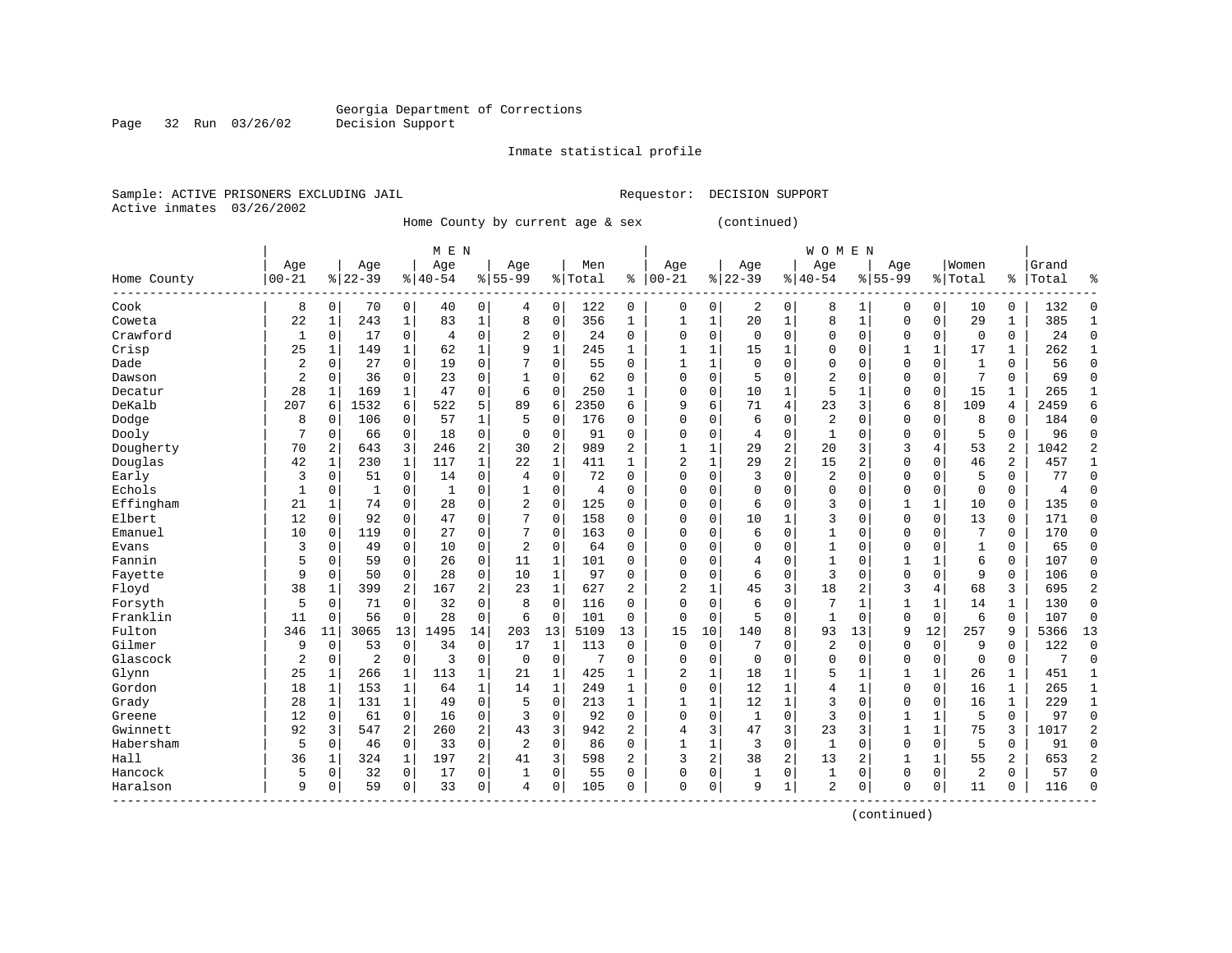Georgia Department of Corrections
Decision Support

Inmate statistical profile

Sample: ACTIVE PRISONERS EXCLUDING JAIL    Requestor: DECISION SUPPORT
Active inmates 03/26/2002

Home County by current age & sex (continued)

| Home County | MEN Age 00-21 | % | Age 22-39 | % | Age 40-54 | % | Age 55-99 | % | Men Total | % | WOMEN Age 00-21 | % | Age 22-39 | % | Age 40-54 | % | Age 55-99 | % | Women Total | % | Grand Total | % |
|---|---|---|---|---|---|---|---|---|---|---|---|---|---|---|---|---|---|---|---|---|---|---|
| Cook | 8 | 0 | 70 | 0 | 40 | 0 | 4 | 0 | 122 | 0 | 0 | 0 | 2 | 0 | 8 | 1 | 0 | 0 | 10 | 0 | 132 | 0 |
| Coweta | 22 | 1 | 243 | 1 | 83 | 1 | 8 | 0 | 356 | 1 | 1 | 1 | 20 | 1 | 8 | 1 | 0 | 0 | 29 | 1 | 385 | 1 |
| Crawford | 1 | 0 | 17 | 0 | 4 | 0 | 2 | 0 | 24 | 0 | 0 | 0 | 0 | 0 | 0 | 0 | 0 | 0 | 0 | 0 | 24 | 0 |
| Crisp | 25 | 1 | 149 | 1 | 62 | 1 | 9 | 1 | 245 | 1 | 1 | 1 | 15 | 1 | 0 | 0 | 1 | 1 | 17 | 1 | 262 | 1 |
| Dade | 2 | 0 | 27 | 0 | 19 | 0 | 7 | 0 | 55 | 0 | 1 | 1 | 0 | 0 | 0 | 0 | 0 | 0 | 1 | 0 | 56 | 0 |
| Dawson | 2 | 0 | 36 | 0 | 23 | 0 | 1 | 0 | 62 | 0 | 0 | 0 | 5 | 0 | 2 | 0 | 0 | 0 | 7 | 0 | 69 | 0 |
| Decatur | 28 | 1 | 169 | 1 | 47 | 0 | 6 | 0 | 250 | 1 | 0 | 0 | 10 | 1 | 5 | 1 | 0 | 0 | 15 | 1 | 265 | 1 |
| DeKalb | 207 | 6 | 1532 | 6 | 522 | 5 | 89 | 6 | 2350 | 6 | 9 | 6 | 71 | 4 | 23 | 3 | 6 | 8 | 109 | 4 | 2459 | 6 |
| Dodge | 8 | 0 | 106 | 0 | 57 | 1 | 5 | 0 | 176 | 0 | 0 | 0 | 6 | 0 | 2 | 0 | 0 | 0 | 8 | 0 | 184 | 0 |
| Dooly | 7 | 0 | 66 | 0 | 18 | 0 | 0 | 0 | 91 | 0 | 0 | 0 | 4 | 0 | 1 | 0 | 0 | 0 | 5 | 0 | 96 | 0 |
| Dougherty | 70 | 2 | 643 | 3 | 246 | 2 | 30 | 2 | 989 | 2 | 1 | 1 | 29 | 2 | 20 | 3 | 3 | 4 | 53 | 2 | 1042 | 2 |
| Douglas | 42 | 1 | 230 | 1 | 117 | 1 | 22 | 1 | 411 | 1 | 2 | 1 | 29 | 2 | 15 | 2 | 0 | 0 | 46 | 2 | 457 | 1 |
| Early | 3 | 0 | 51 | 0 | 14 | 0 | 4 | 0 | 72 | 0 | 0 | 0 | 3 | 0 | 2 | 0 | 0 | 0 | 5 | 0 | 77 | 0 |
| Echols | 1 | 0 | 1 | 0 | 1 | 0 | 1 | 0 | 4 | 0 | 0 | 0 | 0 | 0 | 0 | 0 | 0 | 0 | 0 | 0 | 4 | 0 |
| Effingham | 21 | 1 | 74 | 0 | 28 | 0 | 2 | 0 | 125 | 0 | 0 | 0 | 6 | 0 | 3 | 0 | 1 | 1 | 10 | 0 | 135 | 0 |
| Elbert | 12 | 0 | 92 | 0 | 47 | 0 | 7 | 0 | 158 | 0 | 0 | 0 | 10 | 1 | 3 | 0 | 0 | 0 | 13 | 0 | 171 | 0 |
| Emanuel | 10 | 0 | 119 | 0 | 27 | 0 | 7 | 0 | 163 | 0 | 0 | 0 | 6 | 0 | 1 | 0 | 0 | 0 | 7 | 0 | 170 | 0 |
| Evans | 3 | 0 | 49 | 0 | 10 | 0 | 2 | 0 | 64 | 0 | 0 | 0 | 0 | 0 | 1 | 0 | 0 | 0 | 1 | 0 | 65 | 0 |
| Fannin | 5 | 0 | 59 | 0 | 26 | 0 | 11 | 1 | 101 | 0 | 0 | 0 | 4 | 0 | 1 | 0 | 1 | 1 | 6 | 0 | 107 | 0 |
| Fayette | 9 | 0 | 50 | 0 | 28 | 0 | 10 | 1 | 97 | 0 | 0 | 0 | 6 | 0 | 3 | 0 | 0 | 0 | 9 | 0 | 106 | 0 |
| Floyd | 38 | 1 | 399 | 2 | 167 | 2 | 23 | 1 | 627 | 2 | 2 | 1 | 45 | 3 | 18 | 2 | 3 | 4 | 68 | 3 | 695 | 2 |
| Forsyth | 5 | 0 | 71 | 0 | 32 | 0 | 8 | 0 | 116 | 0 | 0 | 0 | 6 | 0 | 7 | 1 | 1 | 1 | 14 | 1 | 130 | 0 |
| Franklin | 11 | 0 | 56 | 0 | 28 | 0 | 6 | 0 | 101 | 0 | 0 | 0 | 5 | 0 | 1 | 0 | 0 | 0 | 6 | 0 | 107 | 0 |
| Fulton | 346 | 11 | 3065 | 13 | 1495 | 14 | 203 | 13 | 5109 | 13 | 15 | 10 | 140 | 8 | 93 | 13 | 9 | 12 | 257 | 9 | 5366 | 13 |
| Gilmer | 9 | 0 | 53 | 0 | 34 | 0 | 17 | 1 | 113 | 0 | 0 | 0 | 7 | 0 | 2 | 0 | 0 | 0 | 9 | 0 | 122 | 0 |
| Glascock | 2 | 0 | 2 | 0 | 3 | 0 | 0 | 0 | 7 | 0 | 0 | 0 | 0 | 0 | 0 | 0 | 0 | 0 | 0 | 0 | 7 | 0 |
| Glynn | 25 | 1 | 266 | 1 | 113 | 1 | 21 | 1 | 425 | 1 | 2 | 1 | 18 | 1 | 5 | 1 | 1 | 1 | 26 | 1 | 451 | 1 |
| Gordon | 18 | 1 | 153 | 1 | 64 | 1 | 14 | 1 | 249 | 1 | 0 | 0 | 12 | 1 | 4 | 1 | 0 | 0 | 16 | 1 | 265 | 1 |
| Grady | 28 | 1 | 131 | 1 | 49 | 0 | 5 | 0 | 213 | 1 | 1 | 1 | 12 | 1 | 3 | 0 | 0 | 0 | 16 | 1 | 229 | 1 |
| Greene | 12 | 0 | 61 | 0 | 16 | 0 | 3 | 0 | 92 | 0 | 0 | 0 | 1 | 0 | 3 | 0 | 1 | 1 | 5 | 0 | 97 | 0 |
| Gwinnett | 92 | 3 | 547 | 2 | 260 | 2 | 43 | 3 | 942 | 2 | 4 | 3 | 47 | 3 | 23 | 3 | 1 | 1 | 75 | 3 | 1017 | 2 |
| Habersham | 5 | 0 | 46 | 0 | 33 | 0 | 2 | 0 | 86 | 0 | 1 | 1 | 3 | 0 | 1 | 0 | 0 | 0 | 5 | 0 | 91 | 0 |
| Hall | 36 | 1 | 324 | 1 | 197 | 2 | 41 | 3 | 598 | 2 | 3 | 2 | 38 | 2 | 13 | 2 | 1 | 1 | 55 | 2 | 653 | 2 |
| Hancock | 5 | 0 | 32 | 0 | 17 | 0 | 1 | 0 | 55 | 0 | 0 | 0 | 1 | 0 | 1 | 0 | 0 | 0 | 2 | 0 | 57 | 0 |
| Haralson | 9 | 0 | 59 | 0 | 33 | 0 | 4 | 0 | 105 | 0 | 0 | 0 | 9 | 1 | 2 | 0 | 0 | 0 | 11 | 0 | 116 | 0 |

(continued)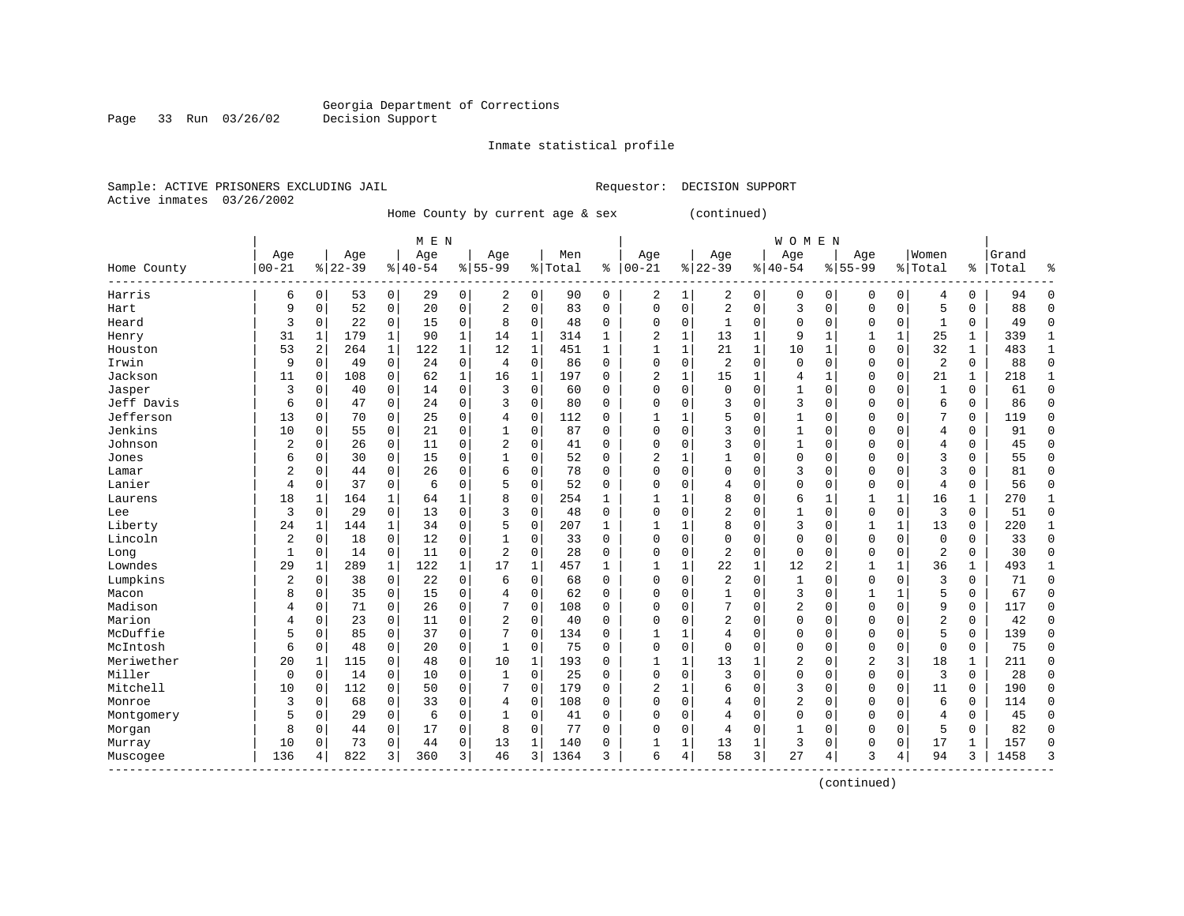Georgia Department of Corrections
Decision Support

Inmate statistical profile

Sample: ACTIVE PRISONERS EXCLUDING JAIL    Requestor: DECISION SUPPORT
Active inmates 03/26/2002

Home County by current age & sex (continued)

| Home County | MEN Age 00-21 | % | Age 22-39 | % | Age 40-54 | % | Age 55-99 | % | Men Total | % | WOMEN Age 00-21 | % | Age 22-39 | % | Age 40-54 | % | Age 55-99 | % | Women Total | % | Grand Total | % |
|---|---|---|---|---|---|---|---|---|---|---|---|---|---|---|---|---|---|---|---|---|---|---|
| Harris | 6 | 0 | 53 | 0 | 29 | 0 | 2 | 0 | 90 | 0 | 2 | 1 | 2 | 0 | 0 | 0 | 0 | 0 | 4 | 0 | 94 | 0 |
| Hart | 9 | 0 | 52 | 0 | 20 | 0 | 2 | 0 | 83 | 0 | 0 | 0 | 2 | 0 | 3 | 0 | 0 | 0 | 5 | 0 | 88 | 0 |
| Heard | 3 | 0 | 22 | 0 | 15 | 0 | 8 | 0 | 48 | 0 | 0 | 0 | 1 | 0 | 0 | 0 | 0 | 0 | 1 | 0 | 49 | 0 |
| Henry | 31 | 1 | 179 | 1 | 90 | 1 | 14 | 1 | 314 | 1 | 2 | 1 | 13 | 1 | 9 | 1 | 1 | 1 | 25 | 1 | 339 | 1 |
| Houston | 53 | 2 | 264 | 1 | 122 | 1 | 12 | 1 | 451 | 1 | 1 | 1 | 21 | 1 | 10 | 1 | 0 | 0 | 32 | 1 | 483 | 1 |
| Irwin | 9 | 0 | 49 | 0 | 24 | 0 | 4 | 0 | 86 | 0 | 0 | 0 | 2 | 0 | 0 | 0 | 0 | 0 | 2 | 0 | 88 | 0 |
| Jackson | 11 | 0 | 108 | 0 | 62 | 1 | 16 | 1 | 197 | 0 | 2 | 1 | 15 | 1 | 4 | 1 | 0 | 0 | 21 | 1 | 218 | 1 |
| Jasper | 3 | 0 | 40 | 0 | 14 | 0 | 3 | 0 | 60 | 0 | 0 | 0 | 0 | 0 | 1 | 0 | 0 | 0 | 1 | 0 | 61 | 0 |
| Jeff Davis | 6 | 0 | 47 | 0 | 24 | 0 | 3 | 0 | 80 | 0 | 0 | 0 | 3 | 0 | 3 | 0 | 0 | 0 | 6 | 0 | 86 | 0 |
| Jefferson | 13 | 0 | 70 | 0 | 25 | 0 | 4 | 0 | 112 | 0 | 1 | 1 | 5 | 0 | 1 | 0 | 0 | 0 | 7 | 0 | 119 | 0 |
| Jenkins | 10 | 0 | 55 | 0 | 21 | 0 | 1 | 0 | 87 | 0 | 0 | 0 | 3 | 0 | 1 | 0 | 0 | 0 | 4 | 0 | 91 | 0 |
| Johnson | 2 | 0 | 26 | 0 | 11 | 0 | 2 | 0 | 41 | 0 | 0 | 0 | 3 | 0 | 1 | 0 | 0 | 0 | 4 | 0 | 45 | 0 |
| Jones | 6 | 0 | 30 | 0 | 15 | 0 | 1 | 0 | 52 | 0 | 2 | 1 | 1 | 0 | 0 | 0 | 0 | 0 | 3 | 0 | 55 | 0 |
| Lamar | 2 | 0 | 44 | 0 | 26 | 0 | 6 | 0 | 78 | 0 | 0 | 0 | 0 | 0 | 3 | 0 | 0 | 0 | 3 | 0 | 81 | 0 |
| Lanier | 4 | 0 | 37 | 0 | 6 | 0 | 5 | 0 | 52 | 0 | 0 | 0 | 4 | 0 | 0 | 0 | 0 | 0 | 4 | 0 | 56 | 0 |
| Laurens | 18 | 1 | 164 | 1 | 64 | 1 | 8 | 0 | 254 | 1 | 1 | 1 | 8 | 0 | 6 | 1 | 1 | 1 | 16 | 1 | 270 | 1 |
| Lee | 3 | 0 | 29 | 0 | 13 | 0 | 3 | 0 | 48 | 0 | 0 | 0 | 2 | 0 | 1 | 0 | 0 | 0 | 3 | 0 | 51 | 0 |
| Liberty | 24 | 1 | 144 | 1 | 34 | 0 | 5 | 0 | 207 | 1 | 1 | 1 | 8 | 0 | 3 | 0 | 1 | 1 | 13 | 0 | 220 | 1 |
| Lincoln | 2 | 0 | 18 | 0 | 12 | 0 | 1 | 0 | 33 | 0 | 0 | 0 | 0 | 0 | 0 | 0 | 0 | 0 | 0 | 0 | 33 | 0 |
| Long | 1 | 0 | 14 | 0 | 11 | 0 | 2 | 0 | 28 | 0 | 0 | 0 | 2 | 0 | 0 | 0 | 0 | 0 | 2 | 0 | 30 | 0 |
| Lowndes | 29 | 1 | 289 | 1 | 122 | 1 | 17 | 1 | 457 | 1 | 1 | 1 | 22 | 1 | 12 | 2 | 1 | 1 | 36 | 1 | 493 | 1 |
| Lumpkins | 2 | 0 | 38 | 0 | 22 | 0 | 6 | 0 | 68 | 0 | 0 | 0 | 2 | 0 | 1 | 0 | 0 | 0 | 3 | 0 | 71 | 0 |
| Macon | 8 | 0 | 35 | 0 | 15 | 0 | 4 | 0 | 62 | 0 | 0 | 0 | 1 | 0 | 3 | 0 | 1 | 1 | 5 | 0 | 67 | 0 |
| Madison | 4 | 0 | 71 | 0 | 26 | 0 | 7 | 0 | 108 | 0 | 0 | 0 | 7 | 0 | 2 | 0 | 0 | 0 | 9 | 0 | 117 | 0 |
| Marion | 4 | 0 | 23 | 0 | 11 | 0 | 2 | 0 | 40 | 0 | 0 | 0 | 2 | 0 | 0 | 0 | 0 | 0 | 2 | 0 | 42 | 0 |
| McDuffie | 5 | 0 | 85 | 0 | 37 | 0 | 7 | 0 | 134 | 0 | 1 | 1 | 4 | 0 | 0 | 0 | 0 | 0 | 5 | 0 | 139 | 0 |
| McIntosh | 6 | 0 | 48 | 0 | 20 | 0 | 1 | 0 | 75 | 0 | 0 | 0 | 0 | 0 | 0 | 0 | 0 | 0 | 0 | 0 | 75 | 0 |
| Meriwether | 20 | 1 | 115 | 0 | 48 | 0 | 10 | 1 | 193 | 0 | 1 | 1 | 13 | 1 | 2 | 0 | 2 | 3 | 18 | 1 | 211 | 0 |
| Miller | 0 | 0 | 14 | 0 | 10 | 0 | 1 | 0 | 25 | 0 | 0 | 0 | 3 | 0 | 0 | 0 | 0 | 0 | 3 | 0 | 28 | 0 |
| Mitchell | 10 | 0 | 112 | 0 | 50 | 0 | 7 | 0 | 179 | 0 | 2 | 1 | 6 | 0 | 3 | 0 | 0 | 0 | 11 | 0 | 190 | 0 |
| Monroe | 3 | 0 | 68 | 0 | 33 | 0 | 4 | 0 | 108 | 0 | 0 | 0 | 4 | 0 | 2 | 0 | 0 | 0 | 6 | 0 | 114 | 0 |
| Montgomery | 5 | 0 | 29 | 0 | 6 | 0 | 1 | 0 | 41 | 0 | 0 | 0 | 4 | 0 | 0 | 0 | 0 | 0 | 4 | 0 | 45 | 0 |
| Morgan | 8 | 0 | 44 | 0 | 17 | 0 | 8 | 0 | 77 | 0 | 0 | 0 | 4 | 0 | 1 | 0 | 0 | 0 | 5 | 0 | 82 | 0 |
| Murray | 10 | 0 | 73 | 0 | 44 | 0 | 13 | 1 | 140 | 0 | 1 | 1 | 13 | 1 | 3 | 0 | 0 | 0 | 17 | 1 | 157 | 0 |
| Muscogee | 136 | 4 | 822 | 3 | 360 | 3 | 46 | 3 | 1364 | 3 | 6 | 4 | 58 | 3 | 27 | 4 | 3 | 4 | 94 | 3 | 1458 | 3 |

(continued)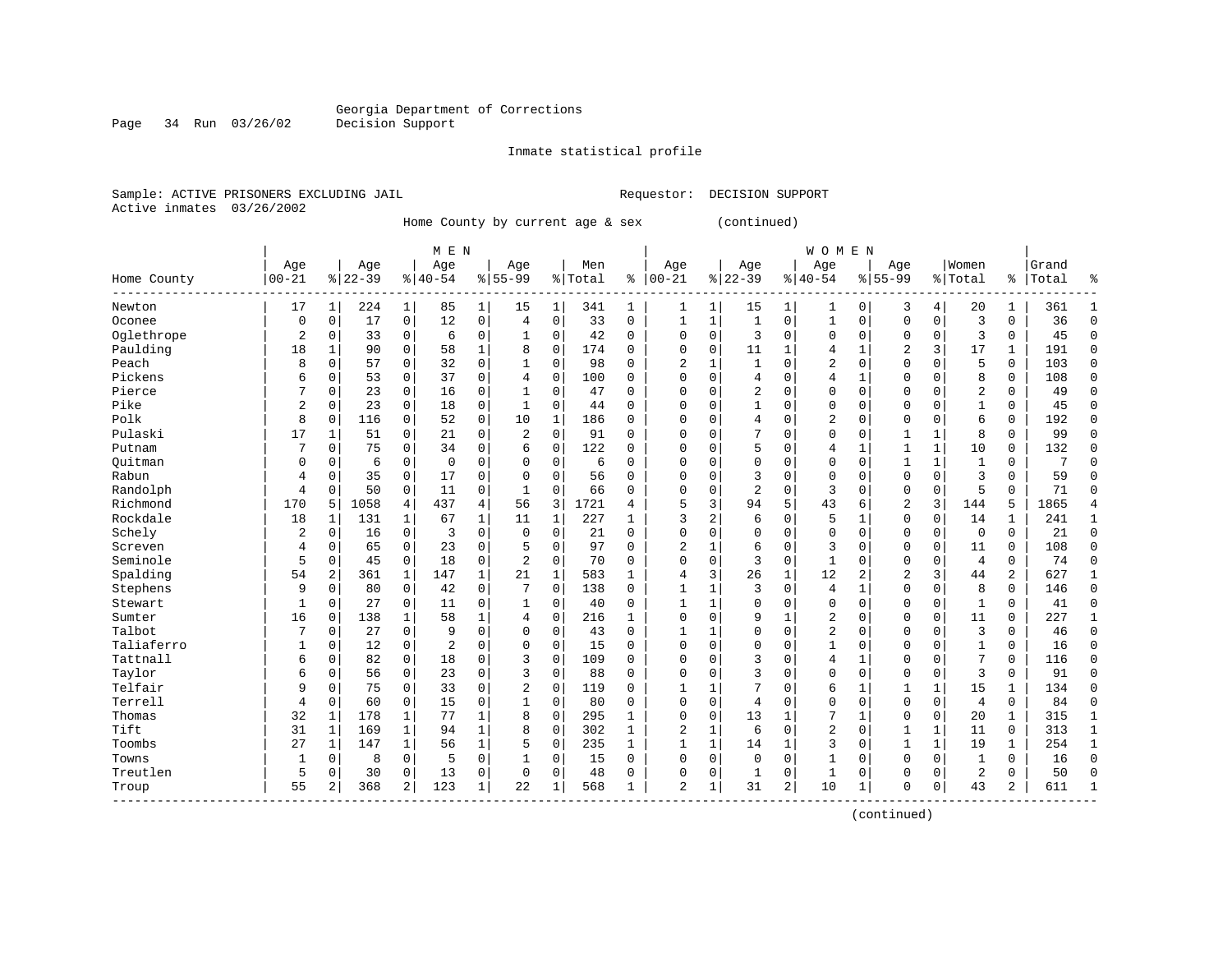Georgia Department of Corrections
Decision Support

Inmate statistical profile

Sample: ACTIVE PRISONERS EXCLUDING JAIL    Requestor: DECISION SUPPORT
Active inmates 03/26/2002

Home County by current age & sex (continued)

| Home County | MEN Age 00-21 | % | Age 22-39 | % | Age 40-54 | % | Age 55-99 | % | Men Total | % | WOMEN Age 00-21 | % | Age 22-39 | % | Age 40-54 | % | Age 55-99 | % | Women Total | % | Grand Total | % |
|---|---|---|---|---|---|---|---|---|---|---|---|---|---|---|---|---|---|---|---|---|---|---|
| Newton | 17 | 1 | 224 | 1 | 85 | 1 | 15 | 1 | 341 | 1 | 1 | 1 | 15 | 1 | 1 | 0 | 3 | 4 | 20 | 1 | 361 | 1 |
| Oconee | 0 | 0 | 17 | 0 | 12 | 0 | 4 | 0 | 33 | 0 | 1 | 1 | 1 | 0 | 1 | 0 | 0 | 0 | 3 | 0 | 36 | 0 |
| Oglethrope | 2 | 0 | 33 | 0 | 6 | 0 | 1 | 0 | 42 | 0 | 0 | 0 | 3 | 0 | 0 | 0 | 0 | 0 | 3 | 0 | 45 | 0 |
| Paulding | 18 | 1 | 90 | 0 | 58 | 1 | 8 | 0 | 174 | 0 | 0 | 0 | 11 | 1 | 4 | 1 | 2 | 3 | 17 | 1 | 191 | 0 |
| Peach | 8 | 0 | 57 | 0 | 32 | 0 | 1 | 0 | 98 | 0 | 2 | 1 | 1 | 0 | 2 | 0 | 0 | 0 | 5 | 0 | 103 | 0 |
| Pickens | 6 | 0 | 53 | 0 | 37 | 0 | 4 | 0 | 100 | 0 | 0 | 0 | 4 | 0 | 4 | 1 | 0 | 0 | 8 | 0 | 108 | 0 |
| Pierce | 7 | 0 | 23 | 0 | 16 | 0 | 1 | 0 | 47 | 0 | 0 | 0 | 2 | 0 | 0 | 0 | 0 | 0 | 2 | 0 | 49 | 0 |
| Pike | 2 | 0 | 23 | 0 | 18 | 0 | 1 | 0 | 44 | 0 | 0 | 0 | 1 | 0 | 0 | 0 | 0 | 0 | 1 | 0 | 45 | 0 |
| Polk | 8 | 0 | 116 | 0 | 52 | 0 | 10 | 1 | 186 | 0 | 0 | 0 | 4 | 0 | 2 | 0 | 0 | 0 | 6 | 0 | 192 | 0 |
| Pulaski | 17 | 1 | 51 | 0 | 21 | 0 | 2 | 0 | 91 | 0 | 0 | 0 | 7 | 0 | 0 | 0 | 1 | 1 | 8 | 0 | 99 | 0 |
| Putnam | 7 | 0 | 75 | 0 | 34 | 0 | 6 | 0 | 122 | 0 | 0 | 0 | 5 | 0 | 4 | 1 | 1 | 1 | 10 | 0 | 132 | 0 |
| Quitman | 0 | 0 | 6 | 0 | 0 | 0 | 0 | 0 | 6 | 0 | 0 | 0 | 0 | 0 | 0 | 0 | 1 | 1 | 1 | 0 | 7 | 0 |
| Rabun | 4 | 0 | 35 | 0 | 17 | 0 | 0 | 0 | 56 | 0 | 0 | 0 | 3 | 0 | 0 | 0 | 0 | 0 | 3 | 0 | 59 | 0 |
| Randolph | 4 | 0 | 50 | 0 | 11 | 0 | 1 | 0 | 66 | 0 | 0 | 0 | 2 | 0 | 3 | 0 | 0 | 0 | 5 | 0 | 71 | 0 |
| Richmond | 170 | 5 | 1058 | 4 | 437 | 4 | 56 | 3 | 1721 | 4 | 5 | 3 | 94 | 5 | 43 | 6 | 2 | 3 | 144 | 5 | 1865 | 4 |
| Rockdale | 18 | 1 | 131 | 1 | 67 | 1 | 11 | 1 | 227 | 1 | 3 | 2 | 6 | 0 | 5 | 1 | 0 | 0 | 14 | 1 | 241 | 1 |
| Schely | 2 | 0 | 16 | 0 | 3 | 0 | 0 | 0 | 21 | 0 | 0 | 0 | 0 | 0 | 0 | 0 | 0 | 0 | 0 | 0 | 21 | 0 |
| Screven | 4 | 0 | 65 | 0 | 23 | 0 | 5 | 0 | 97 | 0 | 2 | 1 | 6 | 0 | 3 | 0 | 0 | 0 | 11 | 0 | 108 | 0 |
| Seminole | 5 | 0 | 45 | 0 | 18 | 0 | 2 | 0 | 70 | 0 | 0 | 0 | 3 | 0 | 1 | 0 | 0 | 0 | 4 | 0 | 74 | 0 |
| Spalding | 54 | 2 | 361 | 1 | 147 | 1 | 21 | 1 | 583 | 1 | 4 | 3 | 26 | 1 | 12 | 2 | 2 | 3 | 44 | 2 | 627 | 1 |
| Stephens | 9 | 0 | 80 | 0 | 42 | 0 | 7 | 0 | 138 | 0 | 1 | 1 | 3 | 0 | 4 | 1 | 0 | 0 | 8 | 0 | 146 | 0 |
| Stewart | 1 | 0 | 27 | 0 | 11 | 0 | 1 | 0 | 40 | 0 | 1 | 1 | 0 | 0 | 0 | 0 | 0 | 0 | 1 | 0 | 41 | 0 |
| Sumter | 16 | 0 | 138 | 1 | 58 | 1 | 4 | 0 | 216 | 1 | 0 | 0 | 9 | 1 | 2 | 0 | 0 | 0 | 11 | 0 | 227 | 1 |
| Talbot | 7 | 0 | 27 | 0 | 9 | 0 | 0 | 0 | 43 | 0 | 1 | 1 | 0 | 0 | 2 | 0 | 0 | 0 | 3 | 0 | 46 | 0 |
| Taliaferro | 1 | 0 | 12 | 0 | 2 | 0 | 0 | 0 | 15 | 0 | 0 | 0 | 0 | 0 | 1 | 0 | 0 | 0 | 1 | 0 | 16 | 0 |
| Tattnall | 6 | 0 | 82 | 0 | 18 | 0 | 3 | 0 | 109 | 0 | 0 | 0 | 3 | 0 | 4 | 1 | 0 | 0 | 7 | 0 | 116 | 0 |
| Taylor | 6 | 0 | 56 | 0 | 23 | 0 | 3 | 0 | 88 | 0 | 0 | 0 | 3 | 0 | 0 | 0 | 0 | 0 | 3 | 0 | 91 | 0 |
| Telfair | 9 | 0 | 75 | 0 | 33 | 0 | 2 | 0 | 119 | 0 | 1 | 1 | 7 | 0 | 6 | 1 | 1 | 1 | 15 | 1 | 134 | 0 |
| Terrell | 4 | 0 | 60 | 0 | 15 | 0 | 1 | 0 | 80 | 0 | 0 | 0 | 4 | 0 | 0 | 0 | 0 | 0 | 4 | 0 | 84 | 0 |
| Thomas | 32 | 1 | 178 | 1 | 77 | 1 | 8 | 0 | 295 | 1 | 0 | 0 | 13 | 1 | 7 | 1 | 0 | 0 | 20 | 1 | 315 | 1 |
| Tift | 31 | 1 | 169 | 1 | 94 | 1 | 8 | 0 | 302 | 1 | 2 | 1 | 6 | 0 | 2 | 0 | 1 | 1 | 11 | 0 | 313 | 1 |
| Toombs | 27 | 1 | 147 | 1 | 56 | 1 | 5 | 0 | 235 | 1 | 1 | 1 | 14 | 1 | 3 | 0 | 1 | 1 | 19 | 1 | 254 | 1 |
| Towns | 1 | 0 | 8 | 0 | 5 | 0 | 1 | 0 | 15 | 0 | 0 | 0 | 0 | 0 | 1 | 0 | 0 | 0 | 1 | 0 | 16 | 0 |
| Treutlen | 5 | 0 | 30 | 0 | 13 | 0 | 0 | 0 | 48 | 0 | 0 | 0 | 1 | 0 | 1 | 0 | 0 | 0 | 2 | 0 | 50 | 0 |
| Troup | 55 | 2 | 368 | 2 | 123 | 1 | 22 | 1 | 568 | 1 | 2 | 1 | 31 | 2 | 10 | 1 | 0 | 0 | 43 | 2 | 611 | 1 |

(continued)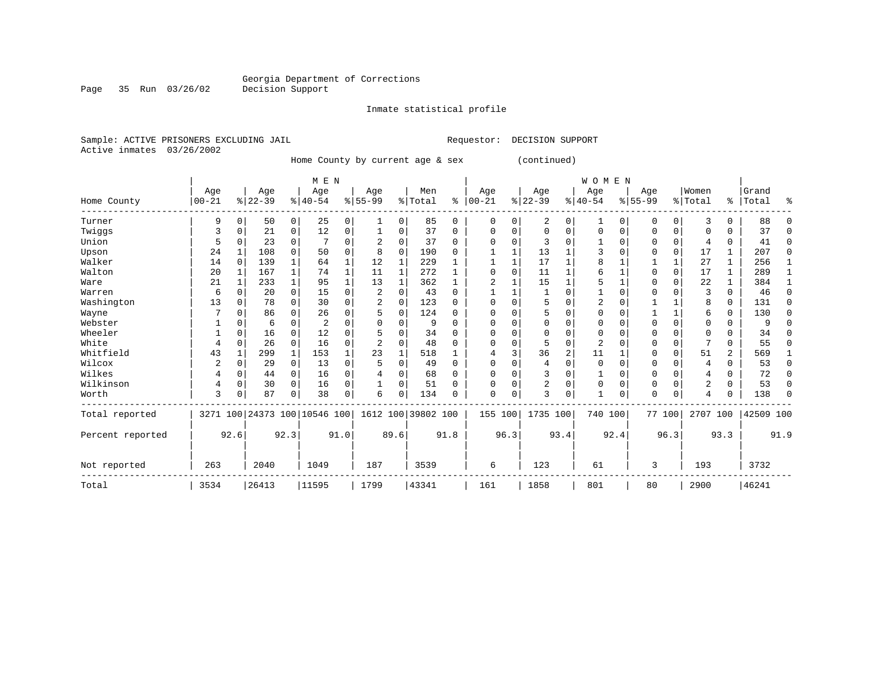Georgia Department of Corrections
Decision Support

Inmate statistical profile

Sample: ACTIVE PRISONERS EXCLUDING JAIL    Requestor: DECISION SUPPORT
Active inmates 03/26/2002

Home County by current age & sex (continued)

| Home County | MEN Age 00-21 | % | Age 22-39 | % | Age 40-54 | % | Age 55-99 | % | Men Total | % | WOMEN Age 00-21 | % | Age 22-39 | % | Age 40-54 | % | Age 55-99 | % | Women Total | % | Grand Total | % |
|---|---|---|---|---|---|---|---|---|---|---|---|---|---|---|---|---|---|---|---|---|---|---|
| Turner | 9 | 0 | 50 | 0 | 25 | 0 | 1 | 0 | 85 | 0 | 0 | 0 | 2 | 0 | 1 | 0 | 0 | 0 | 3 | 0 | 88 | 0 |
| Twiggs | 3 | 0 | 21 | 0 | 12 | 0 | 1 | 0 | 37 | 0 | 0 | 0 | 0 | 0 | 0 | 0 | 0 | 0 | 0 | 0 | 37 | 0 |
| Union | 5 | 0 | 23 | 0 | 7 | 0 | 2 | 0 | 37 | 0 | 0 | 0 | 3 | 0 | 1 | 0 | 0 | 0 | 4 | 0 | 41 | 0 |
| Upson | 24 | 1 | 108 | 0 | 50 | 0 | 8 | 0 | 190 | 0 | 1 | 1 | 13 | 1 | 3 | 0 | 0 | 0 | 17 | 1 | 207 | 0 |
| Walker | 14 | 0 | 139 | 1 | 64 | 1 | 12 | 1 | 229 | 1 | 1 | 1 | 17 | 1 | 8 | 1 | 1 | 1 | 27 | 1 | 256 | 1 |
| Walton | 20 | 1 | 167 | 1 | 74 | 1 | 11 | 1 | 272 | 1 | 0 | 0 | 11 | 1 | 6 | 1 | 0 | 0 | 17 | 1 | 289 | 1 |
| Ware | 21 | 1 | 233 | 1 | 95 | 1 | 13 | 1 | 362 | 1 | 2 | 1 | 15 | 1 | 5 | 1 | 0 | 0 | 22 | 1 | 384 | 1 |
| Warren | 6 | 0 | 20 | 0 | 15 | 0 | 2 | 0 | 43 | 0 | 1 | 1 | 1 | 0 | 1 | 0 | 0 | 0 | 3 | 0 | 46 | 0 |
| Washington | 13 | 0 | 78 | 0 | 30 | 0 | 2 | 0 | 123 | 0 | 0 | 0 | 5 | 0 | 2 | 0 | 1 | 1 | 8 | 0 | 131 | 0 |
| Wayne | 7 | 0 | 86 | 0 | 26 | 0 | 5 | 0 | 124 | 0 | 0 | 0 | 5 | 0 | 0 | 0 | 1 | 1 | 6 | 0 | 130 | 0 |
| Webster | 1 | 0 | 6 | 0 | 2 | 0 | 0 | 0 | 9 | 0 | 0 | 0 | 0 | 0 | 0 | 0 | 0 | 0 | 0 | 0 | 9 | 0 |
| Wheeler | 1 | 0 | 16 | 0 | 12 | 0 | 5 | 0 | 34 | 0 | 0 | 0 | 0 | 0 | 0 | 0 | 0 | 0 | 0 | 0 | 34 | 0 |
| White | 4 | 0 | 26 | 0 | 16 | 0 | 2 | 0 | 48 | 0 | 0 | 0 | 5 | 0 | 2 | 0 | 0 | 0 | 7 | 0 | 55 | 0 |
| Whitfield | 43 | 1 | 299 | 1 | 153 | 1 | 23 | 1 | 518 | 1 | 4 | 3 | 36 | 2 | 11 | 1 | 0 | 0 | 51 | 2 | 569 | 1 |
| Wilcox | 2 | 0 | 29 | 0 | 13 | 0 | 5 | 0 | 49 | 0 | 0 | 0 | 4 | 0 | 0 | 0 | 0 | 0 | 4 | 0 | 53 | 0 |
| Wilkes | 4 | 0 | 44 | 0 | 16 | 0 | 4 | 0 | 68 | 0 | 0 | 0 | 3 | 0 | 1 | 0 | 0 | 0 | 4 | 0 | 72 | 0 |
| Wilkinson | 4 | 0 | 30 | 0 | 16 | 0 | 1 | 0 | 51 | 0 | 0 | 0 | 2 | 0 | 0 | 0 | 0 | 0 | 2 | 0 | 53 | 0 |
| Worth | 3 | 0 | 87 | 0 | 38 | 0 | 6 | 0 | 134 | 0 | 0 | 0 | 3 | 0 | 1 | 0 | 0 | 0 | 4 | 0 | 138 | 0 |
| Total reported | 3271 | 100 | 24373 | 100 | 10546 | 100 | 1612 | 100 | 39802 | 100 | 155 | 100 | 1735 | 100 | 740 | 100 | 77 | 100 | 2707 | 100 | 42509 | 100 |
| Percent reported | | 92.6 | | 92.3 | | 91.0 | | 89.6 | | 91.8 | | 96.3 | | 93.4 | | 92.4 | | 96.3 | | 93.3 | | 91.9 |
| Not reported | 263 | | 2040 | | 1049 | | 187 | | 3539 | | 6 | | 123 | | 61 | | 3 | | 193 | | 3732 | |
| Total | 3534 | | 26413 | | 11595 | | 1799 | | 43341 | | 161 | | 1858 | | 801 | | 80 | | 2900 | | 46241 | |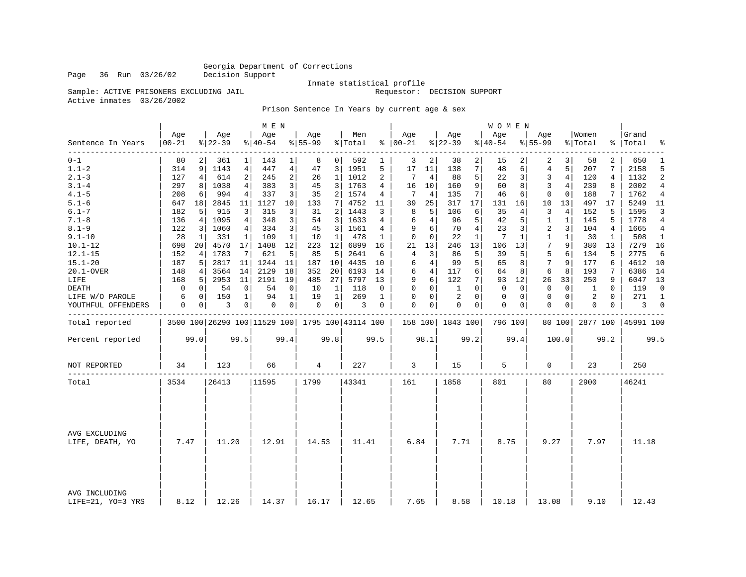Georgia Department of Corrections
Decision Support

Inmate statistical profile

Sample: ACTIVE PRISONERS EXCLUDING JAIL    Requestor: DECISION SUPPORT

Active inmates 03/26/2002

Prison Sentence In Years by current age & sex

| Sentence In Years | MEN Age 00-21 | % | Age 22-39 | % | Age 40-54 | % | Age 55-99 | % | Men Total | % | WOMEN Age 00-21 | % | Age 22-39 | % | Age 40-54 | % | Age 55-99 | % | Women Total | % | Grand Total | % |
|---|---|---|---|---|---|---|---|---|---|---|---|---|---|---|---|---|---|---|---|---|---|---|
| 0-1 | 80 | 2 | 361 | 1 | 143 | 1 | 8 | 0 | 592 | 1 | 3 | 2 | 38 | 2 | 15 | 2 | 2 | 3 | 58 | 2 | 650 | 1 |
| 1.1-2 | 314 | 9 | 1143 | 4 | 447 | 4 | 47 | 3 | 1951 | 5 | 17 | 11 | 138 | 7 | 48 | 6 | 4 | 5 | 207 | 7 | 2158 | 5 |
| 2.1-3 | 127 | 4 | 614 | 2 | 245 | 2 | 26 | 1 | 1012 | 2 | 7 | 4 | 88 | 5 | 22 | 3 | 3 | 4 | 120 | 4 | 1132 | 2 |
| 3.1-4 | 297 | 8 | 1038 | 4 | 383 | 3 | 45 | 3 | 1763 | 4 | 16 | 10 | 160 | 9 | 60 | 8 | 3 | 4 | 239 | 8 | 2002 | 4 |
| 4.1-5 | 208 | 6 | 994 | 4 | 337 | 3 | 35 | 2 | 1574 | 4 | 7 | 4 | 135 | 7 | 46 | 6 | 0 | 0 | 188 | 7 | 1762 | 4 |
| 5.1-6 | 647 | 18 | 2845 | 11 | 1127 | 10 | 133 | 7 | 4752 | 11 | 39 | 25 | 317 | 17 | 131 | 16 | 10 | 13 | 497 | 17 | 5249 | 11 |
| 6.1-7 | 182 | 5 | 915 | 3 | 315 | 3 | 31 | 2 | 1443 | 3 | 8 | 5 | 106 | 6 | 35 | 4 | 3 | 4 | 152 | 5 | 1595 | 3 |
| 7.1-8 | 136 | 4 | 1095 | 4 | 348 | 3 | 54 | 3 | 1633 | 4 | 6 | 4 | 96 | 5 | 42 | 5 | 1 | 1 | 145 | 5 | 1778 | 4 |
| 8.1-9 | 122 | 3 | 1060 | 4 | 334 | 3 | 45 | 3 | 1561 | 4 | 9 | 6 | 70 | 4 | 23 | 3 | 2 | 3 | 104 | 4 | 1665 | 4 |
| 9.1-10 | 28 | 1 | 331 | 1 | 109 | 1 | 10 | 1 | 478 | 1 | 0 | 0 | 22 | 1 | 7 | 1 | 1 | 1 | 30 | 1 | 508 | 1 |
| 10.1-12 | 698 | 20 | 4570 | 17 | 1408 | 12 | 223 | 12 | 6899 | 16 | 21 | 13 | 246 | 13 | 106 | 13 | 7 | 9 | 380 | 13 | 7279 | 16 |
| 12.1-15 | 152 | 4 | 1783 | 7 | 621 | 5 | 85 | 5 | 2641 | 6 | 4 | 3 | 86 | 5 | 39 | 5 | 5 | 6 | 134 | 5 | 2775 | 6 |
| 15.1-20 | 187 | 5 | 2817 | 11 | 1244 | 11 | 187 | 10 | 4435 | 10 | 6 | 4 | 99 | 5 | 65 | 8 | 7 | 9 | 177 | 6 | 4612 | 10 |
| 20.1-OVER | 148 | 4 | 3564 | 14 | 2129 | 18 | 352 | 20 | 6193 | 14 | 6 | 4 | 117 | 6 | 64 | 8 | 6 | 8 | 193 | 7 | 6386 | 14 |
| LIFE | 168 | 5 | 2953 | 11 | 2191 | 19 | 485 | 27 | 5797 | 13 | 9 | 6 | 122 | 7 | 93 | 12 | 26 | 33 | 250 | 9 | 6047 | 13 |
| DEATH | 0 | 0 | 54 | 0 | 54 | 0 | 10 | 1 | 118 | 0 | 0 | 0 | 1 | 0 | 0 | 0 | 0 | 0 | 1 | 0 | 119 | 0 |
| LIFE W/O PAROLE | 6 | 0 | 150 | 1 | 94 | 1 | 19 | 1 | 269 | 1 | 0 | 0 | 2 | 0 | 0 | 0 | 0 | 0 | 2 | 0 | 271 | 1 |
| YOUTHFUL OFFENDERS | 0 | 0 | 3 | 0 | 0 | 0 | 0 | 0 | 3 | 0 | 0 | 0 | 0 | 0 | 0 | 0 | 0 | 0 | 0 | 0 | 3 | 0 |
| Total reported | 3500 | 100 | 26290 | 100 | 11529 | 100 | 1795 | 100 | 43114 | 100 | 158 | 100 | 1843 | 100 | 796 | 100 | 80 | 100 | 2877 | 100 | 45991 | 100 |
| Percent reported | | 99.0 | | 99.5 | | 99.4 | | 99.8 | | 99.5 | | 98.1 | | 99.2 | | 99.4 | | 100.0 | | 99.2 | | 99.5 |
| NOT REPORTED | 34 | | 123 | | 66 | | 4 | | 227 | | 3 | | 15 | | 5 | | 0 | | 23 | | 250 | |
| Total | 3534 | | 26413 | | 11595 | | 1799 | | 43341 | | 161 | | 1858 | | 801 | | 80 | | 2900 | | 46241 | |
| AVG EXCLUDING LIFE, DEATH, YO | 7.47 | | 11.20 | | 12.91 | | 14.53 | | 11.41 | | 6.84 | | 7.71 | | 8.75 | | 9.27 | | 7.97 | | 11.18 | |
| AVG INCLUDING LIFE=21, YO=3 YRS | 8.12 | | 12.26 | | 14.37 | | 16.17 | | 12.65 | | 7.65 | | 8.58 | | 10.18 | | 13.08 | | 9.10 | | 12.43 | |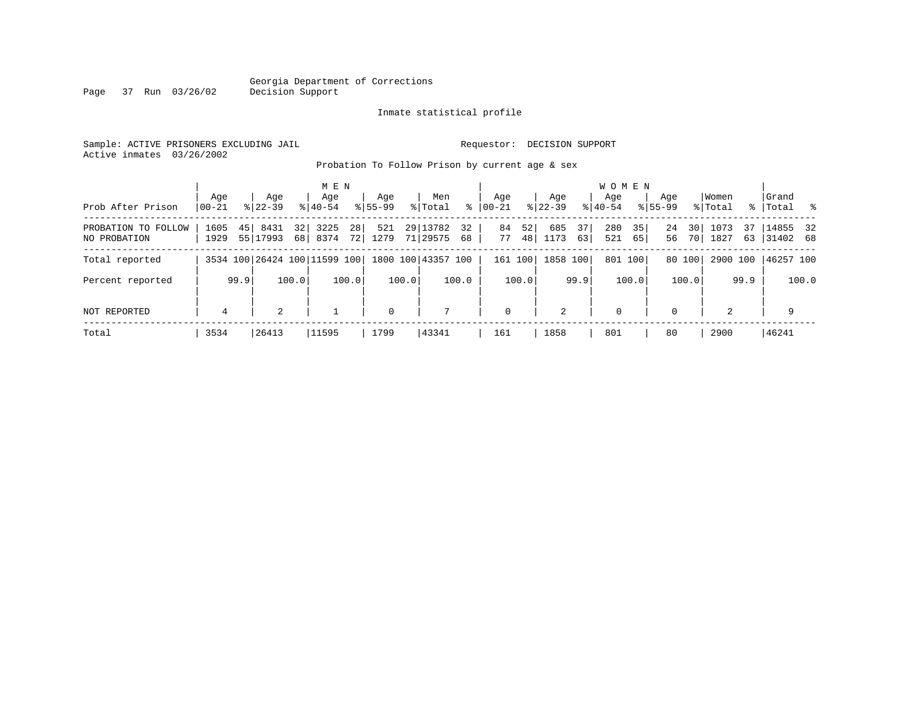Georgia Department of Corrections
Decision Support

Inmate statistical profile

Sample: ACTIVE PRISONERS EXCLUDING JAIL

Requestor: DECISION SUPPORT

Active inmates 03/26/2002

Probation To Follow Prison by current age & sex

| | MEN | | | | | | | | | | WOMEN | | | | | | | | | | | |
|---|---|---|---|---|---|---|---|---|---|---|---|---|---|---|---|---|---|---|---|---|---|---|
| Prob After Prison | Age 00-21 | % | Age 22-39 | % | Age 40-54 | % | Age 55-99 | % | Men Total | % | Age 00-21 | % | Age 22-39 | % | Age 40-54 | % | Age 55-99 | % | Women Total | % | Grand Total | % |
| PROBATION TO FOLLOW | 1605 | 45 | 8431 | 32 | 3225 | 28 | 521 | 29 | 13782 | 32 | 84 | 52 | 685 | 37 | 280 | 35 | 24 | 30 | 1073 | 37 | 14855 | 32 |
| NO PROBATION | 1929 | 55 | 17993 | 68 | 8374 | 72 | 1279 | 71 | 29575 | 68 | 77 | 48 | 1173 | 63 | 521 | 65 | 56 | 70 | 1827 | 63 | 31402 | 68 |
| Total reported | 3534 | 100 | 26424 | 100 | 11599 | 100 | 1800 | 100 | 43357 | 100 | 161 | 100 | 1858 | 100 | 801 | 100 | 80 | 100 | 2900 | 100 | 46257 | 100 |
| Percent reported | | 99.9 | | 100.0 | | 100.0 | | 100.0 | | 100.0 | | 100.0 | | 99.9 | | 100.0 | | 100.0 | | 99.9 | | 100.0 |
| NOT REPORTED | 4 | | 2 | | 1 | | 0 | | 7 | | 0 | | 2 | | 0 | | 0 | | 2 | | 9 | |
| Total | 3534 | | 26413 | | 11595 | | 1799 | | 43341 | | 161 | | 1858 | | 801 | | 80 | | 2900 | | 46241 | |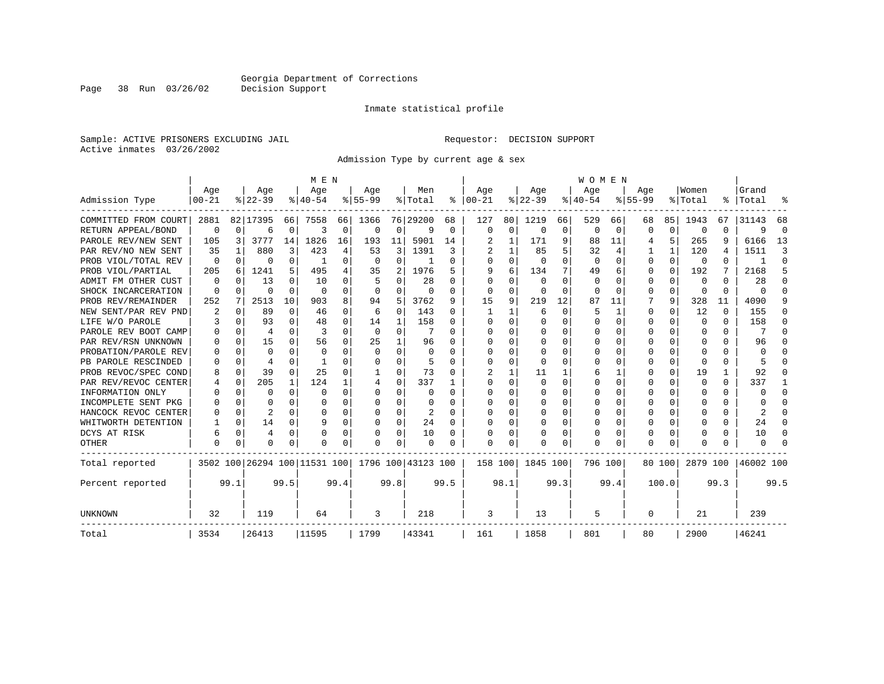Georgia Department of Corrections
Decision Support

Inmate statistical profile

Sample: ACTIVE PRISONERS EXCLUDING JAIL

Requestor: DECISION SUPPORT

Active inmates 03/26/2002

Admission Type by current age & sex

| Admission Type | MEN Age 00-21 | % | Age 22-39 | % | Age 40-54 | % | Age 55-99 | % | Men Total | % | WOMEN Age 00-21 | % | Age 22-39 | % | Age 40-54 | % | Age 55-99 | % | Women Total | % | Grand Total | % |
|---|---|---|---|---|---|---|---|---|---|---|---|---|---|---|---|---|---|---|---|---|---|---|
| COMMITTED FROM COURT | 2881 | 82 | 17395 | 66 | 7558 | 66 | 1366 | 76 | 29200 | 68 | 127 | 80 | 1219 | 66 | 529 | 66 | 68 | 85 | 1943 | 67 | 31143 | 68 |
| RETURN APPEAL/BOND | 0 | 0 | 6 | 0 | 3 | 0 | 0 | 0 | 9 | 0 | 0 | 0 | 0 | 0 | 0 | 0 | 0 | 0 | 0 | 0 | 9 | 0 |
| PAROLE REV/NEW SENT | 105 | 3 | 3777 | 14 | 1826 | 16 | 193 | 11 | 5901 | 14 | 2 | 1 | 171 | 9 | 88 | 11 | 4 | 5 | 265 | 9 | 6166 | 13 |
| PAR REV/NO NEW SENT | 35 | 1 | 880 | 3 | 423 | 4 | 53 | 3 | 1391 | 3 | 2 | 1 | 85 | 5 | 32 | 4 | 1 | 1 | 120 | 4 | 1511 | 3 |
| PROB VIOL/TOTAL REV | 0 | 0 | 0 | 0 | 1 | 0 | 0 | 0 | 1 | 0 | 0 | 0 | 0 | 0 | 0 | 0 | 0 | 0 | 0 | 0 | 1 | 0 |
| PROB VIOL/PARTIAL | 205 | 6 | 1241 | 5 | 495 | 4 | 35 | 2 | 1976 | 5 | 9 | 6 | 134 | 7 | 49 | 6 | 0 | 0 | 192 | 7 | 2168 | 5 |
| ADMIT FM OTHER CUST | 0 | 0 | 13 | 0 | 10 | 0 | 5 | 0 | 28 | 0 | 0 | 0 | 0 | 0 | 0 | 0 | 0 | 0 | 0 | 0 | 28 | 0 |
| SHOCK INCARCERATION | 0 | 0 | 0 | 0 | 0 | 0 | 0 | 0 | 0 | 0 | 0 | 0 | 0 | 0 | 0 | 0 | 0 | 0 | 0 | 0 | 0 | 0 |
| PROB REV/REMAINDER | 252 | 7 | 2513 | 10 | 903 | 8 | 94 | 5 | 3762 | 9 | 15 | 9 | 219 | 12 | 87 | 11 | 7 | 9 | 328 | 11 | 4090 | 9 |
| NEW SENT/PAR REV PND | 2 | 0 | 89 | 0 | 46 | 0 | 6 | 0 | 143 | 0 | 1 | 1 | 6 | 0 | 5 | 1 | 0 | 0 | 12 | 0 | 155 | 0 |
| LIFE W/O PAROLE | 3 | 0 | 93 | 0 | 48 | 0 | 14 | 1 | 158 | 0 | 0 | 0 | 0 | 0 | 0 | 0 | 0 | 0 | 0 | 0 | 158 | 0 |
| PAROLE REV BOOT CAMP | 0 | 0 | 4 | 0 | 3 | 0 | 0 | 0 | 7 | 0 | 0 | 0 | 0 | 0 | 0 | 0 | 0 | 0 | 0 | 0 | 7 | 0 |
| PAR REV/RSN UNKNOWN | 0 | 0 | 15 | 0 | 56 | 0 | 25 | 1 | 96 | 0 | 0 | 0 | 0 | 0 | 0 | 0 | 0 | 0 | 0 | 0 | 96 | 0 |
| PROBATION/PAROLE REV | 0 | 0 | 0 | 0 | 0 | 0 | 0 | 0 | 0 | 0 | 0 | 0 | 0 | 0 | 0 | 0 | 0 | 0 | 0 | 0 | 0 | 0 |
| PB PAROLE RESCINDED | 0 | 0 | 4 | 0 | 1 | 0 | 0 | 0 | 5 | 0 | 0 | 0 | 0 | 0 | 0 | 0 | 0 | 0 | 0 | 0 | 5 | 0 |
| PROB REVOC/SPEC COND | 8 | 0 | 39 | 0 | 25 | 0 | 1 | 0 | 73 | 0 | 2 | 1 | 11 | 1 | 6 | 1 | 0 | 0 | 19 | 1 | 92 | 0 |
| PAR REV/REVOC CENTER | 4 | 0 | 205 | 1 | 124 | 1 | 4 | 0 | 337 | 1 | 0 | 0 | 0 | 0 | 0 | 0 | 0 | 0 | 0 | 0 | 337 | 1 |
| INFORMATION ONLY | 0 | 0 | 0 | 0 | 0 | 0 | 0 | 0 | 0 | 0 | 0 | 0 | 0 | 0 | 0 | 0 | 0 | 0 | 0 | 0 | 0 | 0 |
| INCOMPLETE SENT PKG | 0 | 0 | 0 | 0 | 0 | 0 | 0 | 0 | 0 | 0 | 0 | 0 | 0 | 0 | 0 | 0 | 0 | 0 | 0 | 0 | 0 | 0 |
| HANCOCK REVOC CENTER | 0 | 0 | 2 | 0 | 0 | 0 | 0 | 0 | 2 | 0 | 0 | 0 | 0 | 0 | 0 | 0 | 0 | 0 | 0 | 0 | 2 | 0 |
| WHITWORTH DETENTION | 1 | 0 | 14 | 0 | 9 | 0 | 0 | 0 | 24 | 0 | 0 | 0 | 0 | 0 | 0 | 0 | 0 | 0 | 0 | 0 | 24 | 0 |
| DCYS AT RISK | 6 | 0 | 4 | 0 | 0 | 0 | 0 | 0 | 10 | 0 | 0 | 0 | 0 | 0 | 0 | 0 | 0 | 0 | 0 | 0 | 10 | 0 |
| OTHER | 0 | 0 | 0 | 0 | 0 | 0 | 0 | 0 | 0 | 0 | 0 | 0 | 0 | 0 | 0 | 0 | 0 | 0 | 0 | 0 | 0 | 0 |
| Total reported | 3502 | 100 | 26294 | 100 | 11531 | 100 | 1796 | 100 | 43123 | 100 | 158 | 100 | 1845 | 100 | 796 | 100 | 80 | 100 | 2879 | 100 | 46002 | 100 |
| Percent reported | | 99.1 | | 99.5 | | 99.4 | | 99.8 | | 99.5 | | 98.1 | | 99.3 | | 99.4 | | 100.0 | | 99.3 | | 99.5 |
| UNKNOWN | 32 | | 119 | | 64 | | 3 | | 218 | | 3 | | 13 | | 5 | | 0 | | 21 | | 239 | |
| Total | 3534 | | 26413 | | 11595 | | 1799 | | 43341 | | 161 | | 1858 | | 801 | | 80 | | 2900 | | 46241 | |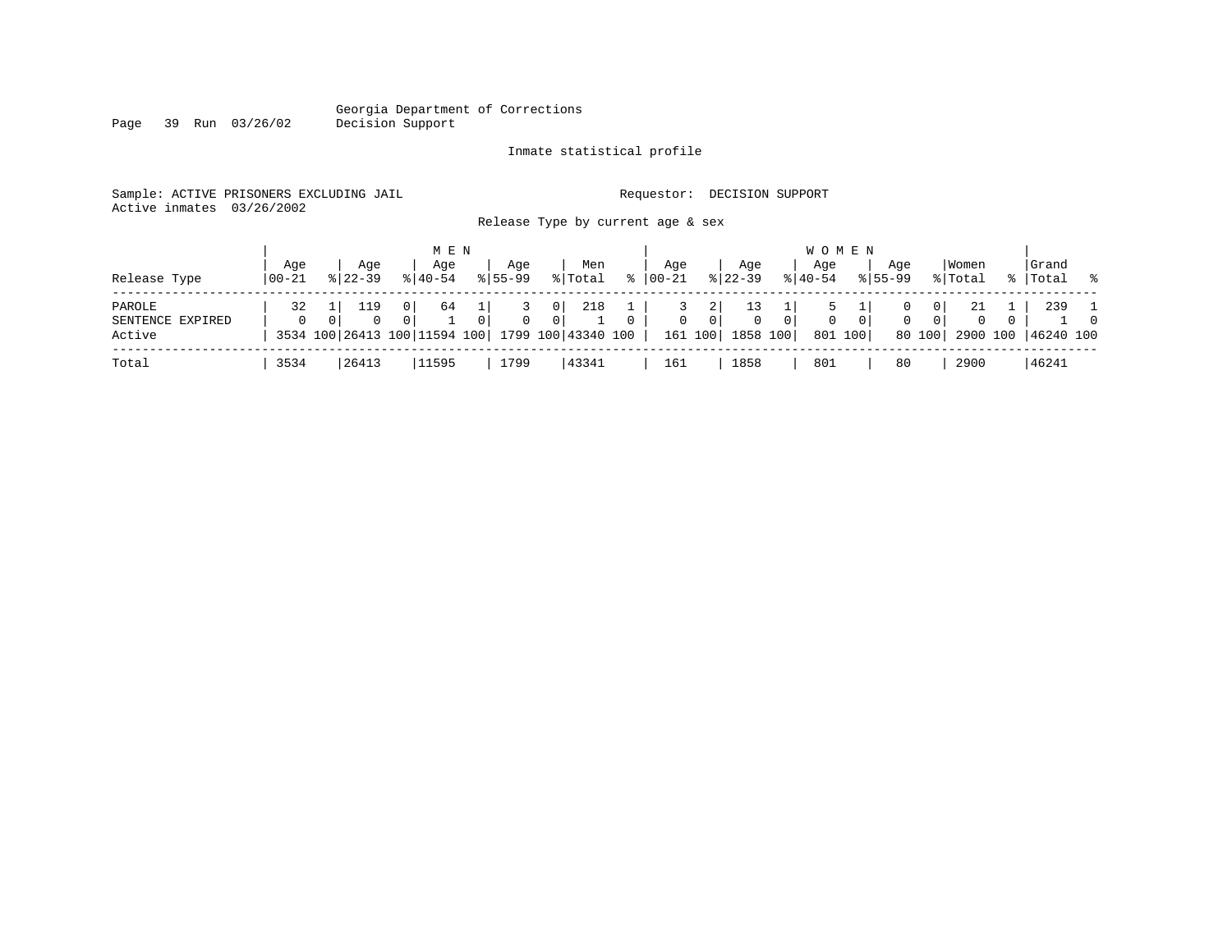Georgia Department of Corrections
Decision Support

Inmate statistical profile

Sample: ACTIVE PRISONERS EXCLUDING JAIL　　　　Requestor: DECISION SUPPORT
Active inmates 03/26/2002

Release Type by current age & sex

| Release Type | MEN Age 00-21 | % | Age 22-39 | % | Age 40-54 | % | Age 55-99 | % | Men Total | % | WOMEN Age 00-21 | % | Age 22-39 | % | Age 40-54 | % | Age 55-99 | % | Women Total | % | Grand Total | % |
|---|---|---|---|---|---|---|---|---|---|---|---|---|---|---|---|---|---|---|---|---|---|---|
| PAROLE | 32 | 1 | 119 | 0 | 64 | 1 | 3 | 0 | 218 | 1 | 3 | 2 | 13 | 1 | 5 | 1 | 0 | 0 | 21 | 1 | 239 | 1 |
| SENTENCE EXPIRED | 0 | 0 | 0 | 0 | 1 | 0 | 0 | 0 | 1 | 0 | 0 | 0 | 0 | 0 | 0 | 0 | 0 | 0 | 0 | 0 | 1 | 0 |
| Active | 3534 | 100 | 26413 | 100 | 11594 | 100 | 1799 | 100 | 43340 | 100 | 161 | 100 | 1858 | 100 | 801 | 100 | 80 | 100 | 2900 | 100 | 46240 | 100 |
| Total | 3534 | | 26413 | | 11595 | | 1799 | | 43341 | | 161 | | 1858 | | 801 | | 80 | | 2900 | | 46241 | |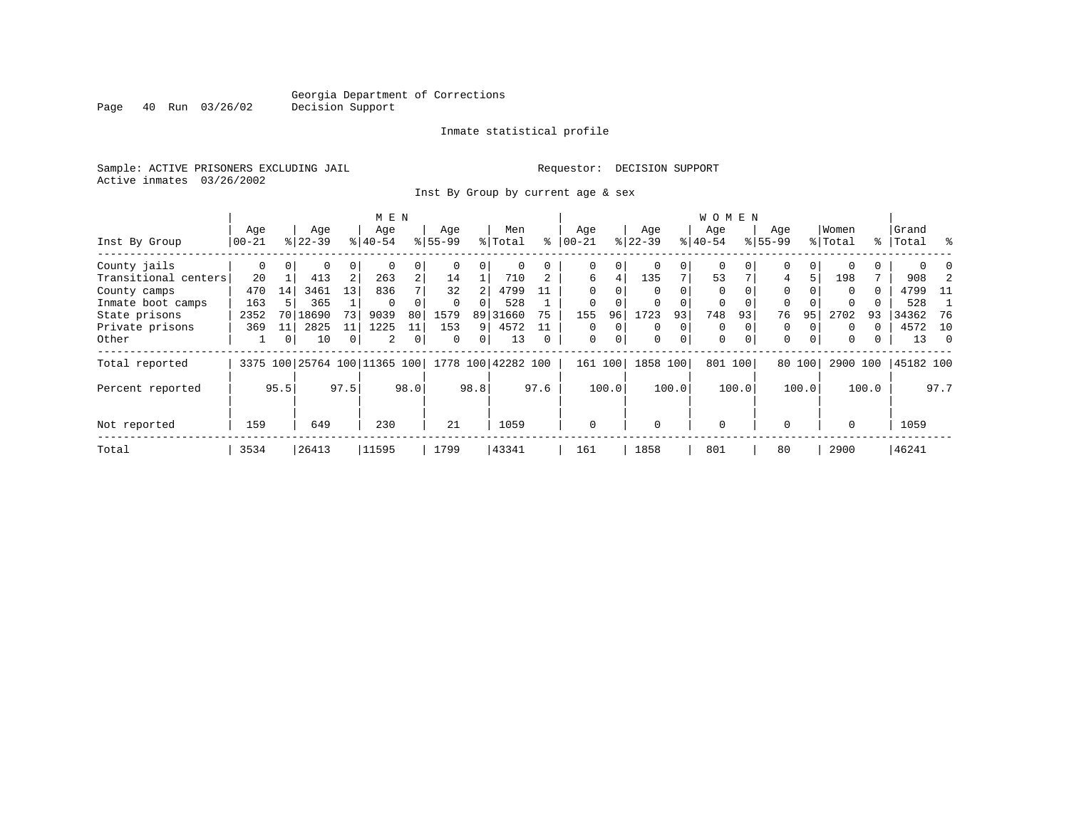Georgia Department of Corrections
Decision Support

Inmate statistical profile

Sample: ACTIVE PRISONERS EXCLUDING JAIL    Requestor: DECISION SUPPORT
Active inmates 03/26/2002

Inst By Group by current age & sex

| Inst By Group | MEN Age 00-21 | % | Age 22-39 | % | Age 40-54 | % | Age 55-99 | % | Men Total | % | WOMEN Age 00-21 | % | Age 22-39 | % | Age 40-54 | % | Age 55-99 | % | Women Total | % | Grand Total | % |
|---|---|---|---|---|---|---|---|---|---|---|---|---|---|---|---|---|---|---|---|---|---|---|
| County jails | 0 | 0 | 0 | 0 | 0 | 0 | 0 | 0 | 0 | 0 | 0 | 0 | 0 | 0 | 0 | 0 | 0 | 0 | 0 | 0 | 0 | 0 |
| Transitional centers | 20 | 1 | 413 | 2 | 263 | 2 | 14 | 1 | 710 | 2 | 6 | 4 | 135 | 7 | 53 | 7 | 4 | 5 | 198 | 7 | 908 | 2 |
| County camps | 470 | 14 | 3461 | 13 | 836 | 7 | 32 | 2 | 4799 | 11 | 0 | 0 | 0 | 0 | 0 | 0 | 0 | 0 | 0 | 0 | 4799 | 11 |
| Inmate boot camps | 163 | 5 | 365 | 1 | 0 | 0 | 0 | 0 | 528 | 1 | 0 | 0 | 0 | 0 | 0 | 0 | 0 | 0 | 0 | 0 | 528 | 1 |
| State prisons | 2352 | 70 | 18690 | 73 | 9039 | 80 | 1579 | 89 | 31660 | 75 | 155 | 96 | 1723 | 93 | 748 | 93 | 76 | 95 | 2702 | 93 | 34362 | 76 |
| Private prisons | 369 | 11 | 2825 | 11 | 1225 | 11 | 153 | 9 | 4572 | 11 | 0 | 0 | 0 | 0 | 0 | 0 | 0 | 0 | 0 | 0 | 4572 | 10 |
| Other | 1 | 0 | 10 | 0 | 2 | 0 | 0 | 0 | 13 | 0 | 0 | 0 | 0 | 0 | 0 | 0 | 0 | 0 | 0 | 0 | 13 | 0 |
| Total reported | 3375 | 100 | 25764 | 100 | 11365 | 100 | 1778 | 100 | 42282 | 100 | 161 | 100 | 1858 | 100 | 801 | 100 | 80 | 100 | 2900 | 100 | 45182 | 100 |
| Percent reported | | 95.5 | | 97.5 | | 98.0 | | 98.8 | | 97.6 | | 100.0 | | 100.0 | | 100.0 | | 100.0 | | 100.0 | | 97.7 |
| Not reported | 159 | | 649 | | 230 | | 21 | | 1059 | | 0 | | 0 | | 0 | | 0 | | 0 | | 1059 | |
| Total | 3534 | | 26413 | | 11595 | | 1799 | | 43341 | | 161 | | 1858 | | 801 | | 80 | | 2900 | | 46241 | |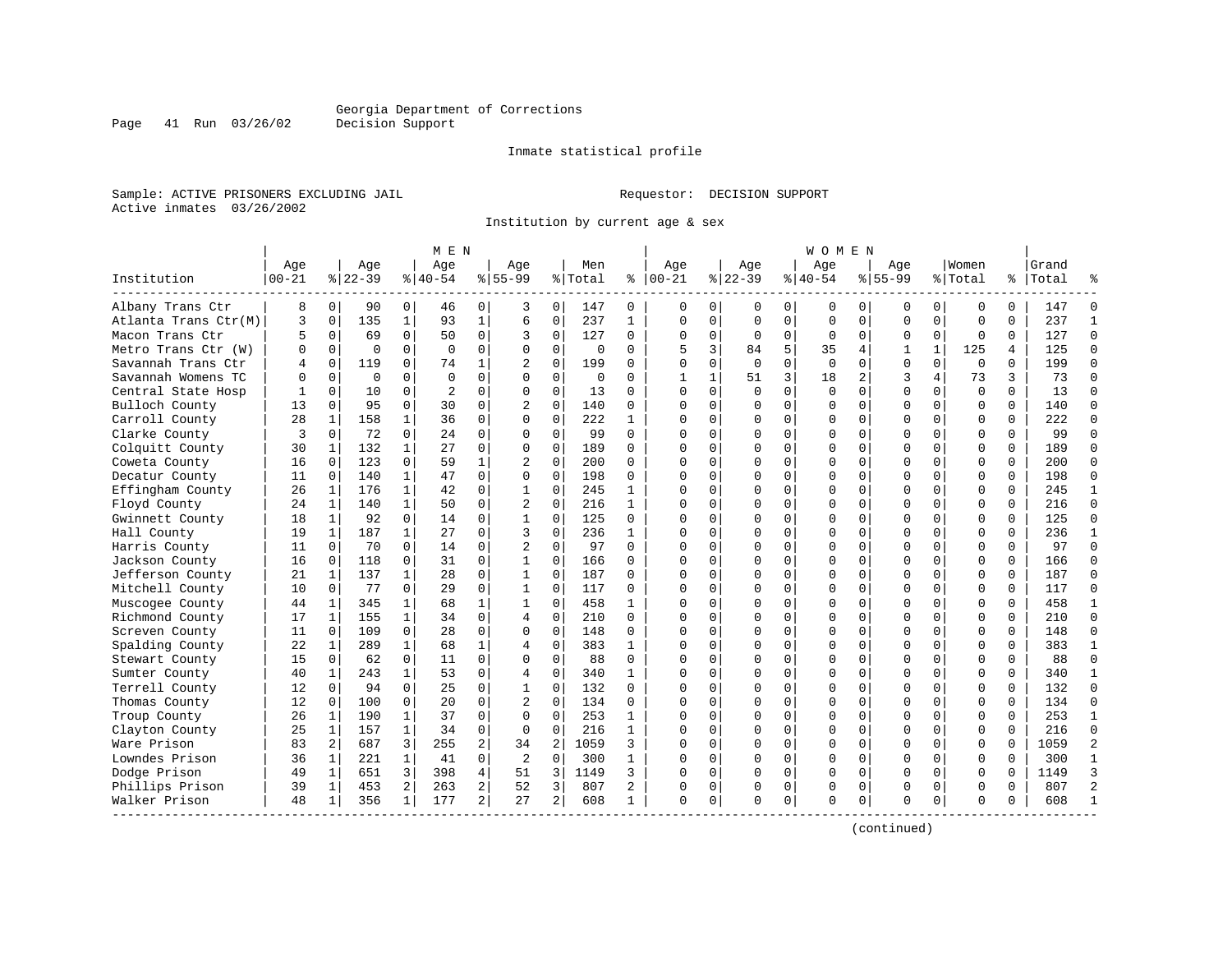Georgia Department of Corrections
Decision Support

Inmate statistical profile

Sample: ACTIVE PRISONERS EXCLUDING JAIL

Requestor: DECISION SUPPORT

Active inmates 03/26/2002

Institution by current age & sex

| Institution | MEN Age 00-21 | % | Age 22-39 | % | Age 40-54 | % | Age 55-99 | % | Men Total | % | WOMEN Age 00-21 | % | Age 22-39 | % | Age 40-54 | % | Age 55-99 | % | Women Total | % | Grand Total | % |
|---|---|---|---|---|---|---|---|---|---|---|---|---|---|---|---|---|---|---|---|---|---|---|
| Albany Trans Ctr | 8 | 0 | 90 | 0 | 46 | 0 | 3 | 0 | 147 | 0 | 0 | 0 | 0 | 0 | 0 | 0 | 0 | 0 | 0 | 0 | 147 | 0 |
| Atlanta Trans Ctr(M) | 3 | 0 | 135 | 1 | 93 | 1 | 6 | 0 | 237 | 1 | 0 | 0 | 0 | 0 | 0 | 0 | 0 | 0 | 0 | 0 | 237 | 1 |
| Macon Trans Ctr | 5 | 0 | 69 | 0 | 50 | 0 | 3 | 0 | 127 | 0 | 0 | 0 | 0 | 0 | 0 | 0 | 0 | 0 | 0 | 0 | 127 | 0 |
| Metro Trans Ctr (W) | 0 | 0 | 0 | 0 | 0 | 0 | 0 | 0 | 0 | 0 | 5 | 3 | 84 | 5 | 35 | 4 | 1 | 1 | 125 | 4 | 125 | 0 |
| Savannah Trans Ctr | 4 | 0 | 119 | 0 | 74 | 1 | 2 | 0 | 199 | 0 | 0 | 0 | 0 | 0 | 0 | 0 | 0 | 0 | 0 | 0 | 199 | 0 |
| Savannah Womens TC | 0 | 0 | 0 | 0 | 0 | 0 | 0 | 0 | 0 | 0 | 1 | 1 | 51 | 3 | 18 | 2 | 3 | 4 | 73 | 3 | 73 | 0 |
| Central State Hosp | 1 | 0 | 10 | 0 | 2 | 0 | 0 | 0 | 13 | 0 | 0 | 0 | 0 | 0 | 0 | 0 | 0 | 0 | 0 | 0 | 13 | 0 |
| Bulloch County | 13 | 0 | 95 | 0 | 30 | 0 | 2 | 0 | 140 | 0 | 0 | 0 | 0 | 0 | 0 | 0 | 0 | 0 | 0 | 0 | 140 | 0 |
| Carroll County | 28 | 1 | 158 | 1 | 36 | 0 | 0 | 0 | 222 | 1 | 0 | 0 | 0 | 0 | 0 | 0 | 0 | 0 | 0 | 0 | 222 | 0 |
| Clarke County | 3 | 0 | 72 | 0 | 24 | 0 | 0 | 0 | 99 | 0 | 0 | 0 | 0 | 0 | 0 | 0 | 0 | 0 | 0 | 0 | 99 | 0 |
| Colquitt County | 30 | 1 | 132 | 1 | 27 | 0 | 0 | 0 | 189 | 0 | 0 | 0 | 0 | 0 | 0 | 0 | 0 | 0 | 0 | 0 | 189 | 0 |
| Coweta County | 16 | 0 | 123 | 0 | 59 | 1 | 2 | 0 | 200 | 0 | 0 | 0 | 0 | 0 | 0 | 0 | 0 | 0 | 0 | 0 | 200 | 0 |
| Decatur County | 11 | 0 | 140 | 1 | 47 | 0 | 0 | 0 | 198 | 0 | 0 | 0 | 0 | 0 | 0 | 0 | 0 | 0 | 0 | 0 | 198 | 0 |
| Effingham County | 26 | 1 | 176 | 1 | 42 | 0 | 1 | 0 | 245 | 1 | 0 | 0 | 0 | 0 | 0 | 0 | 0 | 0 | 0 | 0 | 245 | 1 |
| Floyd County | 24 | 1 | 140 | 1 | 50 | 0 | 2 | 0 | 216 | 1 | 0 | 0 | 0 | 0 | 0 | 0 | 0 | 0 | 0 | 0 | 216 | 0 |
| Gwinnett County | 18 | 1 | 92 | 0 | 14 | 0 | 1 | 0 | 125 | 0 | 0 | 0 | 0 | 0 | 0 | 0 | 0 | 0 | 0 | 0 | 125 | 0 |
| Hall County | 19 | 1 | 187 | 1 | 27 | 0 | 3 | 0 | 236 | 1 | 0 | 0 | 0 | 0 | 0 | 0 | 0 | 0 | 0 | 0 | 236 | 1 |
| Harris County | 11 | 0 | 70 | 0 | 14 | 0 | 2 | 0 | 97 | 0 | 0 | 0 | 0 | 0 | 0 | 0 | 0 | 0 | 0 | 0 | 97 | 0 |
| Jackson County | 16 | 0 | 118 | 0 | 31 | 0 | 1 | 0 | 166 | 0 | 0 | 0 | 0 | 0 | 0 | 0 | 0 | 0 | 0 | 0 | 166 | 0 |
| Jefferson County | 21 | 1 | 137 | 1 | 28 | 0 | 1 | 0 | 187 | 0 | 0 | 0 | 0 | 0 | 0 | 0 | 0 | 0 | 0 | 0 | 187 | 0 |
| Mitchell County | 10 | 0 | 77 | 0 | 29 | 0 | 1 | 0 | 117 | 0 | 0 | 0 | 0 | 0 | 0 | 0 | 0 | 0 | 0 | 0 | 117 | 0 |
| Muscogee County | 44 | 1 | 345 | 1 | 68 | 1 | 1 | 0 | 458 | 1 | 0 | 0 | 0 | 0 | 0 | 0 | 0 | 0 | 0 | 0 | 458 | 1 |
| Richmond County | 17 | 1 | 155 | 1 | 34 | 0 | 4 | 0 | 210 | 0 | 0 | 0 | 0 | 0 | 0 | 0 | 0 | 0 | 0 | 0 | 210 | 0 |
| Screven County | 11 | 0 | 109 | 0 | 28 | 0 | 0 | 0 | 148 | 0 | 0 | 0 | 0 | 0 | 0 | 0 | 0 | 0 | 0 | 0 | 148 | 0 |
| Spalding County | 22 | 1 | 289 | 1 | 68 | 1 | 4 | 0 | 383 | 1 | 0 | 0 | 0 | 0 | 0 | 0 | 0 | 0 | 0 | 0 | 383 | 1 |
| Stewart County | 15 | 0 | 62 | 0 | 11 | 0 | 0 | 0 | 88 | 0 | 0 | 0 | 0 | 0 | 0 | 0 | 0 | 0 | 0 | 0 | 88 | 0 |
| Sumter County | 40 | 1 | 243 | 1 | 53 | 0 | 4 | 0 | 340 | 1 | 0 | 0 | 0 | 0 | 0 | 0 | 0 | 0 | 0 | 0 | 340 | 1 |
| Terrell County | 12 | 0 | 94 | 0 | 25 | 0 | 1 | 0 | 132 | 0 | 0 | 0 | 0 | 0 | 0 | 0 | 0 | 0 | 0 | 0 | 132 | 0 |
| Thomas County | 12 | 0 | 100 | 0 | 20 | 0 | 2 | 0 | 134 | 0 | 0 | 0 | 0 | 0 | 0 | 0 | 0 | 0 | 0 | 0 | 134 | 0 |
| Troup County | 26 | 1 | 190 | 1 | 37 | 0 | 0 | 0 | 253 | 1 | 0 | 0 | 0 | 0 | 0 | 0 | 0 | 0 | 0 | 0 | 253 | 1 |
| Clayton County | 25 | 1 | 157 | 1 | 34 | 0 | 0 | 0 | 216 | 1 | 0 | 0 | 0 | 0 | 0 | 0 | 0 | 0 | 0 | 0 | 216 | 0 |
| Ware Prison | 83 | 2 | 687 | 3 | 255 | 2 | 34 | 2 | 1059 | 3 | 0 | 0 | 0 | 0 | 0 | 0 | 0 | 0 | 0 | 0 | 1059 | 2 |
| Lowndes Prison | 36 | 1 | 221 | 1 | 41 | 0 | 2 | 0 | 300 | 1 | 0 | 0 | 0 | 0 | 0 | 0 | 0 | 0 | 0 | 0 | 300 | 1 |
| Dodge Prison | 49 | 1 | 651 | 3 | 398 | 4 | 51 | 3 | 1149 | 3 | 0 | 0 | 0 | 0 | 0 | 0 | 0 | 0 | 0 | 0 | 1149 | 3 |
| Phillips Prison | 39 | 1 | 453 | 2 | 263 | 2 | 52 | 3 | 807 | 2 | 0 | 0 | 0 | 0 | 0 | 0 | 0 | 0 | 0 | 0 | 807 | 2 |
| Walker Prison | 48 | 1 | 356 | 1 | 177 | 2 | 27 | 2 | 608 | 1 | 0 | 0 | 0 | 0 | 0 | 0 | 0 | 0 | 0 | 0 | 608 | 1 |

(continued)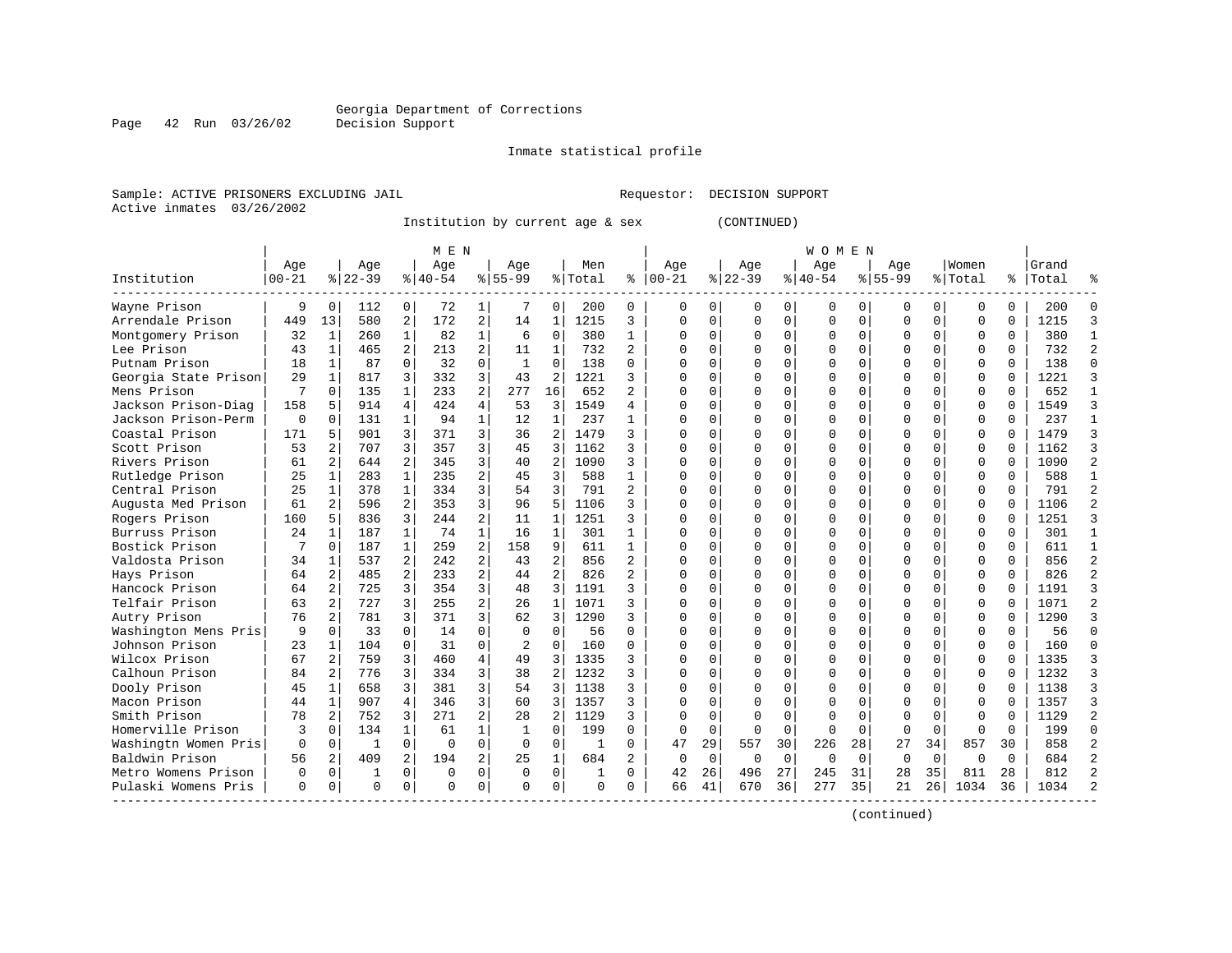Georgia Department of Corrections
Decision Support

Inmate statistical profile

Sample: ACTIVE PRISONERS EXCLUDING JAIL　　　　Requestor: DECISION SUPPORT
Active inmates 03/26/2002

Institution by current age & sex (CONTINUED)

| Institution | MEN Age 00-21 | % | Age 22-39 | % | Age 40-54 | % | Age 55-99 | % | Men Total | % | WOMEN Age 00-21 | % | Age 22-39 | % | Age 40-54 | % | Age 55-99 | % | Women Total | % | Grand Total | % |
|---|---|---|---|---|---|---|---|---|---|---|---|---|---|---|---|---|---|---|---|---|---|---|
| Wayne Prison | 9 | 0 | 112 | 0 | 72 | 1 | 7 | 0 | 200 | 0 | 0 | 0 | 0 | 0 | 0 | 0 | 0 | 0 | 0 | 0 | 200 | 0 |
| Arrendale Prison | 449 | 13 | 580 | 2 | 172 | 2 | 14 | 1 | 1215 | 3 | 0 | 0 | 0 | 0 | 0 | 0 | 0 | 0 | 0 | 0 | 1215 | 3 |
| Montgomery Prison | 32 | 1 | 260 | 1 | 82 | 1 | 6 | 0 | 380 | 1 | 0 | 0 | 0 | 0 | 0 | 0 | 0 | 0 | 0 | 0 | 380 | 1 |
| Lee Prison | 43 | 1 | 465 | 2 | 213 | 2 | 11 | 1 | 732 | 2 | 0 | 0 | 0 | 0 | 0 | 0 | 0 | 0 | 0 | 0 | 732 | 2 |
| Putnam Prison | 18 | 1 | 87 | 0 | 32 | 0 | 1 | 0 | 138 | 0 | 0 | 0 | 0 | 0 | 0 | 0 | 0 | 0 | 0 | 0 | 138 | 0 |
| Georgia State Prison | 29 | 1 | 817 | 3 | 332 | 3 | 43 | 2 | 1221 | 3 | 0 | 0 | 0 | 0 | 0 | 0 | 0 | 0 | 0 | 0 | 1221 | 3 |
| Mens Prison | 7 | 0 | 135 | 1 | 233 | 2 | 277 | 16 | 652 | 2 | 0 | 0 | 0 | 0 | 0 | 0 | 0 | 0 | 0 | 0 | 652 | 1 |
| Jackson Prison-Diag | 158 | 5 | 914 | 4 | 424 | 4 | 53 | 3 | 1549 | 4 | 0 | 0 | 0 | 0 | 0 | 0 | 0 | 0 | 0 | 0 | 1549 | 3 |
| Jackson Prison-Perm | 0 | 0 | 131 | 1 | 94 | 1 | 12 | 1 | 237 | 1 | 0 | 0 | 0 | 0 | 0 | 0 | 0 | 0 | 0 | 0 | 237 | 1 |
| Coastal Prison | 171 | 5 | 901 | 3 | 371 | 3 | 36 | 2 | 1479 | 3 | 0 | 0 | 0 | 0 | 0 | 0 | 0 | 0 | 0 | 0 | 1479 | 3 |
| Scott Prison | 53 | 2 | 707 | 3 | 357 | 3 | 45 | 3 | 1162 | 3 | 0 | 0 | 0 | 0 | 0 | 0 | 0 | 0 | 0 | 0 | 1162 | 3 |
| Rivers Prison | 61 | 2 | 644 | 2 | 345 | 3 | 40 | 2 | 1090 | 3 | 0 | 0 | 0 | 0 | 0 | 0 | 0 | 0 | 0 | 0 | 1090 | 2 |
| Rutledge Prison | 25 | 1 | 283 | 1 | 235 | 2 | 45 | 3 | 588 | 1 | 0 | 0 | 0 | 0 | 0 | 0 | 0 | 0 | 0 | 0 | 588 | 1 |
| Central Prison | 25 | 1 | 378 | 1 | 334 | 3 | 54 | 3 | 791 | 2 | 0 | 0 | 0 | 0 | 0 | 0 | 0 | 0 | 0 | 0 | 791 | 2 |
| Augusta Med Prison | 61 | 2 | 596 | 2 | 353 | 3 | 96 | 5 | 1106 | 3 | 0 | 0 | 0 | 0 | 0 | 0 | 0 | 0 | 0 | 0 | 1106 | 2 |
| Rogers Prison | 160 | 5 | 836 | 3 | 244 | 2 | 11 | 1 | 1251 | 3 | 0 | 0 | 0 | 0 | 0 | 0 | 0 | 0 | 0 | 0 | 1251 | 3 |
| Burruss Prison | 24 | 1 | 187 | 1 | 74 | 1 | 16 | 1 | 301 | 1 | 0 | 0 | 0 | 0 | 0 | 0 | 0 | 0 | 0 | 0 | 301 | 1 |
| Bostick Prison | 7 | 0 | 187 | 1 | 259 | 2 | 158 | 9 | 611 | 1 | 0 | 0 | 0 | 0 | 0 | 0 | 0 | 0 | 0 | 0 | 611 | 1 |
| Valdosta Prison | 34 | 1 | 537 | 2 | 242 | 2 | 43 | 2 | 856 | 2 | 0 | 0 | 0 | 0 | 0 | 0 | 0 | 0 | 0 | 0 | 856 | 2 |
| Hays Prison | 64 | 2 | 485 | 2 | 233 | 2 | 44 | 2 | 826 | 2 | 0 | 0 | 0 | 0 | 0 | 0 | 0 | 0 | 0 | 0 | 826 | 2 |
| Hancock Prison | 64 | 2 | 725 | 3 | 354 | 3 | 48 | 3 | 1191 | 3 | 0 | 0 | 0 | 0 | 0 | 0 | 0 | 0 | 0 | 0 | 1191 | 3 |
| Telfair Prison | 63 | 2 | 727 | 3 | 255 | 2 | 26 | 1 | 1071 | 3 | 0 | 0 | 0 | 0 | 0 | 0 | 0 | 0 | 0 | 0 | 1071 | 2 |
| Autry Prison | 76 | 2 | 781 | 3 | 371 | 3 | 62 | 3 | 1290 | 3 | 0 | 0 | 0 | 0 | 0 | 0 | 0 | 0 | 0 | 0 | 1290 | 3 |
| Washington Mens Pris | 9 | 0 | 33 | 0 | 14 | 0 | 0 | 0 | 56 | 0 | 0 | 0 | 0 | 0 | 0 | 0 | 0 | 0 | 0 | 0 | 56 | 0 |
| Johnson Prison | 23 | 1 | 104 | 0 | 31 | 0 | 2 | 0 | 160 | 0 | 0 | 0 | 0 | 0 | 0 | 0 | 0 | 0 | 0 | 0 | 160 | 0 |
| Wilcox Prison | 67 | 2 | 759 | 3 | 460 | 4 | 49 | 3 | 1335 | 3 | 0 | 0 | 0 | 0 | 0 | 0 | 0 | 0 | 0 | 0 | 1335 | 3 |
| Calhoun Prison | 84 | 2 | 776 | 3 | 334 | 3 | 38 | 2 | 1232 | 3 | 0 | 0 | 0 | 0 | 0 | 0 | 0 | 0 | 0 | 0 | 1232 | 3 |
| Dooly Prison | 45 | 1 | 658 | 3 | 381 | 3 | 54 | 3 | 1138 | 3 | 0 | 0 | 0 | 0 | 0 | 0 | 0 | 0 | 0 | 0 | 1138 | 3 |
| Macon Prison | 44 | 1 | 907 | 4 | 346 | 3 | 60 | 3 | 1357 | 3 | 0 | 0 | 0 | 0 | 0 | 0 | 0 | 0 | 0 | 0 | 1357 | 3 |
| Smith Prison | 78 | 2 | 752 | 3 | 271 | 2 | 28 | 2 | 1129 | 3 | 0 | 0 | 0 | 0 | 0 | 0 | 0 | 0 | 0 | 0 | 1129 | 2 |
| Homerville Prison | 3 | 0 | 134 | 1 | 61 | 1 | 1 | 0 | 199 | 0 | 0 | 0 | 0 | 0 | 0 | 0 | 0 | 0 | 0 | 0 | 199 | 0 |
| Washingtn Women Pris | 0 | 0 | 1 | 0 | 0 | 0 | 0 | 0 | 1 | 0 | 47 | 29 | 557 | 30 | 226 | 28 | 27 | 34 | 857 | 30 | 858 | 2 |
| Baldwin Prison | 56 | 2 | 409 | 2 | 194 | 2 | 25 | 1 | 684 | 2 | 0 | 0 | 0 | 0 | 0 | 0 | 0 | 0 | 0 | 0 | 684 | 2 |
| Metro Womens Prison | 0 | 0 | 1 | 0 | 0 | 0 | 0 | 0 | 1 | 0 | 42 | 26 | 496 | 27 | 245 | 31 | 28 | 35 | 811 | 28 | 812 | 2 |
| Pulaski Womens Pris | 0 | 0 | 0 | 0 | 0 | 0 | 0 | 0 | 0 | 0 | 66 | 41 | 670 | 36 | 277 | 35 | 21 | 26 | 1034 | 36 | 1034 | 2 |

(continued)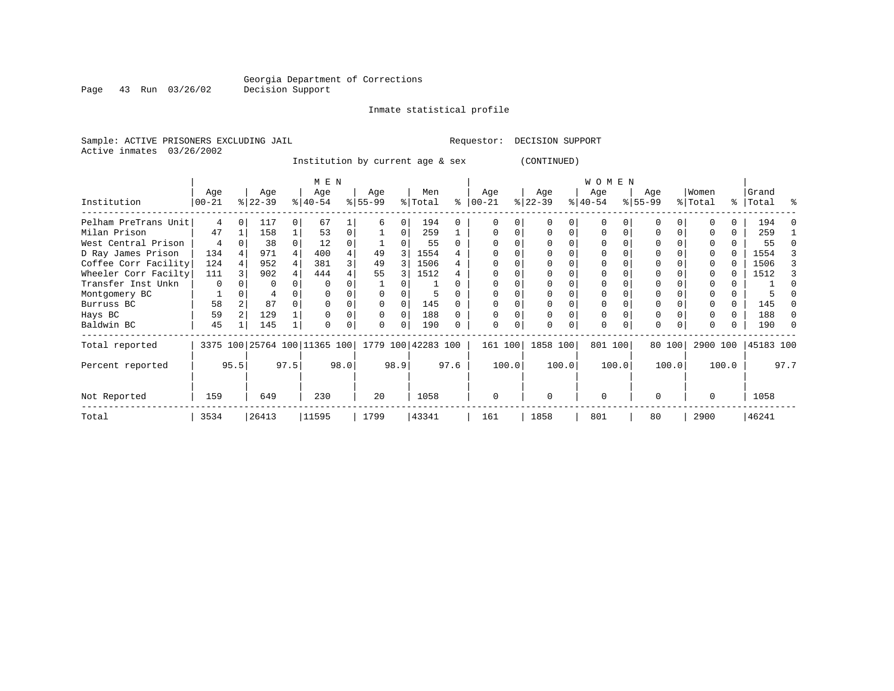Georgia Department of Corrections
Decision Support

Inmate statistical profile

Sample: ACTIVE PRISONERS EXCLUDING JAIL    Requestor: DECISION SUPPORT
Active inmates 03/26/2002

Institution by current age & sex (CONTINUED)

| Institution | MEN Age 00-21 | % | Age 22-39 | % | Age 40-54 | % | Age 55-99 | % | Men Total | % | WOMEN Age 00-21 | % | Age 22-39 | % | Age 40-54 | % | Age 55-99 | % | Women Total | % | Grand Total | % |
|---|---|---|---|---|---|---|---|---|---|---|---|---|---|---|---|---|---|---|---|---|---|---|
| Pelham PreTrans Unit | 4 | 0 | 117 | 0 | 67 | 1 | 6 | 0 | 194 | 0 | 0 | 0 | 0 | 0 | 0 | 0 | 0 | 0 | 0 | 0 | 194 | 0 |
| Milan Prison | 47 | 1 | 158 | 1 | 53 | 0 | 1 | 0 | 259 | 1 | 0 | 0 | 0 | 0 | 0 | 0 | 0 | 0 | 0 | 0 | 259 | 1 |
| West Central Prison | 4 | 0 | 38 | 0 | 12 | 0 | 1 | 0 | 55 | 0 | 0 | 0 | 0 | 0 | 0 | 0 | 0 | 0 | 0 | 0 | 55 | 0 |
| D Ray James Prison | 134 | 4 | 971 | 4 | 400 | 4 | 49 | 3 | 1554 | 4 | 0 | 0 | 0 | 0 | 0 | 0 | 0 | 0 | 0 | 0 | 1554 | 3 |
| Coffee Corr Facility | 124 | 4 | 952 | 4 | 381 | 3 | 49 | 3 | 1506 | 4 | 0 | 0 | 0 | 0 | 0 | 0 | 0 | 0 | 0 | 0 | 1506 | 3 |
| Wheeler Corr Facilty | 111 | 3 | 902 | 4 | 444 | 4 | 55 | 3 | 1512 | 4 | 0 | 0 | 0 | 0 | 0 | 0 | 0 | 0 | 0 | 0 | 1512 | 3 |
| Transfer Inst Unkn | 0 | 0 | 0 | 0 | 0 | 0 | 1 | 0 | 1 | 0 | 0 | 0 | 0 | 0 | 0 | 0 | 0 | 0 | 0 | 0 | 1 | 0 |
| Montgomery BC | 1 | 0 | 4 | 0 | 0 | 0 | 0 | 0 | 5 | 0 | 0 | 0 | 0 | 0 | 0 | 0 | 0 | 0 | 0 | 0 | 5 | 0 |
| Burruss BC | 58 | 2 | 87 | 0 | 0 | 0 | 0 | 0 | 145 | 0 | 0 | 0 | 0 | 0 | 0 | 0 | 0 | 0 | 0 | 0 | 145 | 0 |
| Hays BC | 59 | 2 | 129 | 1 | 0 | 0 | 0 | 0 | 188 | 0 | 0 | 0 | 0 | 0 | 0 | 0 | 0 | 0 | 0 | 0 | 188 | 0 |
| Baldwin BC | 45 | 1 | 145 | 1 | 0 | 0 | 0 | 0 | 190 | 0 | 0 | 0 | 0 | 0 | 0 | 0 | 0 | 0 | 0 | 0 | 190 | 0 |
| Total reported | 3375 | 100 | 25764 | 100 | 11365 | 100 | 1779 | 100 | 42283 | 100 | 161 | 100 | 1858 | 100 | 801 | 100 | 80 | 100 | 2900 | 100 | 45183 | 100 |
| Percent reported | | 95.5 | | 97.5 | | 98.0 | | 98.9 | | 97.6 | | 100.0 | | 100.0 | | 100.0 | | 100.0 | | 100.0 | | 97.7 |
| Not Reported | 159 | | 649 | | 230 | | 20 | | 1058 | | 0 | | 0 | | 0 | | 0 | | 0 | | 1058 | |
| Total | 3534 | | 26413 | | 11595 | | 1799 | | 43341 | | 161 | | 1858 | | 801 | | 80 | | 2900 | | 46241 | |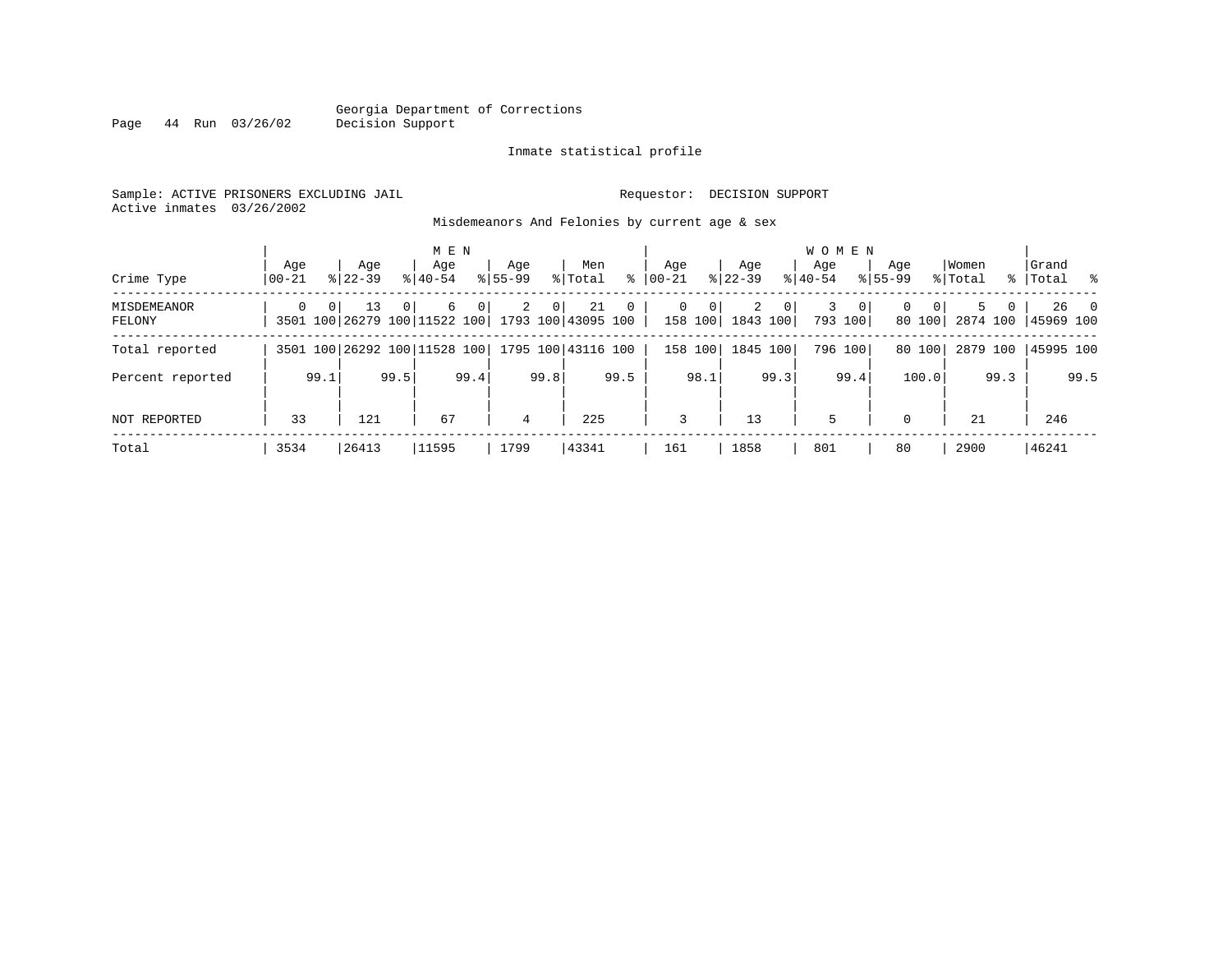Georgia Department of Corrections
Decision Support

Inmate statistical profile

Sample: ACTIVE PRISONERS EXCLUDING JAIL

Requestor: DECISION SUPPORT

Active inmates 03/26/2002

Misdemeanors And Felonies by current age & sex

| Crime Type | MEN Age 00-21 | % | MEN Age 22-39 | % | MEN Age 40-54 | % | MEN Age 55-99 | % | Men Total | % | WOMEN Age 00-21 | % | WOMEN Age 22-39 | % | WOMEN Age 40-54 | % | WOMEN Age 55-99 | % | Women Total | % | Grand Total | % |
|---|---|---|---|---|---|---|---|---|---|---|---|---|---|---|---|---|---|---|---|---|---|---|
| MISDEMEANOR | 0 | 0 | 13 | 0 | 6 | 0 | 2 | 0 | 21 | 0 | 0 | 0 | 2 | 0 | 3 | 0 | 0 | 0 | 5 | 0 | 26 | 0 |
| FELONY | 3501 | 100 | 26279 | 100 | 11522 | 100 | 1793 | 100 | 43095 | 100 | 158 | 100 | 1843 | 100 | 793 | 100 | 80 | 100 | 2874 | 100 | 45969 | 100 |
| Total reported | 3501 | 100 | 26292 | 100 | 11528 | 100 | 1795 | 100 | 43116 | 100 | 158 | 100 | 1845 | 100 | 796 | 100 | 80 | 100 | 2879 | 100 | 45995 | 100 |
| Percent reported | | 99.1 | | 99.5 | | 99.4 | | 99.8 | | 99.5 | | 98.1 | | 99.3 | | 99.4 | | 100.0 | | 99.3 | | 99.5 |
| NOT REPORTED | 33 | | 121 | | 67 | | 4 | | 225 | | 3 | | 13 | | 5 | | 0 | | 21 | | 246 | |
| Total | 3534 | | 26413 | | 11595 | | 1799 | | 43341 | | 161 | | 1858 | | 801 | | 80 | | 2900 | | 46241 | |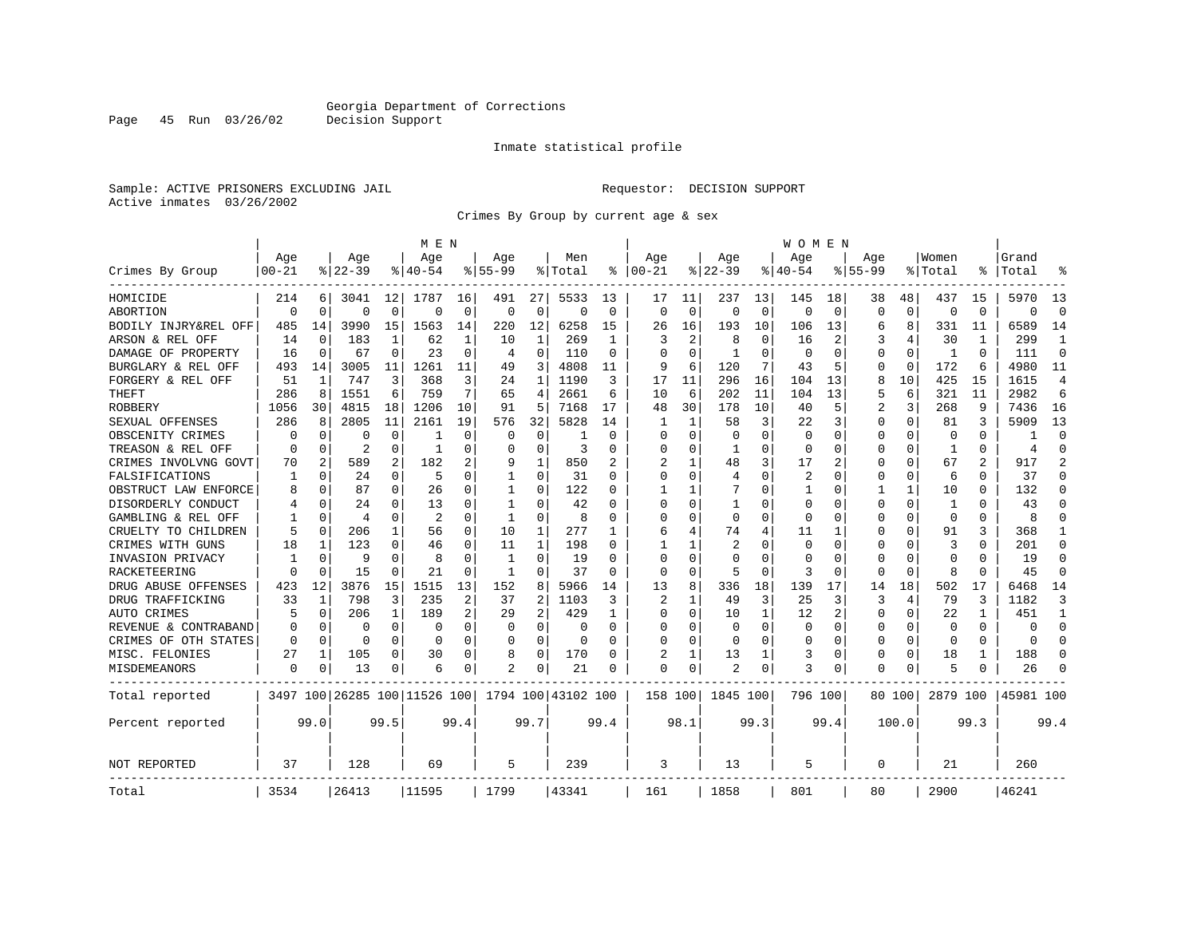Georgia Department of Corrections
Decision Support

Inmate statistical profile

Sample: ACTIVE PRISONERS EXCLUDING JAIL    Requestor: DECISION SUPPORT
Active inmates 03/26/2002

Crimes By Group by current age & sex

| Crimes By Group | MEN Age 00-21 | % | Age 22-39 | % | Age 40-54 | % | Age 55-99 | % | Men Total | % | WOMEN Age 00-21 | % | Age 22-39 | % | Age 40-54 | % | Age 55-99 | % | Women Total | % | Grand Total | % |
|---|---|---|---|---|---|---|---|---|---|---|---|---|---|---|---|---|---|---|---|---|---|---|
| HOMICIDE | 214 | 6 | 3041 | 12 | 1787 | 16 | 491 | 27 | 5533 | 13 | 17 | 11 | 237 | 13 | 145 | 18 | 38 | 48 | 437 | 15 | 5970 | 13 |
| ABORTION | 0 | 0 | 0 | 0 | 0 | 0 | 0 | 0 | 0 | 0 | 0 | 0 | 0 | 0 | 0 | 0 | 0 | 0 | 0 | 0 | 0 | 0 |
| BODILY INJRY&REL OFF | 485 | 14 | 3990 | 15 | 1563 | 14 | 220 | 12 | 6258 | 15 | 26 | 16 | 193 | 10 | 106 | 13 | 6 | 8 | 331 | 11 | 6589 | 14 |
| ARSON & REL OFF | 14 | 0 | 183 | 1 | 62 | 1 | 10 | 1 | 269 | 1 | 3 | 2 | 8 | 0 | 16 | 2 | 3 | 4 | 30 | 1 | 299 | 1 |
| DAMAGE OF PROPERTY | 16 | 0 | 67 | 0 | 23 | 0 | 4 | 0 | 110 | 0 | 0 | 0 | 1 | 0 | 0 | 0 | 0 | 0 | 1 | 0 | 111 | 0 |
| BURGLARY & REL OFF | 493 | 14 | 3005 | 11 | 1261 | 11 | 49 | 3 | 4808 | 11 | 9 | 6 | 120 | 7 | 43 | 5 | 0 | 0 | 172 | 6 | 4980 | 11 |
| FORGERY & REL OFF | 51 | 1 | 747 | 3 | 368 | 3 | 24 | 1 | 1190 | 3 | 17 | 11 | 296 | 16 | 104 | 13 | 8 | 10 | 425 | 15 | 1615 | 4 |
| THEFT | 286 | 8 | 1551 | 6 | 759 | 7 | 65 | 4 | 2661 | 6 | 10 | 6 | 202 | 11 | 104 | 13 | 5 | 6 | 321 | 11 | 2982 | 6 |
| ROBBERY | 1056 | 30 | 4815 | 18 | 1206 | 10 | 91 | 5 | 7168 | 17 | 48 | 30 | 178 | 10 | 40 | 5 | 2 | 3 | 268 | 9 | 7436 | 16 |
| SEXUAL OFFENSES | 286 | 8 | 2805 | 11 | 2161 | 19 | 576 | 32 | 5828 | 14 | 1 | 1 | 58 | 3 | 22 | 3 | 0 | 0 | 81 | 3 | 5909 | 13 |
| OBSCENITY CRIMES | 0 | 0 | 0 | 0 | 1 | 0 | 0 | 0 | 1 | 0 | 0 | 0 | 0 | 0 | 0 | 0 | 0 | 0 | 0 | 0 | 1 | 0 |
| TREASON & REL OFF | 0 | 0 | 2 | 0 | 1 | 0 | 0 | 0 | 3 | 0 | 0 | 0 | 1 | 0 | 0 | 0 | 0 | 0 | 1 | 0 | 4 | 0 |
| CRIMES INVOLVNG GOVT | 70 | 2 | 589 | 2 | 182 | 2 | 9 | 1 | 850 | 2 | 2 | 1 | 48 | 3 | 17 | 2 | 0 | 0 | 67 | 2 | 917 | 2 |
| FALSIFICATIONS | 1 | 0 | 24 | 0 | 5 | 0 | 1 | 0 | 31 | 0 | 0 | 0 | 4 | 0 | 2 | 0 | 0 | 0 | 6 | 0 | 37 | 0 |
| OBSTRUCT LAW ENFORCE | 8 | 0 | 87 | 0 | 26 | 0 | 1 | 0 | 122 | 0 | 1 | 1 | 7 | 0 | 1 | 0 | 1 | 1 | 10 | 0 | 132 | 0 |
| DISORDERLY CONDUCT | 4 | 0 | 24 | 0 | 13 | 0 | 1 | 0 | 42 | 0 | 0 | 0 | 1 | 0 | 0 | 0 | 0 | 0 | 1 | 0 | 43 | 0 |
| GAMBLING & REL OFF | 1 | 0 | 4 | 0 | 2 | 0 | 1 | 0 | 8 | 0 | 0 | 0 | 0 | 0 | 0 | 0 | 0 | 0 | 0 | 0 | 8 | 0 |
| CRUELTY TO CHILDREN | 5 | 0 | 206 | 1 | 56 | 0 | 10 | 1 | 277 | 1 | 6 | 4 | 74 | 4 | 11 | 1 | 0 | 0 | 91 | 3 | 368 | 1 |
| CRIMES WITH GUNS | 18 | 1 | 123 | 0 | 46 | 0 | 11 | 1 | 198 | 0 | 1 | 1 | 2 | 0 | 0 | 0 | 0 | 0 | 3 | 0 | 201 | 0 |
| INVASION PRIVACY | 1 | 0 | 9 | 0 | 8 | 0 | 1 | 0 | 19 | 0 | 0 | 0 | 0 | 0 | 0 | 0 | 0 | 0 | 0 | 0 | 19 | 0 |
| RACKETEERING | 0 | 0 | 15 | 0 | 21 | 0 | 1 | 0 | 37 | 0 | 0 | 0 | 5 | 0 | 3 | 0 | 0 | 0 | 8 | 0 | 45 | 0 |
| DRUG ABUSE OFFENSES | 423 | 12 | 3876 | 15 | 1515 | 13 | 152 | 8 | 5966 | 14 | 13 | 8 | 336 | 18 | 139 | 17 | 14 | 18 | 502 | 17 | 6468 | 14 |
| DRUG TRAFFICKING | 33 | 1 | 798 | 3 | 235 | 2 | 37 | 2 | 1103 | 3 | 2 | 1 | 49 | 3 | 25 | 3 | 3 | 4 | 79 | 3 | 1182 | 3 |
| AUTO CRIMES | 5 | 0 | 206 | 1 | 189 | 2 | 29 | 2 | 429 | 1 | 0 | 0 | 10 | 1 | 12 | 2 | 0 | 0 | 22 | 1 | 451 | 1 |
| REVENUE & CONTRABAND | 0 | 0 | 0 | 0 | 0 | 0 | 0 | 0 | 0 | 0 | 0 | 0 | 0 | 0 | 0 | 0 | 0 | 0 | 0 | 0 | 0 | 0 |
| CRIMES OF OTH STATES | 0 | 0 | 0 | 0 | 0 | 0 | 0 | 0 | 0 | 0 | 0 | 0 | 0 | 0 | 0 | 0 | 0 | 0 | 0 | 0 | 0 | 0 |
| MISC. FELONIES | 27 | 1 | 105 | 0 | 30 | 0 | 8 | 0 | 170 | 0 | 2 | 1 | 13 | 1 | 3 | 0 | 0 | 0 | 18 | 1 | 188 | 0 |
| MISDEMEANORS | 0 | 0 | 13 | 0 | 6 | 0 | 2 | 0 | 21 | 0 | 0 | 0 | 2 | 0 | 3 | 0 | 0 | 0 | 5 | 0 | 26 | 0 |
| Total reported | 3497 | 100 | 26285 | 100 | 11526 | 100 | 1794 | 100 | 43102 | 100 | 158 | 100 | 1845 | 100 | 796 | 100 | 80 | 100 | 2879 | 100 | 45981 | 100 |
| Percent reported | | 99.0 | | 99.5 | | 99.4 | | 99.7 | | 99.4 | | 98.1 | | 99.3 | | 99.4 | | 100.0 | | 99.3 | | 99.4 |
| NOT REPORTED | 37 | | 128 | | 69 | | 5 | | 239 | | 3 | | 13 | | 5 | | 0 | | 21 | | 260 | |
| Total | 3534 | | 26413 | | 11595 | | 1799 | | 43341 | | 161 | | 1858 | | 801 | | 80 | | 2900 | | 46241 | |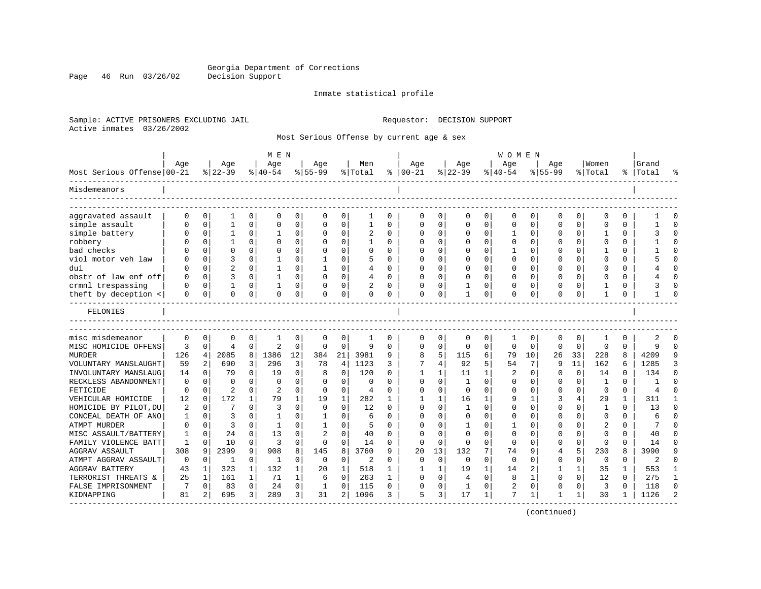Georgia Department of Corrections
Decision Support

Inmate statistical profile

Sample: ACTIVE PRISONERS EXCLUDING JAIL        Requestor: DECISION SUPPORT
Active inmates 03/26/2002

Most Serious Offense by current age & sex

| Most Serious Offense | MEN Age 00-21 | % | Age 22-39 | % | Age 40-54 | % | Age 55-99 | % | Men Total | % | WOMEN Age 00-21 | % | Age 22-39 | % | Age 40-54 | % | Age 55-99 | % | Women Total | % | Grand Total | % |
|---|---|---|---|---|---|---|---|---|---|---|---|---|---|---|---|---|---|---|---|---|---|---|
| **Misdemeanors** | | | | | | | | | | | | | | | | | | | | | | |
| aggravated assault | 0 | 0 | 1 | 0 | 0 | 0 | 0 | 0 | 1 | 0 | 0 | 0 | 0 | 0 | 0 | 0 | 0 | 0 | 0 | 0 | 1 | 0 |
| simple assault | 0 | 0 | 1 | 0 | 0 | 0 | 0 | 0 | 1 | 0 | 0 | 0 | 0 | 0 | 0 | 0 | 0 | 0 | 0 | 0 | 1 | 0 |
| simple battery | 0 | 0 | 1 | 0 | 1 | 0 | 0 | 0 | 2 | 0 | 0 | 0 | 0 | 0 | 1 | 0 | 0 | 0 | 1 | 0 | 3 | 0 |
| robbery | 0 | 0 | 1 | 0 | 0 | 0 | 0 | 0 | 1 | 0 | 0 | 0 | 0 | 0 | 0 | 0 | 0 | 0 | 0 | 0 | 1 | 0 |
| bad checks | 0 | 0 | 0 | 0 | 0 | 0 | 0 | 0 | 0 | 0 | 0 | 0 | 0 | 0 | 1 | 0 | 0 | 0 | 1 | 0 | 1 | 0 |
| viol motor veh law | 0 | 0 | 3 | 0 | 1 | 0 | 1 | 0 | 5 | 0 | 0 | 0 | 0 | 0 | 0 | 0 | 0 | 0 | 0 | 0 | 5 | 0 |
| dui | 0 | 0 | 2 | 0 | 1 | 0 | 1 | 0 | 4 | 0 | 0 | 0 | 0 | 0 | 0 | 0 | 0 | 0 | 0 | 0 | 4 | 0 |
| obstr of law enf off | 0 | 0 | 3 | 0 | 1 | 0 | 0 | 0 | 4 | 0 | 0 | 0 | 0 | 0 | 0 | 0 | 0 | 0 | 0 | 0 | 4 | 0 |
| crmnl trespassing | 0 | 0 | 1 | 0 | 1 | 0 | 0 | 0 | 2 | 0 | 0 | 0 | 1 | 0 | 0 | 0 | 0 | 0 | 1 | 0 | 3 | 0 |
| theft by deception < | 0 | 0 | 0 | 0 | 0 | 0 | 0 | 0 | 0 | 0 | 0 | 0 | 1 | 0 | 0 | 0 | 0 | 0 | 1 | 0 | 1 | 0 |
| **FELONIES** | | | | | | | | | | | | | | | | | | | | | | |
| misc misdemeanor | 0 | 0 | 0 | 0 | 1 | 0 | 0 | 0 | 1 | 0 | 0 | 0 | 0 | 0 | 1 | 0 | 0 | 0 | 1 | 0 | 2 | 0 |
| MISC HOMICIDE OFFENS | 3 | 0 | 4 | 0 | 2 | 0 | 0 | 0 | 9 | 0 | 0 | 0 | 0 | 0 | 0 | 0 | 0 | 0 | 0 | 0 | 9 | 0 |
| MURDER | 126 | 4 | 2085 | 8 | 1386 | 12 | 384 | 21 | 3981 | 9 | 8 | 5 | 115 | 6 | 79 | 10 | 26 | 33 | 228 | 8 | 4209 | 9 |
| VOLUNTARY MANSLAUGHT | 59 | 2 | 690 | 3 | 296 | 3 | 78 | 4 | 1123 | 3 | 7 | 4 | 92 | 5 | 54 | 7 | 9 | 11 | 162 | 6 | 1285 | 3 |
| INVOLUNTARY MANSLAUG | 14 | 0 | 79 | 0 | 19 | 0 | 8 | 0 | 120 | 0 | 1 | 1 | 11 | 1 | 2 | 0 | 0 | 0 | 14 | 0 | 134 | 0 |
| RECKLESS ABANDONMENT | 0 | 0 | 0 | 0 | 0 | 0 | 0 | 0 | 0 | 0 | 0 | 0 | 1 | 0 | 0 | 0 | 0 | 0 | 1 | 0 | 1 | 0 |
| FETICIDE | 0 | 0 | 2 | 0 | 2 | 0 | 0 | 0 | 4 | 0 | 0 | 0 | 0 | 0 | 0 | 0 | 0 | 0 | 0 | 0 | 4 | 0 |
| VEHICULAR HOMICIDE | 12 | 0 | 172 | 1 | 79 | 1 | 19 | 1 | 282 | 1 | 1 | 1 | 16 | 1 | 9 | 1 | 3 | 4 | 29 | 1 | 311 | 1 |
| HOMICIDE BY PILOT,DU | 2 | 0 | 7 | 0 | 3 | 0 | 0 | 0 | 12 | 0 | 0 | 0 | 1 | 0 | 0 | 0 | 0 | 0 | 1 | 0 | 13 | 0 |
| CONCEAL DEATH OF ANO | 1 | 0 | 3 | 0 | 1 | 0 | 1 | 0 | 6 | 0 | 0 | 0 | 0 | 0 | 0 | 0 | 0 | 0 | 0 | 0 | 6 | 0 |
| ATMPT MURDER | 0 | 0 | 3 | 0 | 1 | 0 | 1 | 0 | 5 | 0 | 0 | 0 | 1 | 0 | 1 | 0 | 0 | 0 | 2 | 0 | 7 | 0 |
| MISC ASSAULT/BATTERY | 1 | 0 | 24 | 0 | 13 | 0 | 2 | 0 | 40 | 0 | 0 | 0 | 0 | 0 | 0 | 0 | 0 | 0 | 0 | 0 | 40 | 0 |
| FAMILY VIOLENCE BATT | 1 | 0 | 10 | 0 | 3 | 0 | 0 | 0 | 14 | 0 | 0 | 0 | 0 | 0 | 0 | 0 | 0 | 0 | 0 | 0 | 14 | 0 |
| AGGRAV ASSAULT | 308 | 9 | 2399 | 9 | 908 | 8 | 145 | 8 | 3760 | 9 | 20 | 13 | 132 | 7 | 74 | 9 | 4 | 5 | 230 | 8 | 3990 | 9 |
| ATMPT AGGRAV ASSAULT | 0 | 0 | 1 | 0 | 1 | 0 | 0 | 0 | 2 | 0 | 0 | 0 | 0 | 0 | 0 | 0 | 0 | 0 | 0 | 0 | 2 | 0 |
| AGGRAV BATTERY | 43 | 1 | 323 | 1 | 132 | 1 | 20 | 1 | 518 | 1 | 1 | 1 | 19 | 1 | 14 | 2 | 1 | 1 | 35 | 1 | 553 | 1 |
| TERRORIST THREATS & | 25 | 1 | 161 | 1 | 71 | 1 | 6 | 0 | 263 | 1 | 0 | 0 | 4 | 0 | 8 | 1 | 0 | 0 | 12 | 0 | 275 | 1 |
| FALSE IMPRISONMENT | 7 | 0 | 83 | 0 | 24 | 0 | 1 | 0 | 115 | 0 | 0 | 0 | 1 | 0 | 2 | 0 | 0 | 0 | 3 | 0 | 118 | 0 |
| KIDNAPPING | 81 | 2 | 695 | 3 | 289 | 3 | 31 | 2 | 1096 | 3 | 5 | 3 | 17 | 1 | 7 | 1 | 1 | 1 | 30 | 1 | 1126 | 2 |

(continued)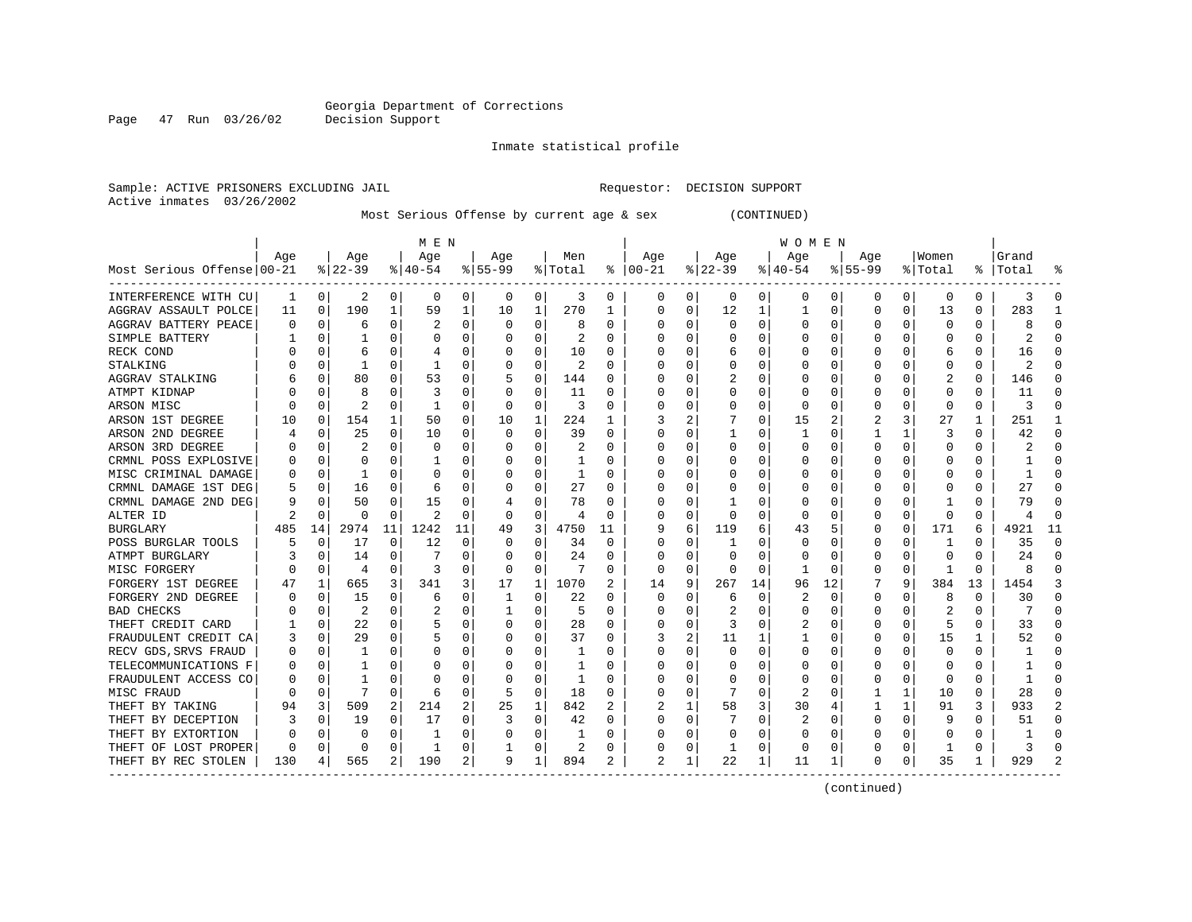Georgia Department of Corrections
Decision Support

Inmate statistical profile

Sample: ACTIVE PRISONERS EXCLUDING JAIL                Requestor: DECISION SUPPORT
Active inmates 03/26/2002

Most Serious Offense by current age & sex (CONTINUED)

| Most Serious Offense | MEN Age 00-21 | % | Age 22-39 | % | Age 40-54 | % | Age 55-99 | % | Men Total | % | WOMEN Age 00-21 | % | Age 22-39 | % | Age 40-54 | % | Age 55-99 | % | Women Total | % | Grand Total | % |
|---|---|---|---|---|---|---|---|---|---|---|---|---|---|---|---|---|---|---|---|---|---|---|
| INTERFERENCE WITH CU | 1 | 0 | 2 | 0 | 0 | 0 | 0 | 0 | 3 | 0 | 0 | 0 | 0 | 0 | 0 | 0 | 0 | 0 | 0 | 0 | 3 | 0 |
| AGGRAV ASSAULT POLCE | 11 | 0 | 190 | 1 | 59 | 1 | 10 | 1 | 270 | 1 | 0 | 0 | 12 | 1 | 1 | 0 | 0 | 0 | 13 | 0 | 283 | 1 |
| AGGRAV BATTERY PEACE | 0 | 0 | 6 | 0 | 2 | 0 | 0 | 0 | 8 | 0 | 0 | 0 | 0 | 0 | 0 | 0 | 0 | 0 | 0 | 0 | 8 | 0 |
| SIMPLE BATTERY | 1 | 0 | 1 | 0 | 0 | 0 | 0 | 0 | 2 | 0 | 0 | 0 | 0 | 0 | 0 | 0 | 0 | 0 | 0 | 0 | 2 | 0 |
| RECK COND | 0 | 0 | 6 | 0 | 4 | 0 | 0 | 0 | 10 | 0 | 0 | 0 | 6 | 0 | 0 | 0 | 0 | 0 | 6 | 0 | 16 | 0 |
| STALKING | 0 | 0 | 1 | 0 | 1 | 0 | 0 | 0 | 2 | 0 | 0 | 0 | 0 | 0 | 0 | 0 | 0 | 0 | 0 | 0 | 2 | 0 |
| AGGRAV STALKING | 6 | 0 | 80 | 0 | 53 | 0 | 5 | 0 | 144 | 0 | 0 | 0 | 2 | 0 | 0 | 0 | 0 | 0 | 2 | 0 | 146 | 0 |
| ATMPT KIDNAP | 0 | 0 | 8 | 0 | 3 | 0 | 0 | 0 | 11 | 0 | 0 | 0 | 0 | 0 | 0 | 0 | 0 | 0 | 0 | 0 | 11 | 0 |
| ARSON MISC | 0 | 0 | 2 | 0 | 1 | 0 | 0 | 0 | 3 | 0 | 0 | 0 | 0 | 0 | 0 | 0 | 0 | 0 | 0 | 0 | 3 | 0 |
| ARSON 1ST DEGREE | 10 | 0 | 154 | 1 | 50 | 0 | 10 | 1 | 224 | 1 | 3 | 2 | 7 | 0 | 15 | 2 | 2 | 3 | 27 | 1 | 251 | 1 |
| ARSON 2ND DEGREE | 4 | 0 | 25 | 0 | 10 | 0 | 0 | 0 | 39 | 0 | 0 | 0 | 1 | 0 | 1 | 0 | 1 | 1 | 3 | 0 | 42 | 0 |
| ARSON 3RD DEGREE | 0 | 0 | 2 | 0 | 0 | 0 | 0 | 0 | 2 | 0 | 0 | 0 | 0 | 0 | 0 | 0 | 0 | 0 | 0 | 0 | 2 | 0 |
| CRMNL POSS EXPLOSIVE | 0 | 0 | 0 | 0 | 1 | 0 | 0 | 0 | 1 | 0 | 0 | 0 | 0 | 0 | 0 | 0 | 0 | 0 | 0 | 0 | 1 | 0 |
| MISC CRIMINAL DAMAGE | 0 | 0 | 1 | 0 | 0 | 0 | 0 | 0 | 1 | 0 | 0 | 0 | 0 | 0 | 0 | 0 | 0 | 0 | 0 | 0 | 1 | 0 |
| CRMNL DAMAGE 1ST DEG | 5 | 0 | 16 | 0 | 6 | 0 | 0 | 0 | 27 | 0 | 0 | 0 | 0 | 0 | 0 | 0 | 0 | 0 | 0 | 0 | 27 | 0 |
| CRMNL DAMAGE 2ND DEG | 9 | 0 | 50 | 0 | 15 | 0 | 4 | 0 | 78 | 0 | 0 | 0 | 1 | 0 | 0 | 0 | 0 | 0 | 1 | 0 | 79 | 0 |
| ALTER ID | 2 | 0 | 0 | 0 | 2 | 0 | 0 | 0 | 4 | 0 | 0 | 0 | 0 | 0 | 0 | 0 | 0 | 0 | 0 | 0 | 4 | 0 |
| BURGLARY | 485 | 14 | 2974 | 11 | 1242 | 11 | 49 | 3 | 4750 | 11 | 9 | 6 | 119 | 6 | 43 | 5 | 0 | 0 | 171 | 6 | 4921 | 11 |
| POSS BURGLAR TOOLS | 5 | 0 | 17 | 0 | 12 | 0 | 0 | 0 | 34 | 0 | 0 | 0 | 1 | 0 | 0 | 0 | 0 | 0 | 1 | 0 | 35 | 0 |
| ATMPT BURGLARY | 3 | 0 | 14 | 0 | 7 | 0 | 0 | 0 | 24 | 0 | 0 | 0 | 0 | 0 | 0 | 0 | 0 | 0 | 0 | 0 | 24 | 0 |
| MISC FORGERY | 0 | 0 | 4 | 0 | 3 | 0 | 0 | 0 | 7 | 0 | 0 | 0 | 0 | 0 | 1 | 0 | 0 | 0 | 1 | 0 | 8 | 0 |
| FORGERY 1ST DEGREE | 47 | 1 | 665 | 3 | 341 | 3 | 17 | 1 | 1070 | 2 | 14 | 9 | 267 | 14 | 96 | 12 | 7 | 9 | 384 | 13 | 1454 | 3 |
| FORGERY 2ND DEGREE | 0 | 0 | 15 | 0 | 6 | 0 | 1 | 0 | 22 | 0 | 0 | 0 | 6 | 0 | 2 | 0 | 0 | 0 | 8 | 0 | 30 | 0 |
| BAD CHECKS | 0 | 0 | 2 | 0 | 2 | 0 | 1 | 0 | 5 | 0 | 0 | 0 | 2 | 0 | 0 | 0 | 0 | 0 | 2 | 0 | 7 | 0 |
| THEFT CREDIT CARD | 1 | 0 | 22 | 0 | 5 | 0 | 0 | 0 | 28 | 0 | 0 | 0 | 3 | 0 | 2 | 0 | 0 | 0 | 5 | 0 | 33 | 0 |
| FRAUDULENT CREDIT CA | 3 | 0 | 29 | 0 | 5 | 0 | 0 | 0 | 37 | 0 | 3 | 2 | 11 | 1 | 1 | 0 | 0 | 0 | 15 | 1 | 52 | 0 |
| RECV GDS,SRVS FRAUD | 0 | 0 | 1 | 0 | 0 | 0 | 0 | 0 | 1 | 0 | 0 | 0 | 0 | 0 | 0 | 0 | 0 | 0 | 0 | 0 | 1 | 0 |
| TELECOMMUNICATIONS F | 0 | 0 | 1 | 0 | 0 | 0 | 0 | 0 | 1 | 0 | 0 | 0 | 0 | 0 | 0 | 0 | 0 | 0 | 0 | 0 | 1 | 0 |
| FRAUDULENT ACCESS CO | 0 | 0 | 1 | 0 | 0 | 0 | 0 | 0 | 1 | 0 | 0 | 0 | 0 | 0 | 0 | 0 | 0 | 0 | 0 | 0 | 1 | 0 |
| MISC FRAUD | 0 | 0 | 7 | 0 | 6 | 0 | 5 | 0 | 18 | 0 | 0 | 0 | 7 | 0 | 2 | 0 | 1 | 1 | 10 | 0 | 28 | 0 |
| THEFT BY TAKING | 94 | 3 | 509 | 2 | 214 | 2 | 25 | 1 | 842 | 2 | 2 | 1 | 58 | 3 | 30 | 4 | 1 | 1 | 91 | 3 | 933 | 2 |
| THEFT BY DECEPTION | 3 | 0 | 19 | 0 | 17 | 0 | 3 | 0 | 42 | 0 | 0 | 0 | 7 | 0 | 2 | 0 | 0 | 0 | 9 | 0 | 51 | 0 |
| THEFT BY EXTORTION | 0 | 0 | 0 | 0 | 1 | 0 | 0 | 0 | 1 | 0 | 0 | 0 | 0 | 0 | 0 | 0 | 0 | 0 | 0 | 0 | 1 | 0 |
| THEFT OF LOST PROPER | 0 | 0 | 0 | 0 | 1 | 0 | 1 | 0 | 2 | 0 | 0 | 0 | 1 | 0 | 0 | 0 | 0 | 0 | 1 | 0 | 3 | 0 |
| THEFT BY REC STOLEN | 130 | 4 | 565 | 2 | 190 | 2 | 9 | 1 | 894 | 2 | 2 | 1 | 22 | 1 | 11 | 1 | 0 | 0 | 35 | 1 | 929 | 2 |

(continued)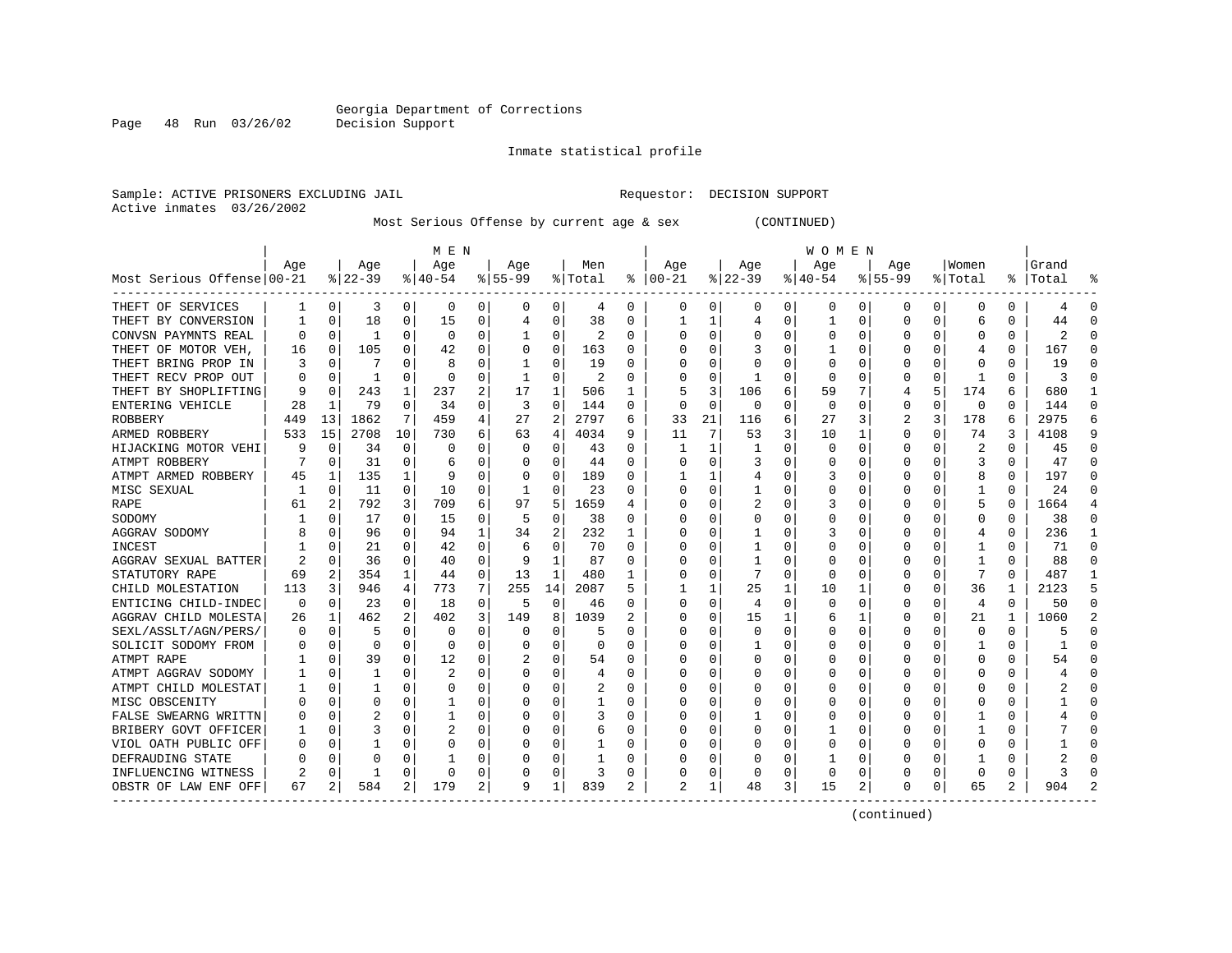Georgia Department of Corrections
Decision Support

Inmate statistical profile

Sample: ACTIVE PRISONERS EXCLUDING JAIL                                Requestor:  DECISION SUPPORT
Active inmates  03/26/2002

Most Serious Offense by current age & sex          (CONTINUED)

| Most Serious Offense | MEN Age 00-21 | % | Age 22-39 | % | Age 40-54 | % | Age 55-99 | % | Men Total | % | WOMEN Age 00-21 | % | Age 22-39 | % | Age 40-54 | % | Age 55-99 | % | Women Total | % | Grand Total | % |
|---|---|---|---|---|---|---|---|---|---|---|---|---|---|---|---|---|---|---|---|---|---|---|
| THEFT OF SERVICES | 1 | 0 | 3 | 0 | 0 | 0 | 0 | 0 | 4 | 0 | 0 | 0 | 0 | 0 | 0 | 0 | 0 | 0 | 0 | 0 | 4 | 0 |
| THEFT BY CONVERSION | 1 | 0 | 18 | 0 | 15 | 0 | 4 | 0 | 38 | 0 | 1 | 1 | 4 | 0 | 1 | 0 | 0 | 0 | 6 | 0 | 44 | 0 |
| CONVSN PAYMNTS REAL | 0 | 0 | 1 | 0 | 0 | 0 | 1 | 0 | 2 | 0 | 0 | 0 | 0 | 0 | 0 | 0 | 0 | 0 | 0 | 0 | 2 | 0 |
| THEFT OF MOTOR VEH, | 16 | 0 | 105 | 0 | 42 | 0 | 0 | 0 | 163 | 0 | 0 | 0 | 3 | 0 | 1 | 0 | 0 | 0 | 4 | 0 | 167 | 0 |
| THEFT BRING PROP IN | 3 | 0 | 7 | 0 | 8 | 0 | 1 | 0 | 19 | 0 | 0 | 0 | 0 | 0 | 0 | 0 | 0 | 0 | 0 | 0 | 19 | 0 |
| THEFT RECV PROP OUT | 0 | 0 | 1 | 0 | 0 | 0 | 1 | 0 | 2 | 0 | 0 | 0 | 1 | 0 | 0 | 0 | 0 | 0 | 1 | 0 | 3 | 0 |
| THEFT BY SHOPLIFTING | 9 | 0 | 243 | 1 | 237 | 2 | 17 | 1 | 506 | 1 | 5 | 3 | 106 | 6 | 59 | 7 | 4 | 5 | 174 | 6 | 680 | 1 |
| ENTERING VEHICLE | 28 | 1 | 79 | 0 | 34 | 0 | 3 | 0 | 144 | 0 | 0 | 0 | 0 | 0 | 0 | 0 | 0 | 0 | 0 | 0 | 144 | 0 |
| ROBBERY | 449 | 13 | 1862 | 7 | 459 | 4 | 27 | 2 | 2797 | 6 | 33 | 21 | 116 | 6 | 27 | 3 | 2 | 3 | 178 | 6 | 2975 | 6 |
| ARMED ROBBERY | 533 | 15 | 2708 | 10 | 730 | 6 | 63 | 4 | 4034 | 9 | 11 | 7 | 53 | 3 | 10 | 1 | 0 | 0 | 74 | 3 | 4108 | 9 |
| HIJACKING MOTOR VEHI | 9 | 0 | 34 | 0 | 0 | 0 | 0 | 0 | 43 | 0 | 1 | 1 | 1 | 0 | 0 | 0 | 0 | 0 | 2 | 0 | 45 | 0 |
| ATMPT ROBBERY | 7 | 0 | 31 | 0 | 6 | 0 | 0 | 0 | 44 | 0 | 0 | 0 | 3 | 0 | 0 | 0 | 0 | 0 | 3 | 0 | 47 | 0 |
| ATMPT ARMED ROBBERY | 45 | 1 | 135 | 1 | 9 | 0 | 0 | 0 | 189 | 0 | 1 | 1 | 4 | 0 | 3 | 0 | 0 | 0 | 8 | 0 | 197 | 0 |
| MISC SEXUAL | 1 | 0 | 11 | 0 | 10 | 0 | 1 | 0 | 23 | 0 | 0 | 0 | 1 | 0 | 0 | 0 | 0 | 0 | 1 | 0 | 24 | 0 |
| RAPE | 61 | 2 | 792 | 3 | 709 | 6 | 97 | 5 | 1659 | 4 | 0 | 0 | 2 | 0 | 3 | 0 | 0 | 0 | 5 | 0 | 1664 | 4 |
| SODOMY | 1 | 0 | 17 | 0 | 15 | 0 | 5 | 0 | 38 | 0 | 0 | 0 | 0 | 0 | 0 | 0 | 0 | 0 | 0 | 0 | 38 | 0 |
| AGGRAV SODOMY | 8 | 0 | 96 | 0 | 94 | 1 | 34 | 2 | 232 | 1 | 0 | 0 | 1 | 0 | 3 | 0 | 0 | 0 | 4 | 0 | 236 | 1 |
| INCEST | 1 | 0 | 21 | 0 | 42 | 0 | 6 | 0 | 70 | 0 | 0 | 0 | 1 | 0 | 0 | 0 | 0 | 0 | 1 | 0 | 71 | 0 |
| AGGRAV SEXUAL BATTER | 2 | 0 | 36 | 0 | 40 | 0 | 9 | 1 | 87 | 0 | 0 | 0 | 1 | 0 | 0 | 0 | 0 | 0 | 1 | 0 | 88 | 0 |
| STATUTORY RAPE | 69 | 2 | 354 | 1 | 44 | 0 | 13 | 1 | 480 | 1 | 0 | 0 | 7 | 0 | 0 | 0 | 0 | 0 | 7 | 0 | 487 | 1 |
| CHILD MOLESTATION | 113 | 3 | 946 | 4 | 773 | 7 | 255 | 14 | 2087 | 5 | 1 | 1 | 25 | 1 | 10 | 1 | 0 | 0 | 36 | 1 | 2123 | 5 |
| ENTICING CHILD-INDEC | 0 | 0 | 23 | 0 | 18 | 0 | 5 | 0 | 46 | 0 | 0 | 0 | 4 | 0 | 0 | 0 | 0 | 0 | 4 | 0 | 50 | 0 |
| AGGRAV CHILD MOLESTA | 26 | 1 | 462 | 2 | 402 | 3 | 149 | 8 | 1039 | 2 | 0 | 0 | 15 | 1 | 6 | 1 | 0 | 0 | 21 | 1 | 1060 | 2 |
| SEXL/ASSLT/AGN/PERS/ | 0 | 0 | 5 | 0 | 0 | 0 | 0 | 0 | 5 | 0 | 0 | 0 | 0 | 0 | 0 | 0 | 0 | 0 | 0 | 0 | 5 | 0 |
| SOLICIT SODOMY FROM | 0 | 0 | 0 | 0 | 0 | 0 | 0 | 0 | 0 | 0 | 0 | 0 | 1 | 0 | 0 | 0 | 0 | 0 | 1 | 0 | 1 | 0 |
| ATMPT RAPE | 1 | 0 | 39 | 0 | 12 | 0 | 2 | 0 | 54 | 0 | 0 | 0 | 0 | 0 | 0 | 0 | 0 | 0 | 0 | 0 | 54 | 0 |
| ATMPT AGGRAV SODOMY | 1 | 0 | 1 | 0 | 2 | 0 | 0 | 0 | 4 | 0 | 0 | 0 | 0 | 0 | 0 | 0 | 0 | 0 | 0 | 0 | 4 | 0 |
| ATMPT CHILD MOLESTAT | 1 | 0 | 1 | 0 | 0 | 0 | 0 | 0 | 2 | 0 | 0 | 0 | 0 | 0 | 0 | 0 | 0 | 0 | 0 | 0 | 2 | 0 |
| MISC OBSCENITY | 0 | 0 | 0 | 0 | 1 | 0 | 0 | 0 | 1 | 0 | 0 | 0 | 0 | 0 | 0 | 0 | 0 | 0 | 0 | 0 | 1 | 0 |
| FALSE SWEARNG WRITTN | 0 | 0 | 2 | 0 | 1 | 0 | 0 | 0 | 3 | 0 | 0 | 0 | 1 | 0 | 0 | 0 | 0 | 0 | 1 | 0 | 4 | 0 |
| BRIBERY GOVT OFFICER | 1 | 0 | 3 | 0 | 2 | 0 | 0 | 0 | 6 | 0 | 0 | 0 | 0 | 0 | 1 | 0 | 0 | 0 | 1 | 0 | 7 | 0 |
| VIOL OATH PUBLIC OFF | 0 | 0 | 1 | 0 | 0 | 0 | 0 | 0 | 1 | 0 | 0 | 0 | 0 | 0 | 0 | 0 | 0 | 0 | 0 | 0 | 1 | 0 |
| DEFRAUDING STATE | 0 | 0 | 0 | 0 | 1 | 0 | 0 | 0 | 1 | 0 | 0 | 0 | 0 | 0 | 1 | 0 | 0 | 0 | 1 | 0 | 2 | 0 |
| INFLUENCING WITNESS | 2 | 0 | 1 | 0 | 0 | 0 | 0 | 0 | 3 | 0 | 0 | 0 | 0 | 0 | 0 | 0 | 0 | 0 | 0 | 0 | 3 | 0 |
| OBSTR OF LAW ENF OFF | 67 | 2 | 584 | 2 | 179 | 2 | 9 | 1 | 839 | 2 | 2 | 1 | 48 | 3 | 15 | 2 | 0 | 0 | 65 | 2 | 904 | 2 |

(continued)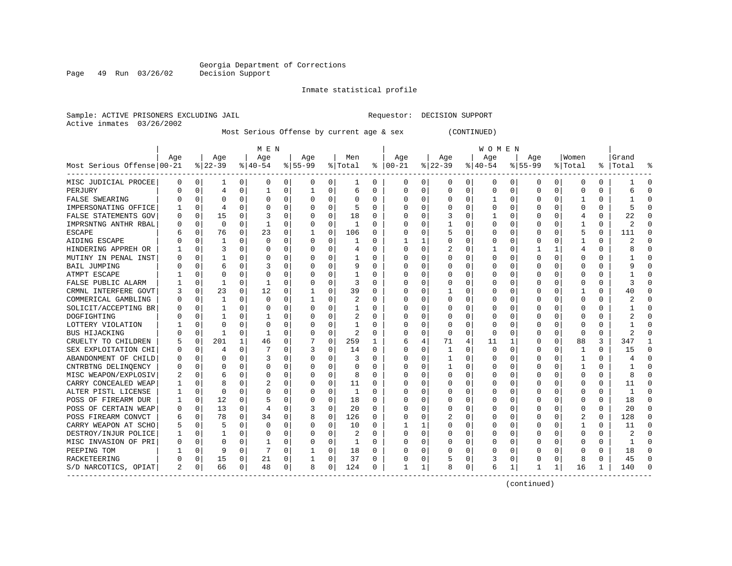Georgia Department of Corrections
Decision Support

Inmate statistical profile

Sample: ACTIVE PRISONERS EXCLUDING JAIL    Requestor: DECISION SUPPORT
Active inmates 03/26/2002

Most Serious Offense by current age & sex (CONTINUED)

| Most Serious Offense | MEN Age 00-21 | % | Age 22-39 | % | Age 40-54 | % | Age 55-99 | % | Men Total | % | WOMEN Age 00-21 | % | Age 22-39 | % | Age 40-54 | % | Age 55-99 | % | Women Total | % | Grand Total | % |
|---|---|---|---|---|---|---|---|---|---|---|---|---|---|---|---|---|---|---|---|---|---|---|
| MISC JUDICIAL PROCEE | 0 | 0 | 1 | 0 | 0 | 0 | 0 | 0 | 1 | 0 | 0 | 0 | 0 | 0 | 0 | 0 | 0 | 0 | 0 | 0 | 1 | 0 |
| PERJURY | 0 | 0 | 4 | 0 | 1 | 0 | 1 | 0 | 6 | 0 | 0 | 0 | 0 | 0 | 0 | 0 | 0 | 0 | 0 | 0 | 6 | 0 |
| FALSE SWEARING | 0 | 0 | 0 | 0 | 0 | 0 | 0 | 0 | 0 | 0 | 0 | 0 | 0 | 0 | 1 | 0 | 0 | 0 | 1 | 0 | 1 | 0 |
| IMPERSONATING OFFICE | 1 | 0 | 4 | 0 | 0 | 0 | 0 | 0 | 5 | 0 | 0 | 0 | 0 | 0 | 0 | 0 | 0 | 0 | 0 | 0 | 5 | 0 |
| FALSE STATEMENTS GOV | 0 | 0 | 15 | 0 | 3 | 0 | 0 | 0 | 18 | 0 | 0 | 0 | 3 | 0 | 1 | 0 | 0 | 0 | 4 | 0 | 22 | 0 |
| IMPRSNTNG ANTHR RBAL | 0 | 0 | 0 | 0 | 1 | 0 | 0 | 0 | 1 | 0 | 0 | 0 | 1 | 0 | 0 | 0 | 0 | 0 | 1 | 0 | 2 | 0 |
| ESCAPE | 6 | 0 | 76 | 0 | 23 | 0 | 1 | 0 | 106 | 0 | 0 | 0 | 5 | 0 | 0 | 0 | 0 | 0 | 5 | 0 | 111 | 0 |
| AIDING ESCAPE | 0 | 0 | 1 | 0 | 0 | 0 | 0 | 0 | 1 | 0 | 1 | 1 | 0 | 0 | 0 | 0 | 0 | 0 | 1 | 0 | 2 | 0 |
| HINDERING APPREH OR | 1 | 0 | 3 | 0 | 0 | 0 | 0 | 0 | 4 | 0 | 0 | 0 | 2 | 0 | 1 | 0 | 1 | 1 | 4 | 0 | 8 | 0 |
| MUTINY IN PENAL INST | 0 | 0 | 1 | 0 | 0 | 0 | 0 | 0 | 1 | 0 | 0 | 0 | 0 | 0 | 0 | 0 | 0 | 0 | 0 | 0 | 1 | 0 |
| BAIL JUMPING | 0 | 0 | 6 | 0 | 3 | 0 | 0 | 0 | 9 | 0 | 0 | 0 | 0 | 0 | 0 | 0 | 0 | 0 | 0 | 0 | 9 | 0 |
| ATMPT ESCAPE | 1 | 0 | 0 | 0 | 0 | 0 | 0 | 0 | 1 | 0 | 0 | 0 | 0 | 0 | 0 | 0 | 0 | 0 | 0 | 0 | 1 | 0 |
| FALSE PUBLIC ALARM | 1 | 0 | 1 | 0 | 1 | 0 | 0 | 0 | 3 | 0 | 0 | 0 | 0 | 0 | 0 | 0 | 0 | 0 | 0 | 0 | 3 | 0 |
| CRMNL INTERFERE GOVT | 3 | 0 | 23 | 0 | 12 | 0 | 1 | 0 | 39 | 0 | 0 | 0 | 1 | 0 | 0 | 0 | 0 | 0 | 1 | 0 | 40 | 0 |
| COMMERICAL GAMBLING | 0 | 0 | 1 | 0 | 0 | 0 | 1 | 0 | 2 | 0 | 0 | 0 | 0 | 0 | 0 | 0 | 0 | 0 | 0 | 0 | 2 | 0 |
| SOLICIT/ACCEPTING BR | 0 | 0 | 1 | 0 | 0 | 0 | 0 | 0 | 1 | 0 | 0 | 0 | 0 | 0 | 0 | 0 | 0 | 0 | 0 | 0 | 1 | 0 |
| DOGFIGHTING | 0 | 0 | 1 | 0 | 1 | 0 | 0 | 0 | 2 | 0 | 0 | 0 | 0 | 0 | 0 | 0 | 0 | 0 | 0 | 0 | 2 | 0 |
| LOTTERY VIOLATION | 1 | 0 | 0 | 0 | 0 | 0 | 0 | 0 | 1 | 0 | 0 | 0 | 0 | 0 | 0 | 0 | 0 | 0 | 0 | 0 | 1 | 0 |
| BUS HIJACKING | 0 | 0 | 1 | 0 | 1 | 0 | 0 | 0 | 2 | 0 | 0 | 0 | 0 | 0 | 0 | 0 | 0 | 0 | 0 | 0 | 2 | 0 |
| CRUELTY TO CHILDREN | 5 | 0 | 201 | 1 | 46 | 0 | 7 | 0 | 259 | 1 | 6 | 4 | 71 | 4 | 11 | 1 | 0 | 0 | 88 | 3 | 347 | 1 |
| SEX EXPLOITATION CHI | 0 | 0 | 4 | 0 | 7 | 0 | 3 | 0 | 14 | 0 | 0 | 0 | 1 | 0 | 0 | 0 | 0 | 0 | 1 | 0 | 15 | 0 |
| ABANDONMENT OF CHILD | 0 | 0 | 0 | 0 | 3 | 0 | 0 | 0 | 3 | 0 | 0 | 0 | 1 | 0 | 0 | 0 | 0 | 0 | 1 | 0 | 4 | 0 |
| CNTRBTNG DELINQENCY | 0 | 0 | 0 | 0 | 0 | 0 | 0 | 0 | 0 | 0 | 0 | 0 | 1 | 0 | 0 | 0 | 0 | 0 | 1 | 0 | 1 | 0 |
| MISC WEAPON/EXPLOSIV | 2 | 0 | 6 | 0 | 0 | 0 | 0 | 0 | 8 | 0 | 0 | 0 | 0 | 0 | 0 | 0 | 0 | 0 | 0 | 0 | 8 | 0 |
| CARRY CONCEALED WEAP | 1 | 0 | 8 | 0 | 2 | 0 | 0 | 0 | 11 | 0 | 0 | 0 | 0 | 0 | 0 | 0 | 0 | 0 | 0 | 0 | 11 | 0 |
| ALTER PISTL LICENSE | 1 | 0 | 0 | 0 | 0 | 0 | 0 | 0 | 1 | 0 | 0 | 0 | 0 | 0 | 0 | 0 | 0 | 0 | 0 | 0 | 1 | 0 |
| POSS OF FIREARM DUR | 1 | 0 | 12 | 0 | 5 | 0 | 0 | 0 | 18 | 0 | 0 | 0 | 0 | 0 | 0 | 0 | 0 | 0 | 0 | 0 | 18 | 0 |
| POSS OF CERTAIN WEAP | 0 | 0 | 13 | 0 | 4 | 0 | 3 | 0 | 20 | 0 | 0 | 0 | 0 | 0 | 0 | 0 | 0 | 0 | 0 | 0 | 20 | 0 |
| POSS FIREARM CONVCT | 6 | 0 | 78 | 0 | 34 | 0 | 8 | 0 | 126 | 0 | 0 | 0 | 2 | 0 | 0 | 0 | 0 | 0 | 2 | 0 | 128 | 0 |
| CARRY WEAPON AT SCHO | 5 | 0 | 5 | 0 | 0 | 0 | 0 | 0 | 10 | 0 | 1 | 1 | 0 | 0 | 0 | 0 | 0 | 0 | 1 | 0 | 11 | 0 |
| DESTROY/INJUR POLICE | 1 | 0 | 1 | 0 | 0 | 0 | 0 | 0 | 2 | 0 | 0 | 0 | 0 | 0 | 0 | 0 | 0 | 0 | 0 | 0 | 2 | 0 |
| MISC INVASION OF PRI | 0 | 0 | 0 | 0 | 1 | 0 | 0 | 0 | 1 | 0 | 0 | 0 | 0 | 0 | 0 | 0 | 0 | 0 | 0 | 0 | 1 | 0 |
| PEEPING TOM | 1 | 0 | 9 | 0 | 7 | 0 | 1 | 0 | 18 | 0 | 0 | 0 | 0 | 0 | 0 | 0 | 0 | 0 | 0 | 0 | 18 | 0 |
| RACKETEERING | 0 | 0 | 15 | 0 | 21 | 0 | 1 | 0 | 37 | 0 | 0 | 0 | 5 | 0 | 3 | 0 | 0 | 0 | 8 | 0 | 45 | 0 |
| S/D NARCOTICS, OPIAT | 2 | 0 | 66 | 0 | 48 | 0 | 8 | 0 | 124 | 0 | 1 | 1 | 8 | 0 | 6 | 1 | 1 | 1 | 16 | 1 | 140 | 0 |

(continued)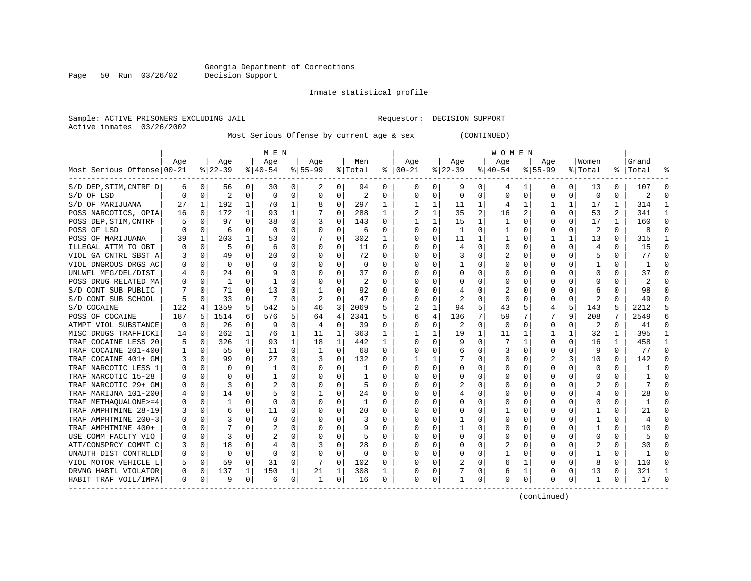Georgia Department of Corrections
Decision Support

Inmate statistical profile

Sample: ACTIVE PRISONERS EXCLUDING JAIL                                    Requestor:  DECISION SUPPORT
Active inmates  03/26/2002

Most Serious Offense by current age & sex          (CONTINUED)

| Most Serious Offense | MEN Age 00-21 | % | Age 22-39 | % | Age 40-54 | % | Age 55-99 | % | Men Total | % | WOMEN Age 00-21 | % | Age 22-39 | % | Age 40-54 | % | Age 55-99 | % | Women Total | % | Grand Total | % |
|---|---|---|---|---|---|---|---|---|---|---|---|---|---|---|---|---|---|---|---|---|---|---|
| S/D DEP,STIM,CNTRF D | 6 | 0 | 56 | 0 | 30 | 0 | 2 | 0 | 94 | 0 | 0 | 0 | 9 | 0 | 4 | 1 | 0 | 0 | 13 | 0 | 107 | 0 |
| S/D OF LSD | 0 | 0 | 2 | 0 | 0 | 0 | 0 | 0 | 2 | 0 | 0 | 0 | 0 | 0 | 0 | 0 | 0 | 0 | 0 | 0 | 2 | 0 |
| S/D OF MARIJUANA | 27 | 1 | 192 | 1 | 70 | 1 | 8 | 0 | 297 | 1 | 1 | 1 | 11 | 1 | 4 | 1 | 1 | 1 | 17 | 1 | 314 | 1 |
| POSS NARCOTICS, OPIA | 16 | 0 | 172 | 1 | 93 | 1 | 7 | 0 | 288 | 1 | 2 | 1 | 35 | 2 | 16 | 2 | 0 | 0 | 53 | 2 | 341 | 1 |
| POSS DEP,STIM,CNTRF | 5 | 0 | 97 | 0 | 38 | 0 | 3 | 0 | 143 | 0 | 1 | 1 | 15 | 1 | 1 | 0 | 0 | 0 | 17 | 1 | 160 | 0 |
| POSS OF LSD | 0 | 0 | 6 | 0 | 0 | 0 | 0 | 0 | 6 | 0 | 0 | 0 | 1 | 0 | 1 | 0 | 0 | 0 | 2 | 0 | 8 | 0 |
| POSS OF MARIJUANA | 39 | 1 | 203 | 1 | 53 | 0 | 7 | 0 | 302 | 1 | 0 | 0 | 11 | 1 | 1 | 0 | 1 | 1 | 13 | 0 | 315 | 1 |
| ILLEGAL ATTM TO OBT | 0 | 0 | 5 | 0 | 6 | 0 | 0 | 0 | 11 | 0 | 0 | 0 | 4 | 0 | 0 | 0 | 0 | 0 | 4 | 0 | 15 | 0 |
| VIOL GA CNTRL SBST A | 3 | 0 | 49 | 0 | 20 | 0 | 0 | 0 | 72 | 0 | 0 | 0 | 3 | 0 | 2 | 0 | 0 | 0 | 5 | 0 | 77 | 0 |
| VIOL DNGROUS DRGS AC | 0 | 0 | 0 | 0 | 0 | 0 | 0 | 0 | 0 | 0 | 0 | 0 | 1 | 0 | 0 | 0 | 0 | 0 | 1 | 0 | 1 | 0 |
| UNLWFL MFG/DEL/DIST | 4 | 0 | 24 | 0 | 9 | 0 | 0 | 0 | 37 | 0 | 0 | 0 | 0 | 0 | 0 | 0 | 0 | 0 | 0 | 0 | 37 | 0 |
| POSS DRUG RELATED MA | 0 | 0 | 1 | 0 | 1 | 0 | 0 | 0 | 2 | 0 | 0 | 0 | 0 | 0 | 0 | 0 | 0 | 0 | 0 | 0 | 2 | 0 |
| S/D CONT SUB PUBLIC | 7 | 0 | 71 | 0 | 13 | 0 | 1 | 0 | 92 | 0 | 0 | 0 | 4 | 0 | 2 | 0 | 0 | 0 | 6 | 0 | 98 | 0 |
| S/D CONT SUB SCHOOL | 5 | 0 | 33 | 0 | 7 | 0 | 2 | 0 | 47 | 0 | 0 | 0 | 2 | 0 | 0 | 0 | 0 | 0 | 2 | 0 | 49 | 0 |
| S/D COCAINE | 122 | 4 | 1359 | 5 | 542 | 5 | 46 | 3 | 2069 | 5 | 2 | 1 | 94 | 5 | 43 | 5 | 4 | 5 | 143 | 5 | 2212 | 5 |
| POSS OF COCAINE | 187 | 5 | 1514 | 6 | 576 | 5 | 64 | 4 | 2341 | 5 | 6 | 4 | 136 | 7 | 59 | 7 | 7 | 9 | 208 | 7 | 2549 | 6 |
| ATMPT VIOL SUBSTANCE | 0 | 0 | 26 | 0 | 9 | 0 | 4 | 0 | 39 | 0 | 0 | 0 | 2 | 0 | 0 | 0 | 0 | 0 | 2 | 0 | 41 | 0 |
| MISC DRUGS TRAFFICKI | 14 | 0 | 262 | 1 | 76 | 1 | 11 | 1 | 363 | 1 | 1 | 1 | 19 | 1 | 11 | 1 | 1 | 1 | 32 | 1 | 395 | 1 |
| TRAF COCAINE LESS 20 | 5 | 0 | 326 | 1 | 93 | 1 | 18 | 1 | 442 | 1 | 0 | 0 | 9 | 0 | 7 | 1 | 0 | 0 | 16 | 1 | 458 | 1 |
| TRAF COCAINE 201-400 | 1 | 0 | 55 | 0 | 11 | 0 | 1 | 0 | 68 | 0 | 0 | 0 | 6 | 0 | 3 | 0 | 0 | 0 | 9 | 0 | 77 | 0 |
| TRAF COCAINE 401+ GM | 3 | 0 | 99 | 0 | 27 | 0 | 3 | 0 | 132 | 0 | 1 | 1 | 7 | 0 | 0 | 0 | 2 | 3 | 10 | 0 | 142 | 0 |
| TRAF NARCOTIC LESS 1 | 0 | 0 | 0 | 0 | 1 | 0 | 0 | 0 | 1 | 0 | 0 | 0 | 0 | 0 | 0 | 0 | 0 | 0 | 0 | 0 | 1 | 0 |
| TRAF NARCOTIC 15-28 | 0 | 0 | 0 | 0 | 1 | 0 | 0 | 0 | 1 | 0 | 0 | 0 | 0 | 0 | 0 | 0 | 0 | 0 | 0 | 0 | 1 | 0 |
| TRAF NARCOTIC 29+ GM | 0 | 0 | 3 | 0 | 2 | 0 | 0 | 0 | 5 | 0 | 0 | 0 | 2 | 0 | 0 | 0 | 0 | 0 | 2 | 0 | 7 | 0 |
| TRAF MARIJNA 101-200 | 4 | 0 | 14 | 0 | 5 | 0 | 1 | 0 | 24 | 0 | 0 | 0 | 4 | 0 | 0 | 0 | 0 | 0 | 4 | 0 | 28 | 0 |
| TRAF METHAQUALONE>=4 | 0 | 0 | 1 | 0 | 0 | 0 | 0 | 0 | 1 | 0 | 0 | 0 | 0 | 0 | 0 | 0 | 0 | 0 | 0 | 0 | 1 | 0 |
| TRAF AMPHTMINE 28-19 | 3 | 0 | 6 | 0 | 11 | 0 | 0 | 0 | 20 | 0 | 0 | 0 | 0 | 0 | 1 | 0 | 0 | 0 | 1 | 0 | 21 | 0 |
| TRAF AMPHTMINE 200-3 | 0 | 0 | 3 | 0 | 0 | 0 | 0 | 0 | 3 | 0 | 0 | 0 | 1 | 0 | 0 | 0 | 0 | 0 | 1 | 0 | 4 | 0 |
| TRAF AMPHTMINE 400+ | 0 | 0 | 7 | 0 | 2 | 0 | 0 | 0 | 9 | 0 | 0 | 0 | 1 | 0 | 0 | 0 | 0 | 0 | 1 | 0 | 10 | 0 |
| USE COMM FACLTY VIO | 0 | 0 | 3 | 0 | 2 | 0 | 0 | 0 | 5 | 0 | 0 | 0 | 0 | 0 | 0 | 0 | 0 | 0 | 0 | 0 | 5 | 0 |
| ATT/CONSPRCY COMMT C | 3 | 0 | 18 | 0 | 4 | 0 | 3 | 0 | 28 | 0 | 0 | 0 | 0 | 0 | 2 | 0 | 0 | 0 | 2 | 0 | 30 | 0 |
| UNAUTH DIST CONTRLLD | 0 | 0 | 0 | 0 | 0 | 0 | 0 | 0 | 0 | 0 | 0 | 0 | 0 | 0 | 1 | 0 | 0 | 0 | 1 | 0 | 1 | 0 |
| VIOL MOTOR VEHICLE L | 5 | 0 | 59 | 0 | 31 | 0 | 7 | 0 | 102 | 0 | 0 | 0 | 2 | 0 | 6 | 1 | 0 | 0 | 8 | 0 | 110 | 0 |
| DRVNG HABTL VIOLATOR | 0 | 0 | 137 | 1 | 150 | 1 | 21 | 1 | 308 | 1 | 0 | 0 | 7 | 0 | 6 | 1 | 0 | 0 | 13 | 0 | 321 | 1 |
| HABIT TRAF VOIL/IMPA | 0 | 0 | 9 | 0 | 6 | 0 | 1 | 0 | 16 | 0 | 0 | 0 | 1 | 0 | 0 | 0 | 0 | 0 | 1 | 0 | 17 | 0 |

(continued)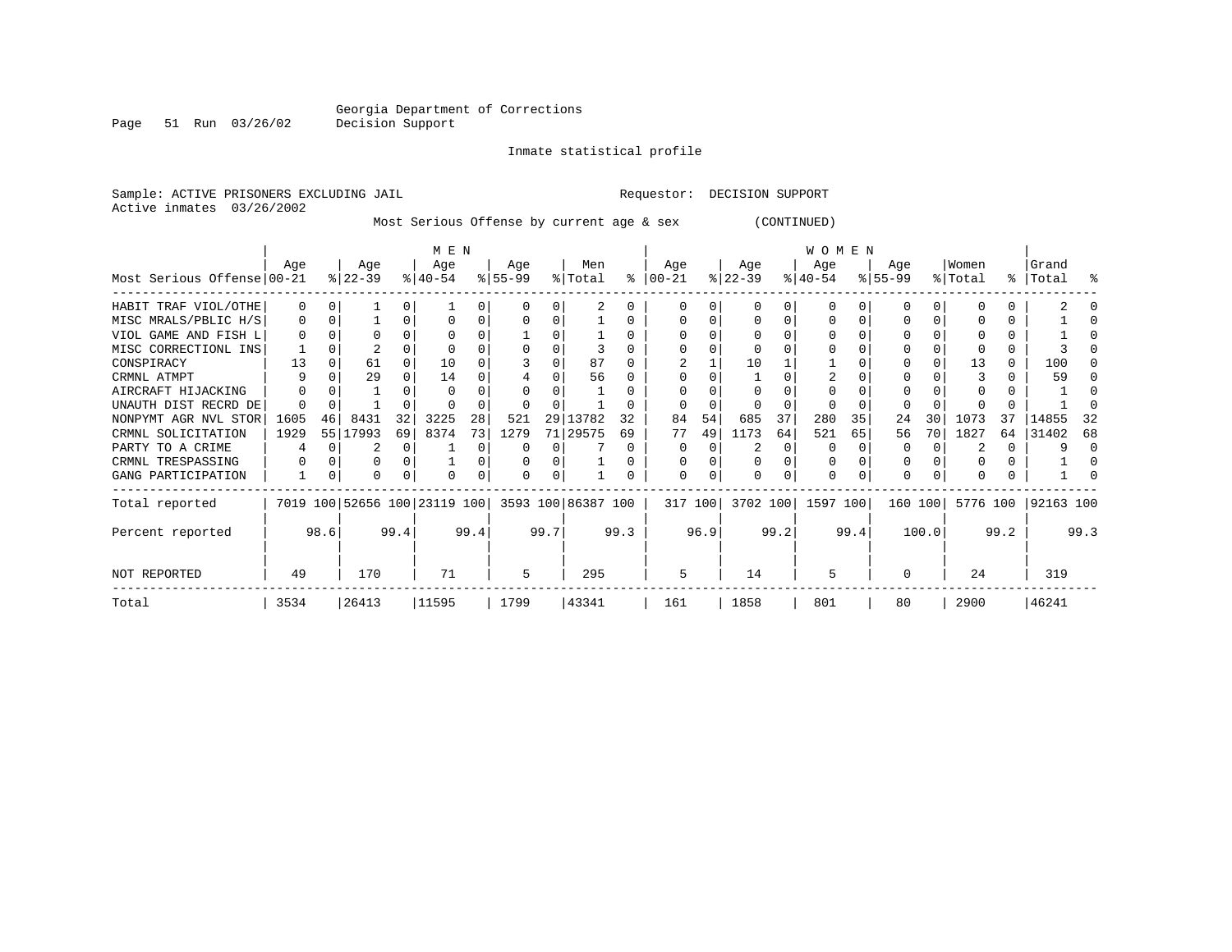Georgia Department of Corrections
Decision Support

Inmate statistical profile

Sample: ACTIVE PRISONERS EXCLUDING JAIL
Requestor: DECISION SUPPORT
Active inmates 03/26/2002

Most Serious Offense by current age & sex (CONTINUED)

| Most Serious Offense | MEN Age 00-21 | % | Age 22-39 | % | Age 40-54 | % | Age 55-99 | % | Men Total | % | WOMEN Age 00-21 | % | Age 22-39 | % | Age 40-54 | % | Age 55-99 | % | Women Total | % | Grand Total | % |
|---|---|---|---|---|---|---|---|---|---|---|---|---|---|---|---|---|---|---|---|---|---|---|
| HABIT TRAF VIOL/OTHE | 0 | 0 | 1 | 0 | 1 | 0 | 0 | 0 | 2 | 0 | 0 | 0 | 0 | 0 | 0 | 0 | 0 | 0 | 0 | 0 | 2 | 0 |
| MISC MRALS/PBLIC H/S | 0 | 0 | 1 | 0 | 0 | 0 | 0 | 0 | 1 | 0 | 0 | 0 | 0 | 0 | 0 | 0 | 0 | 0 | 0 | 0 | 1 | 0 |
| VIOL GAME AND FISH L | 0 | 0 | 0 | 0 | 0 | 0 | 1 | 0 | 1 | 0 | 0 | 0 | 0 | 0 | 0 | 0 | 0 | 0 | 0 | 0 | 1 | 0 |
| MISC CORRECTIONL INS | 1 | 0 | 2 | 0 | 0 | 0 | 0 | 0 | 3 | 0 | 0 | 0 | 0 | 0 | 0 | 0 | 0 | 0 | 0 | 0 | 3 | 0 |
| CONSPIRACY | 13 | 0 | 61 | 0 | 10 | 0 | 3 | 0 | 87 | 0 | 2 | 1 | 10 | 1 | 1 | 0 | 0 | 0 | 13 | 0 | 100 | 0 |
| CRMNL ATMPT | 9 | 0 | 29 | 0 | 14 | 0 | 4 | 0 | 56 | 0 | 0 | 0 | 1 | 0 | 2 | 0 | 0 | 0 | 3 | 0 | 59 | 0 |
| AIRCRAFT HIJACKING | 0 | 0 | 1 | 0 | 0 | 0 | 0 | 0 | 1 | 0 | 0 | 0 | 0 | 0 | 0 | 0 | 0 | 0 | 0 | 0 | 1 | 0 |
| UNAUTH DIST RECRD DE | 0 | 0 | 1 | 0 | 0 | 0 | 0 | 0 | 1 | 0 | 0 | 0 | 0 | 0 | 0 | 0 | 0 | 0 | 0 | 0 | 1 | 0 |
| NONPYMT AGR NVL STOR | 1605 | 46 | 8431 | 32 | 3225 | 28 | 521 | 29 | 13782 | 32 | 84 | 54 | 685 | 37 | 280 | 35 | 24 | 30 | 1073 | 37 | 14855 | 32 |
| CRMNL SOLICITATION | 1929 | 55 | 17993 | 69 | 8374 | 73 | 1279 | 71 | 29575 | 69 | 77 | 49 | 1173 | 64 | 521 | 65 | 56 | 70 | 1827 | 64 | 31402 | 68 |
| PARTY TO A CRIME | 4 | 0 | 2 | 0 | 1 | 0 | 0 | 0 | 7 | 0 | 0 | 0 | 2 | 0 | 0 | 0 | 0 | 0 | 2 | 0 | 9 | 0 |
| CRMNL TRESPASSING | 0 | 0 | 0 | 0 | 1 | 0 | 0 | 0 | 1 | 0 | 0 | 0 | 0 | 0 | 0 | 0 | 0 | 0 | 0 | 0 | 1 | 0 |
| GANG PARTICIPATION | 1 | 0 | 0 | 0 | 0 | 0 | 0 | 0 | 1 | 0 | 0 | 0 | 0 | 0 | 0 | 0 | 0 | 0 | 0 | 0 | 1 | 0 |
| Total reported | 7019 | 100 | 52656 | 100 | 23119 | 100 | 3593 | 100 | 86387 | 100 | 317 | 100 | 3702 | 100 | 1597 | 100 | 160 | 100 | 5776 | 100 | 92163 | 100 |
| Percent reported | | 98.6 | | 99.4 | | 99.4 | | 99.7 | | 99.3 | | 96.9 | | 99.2 | | 99.4 | | 100.0 | | 99.2 | | 99.3 |
| NOT REPORTED | 49 | | 170 | | 71 | | 5 | | 295 | | 5 | | 14 | | 5 | | 0 | | 24 | | 319 | |
| Total | 3534 | | 26413 | | 11595 | | 1799 | | 43341 | | 161 | | 1858 | | 801 | | 80 | | 2900 | | 46241 | |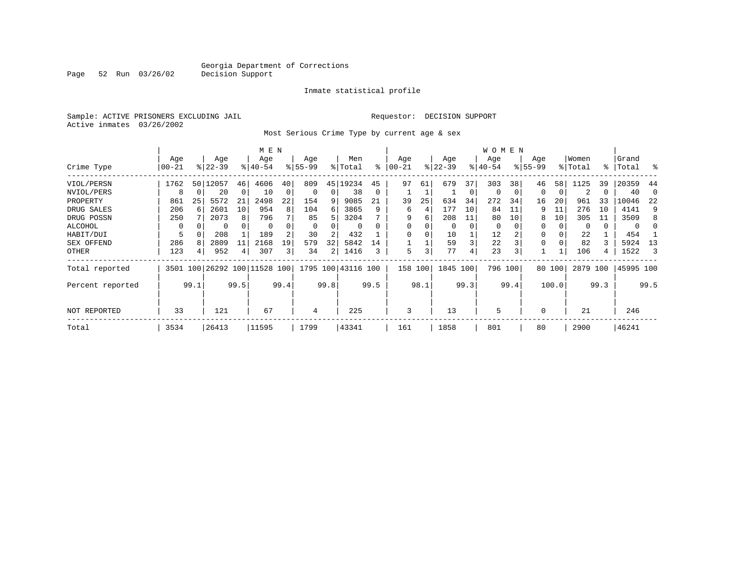Georgia Department of Corrections
Decision Support

Inmate statistical profile

Sample: ACTIVE PRISONERS EXCLUDING JAIL

Requestor: DECISION SUPPORT

Active inmates 03/26/2002

Most Serious Crime Type by current age & sex

| | MEN | | | | | | | | | | WOMEN | | | | | | | | | | | |
|---|---|---|---|---|---|---|---|---|---|---|---|---|---|---|---|---|---|---|---|---|---|---|
| Crime Type | Age 00-21 | % | Age 22-39 | % | Age 40-54 | % | Age 55-99 | % | Men Total | % | Age 00-21 | % | Age 22-39 | % | Age 40-54 | % | Age 55-99 | % | Women Total | % | Grand Total | % |
| VIOL/PERSN | 1762 | 50 | 12057 | 46 | 4606 | 40 | 809 | 45 | 19234 | 45 | 97 | 61 | 679 | 37 | 303 | 38 | 46 | 58 | 1125 | 39 | 20359 | 44 |
| NVIOL/PERS | 8 | 0 | 20 | 0 | 10 | 0 | 0 | 0 | 38 | 0 | 1 | 1 | 1 | 0 | 0 | 0 | 0 | 0 | 2 | 0 | 40 | 0 |
| PROPERTY | 861 | 25 | 5572 | 21 | 2498 | 22 | 154 | 9 | 9085 | 21 | 39 | 25 | 634 | 34 | 272 | 34 | 16 | 20 | 961 | 33 | 10046 | 22 |
| DRUG SALES | 206 | 6 | 2601 | 10 | 954 | 8 | 104 | 6 | 3865 | 9 | 6 | 4 | 177 | 10 | 84 | 11 | 9 | 11 | 276 | 10 | 4141 | 9 |
| DRUG POSSN | 250 | 7 | 2073 | 8 | 796 | 7 | 85 | 5 | 3204 | 7 | 9 | 6 | 208 | 11 | 80 | 10 | 8 | 10 | 305 | 11 | 3509 | 8 |
| ALCOHOL | 0 | 0 | 0 | 0 | 0 | 0 | 0 | 0 | 0 | 0 | 0 | 0 | 0 | 0 | 0 | 0 | 0 | 0 | 0 | 0 | 0 | 0 |
| HABIT/DUI | 5 | 0 | 208 | 1 | 189 | 2 | 30 | 2 | 432 | 1 | 0 | 0 | 10 | 1 | 12 | 2 | 0 | 0 | 22 | 1 | 454 | 1 |
| SEX OFFEND | 286 | 8 | 2809 | 11 | 2168 | 19 | 579 | 32 | 5842 | 14 | 1 | 1 | 59 | 3 | 22 | 3 | 0 | 0 | 82 | 3 | 5924 | 13 |
| OTHER | 123 | 4 | 952 | 4 | 307 | 3 | 34 | 2 | 1416 | 3 | 5 | 3 | 77 | 4 | 23 | 3 | 1 | 1 | 106 | 4 | 1522 | 3 |
| Total reported | 3501 | 100 | 26292 | 100 | 11528 | 100 | 1795 | 100 | 43116 | 100 | 158 | 100 | 1845 | 100 | 796 | 100 | 80 | 100 | 2879 | 100 | 45995 | 100 |
| Percent reported | | 99.1 | | 99.5 | | 99.4 | | 99.8 | | 99.5 | | 98.1 | | 99.3 | | 99.4 | | 100.0 | | 99.3 | | 99.5 |
| NOT REPORTED | 33 | | 121 | | 67 | | 4 | | 225 | | 3 | | 13 | | 5 | | 0 | | 21 | | 246 | |
| Total | 3534 | | 26413 | | 11595 | | 1799 | | 43341 | | 161 | | 1858 | | 801 | | 80 | | 2900 | | 46241 | |